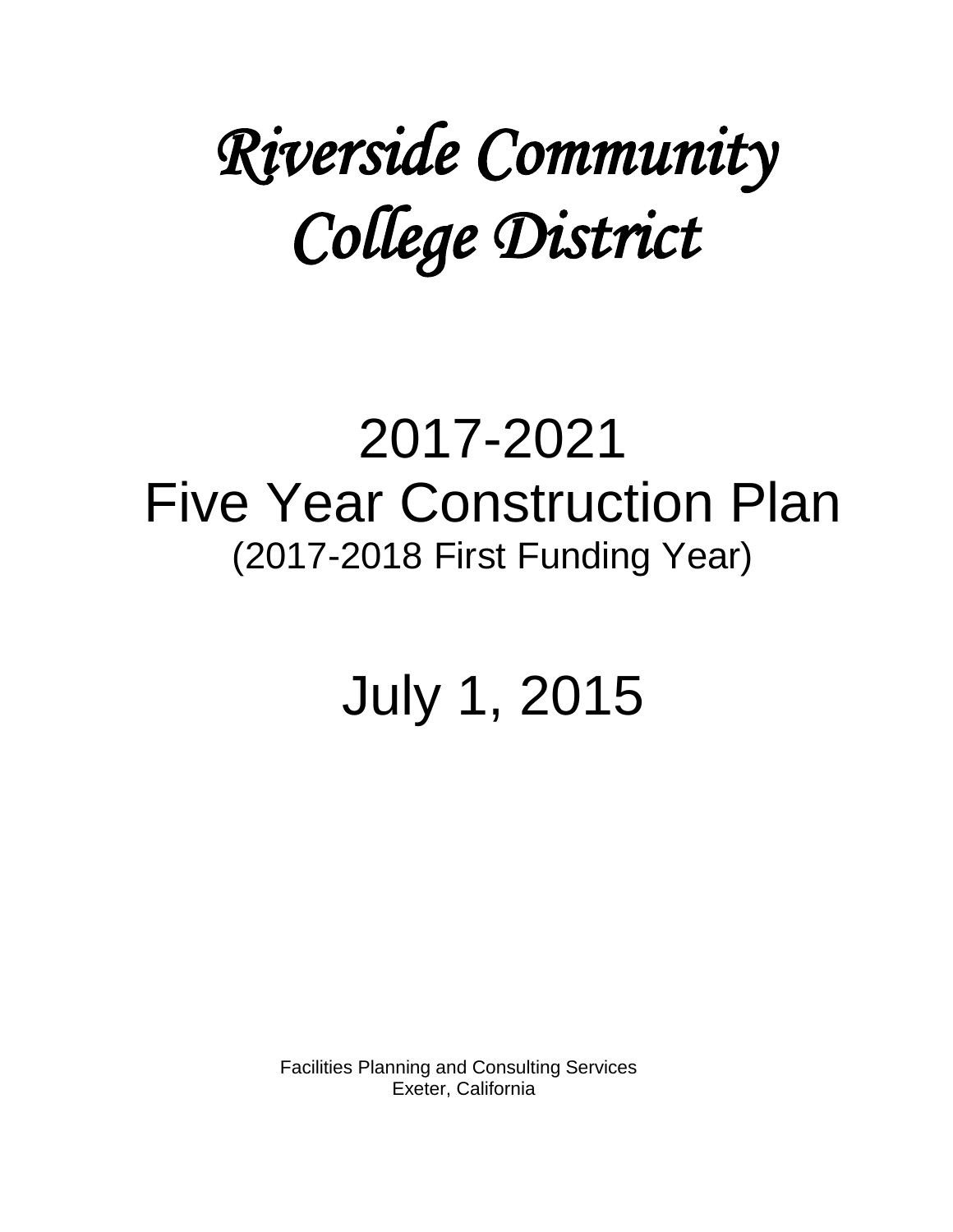# *Riverside Community College District*

# 2017-2021
# Five Year Construction Plan
(2017-2018 First Funding Year)

# July 1, 2015

Facilities Planning and Consulting Services
Exeter, California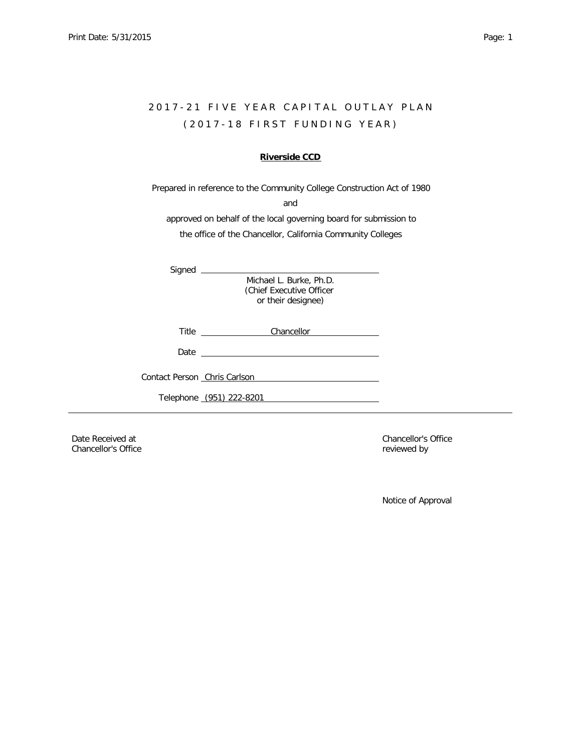# 2017-21 FIVE YEAR CAPITAL OUTLAY PLAN

## (2017-18 FIRST FUNDING YEAR)

**Riverside CCD**

Prepared in reference to the Community College Construction Act of 1980

and

approved on behalf of the local governing board for submission to

the office of the Chancellor, California Community Colleges

Signed ______________________________

Michael L. Burke, Ph.D.
(Chief Executive Officer
or their designee)

Title Chancellor

Date ______________________________

Contact Person Chris Carlson

Telephone (951) 222-8201

---

Date Received at
Chancellor's Office

Chancellor's Office
reviewed by

Notice of Approval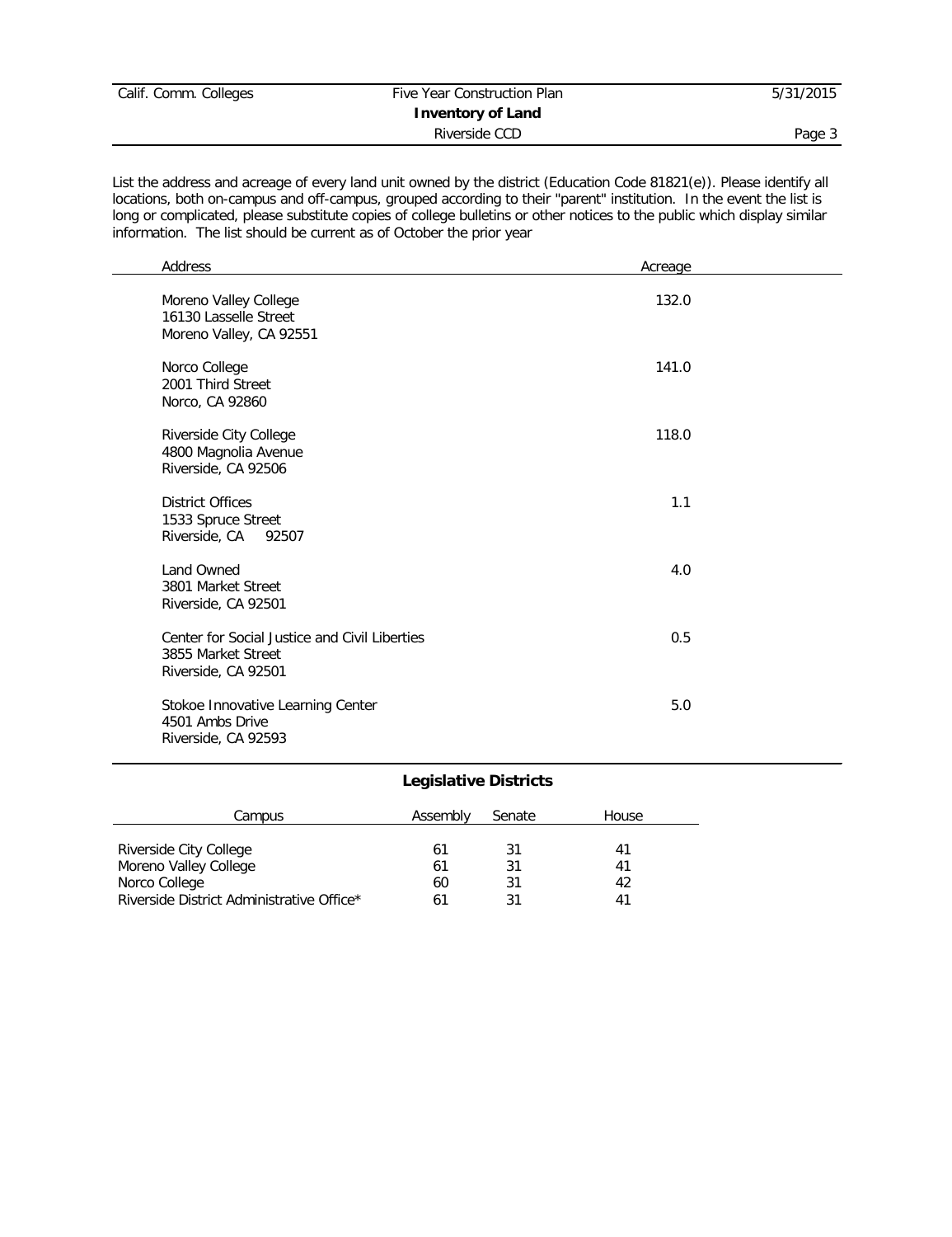# Inventory of Land

List the address and acreage of every land unit owned by the district (Education Code 81821(e)). Please identify all locations, both on-campus and off-campus, grouped according to their "parent" institution. In the event the list is long or complicated, please substitute copies of college bulletins or other notices to the public which display similar information. The list should be current as of October the prior year

| Address | Acreage |
|---|---|
| Moreno Valley College<br>16130 Lasselle Street<br>Moreno Valley, CA 92551 | 132.0 |
| Norco College<br>2001 Third Street<br>Norco, CA 92860 | 141.0 |
| Riverside City College<br>4800 Magnolia Avenue<br>Riverside, CA 92506 | 118.0 |
| District Offices<br>1533 Spruce Street<br>Riverside, CA 92507 | 1.1 |
| Land Owned<br>3801 Market Street<br>Riverside, CA 92501 | 4.0 |
| Center for Social Justice and Civil Liberties<br>3855 Market Street<br>Riverside, CA 92501 | 0.5 |
| Stokoe Innovative Learning Center<br>4501 Ambs Drive<br>Riverside, CA 92593 | 5.0 |

## Legislative Districts

| Campus | Assembly | Senate | House |
|---|---|---|---|
| Riverside City College | 61 | 31 | 41 |
| Moreno Valley College | 61 | 31 | 41 |
| Norco College | 60 | 31 | 42 |
| Riverside District Administrative Office* | 61 | 31 | 41 |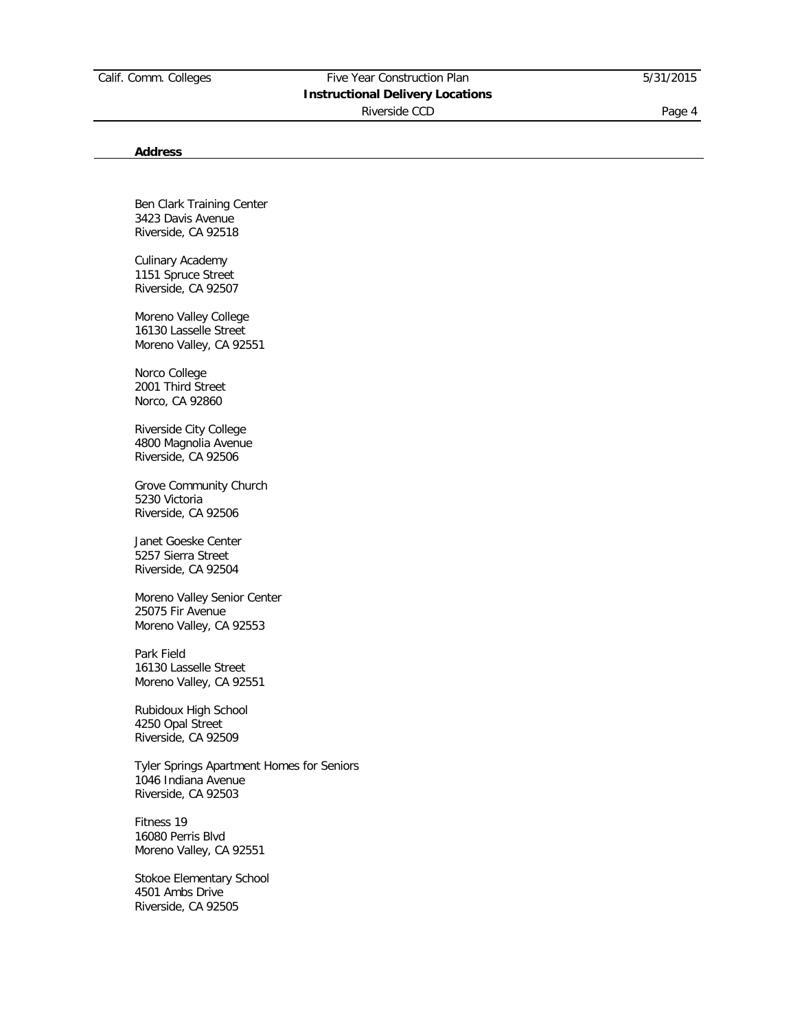**Address**

Ben Clark Training Center
3423 Davis Avenue
Riverside, CA 92518

Culinary Academy
1151 Spruce Street
Riverside, CA 92507

Moreno Valley College
16130 Lasselle Street
Moreno Valley, CA 92551

Norco College
2001 Third Street
Norco, CA 92860

Riverside City College
4800 Magnolia Avenue
Riverside, CA 92506

Grove Community Church
5230 Victoria
Riverside, CA 92506

Janet Goeske Center
5257 Sierra Street
Riverside, CA 92504

Moreno Valley Senior Center
25075 Fir Avenue
Moreno Valley, CA 92553

Park Field
16130 Lasselle Street
Moreno Valley, CA 92551

Rubidoux High School
4250 Opal Street
Riverside, CA 92509

Tyler Springs Apartment Homes for Seniors
1046 Indiana Avenue
Riverside, CA 92503

Fitness 19
16080 Perris Blvd
Moreno Valley, CA 92551

Stokoe Elementary School
4501 Ambs Drive
Riverside, CA 92505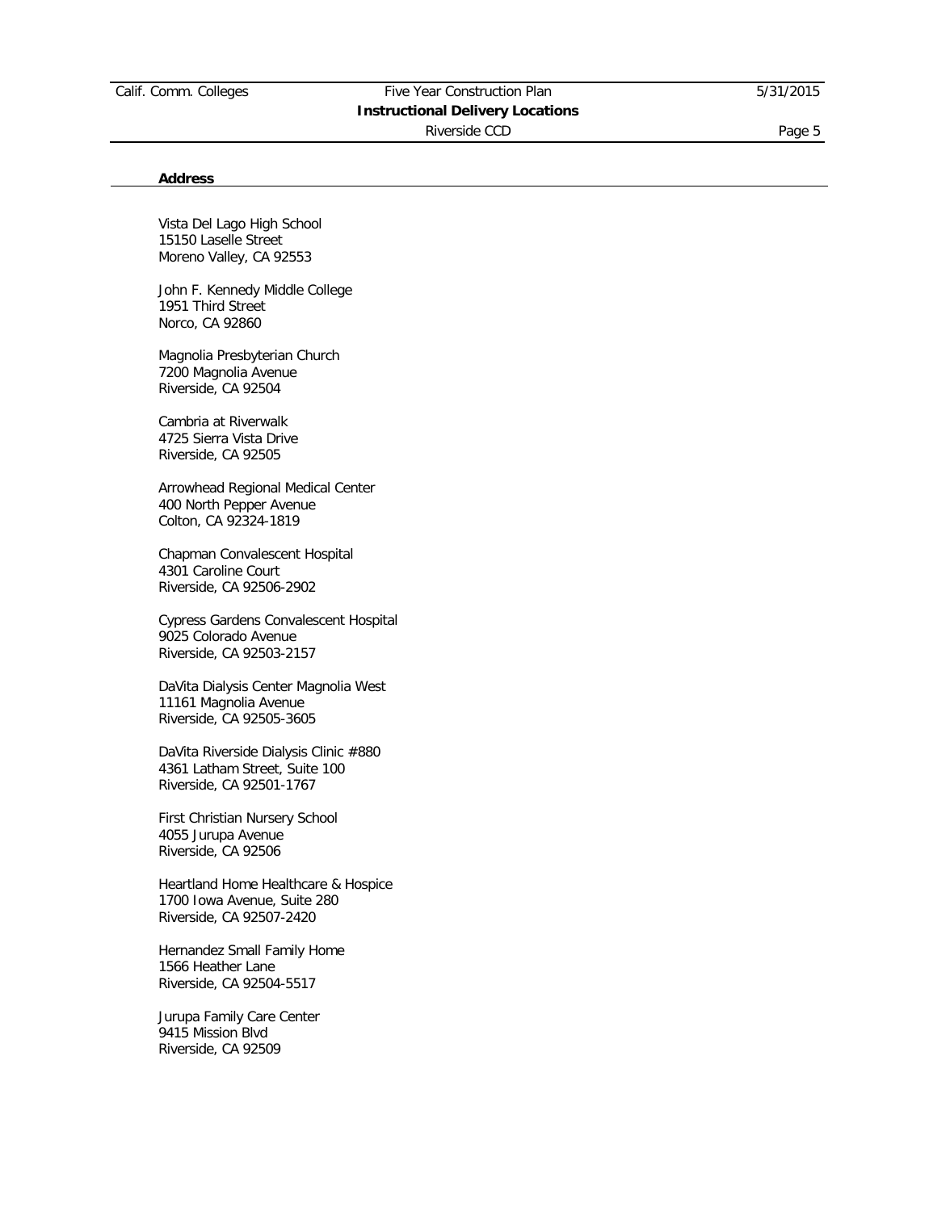**Address**

Vista Del Lago High School
15150 Laselle Street
Moreno Valley, CA 92553

John F. Kennedy Middle College
1951 Third Street
Norco, CA 92860

Magnolia Presbyterian Church
7200 Magnolia Avenue
Riverside, CA 92504

Cambria at Riverwalk
4725 Sierra Vista Drive
Riverside, CA 92505

Arrowhead Regional Medical Center
400 North Pepper Avenue
Colton, CA 92324-1819

Chapman Convalescent Hospital
4301 Caroline Court
Riverside, CA 92506-2902

Cypress Gardens Convalescent Hospital
9025 Colorado Avenue
Riverside, CA 92503-2157

DaVita Dialysis Center Magnolia West
11161 Magnolia Avenue
Riverside, CA 92505-3605

DaVita Riverside Dialysis Clinic #880
4361 Latham Street, Suite 100
Riverside, CA 92501-1767

First Christian Nursery School
4055 Jurupa Avenue
Riverside, CA 92506

Heartland Home Healthcare & Hospice
1700 Iowa Avenue, Suite 280
Riverside, CA 92507-2420

Hernandez Small Family Home
1566 Heather Lane
Riverside, CA 92504-5517

Jurupa Family Care Center
9415 Mission Blvd
Riverside, CA 92509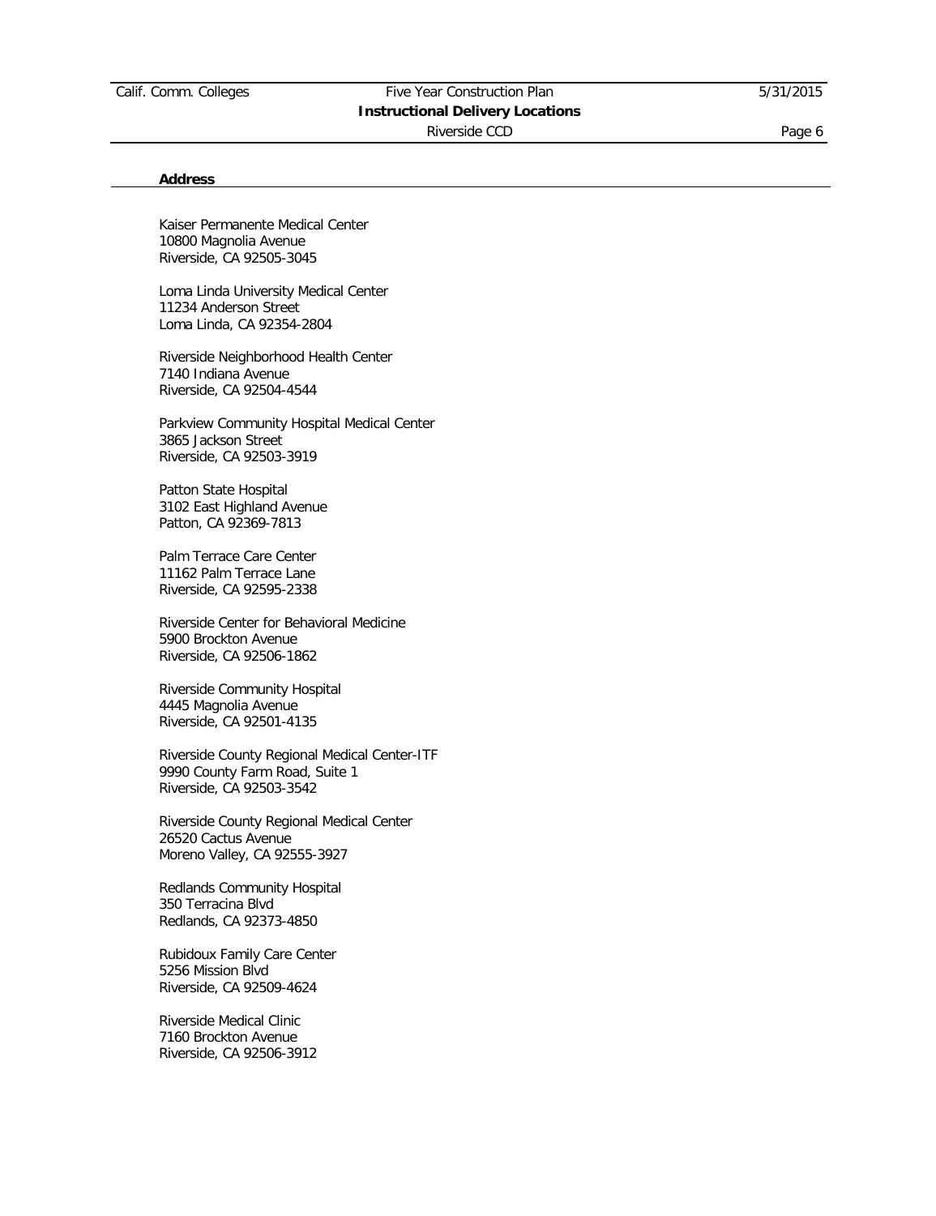**Address**

Kaiser Permanente Medical Center
10800 Magnolia Avenue
Riverside, CA 92505-3045

Loma Linda University Medical Center
11234 Anderson Street
Loma Linda, CA 92354-2804

Riverside Neighborhood Health Center
7140 Indiana Avenue
Riverside, CA 92504-4544

Parkview Community Hospital Medical Center
3865 Jackson Street
Riverside, CA 92503-3919

Patton State Hospital
3102 East Highland Avenue
Patton, CA 92369-7813

Palm Terrace Care Center
11162 Palm Terrace Lane
Riverside, CA 92595-2338

Riverside Center for Behavioral Medicine
5900 Brockton Avenue
Riverside, CA 92506-1862

Riverside Community Hospital
4445 Magnolia Avenue
Riverside, CA 92501-4135

Riverside County Regional Medical Center-ITF
9990 County Farm Road, Suite 1
Riverside, CA 92503-3542

Riverside County Regional Medical Center
26520 Cactus Avenue
Moreno Valley, CA 92555-3927

Redlands Community Hospital
350 Terracina Blvd
Redlands, CA 92373-4850

Rubidoux Family Care Center
5256 Mission Blvd
Riverside, CA 92509-4624

Riverside Medical Clinic
7160 Brockton Avenue
Riverside, CA 92506-3912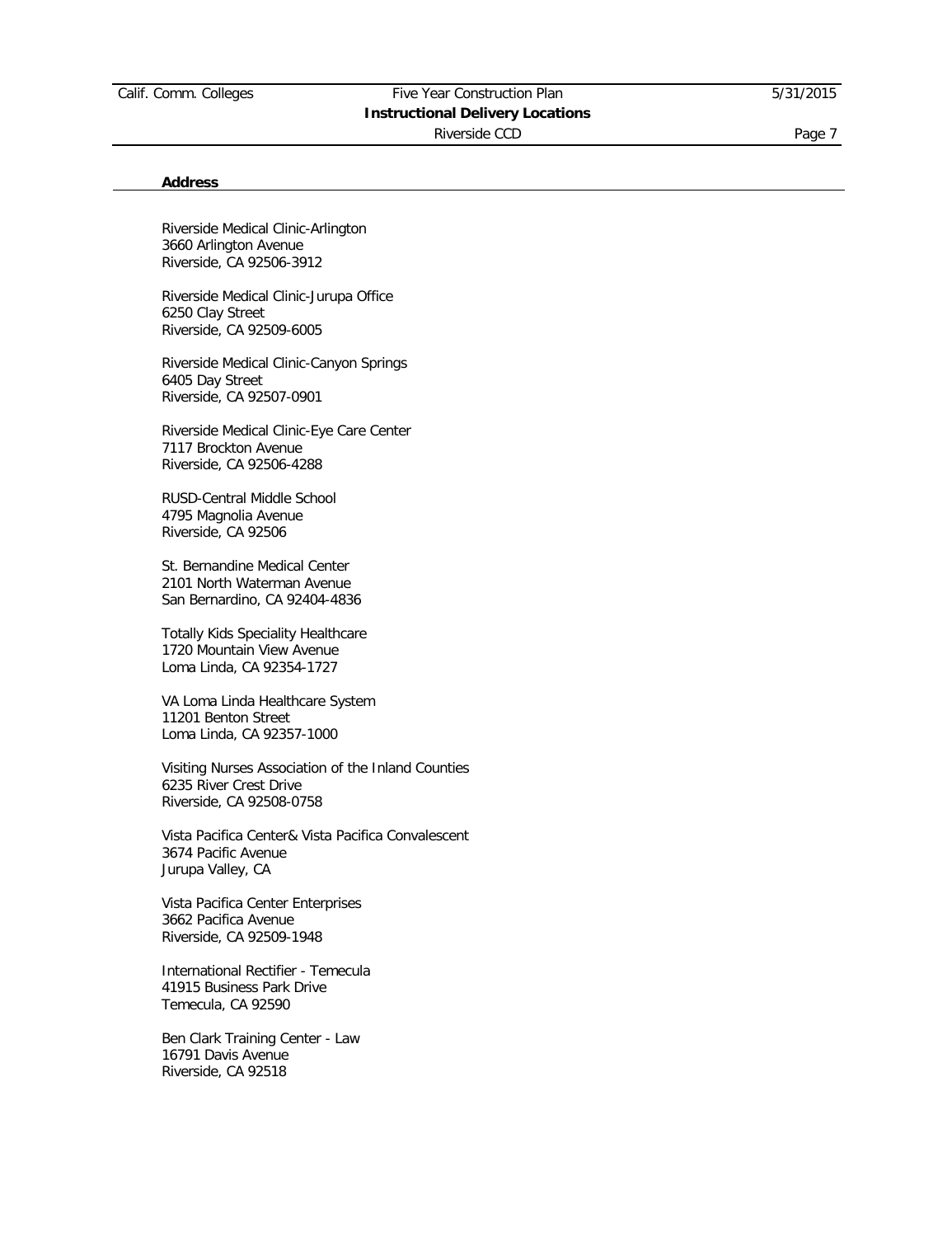**Address**

Riverside Medical Clinic-Arlington
3660 Arlington Avenue
Riverside, CA 92506-3912

Riverside Medical Clinic-Jurupa Office
6250 Clay Street
Riverside, CA 92509-6005

Riverside Medical Clinic-Canyon Springs
6405 Day Street
Riverside, CA 92507-0901

Riverside Medical Clinic-Eye Care Center
7117 Brockton Avenue
Riverside, CA 92506-4288

RUSD-Central Middle School
4795 Magnolia Avenue
Riverside, CA 92506

St. Bernandine Medical Center
2101 North Waterman Avenue
San Bernardino, CA 92404-4836

Totally Kids Speciality Healthcare
1720 Mountain View Avenue
Loma Linda, CA 92354-1727

VA Loma Linda Healthcare System
11201 Benton Street
Loma Linda, CA 92357-1000

Visiting Nurses Association of the Inland Counties
6235 River Crest Drive
Riverside, CA 92508-0758

Vista Pacifica Center& Vista Pacifica Convalescent
3674 Pacific Avenue
Jurupa Valley, CA

Vista Pacifica Center Enterprises
3662 Pacifica Avenue
Riverside, CA 92509-1948

International Rectifier - Temecula
41915 Business Park Drive
Temecula, CA 92590

Ben Clark Training Center - Law
16791 Davis Avenue
Riverside, CA 92518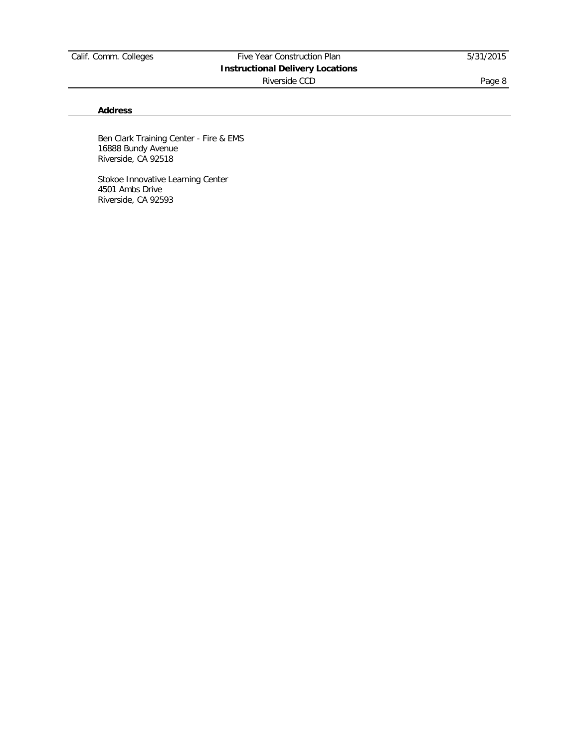**Address**

Ben Clark Training Center - Fire & EMS
16888 Bundy Avenue
Riverside, CA 92518

Stokoe Innovative Learning Center
4501 Ambs Drive
Riverside, CA 92593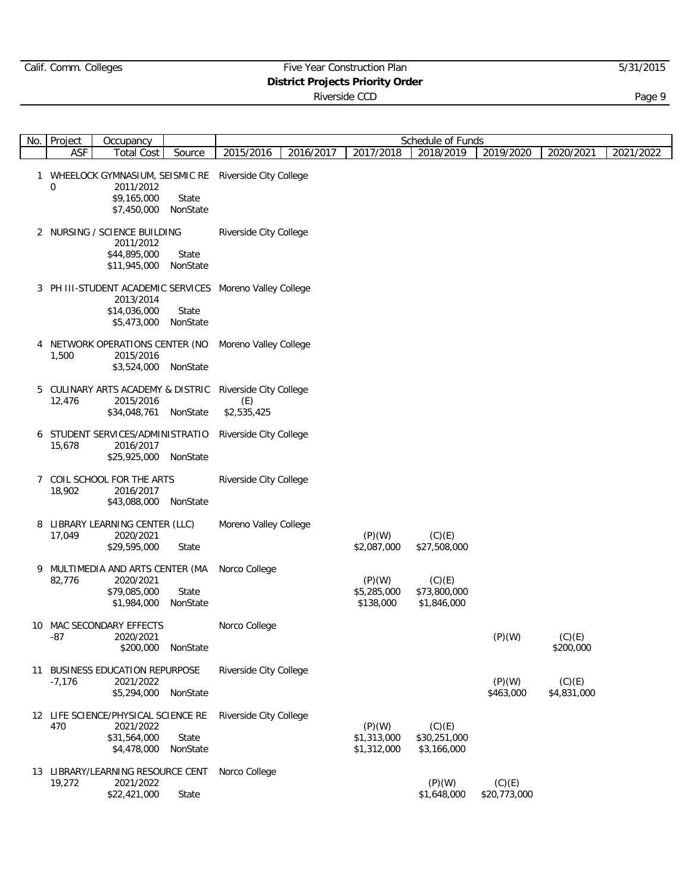| No. | Project / ASF | Occupancy / Total Cost | Source | 2015/2016 | 2016/2017 | 2017/2018 | 2018/2019 | 2019/2020 | 2020/2021 | 2021/2022 |
|---|---|---|---|---|---|---|---|---|---|---|
| 1 | WHEELOCK GYMNASIUM, SEISMIC RE | | | Riverside City College | | | | | | |
| | 0 | 2011/2012 | | | | | | | | |
| | | $9,165,000 | State | | | | | | | |
| | | $7,450,000 | NonState | | | | | | | |
| 2 | NURSING / SCIENCE BUILDING | | | Riverside City College | | | | | | |
| | | 2011/2012 | | | | | | | | |
| | | $44,895,000 | State | | | | | | | |
| | | $11,945,000 | NonState | | | | | | | |
| 3 | PH III-STUDENT ACADEMIC SERVICES | | | Moreno Valley College | | | | | | |
| | | 2013/2014 | | | | | | | | |
| | | $14,036,000 | State | | | | | | | |
| | | $5,473,000 | NonState | | | | | | | |
| 4 | NETWORK OPERATIONS CENTER (NO | | | Moreno Valley College | | | | | | |
| | 1,500 | 2015/2016 | | | | | | | | |
| | | $3,524,000 | NonState | | | | | | | |
| 5 | CULINARY ARTS ACADEMY & DISTRIC | | | Riverside City College | | | | | | |
| | 12,476 | 2015/2016 | | (E) | | | | | | |
| | | $34,048,761 | NonState | $2,535,425 | | | | | | |
| 6 | STUDENT SERVICES/ADMINISTRATIO | | | Riverside City College | | | | | | |
| | 15,678 | 2016/2017 | | | | | | | | |
| | | $25,925,000 | NonState | | | | | | | |
| 7 | COIL SCHOOL FOR THE ARTS | | | Riverside City College | | | | | | |
| | 18,902 | 2016/2017 | | | | | | | | |
| | | $43,088,000 | NonState | | | | | | | |
| 8 | LIBRARY LEARNING CENTER (LLC) | | | Moreno Valley College | | | | | | |
| | 17,049 | 2020/2021 | | | | (P)(W) | (C)(E) | | | |
| | | $29,595,000 | State | | | $2,087,000 | $27,508,000 | | | |
| 9 | MULTIMEDIA AND ARTS CENTER (MA | | | Norco College | | | | | | |
| | 82,776 | 2020/2021 | | | | (P)(W) | (C)(E) | | | |
| | | $79,085,000 | State | | | $5,285,000 | $73,800,000 | | | |
| | | $1,984,000 | NonState | | | $138,000 | $1,846,000 | | | |
| 10 | MAC SECONDARY EFFECTS | | | Norco College | | | | | | |
| | -87 | 2020/2021 | | | | | | (P)(W) | (C)(E) | |
| | | $200,000 | NonState | | | | | | $200,000 | |
| 11 | BUSINESS EDUCATION REPURPOSE | | | Riverside City College | | | | | | |
| | -7,176 | 2021/2022 | | | | | | (P)(W) | (C)(E) | |
| | | $5,294,000 | NonState | | | | | $463,000 | $4,831,000 | |
| 12 | LIFE SCIENCE/PHYSICAL SCIENCE RE | | | Riverside City College | | | | | | |
| | 470 | 2021/2022 | | | | (P)(W) | (C)(E) | | | |
| | | $31,564,000 | State | | | $1,313,000 | $30,251,000 | | | |
| | | $4,478,000 | NonState | | | $1,312,000 | $3,166,000 | | | |
| 13 | LIBRARY/LEARNING RESOURCE CENT | | | Norco College | | | | | | |
| | 19,272 | 2021/2022 | | | | | (P)(W) | (C)(E) | | |
| | | $22,421,000 | State | | | | $1,648,000 | $20,773,000 | | |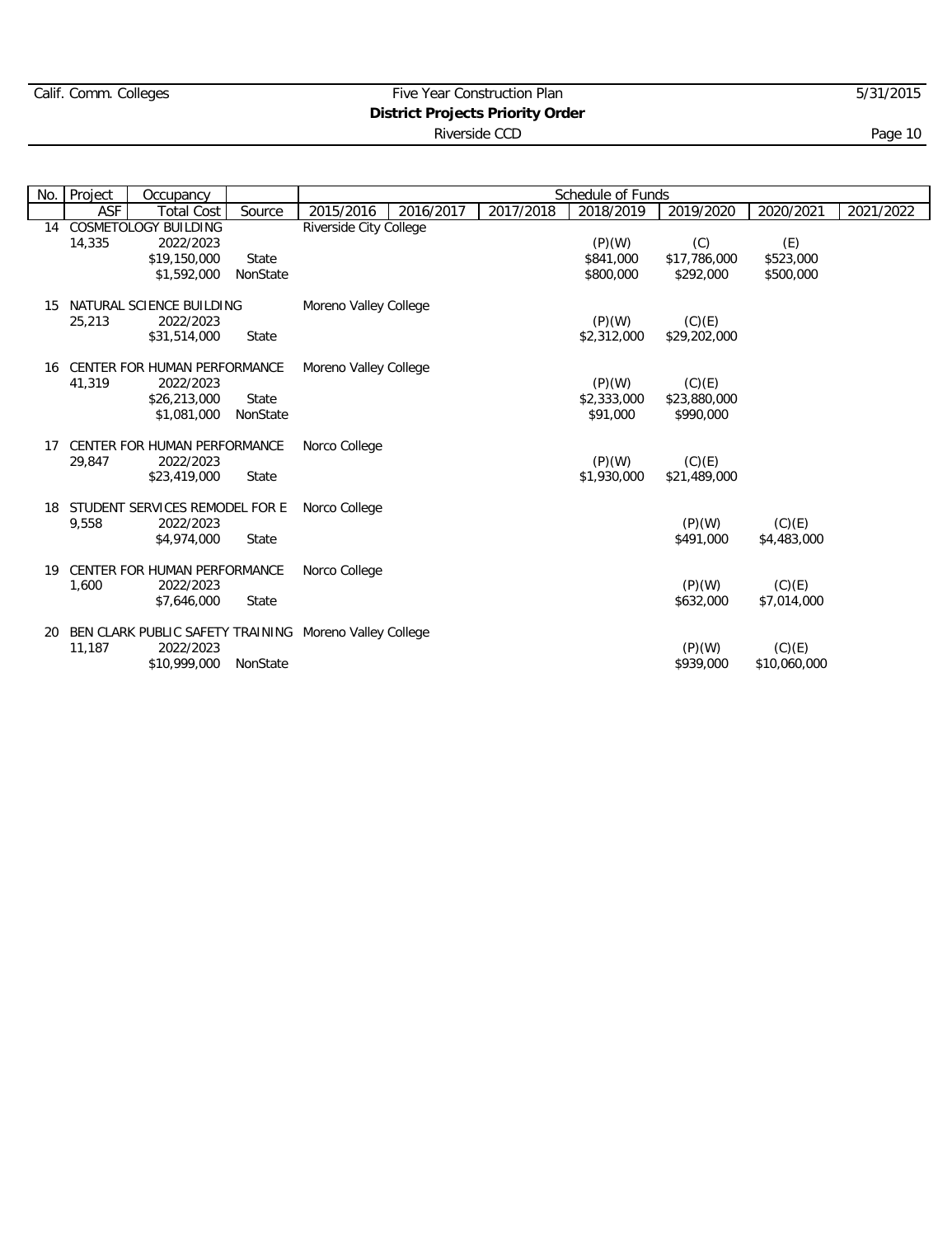Calif. Comm. Colleges — Five Year Construction Plan
**District Projects Priority Order**
Riverside CCD

| No. | Project | Occupancy | | Schedule of Funds | | | | | | |
|---|---|---|---|---|---|---|---|---|---|---|
| | ASF | Total Cost | Source | 2015/2016 | 2016/2017 | 2017/2018 | 2018/2019 | 2019/2020 | 2020/2021 | 2021/2022 |
| 14 | COSMETOLOGY BUILDING | | | Riverside City College | | | | | | |
| | 14,335 | 2022/2023 | | | | | (P)(W) | (C) | (E) | |
| | | $19,150,000 | State | | | | $841,000 | $17,786,000 | $523,000 | |
| | | $1,592,000 | NonState | | | | $800,000 | $292,000 | $500,000 | |
| 15 | NATURAL SCIENCE BUILDING | | | Moreno Valley College | | | | | | |
| | 25,213 | 2022/2023 | | | | | (P)(W) | (C)(E) | | |
| | | $31,514,000 | State | | | | $2,312,000 | $29,202,000 | | |
| 16 | CENTER FOR HUMAN PERFORMANCE | | | Moreno Valley College | | | | | | |
| | 41,319 | 2022/2023 | | | | | (P)(W) | (C)(E) | | |
| | | $26,213,000 | State | | | | $2,333,000 | $23,880,000 | | |
| | | $1,081,000 | NonState | | | | $91,000 | $990,000 | | |
| 17 | CENTER FOR HUMAN PERFORMANCE | | | Norco College | | | | | | |
| | 29,847 | 2022/2023 | | | | | (P)(W) | (C)(E) | | |
| | | $23,419,000 | State | | | | $1,930,000 | $21,489,000 | | |
| 18 | STUDENT SERVICES REMODEL FOR E | | | Norco College | | | | | | |
| | 9,558 | 2022/2023 | | | | | | (P)(W) | (C)(E) | |
| | | $4,974,000 | State | | | | | $491,000 | $4,483,000 | |
| 19 | CENTER FOR HUMAN PERFORMANCE | | | Norco College | | | | | | |
| | 1,600 | 2022/2023 | | | | | | (P)(W) | (C)(E) | |
| | | $7,646,000 | State | | | | | $632,000 | $7,014,000 | |
| 20 | BEN CLARK PUBLIC SAFETY TRAINING | | | Moreno Valley College | | | | | | |
| | 11,187 | 2022/2023 | | | | | | (P)(W) | (C)(E) | |
| | | $10,999,000 | NonState | | | | | $939,000 | $10,060,000 | |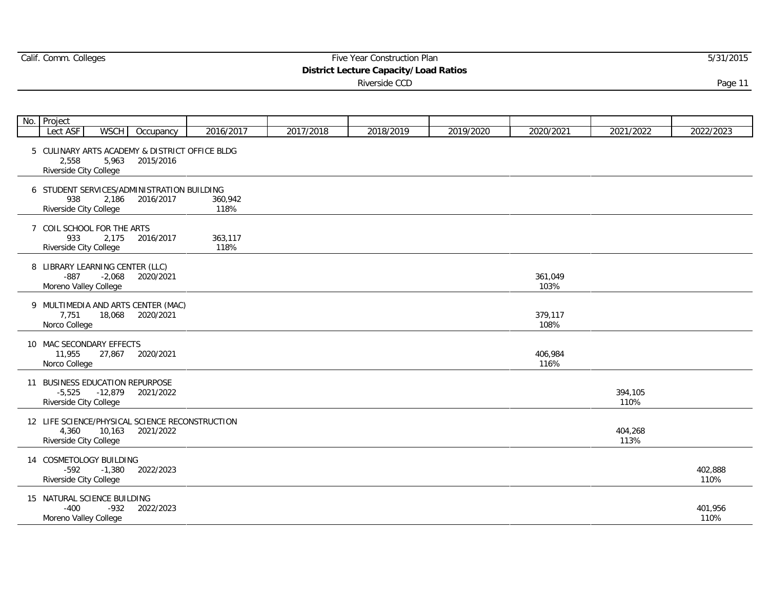Calif. Comm. Colleges

Five Year Construction Plan

**District Lecture Capacity/Load Ratios**

Riverside CCD

5/31/2015

| No. | Project | | | | | | | | | |
|---|---|---|---|---|---|---|---|---|---|---|
| | Lect ASF | WSCH | Occupancy | 2016/2017 | 2017/2018 | 2018/2019 | 2019/2020 | 2020/2021 | 2021/2022 | 2022/2023 |
| 5 | CULINARY ARTS ACADEMY & DISTRICT OFFICE BLDG | | | | | | | | | |
| | 2,558 | 5,963 | 2015/2016 | | | | | | | |
| | Riverside City College | | | | | | | | | |
| 6 | STUDENT SERVICES/ADMINISTRATION BUILDING | | | | | | | | | |
| | 938 | 2,186 | 2016/2017 | 360,942 | | | | | | |
| | Riverside City College | | | 118% | | | | | | |
| 7 | COIL SCHOOL FOR THE ARTS | | | | | | | | | |
| | 933 | 2,175 | 2016/2017 | 363,117 | | | | | | |
| | Riverside City College | | | 118% | | | | | | |
| 8 | LIBRARY LEARNING CENTER (LLC) | | | | | | | | | |
| | -887 | -2,068 | 2020/2021 | | | | | 361,049 | | |
| | Moreno Valley College | | | | | | | 103% | | |
| 9 | MULTIMEDIA AND ARTS CENTER (MAC) | | | | | | | | | |
| | 7,751 | 18,068 | 2020/2021 | | | | | 379,117 | | |
| | Norco College | | | | | | | 108% | | |
| 10 | MAC SECONDARY EFFECTS | | | | | | | | | |
| | 11,955 | 27,867 | 2020/2021 | | | | | 406,984 | | |
| | Norco College | | | | | | | 116% | | |
| 11 | BUSINESS EDUCATION REPURPOSE | | | | | | | | | |
| | -5,525 | -12,879 | 2021/2022 | | | | | | 394,105 | |
| | Riverside City College | | | | | | | | 110% | |
| 12 | LIFE SCIENCE/PHYSICAL SCIENCE RECONSTRUCTION | | | | | | | | | |
| | 4,360 | 10,163 | 2021/2022 | | | | | | 404,268 | |
| | Riverside City College | | | | | | | | 113% | |
| 14 | COSMETOLOGY BUILDING | | | | | | | | | |
| | -592 | -1,380 | 2022/2023 | | | | | | | 402,888 |
| | Riverside City College | | | | | | | | | 110% |
| 15 | NATURAL SCIENCE BUILDING | | | | | | | | | |
| | -400 | -932 | 2022/2023 | | | | | | | 401,956 |
| | Moreno Valley College | | | | | | | | | 110% |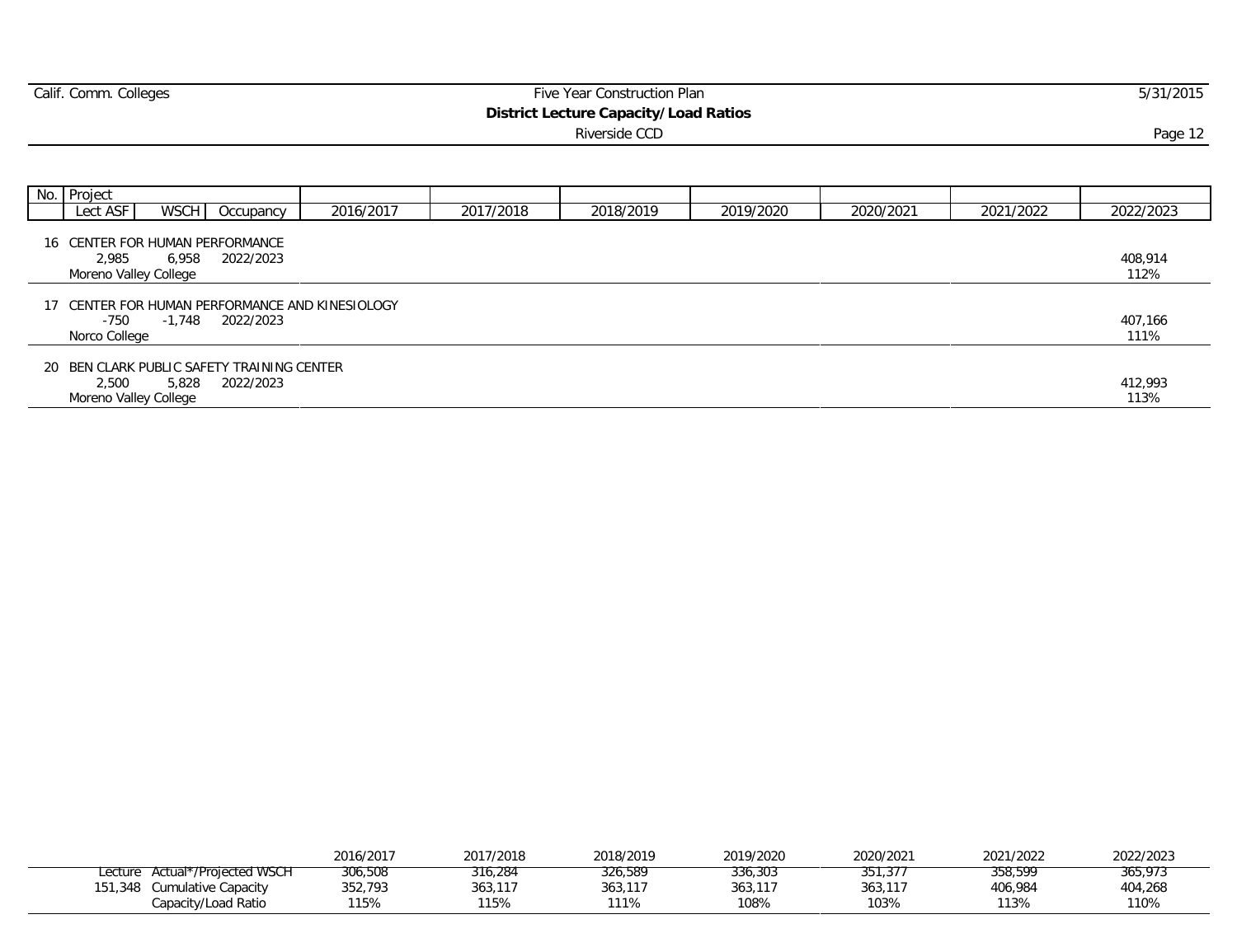# District Lecture Capacity/Load Ratios

Riverside CCD

| No. | Project<br>Lect ASF / WSCH / Occupancy | 2016/2017 | 2017/2018 | 2018/2019 | 2019/2020 | 2020/2021 | 2021/2022 | 2022/2023 |
|---|---|---|---|---|---|---|---|---|
| 16 | CENTER FOR HUMAN PERFORMANCE<br>2,985 6,958 2022/2023<br>Moreno Valley College | | | | | | | 408,914<br>112% |
| 17 | CENTER FOR HUMAN PERFORMANCE AND KINESIOLOGY<br>-750 -1,748 2022/2023<br>Norco College | | | | | | | 407,166<br>111% |
| 20 | BEN CLARK PUBLIC SAFETY TRAINING CENTER<br>2,500 5,828 2022/2023<br>Moreno Valley College | | | | | | | 412,993<br>113% |

| | | 2016/2017 | 2017/2018 | 2018/2019 | 2019/2020 | 2020/2021 | 2021/2022 | 2022/2023 |
|---|---|---|---|---|---|---|---|---|
| Lecture | Actual*/Projected WSCH | 306,508 | 316,284 | 326,589 | 336,303 | 351,377 | 358,599 | 365,973 |
| 151,348 | Cumulative Capacity | 352,793 | 363,117 | 363,117 | 363,117 | 363,117 | 406,984 | 404,268 |
| | Capacity/Load Ratio | 115% | 115% | 111% | 108% | 103% | 113% | 110% |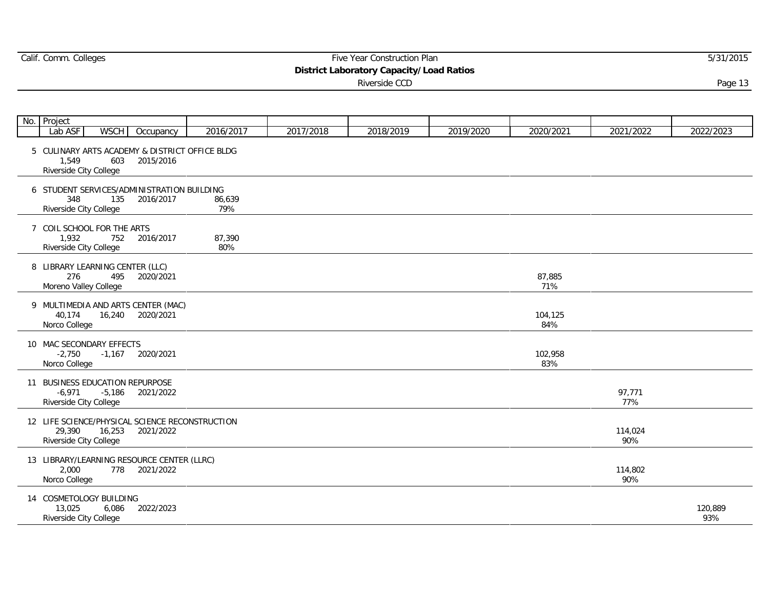Calif. Comm. Colleges

# Five Year Construction Plan

## District Laboratory Capacity/Load Ratios

Riverside CCD

| No. | Project | | | 2016/2017 | 2017/2018 | 2018/2019 | 2019/2020 | 2020/2021 | 2021/2022 | 2022/2023 |
|---|---|---|---|---|---|---|---|---|---|---|
| | Lab ASF | WSCH | Occupancy | | | | | | | |
| 5 | CULINARY ARTS ACADEMY & DISTRICT OFFICE BLDG | | | | | | | | | |
| | 1,549 | 603 | 2015/2016 | | | | | | | |
| | Riverside City College | | | | | | | | | |
| 6 | STUDENT SERVICES/ADMINISTRATION BUILDING | | | | | | | | | |
| | 348 | 135 | 2016/2017 | 86,639 | | | | | | |
| | Riverside City College | | | 79% | | | | | | |
| 7 | COIL SCHOOL FOR THE ARTS | | | | | | | | | |
| | 1,932 | 752 | 2016/2017 | 87,390 | | | | | | |
| | Riverside City College | | | 80% | | | | | | |
| 8 | LIBRARY LEARNING CENTER (LLC) | | | | | | | | | |
| | 276 | 495 | 2020/2021 | | | | | 87,885 | | |
| | Moreno Valley College | | | | | | | 71% | | |
| 9 | MULTIMEDIA AND ARTS CENTER (MAC) | | | | | | | | | |
| | 40,174 | 16,240 | 2020/2021 | | | | | 104,125 | | |
| | Norco College | | | | | | | 84% | | |
| 10 | MAC SECONDARY EFFECTS | | | | | | | | | |
| | -2,750 | -1,167 | 2020/2021 | | | | | 102,958 | | |
| | Norco College | | | | | | | 83% | | |
| 11 | BUSINESS EDUCATION REPURPOSE | | | | | | | | | |
| | -6,971 | -5,186 | 2021/2022 | | | | | | 97,771 | |
| | Riverside City College | | | | | | | | 77% | |
| 12 | LIFE SCIENCE/PHYSICAL SCIENCE RECONSTRUCTION | | | | | | | | | |
| | 29,390 | 16,253 | 2021/2022 | | | | | | 114,024 | |
| | Riverside City College | | | | | | | | 90% | |
| 13 | LIBRARY/LEARNING RESOURCE CENTER (LLRC) | | | | | | | | | |
| | 2,000 | 778 | 2021/2022 | | | | | | 114,802 | |
| | Norco College | | | | | | | | 90% | |
| 14 | COSMETOLOGY BUILDING | | | | | | | | | |
| | 13,025 | 6,086 | 2022/2023 | | | | | | | 120,889 |
| | Riverside City College | | | | | | | | | 93% |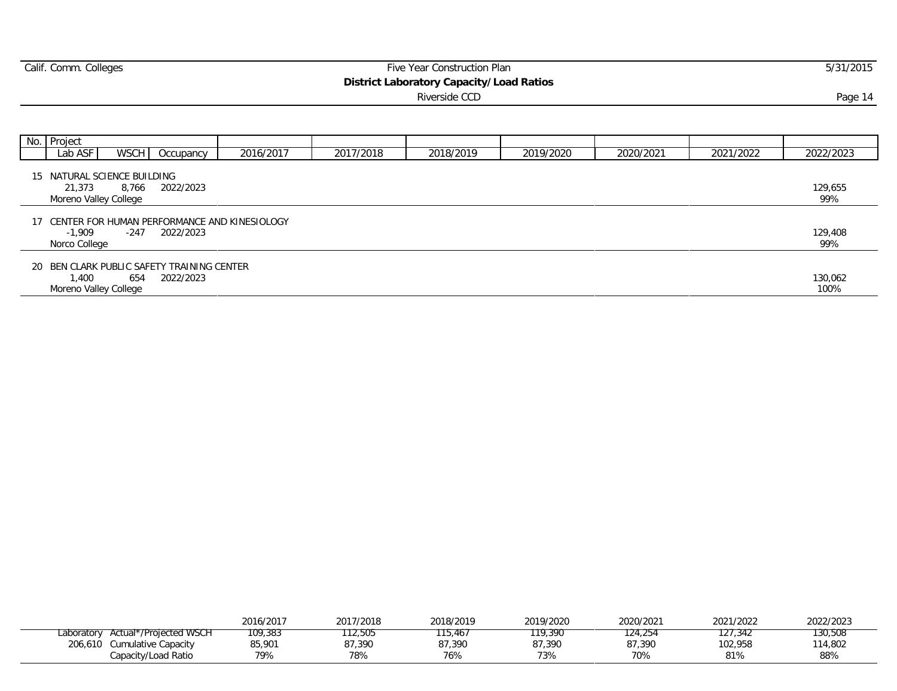Calif. Comm. Colleges — Five Year Construction Plan

**District Laboratory Capacity/Load Ratios**

Riverside CCD

| No. | Project | | | 2016/2017 | 2017/2018 | 2018/2019 | 2019/2020 | 2020/2021 | 2021/2022 | 2022/2023 |
|---|---|---|---|---|---|---|---|---|---|---|
| | Lab ASF | WSCH | Occupancy | | | | | | | |
| 15 | NATURAL SCIENCE BUILDING | | | | | | | | | |
| | 21,373 | 8,766 | 2022/2023 | | | | | | | 129,655 |
| | Moreno Valley College | | | | | | | | | 99% |
| 17 | CENTER FOR HUMAN PERFORMANCE AND KINESIOLOGY | | | | | | | | | |
| | -1,909 | -247 | 2022/2023 | | | | | | | 129,408 |
| | Norco College | | | | | | | | | 99% |
| 20 | BEN CLARK PUBLIC SAFETY TRAINING CENTER | | | | | | | | | |
| | 1,400 | 654 | 2022/2023 | | | | | | | 130,062 |
| | Moreno Valley College | | | | | | | | | 100% |

| | | 2016/2017 | 2017/2018 | 2018/2019 | 2019/2020 | 2020/2021 | 2021/2022 | 2022/2023 |
|---|---|---|---|---|---|---|---|---|
| Laboratory | Actual*/Projected WSCH | 109,383 | 112,505 | 115,467 | 119,390 | 124,254 | 127,342 | 130,508 |
| 206,610 | Cumulative Capacity | 85,901 | 87,390 | 87,390 | 87,390 | 87,390 | 102,958 | 114,802 |
| | Capacity/Load Ratio | 79% | 78% | 76% | 73% | 70% | 81% | 88% |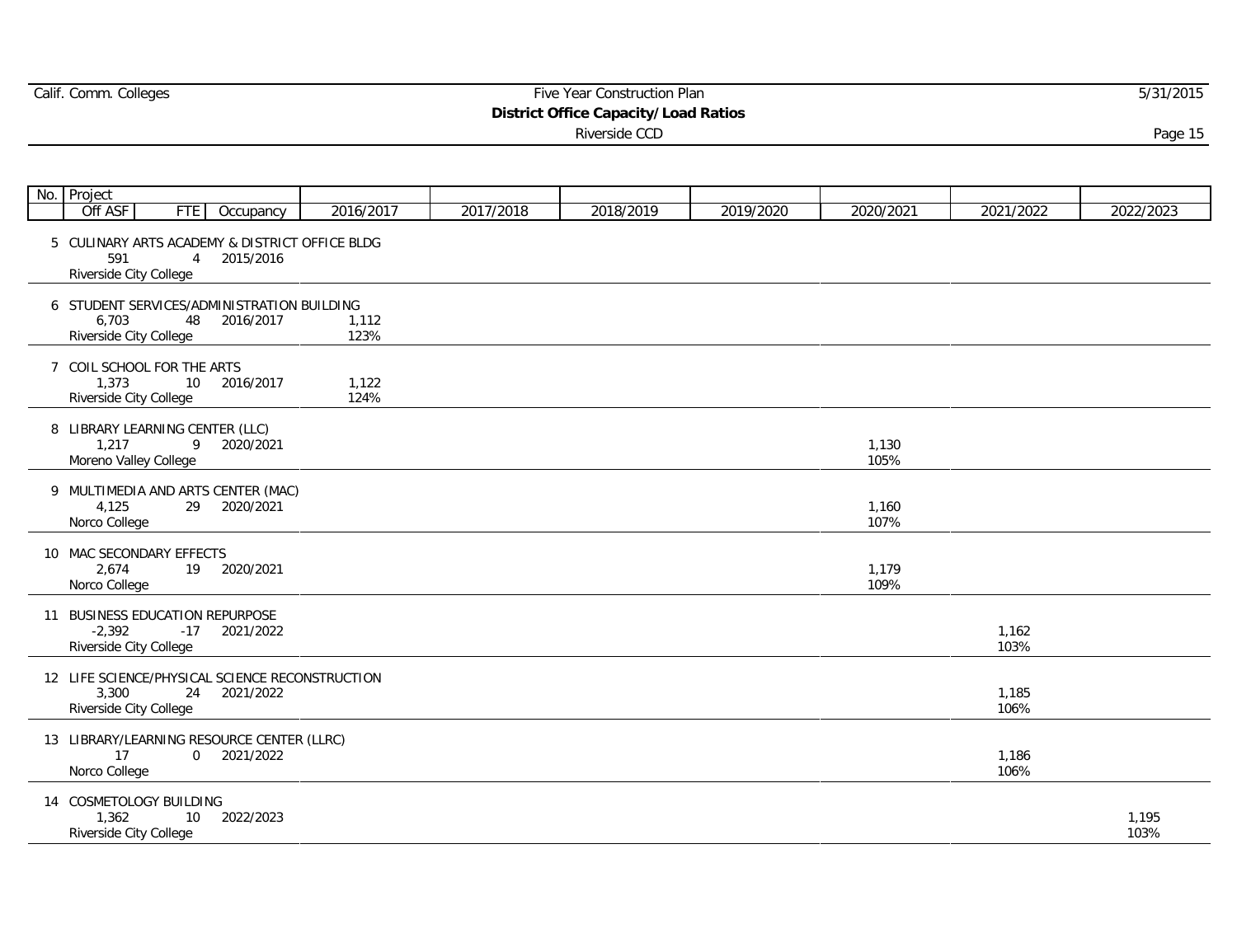# District Office Capacity/Load Ratios

Riverside CCD

| No. | Project | | | | | | | | | |
|---|---|---|---|---|---|---|---|---|---|---|
| | Off ASF | FTE | Occupancy | 2016/2017 | 2017/2018 | 2018/2019 | 2019/2020 | 2020/2021 | 2021/2022 | 2022/2023 |
| 5 | CULINARY ARTS ACADEMY & DISTRICT OFFICE BLDG | | | | | | | | | |
| | 591 | 4 | 2015/2016 | | | | | | | |
| | Riverside City College | | | | | | | | | |
| 6 | STUDENT SERVICES/ADMINISTRATION BUILDING | | | | | | | | | |
| | 6,703 | 48 | 2016/2017 | 1,112 | | | | | | |
| | Riverside City College | | | 123% | | | | | | |
| 7 | COIL SCHOOL FOR THE ARTS | | | | | | | | | |
| | 1,373 | 10 | 2016/2017 | 1,122 | | | | | | |
| | Riverside City College | | | 124% | | | | | | |
| 8 | LIBRARY LEARNING CENTER (LLC) | | | | | | | | | |
| | 1,217 | 9 | 2020/2021 | | | | | 1,130 | | |
| | Moreno Valley College | | | | | | | 105% | | |
| 9 | MULTIMEDIA AND ARTS CENTER (MAC) | | | | | | | | | |
| | 4,125 | 29 | 2020/2021 | | | | | 1,160 | | |
| | Norco College | | | | | | | 107% | | |
| 10 | MAC SECONDARY EFFECTS | | | | | | | | | |
| | 2,674 | 19 | 2020/2021 | | | | | 1,179 | | |
| | Norco College | | | | | | | 109% | | |
| 11 | BUSINESS EDUCATION REPURPOSE | | | | | | | | | |
| | -2,392 | -17 | 2021/2022 | | | | | | 1,162 | |
| | Riverside City College | | | | | | | | 103% | |
| 12 | LIFE SCIENCE/PHYSICAL SCIENCE RECONSTRUCTION | | | | | | | | | |
| | 3,300 | 24 | 2021/2022 | | | | | | 1,185 | |
| | Riverside City College | | | | | | | | 106% | |
| 13 | LIBRARY/LEARNING RESOURCE CENTER (LLRC) | | | | | | | | | |
| | 17 | 0 | 2021/2022 | | | | | | 1,186 | |
| | Norco College | | | | | | | | 106% | |
| 14 | COSMETOLOGY BUILDING | | | | | | | | | |
| | 1,362 | 10 | 2022/2023 | | | | | | | 1,195 |
| | Riverside City College | | | | | | | | | 103% |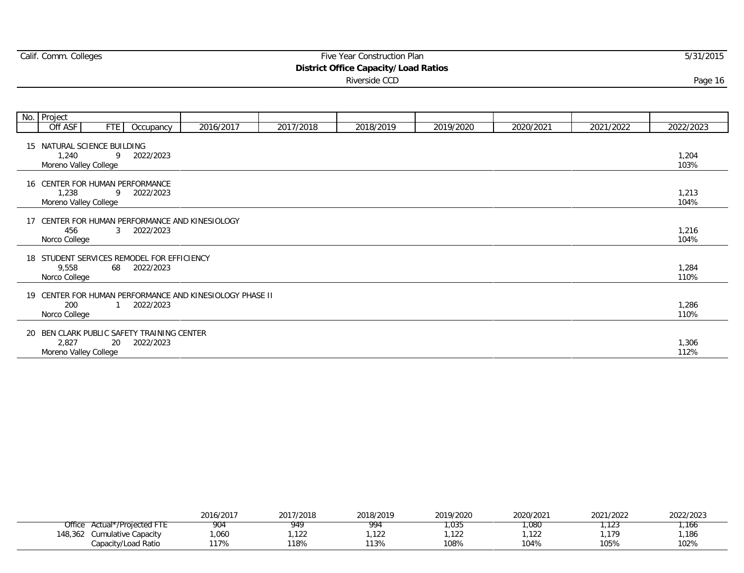## District Office Capacity/Load Ratios

Riverside CCD

| No. | Project | | | 2016/2017 | 2017/2018 | 2018/2019 | 2019/2020 | 2020/2021 | 2021/2022 | 2022/2023 |
|---|---|---|---|---|---|---|---|---|---|---|
| | Off ASF | FTE | Occupancy | | | | | | | |
| 15 | NATURAL SCIENCE BUILDING | | | | | | | | | |
| | 1,240 | 9 | 2022/2023 | | | | | | | 1,204 |
| | Moreno Valley College | | | | | | | | | 103% |
| 16 | CENTER FOR HUMAN PERFORMANCE | | | | | | | | | |
| | 1,238 | 9 | 2022/2023 | | | | | | | 1,213 |
| | Moreno Valley College | | | | | | | | | 104% |
| 17 | CENTER FOR HUMAN PERFORMANCE AND KINESIOLOGY | | | | | | | | | |
| | 456 | 3 | 2022/2023 | | | | | | | 1,216 |
| | Norco College | | | | | | | | | 104% |
| 18 | STUDENT SERVICES REMODEL FOR EFFICIENCY | | | | | | | | | |
| | 9,558 | 68 | 2022/2023 | | | | | | | 1,284 |
| | Norco College | | | | | | | | | 110% |
| 19 | CENTER FOR HUMAN PERFORMANCE AND KINESIOLOGY PHASE II | | | | | | | | | |
| | 200 | 1 | 2022/2023 | | | | | | | 1,286 |
| | Norco College | | | | | | | | | 110% |
| 20 | BEN CLARK PUBLIC SAFETY TRAINING CENTER | | | | | | | | | |
| | 2,827 | 20 | 2022/2023 | | | | | | | 1,306 |
| | Moreno Valley College | | | | | | | | | 112% |

| | | 2016/2017 | 2017/2018 | 2018/2019 | 2019/2020 | 2020/2021 | 2021/2022 | 2022/2023 |
|---|---|---|---|---|---|---|---|---|
| Office | Actual*/Projected FTE | 904 | 949 | 994 | 1,035 | 1,080 | 1,123 | 1,166 |
| 148,362 | Cumulative Capacity | 1,060 | 1,122 | 1,122 | 1,122 | 1,122 | 1,179 | 1,186 |
| | Capacity/Load Ratio | 117% | 118% | 113% | 108% | 104% | 105% | 102% |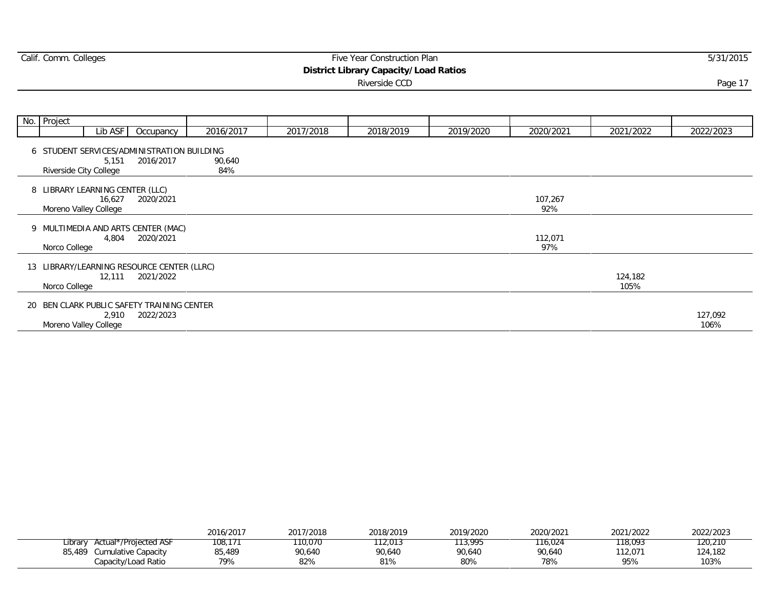Calif. Comm. Colleges

Five Year Construction Plan

**District Library Capacity/Load Ratios**

Riverside CCD

5/31/2015

| No. | Project | Lib ASF | Occupancy | 2016/2017 | 2017/2018 | 2018/2019 | 2019/2020 | 2020/2021 | 2021/2022 | 2022/2023 |
|---|---|---|---|---|---|---|---|---|---|---|
| 6 | STUDENT SERVICES/ADMINISTRATION BUILDING<br>Riverside City College | 5,151 | 2016/2017 | 90,640<br>84% | | | | | | |
| 8 | LIBRARY LEARNING CENTER (LLC)<br>Moreno Valley College | 16,627 | 2020/2021 | | | | | 107,267<br>92% | | |
| 9 | MULTIMEDIA AND ARTS CENTER (MAC)<br>Norco College | 4,804 | 2020/2021 | | | | | 112,071<br>97% | | |
| 13 | LIBRARY/LEARNING RESOURCE CENTER (LLRC)<br>Norco College | 12,111 | 2021/2022 | | | | | | 124,182<br>105% | |
| 20 | BEN CLARK PUBLIC SAFETY TRAINING CENTER<br>Moreno Valley College | 2,910 | 2022/2023 | | | | | | | 127,092<br>106% |

| | | 2016/2017 | 2017/2018 | 2018/2019 | 2019/2020 | 2020/2021 | 2021/2022 | 2022/2023 |
|---|---|---|---|---|---|---|---|---|
| Library | Actual*/Projected ASF | 108,171 | 110,070 | 112,013 | 113,995 | 116,024 | 118,093 | 120,210 |
| 85,489 | Cumulative Capacity | 85,489 | 90,640 | 90,640 | 90,640 | 90,640 | 112,071 | 124,182 |
| | Capacity/Load Ratio | 79% | 82% | 81% | 80% | 78% | 95% | 103% |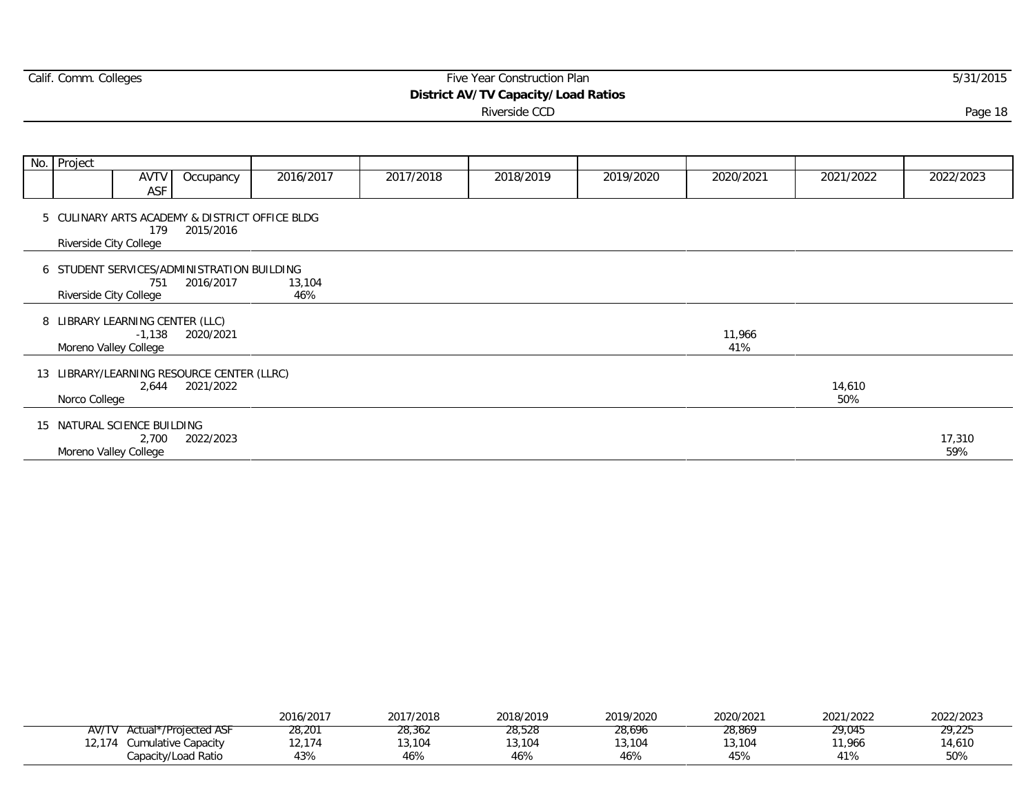## District AV/TV Capacity/Load Ratios

Riverside CCD

| No. | Project | AVTV ASF | Occupancy | 2016/2017 | 2017/2018 | 2018/2019 | 2019/2020 | 2020/2021 | 2021/2022 | 2022/2023 |
|---|---|---|---|---|---|---|---|---|---|---|
| 5 | CULINARY ARTS ACADEMY & DISTRICT OFFICE BLDG<br>Riverside City College | 179 | 2015/2016 | | | | | | | |
| 6 | STUDENT SERVICES/ADMINISTRATION BUILDING<br>Riverside City College | 751 | 2016/2017 | 13,104<br>46% | | | | | | |
| 8 | LIBRARY LEARNING CENTER (LLC)<br>Moreno Valley College | -1,138 | 2020/2021 | | | | | 11,966<br>41% | | |
| 13 | LIBRARY/LEARNING RESOURCE CENTER (LLRC)<br>Norco College | 2,644 | 2021/2022 | | | | | | 14,610<br>50% | |
| 15 | NATURAL SCIENCE BUILDING<br>Moreno Valley College | 2,700 | 2022/2023 | | | | | | | 17,310<br>59% |

| | | 2016/2017 | 2017/2018 | 2018/2019 | 2019/2020 | 2020/2021 | 2021/2022 | 2022/2023 |
|---|---|---|---|---|---|---|---|---|
| AV/TV | Actual*/Projected ASF | 28,201 | 28,362 | 28,528 | 28,696 | 28,869 | 29,045 | 29,225 |
| 12,174 | Cumulative Capacity | 12,174 | 13,104 | 13,104 | 13,104 | 13,104 | 11,966 | 14,610 |
| | Capacity/Load Ratio | 43% | 46% | 46% | 46% | 45% | 41% | 50% |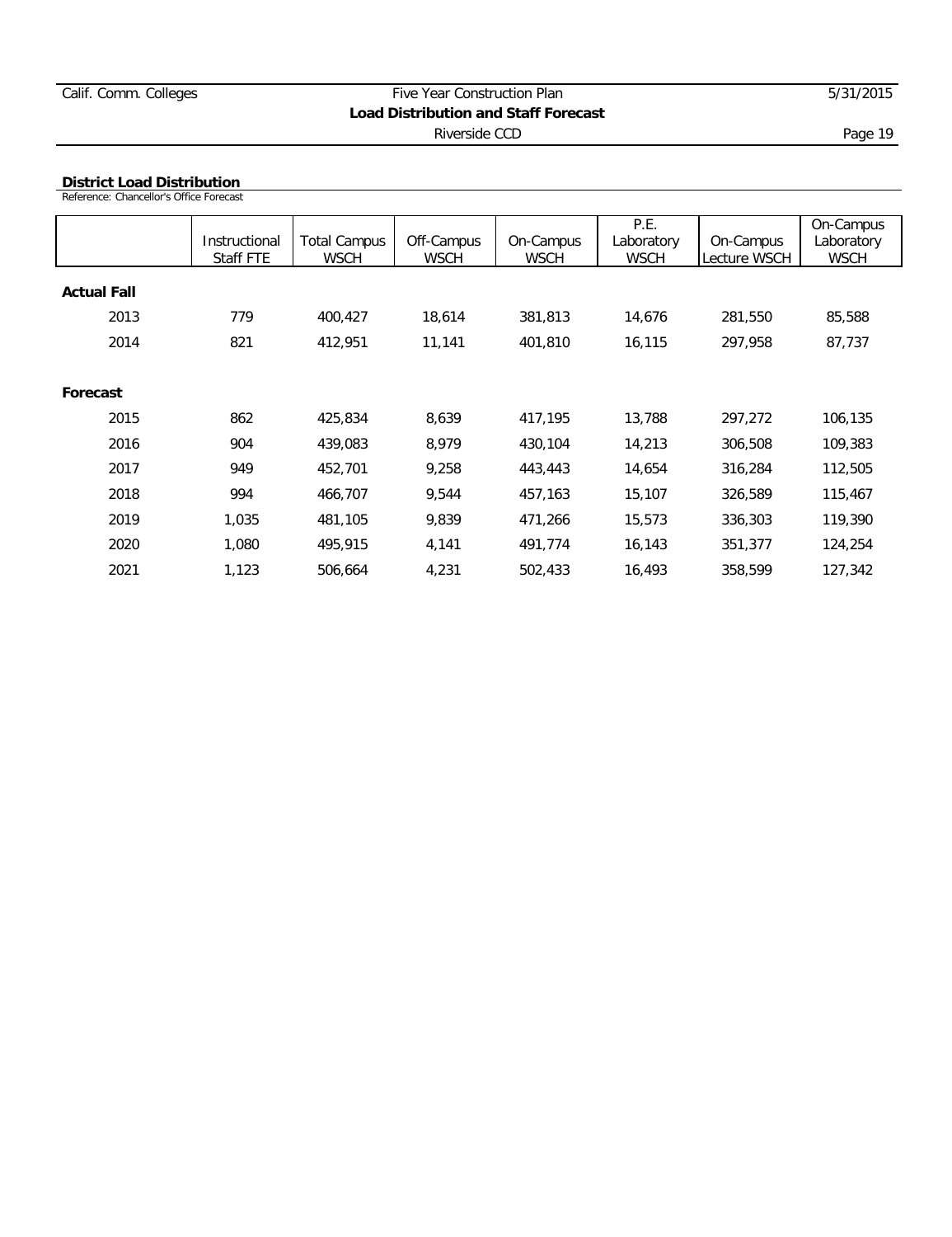## District Load Distribution

Reference: Chancellor's Office Forecast

| | Instructional Staff FTE | Total Campus WSCH | Off-Campus WSCH | On-Campus WSCH | P.E. Laboratory WSCH | On-Campus Lecture WSCH | On-Campus Laboratory WSCH |
|---|---|---|---|---|---|---|---|
| **Actual Fall** | | | | | | | |
| 2013 | 779 | 400,427 | 18,614 | 381,813 | 14,676 | 281,550 | 85,588 |
| 2014 | 821 | 412,951 | 11,141 | 401,810 | 16,115 | 297,958 | 87,737 |
| **Forecast** | | | | | | | |
| 2015 | 862 | 425,834 | 8,639 | 417,195 | 13,788 | 297,272 | 106,135 |
| 2016 | 904 | 439,083 | 8,979 | 430,104 | 14,213 | 306,508 | 109,383 |
| 2017 | 949 | 452,701 | 9,258 | 443,443 | 14,654 | 316,284 | 112,505 |
| 2018 | 994 | 466,707 | 9,544 | 457,163 | 15,107 | 326,589 | 115,467 |
| 2019 | 1,035 | 481,105 | 9,839 | 471,266 | 15,573 | 336,303 | 119,390 |
| 2020 | 1,080 | 495,915 | 4,141 | 491,774 | 16,143 | 351,377 | 124,254 |
| 2021 | 1,123 | 506,664 | 4,231 | 502,433 | 16,493 | 358,599 | 127,342 |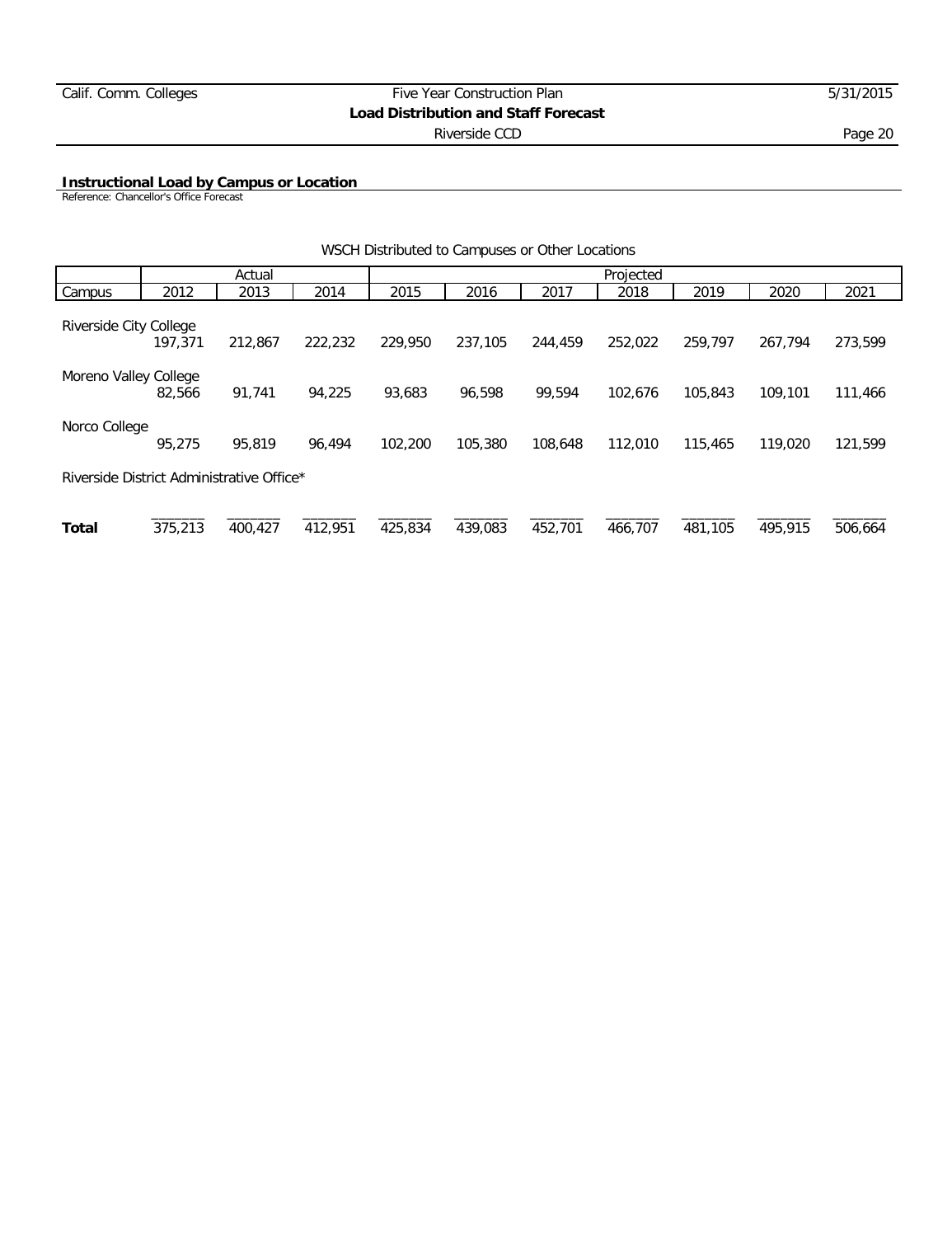**Instructional Load by Campus or Location**

Reference: Chancellor's Office Forecast

WSCH Distributed to Campuses or Other Locations

| | Actual | | | Projected | | | | | | |
|---|---|---|---|---|---|---|---|---|---|---|
| Campus | 2012 | 2013 | 2014 | 2015 | 2016 | 2017 | 2018 | 2019 | 2020 | 2021 |
| Riverside City College | 197,371 | 212,867 | 222,232 | 229,950 | 237,105 | 244,459 | 252,022 | 259,797 | 267,794 | 273,599 |
| Moreno Valley College | 82,566 | 91,741 | 94,225 | 93,683 | 96,598 | 99,594 | 102,676 | 105,843 | 109,101 | 111,466 |
| Norco College | 95,275 | 95,819 | 96,494 | 102,200 | 105,380 | 108,648 | 112,010 | 115,465 | 119,020 | 121,599 |
| Riverside District Administrative Office* | | | | | | | | | | |
| **Total** | 375,213 | 400,427 | 412,951 | 425,834 | 439,083 | 452,701 | 466,707 | 481,105 | 495,915 | 506,664 |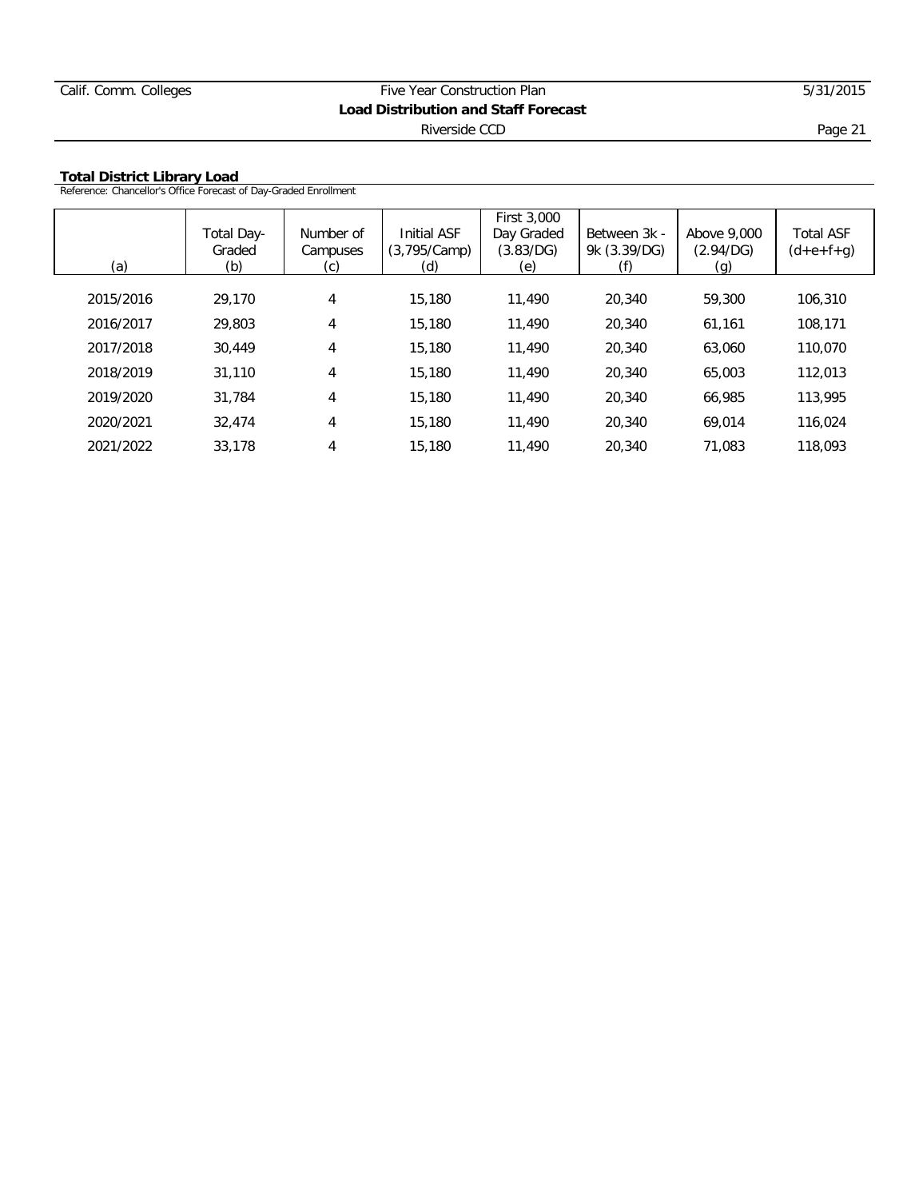## Total District Library Load

Reference: Chancellor's Office Forecast of Day-Graded Enrollment

| (a) | Total Day-Graded (b) | Number of Campuses (c) | Initial ASF (3,795/Camp) (d) | First 3,000 Day Graded (3.83/DG) (e) | Between 3k - 9k (3.39/DG) (f) | Above 9,000 (2.94/DG) (g) | Total ASF (d+e+f+g) |
|---|---|---|---|---|---|---|---|
| 2015/2016 | 29,170 | 4 | 15,180 | 11,490 | 20,340 | 59,300 | 106,310 |
| 2016/2017 | 29,803 | 4 | 15,180 | 11,490 | 20,340 | 61,161 | 108,171 |
| 2017/2018 | 30,449 | 4 | 15,180 | 11,490 | 20,340 | 63,060 | 110,070 |
| 2018/2019 | 31,110 | 4 | 15,180 | 11,490 | 20,340 | 65,003 | 112,013 |
| 2019/2020 | 31,784 | 4 | 15,180 | 11,490 | 20,340 | 66,985 | 113,995 |
| 2020/2021 | 32,474 | 4 | 15,180 | 11,490 | 20,340 | 69,014 | 116,024 |
| 2021/2022 | 33,178 | 4 | 15,180 | 11,490 | 20,340 | 71,083 | 118,093 |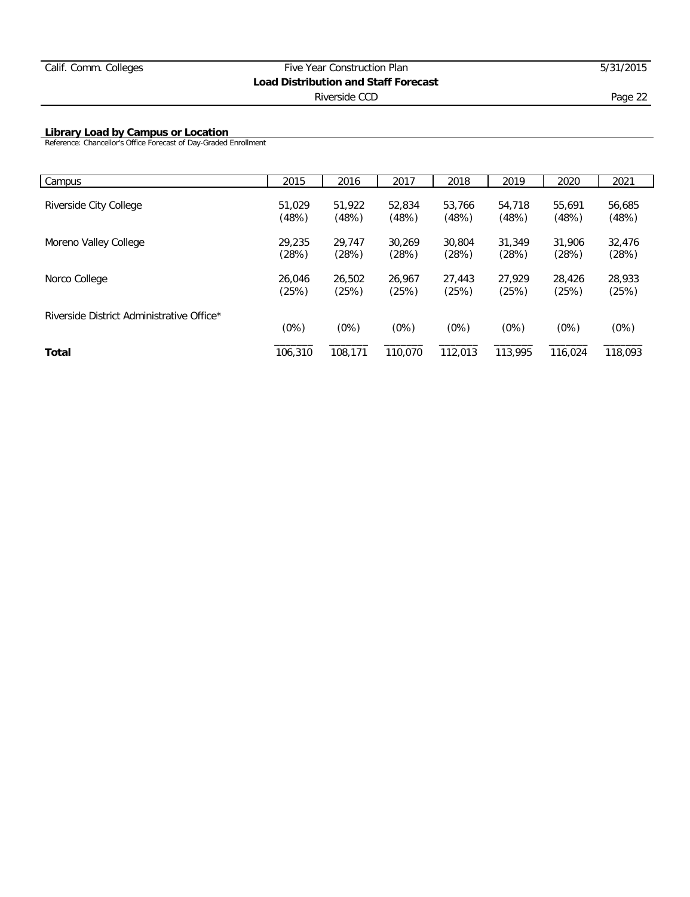## Library Load by Campus or Location

Reference: Chancellor's Office Forecast of Day-Graded Enrollment

| Campus | 2015 | 2016 | 2017 | 2018 | 2019 | 2020 | 2021 |
|---|---|---|---|---|---|---|---|
| Riverside City College | 51,029 (48%) | 51,922 (48%) | 52,834 (48%) | 53,766 (48%) | 54,718 (48%) | 55,691 (48%) | 56,685 (48%) |
| Moreno Valley College | 29,235 (28%) | 29,747 (28%) | 30,269 (28%) | 30,804 (28%) | 31,349 (28%) | 31,906 (28%) | 32,476 (28%) |
| Norco College | 26,046 (25%) | 26,502 (25%) | 26,967 (25%) | 27,443 (25%) | 27,929 (25%) | 28,426 (25%) | 28,933 (25%) |
| Riverside District Administrative Office* | (0%) | (0%) | (0%) | (0%) | (0%) | (0%) | (0%) |
| **Total** | 106,310 | 108,171 | 110,070 | 112,013 | 113,995 | 116,024 | 118,093 |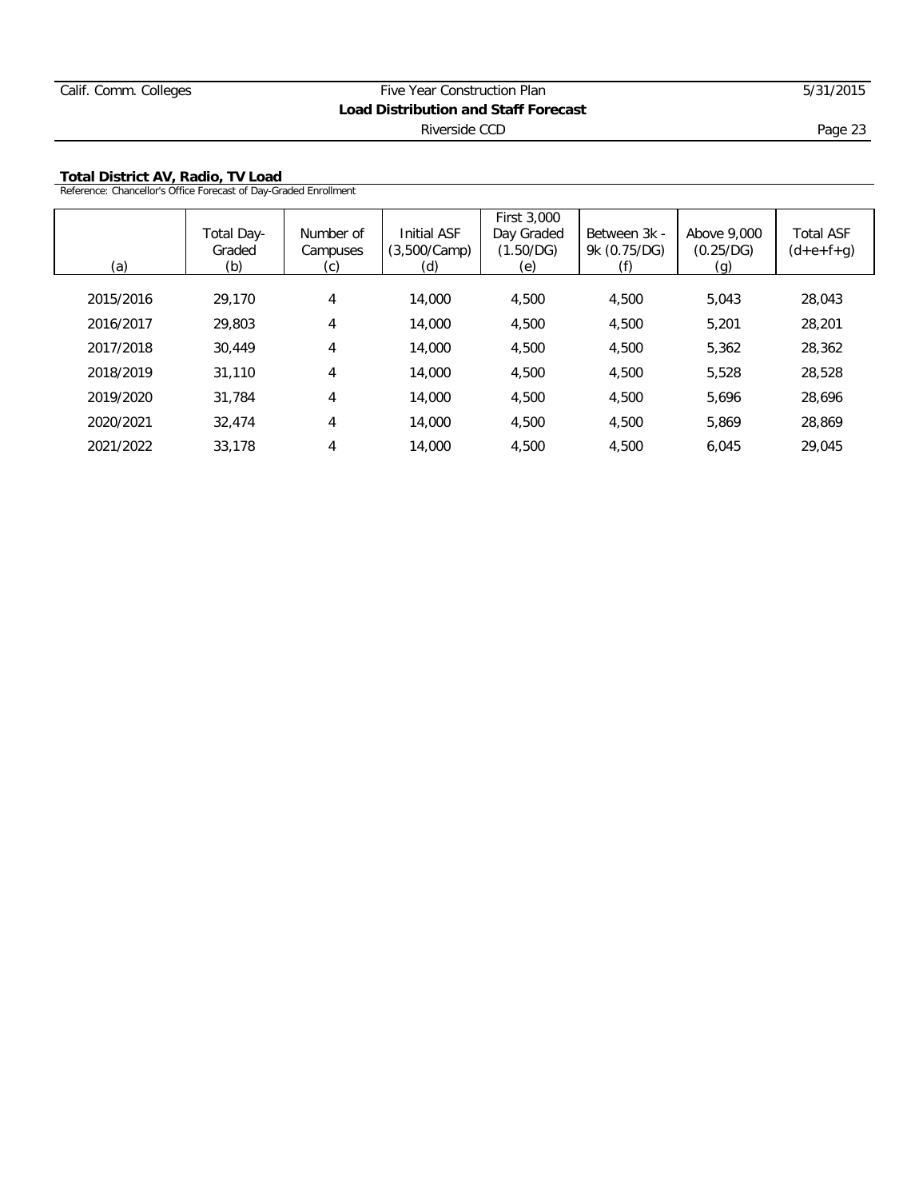## Total District AV, Radio, TV Load

Reference: Chancellor's Office Forecast of Day-Graded Enrollment

| (a) | Total Day-Graded (b) | Number of Campuses (c) | Initial ASF (3,500/Camp) (d) | First 3,000 Day Graded (1.50/DG) (e) | Between 3k - 9k (0.75/DG) (f) | Above 9,000 (0.25/DG) (g) | Total ASF (d+e+f+g) |
|---|---|---|---|---|---|---|---|
| 2015/2016 | 29,170 | 4 | 14,000 | 4,500 | 4,500 | 5,043 | 28,043 |
| 2016/2017 | 29,803 | 4 | 14,000 | 4,500 | 4,500 | 5,201 | 28,201 |
| 2017/2018 | 30,449 | 4 | 14,000 | 4,500 | 4,500 | 5,362 | 28,362 |
| 2018/2019 | 31,110 | 4 | 14,000 | 4,500 | 4,500 | 5,528 | 28,528 |
| 2019/2020 | 31,784 | 4 | 14,000 | 4,500 | 4,500 | 5,696 | 28,696 |
| 2020/2021 | 32,474 | 4 | 14,000 | 4,500 | 4,500 | 5,869 | 28,869 |
| 2021/2022 | 33,178 | 4 | 14,000 | 4,500 | 4,500 | 6,045 | 29,045 |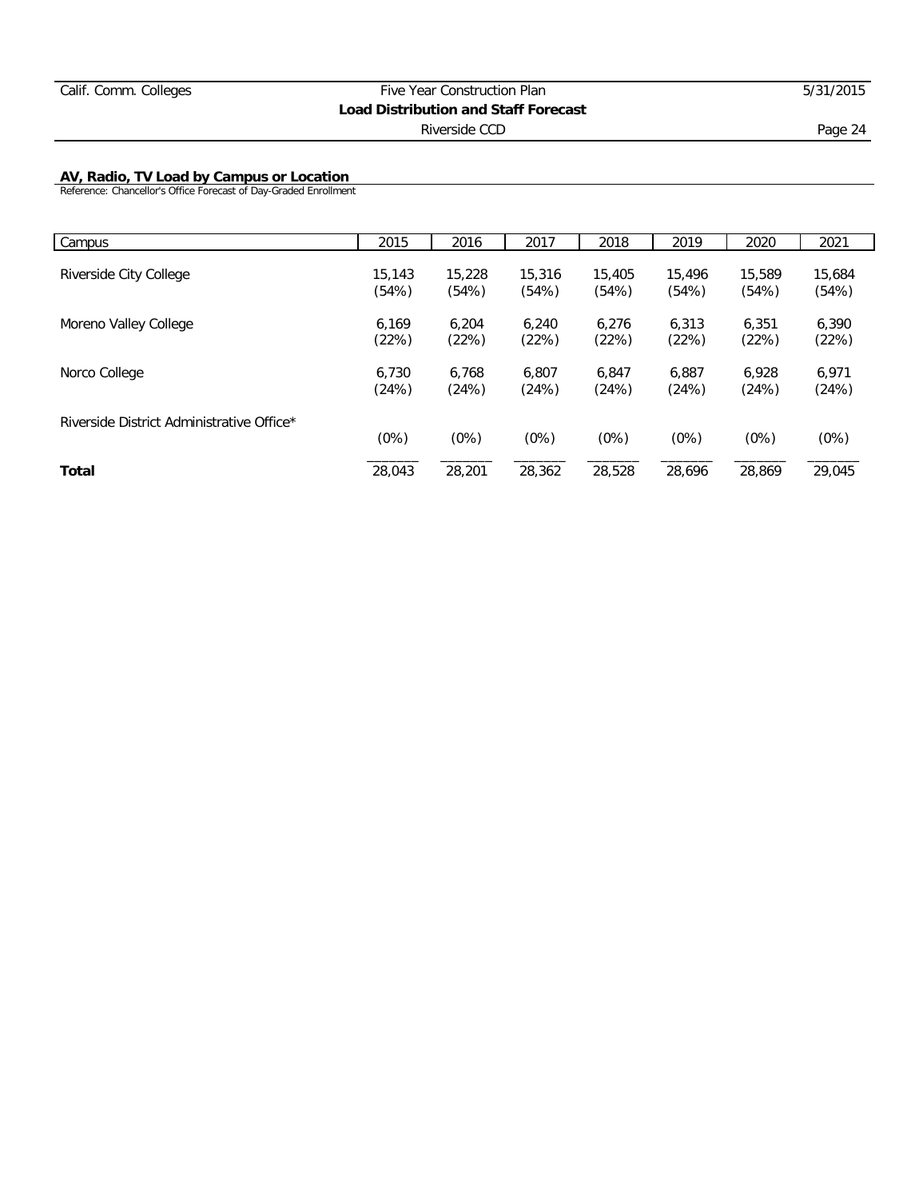## AV, Radio, TV Load by Campus or Location

Reference: Chancellor's Office Forecast of Day-Graded Enrollment

| Campus | 2015 | 2016 | 2017 | 2018 | 2019 | 2020 | 2021 |
|---|---|---|---|---|---|---|---|
| Riverside City College | 15,143 (54%) | 15,228 (54%) | 15,316 (54%) | 15,405 (54%) | 15,496 (54%) | 15,589 (54%) | 15,684 (54%) |
| Moreno Valley College | 6,169 (22%) | 6,204 (22%) | 6,240 (22%) | 6,276 (22%) | 6,313 (22%) | 6,351 (22%) | 6,390 (22%) |
| Norco College | 6,730 (24%) | 6,768 (24%) | 6,807 (24%) | 6,847 (24%) | 6,887 (24%) | 6,928 (24%) | 6,971 (24%) |
| Riverside District Administrative Office* | (0%) | (0%) | (0%) | (0%) | (0%) | (0%) | (0%) |
| **Total** | 28,043 | 28,201 | 28,362 | 28,528 | 28,696 | 28,869 | 29,045 |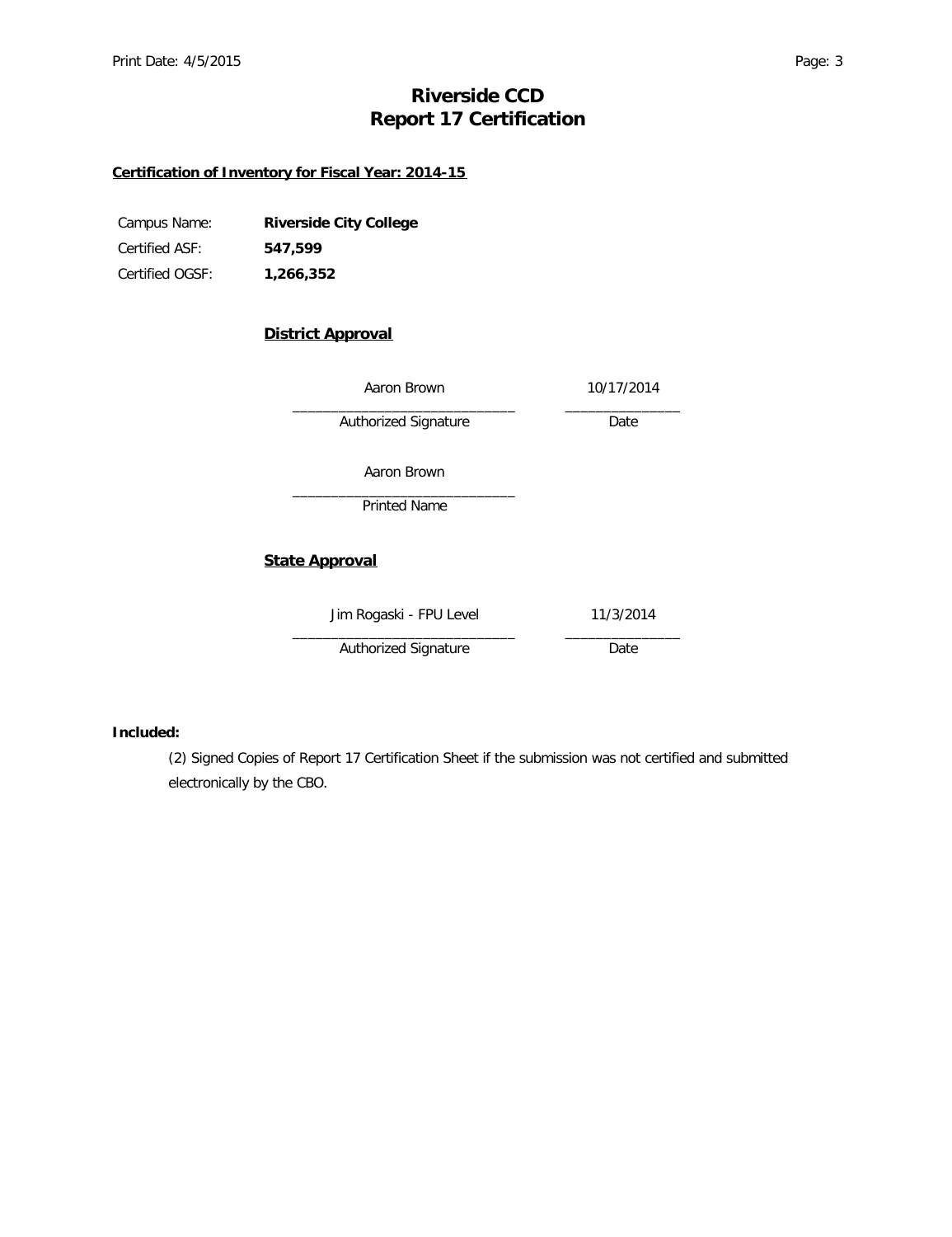# Riverside CCD
# Report 17 Certification

**Certification of Inventory for Fiscal Year: 2014-15**

Campus Name: **Riverside City College**
Certified ASF: **547,599**
Certified OGSF: **1,266,352**

**District Approval**

| Aaron Brown | 10/17/2014 |
|---|---|
| Authorized Signature | Date |

Aaron Brown
Printed Name

**State Approval**

| Jim Rogaski - FPU Level | 11/3/2014 |
|---|---|
| Authorized Signature | Date |

**Included:**

(2) Signed Copies of Report 17 Certification Sheet if the submission was not certified and submitted electronically by the CBO.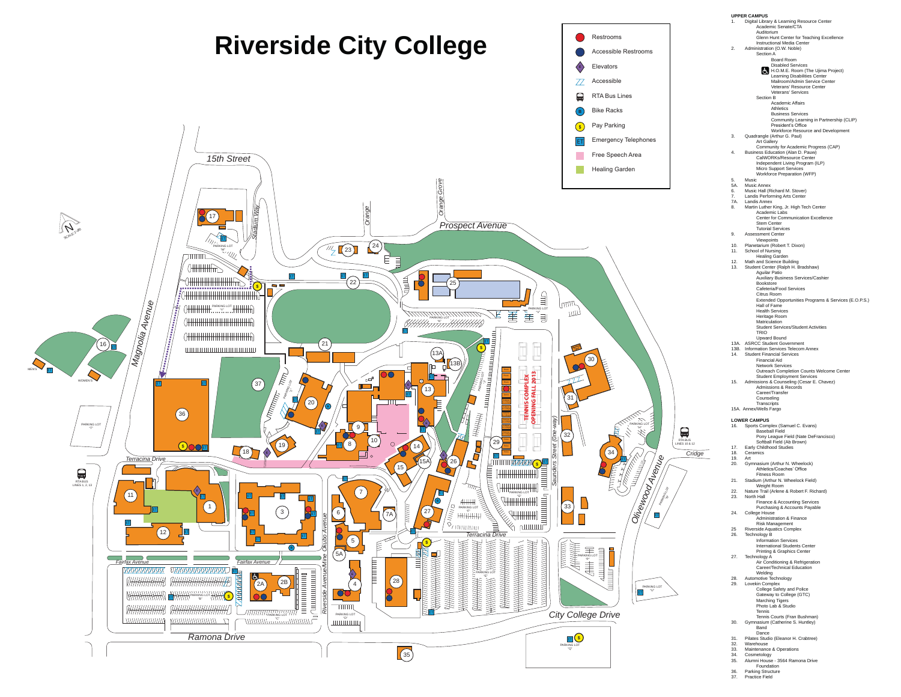# Riverside City College

**Legend**

- Restrooms
- Accessible Restrooms
- Elevators
- Accessible
- RTA Bus Lines
- Bike Racks
- Pay Parking
- Emergency Telephones
- Free Speech Area
- Healing Garden

15th Street · Prospect Avenue · Magnolia Avenue · Terracina Drive · Fairfax Avenue · Ramona Drive · Riverside Avenue/Mine Okubo Avenue · Saunders Street (One-way) · Olivewood Avenue · City College Drive · Cridge · Stadium Way · Orange · Orange Grove

TENNIS COMPLEX OPENING FALL 2013

## UPPER CAMPUS

1. Digital Library & Learning Resource Center
   - Academic Senate/CTA
   - Auditorium
   - Glenn Hunt Center for Teaching Excellence
   - Instructional Media Center
2. Administration (O.W. Noble)
   - Section A
     - Board Room
     - Disabled Services
     - H.O.M.E. Room (The Ujima Project)
     - Learning Disabilities Center
     - Mailroom/Admin Service Center
     - Veterans' Resource Center
     - Veterans' Services
   - Section B
     - Academic Affairs
     - Athletics
     - Business Services
     - Community Learning in Partnership (CLIP)
     - President's Office
     - Workforce Resource and Development
3. Quadrangle (Arthur G. Paul)
   - Art Gallery
   - Community for Academic Progress (CAP)
4. Business Education (Alan D. Pauw)
   - CalWORKs/Resource Center
   - Independent Living Program (ILP)
   - Micro Support Services
   - Workforce Preparation (WFP)
5. Music
5A. Music Annex
6. Music Hall (Richard M. Stover)
7. Landis Performing Arts Center
7A. Landis Annex
8. Martin Luther King, Jr. High Tech Center
   - Academic Labs
   - Center for Communication Excellence
   - Stem Center
   - Tutorial Services
9. Assessment Center
   - Viewpoints
10. Planetarium (Robert T. Dixon)
11. School of Nursing
    - Healing Garden
12. Math and Science Building
13. Student Center (Ralph H. Bradshaw)
    - Aguilar Patio
    - Auxiliary Business Services/Cashier
    - Bookstore
    - Cafeteria/Food Services
    - Citrus Room
    - Extended Opportunities Programs & Services (E.O.P.S.)
    - Hall of Fame
    - Health Services
    - Heritage Room
    - Matriculation
    - Student Services/Student Activities
    - TRIO
    - Upward Bound
13A. ASRCC Student Government
13B. Information Services Telecom Annex
14. Student Financial Services
    - Financial Aid
    - Network Services
    - Outreach Completion Counts Welcome Center
    - Student Employment Services
15. Admissions & Counseling (Cesar E. Chavez)
    - Admissions & Records
    - Career/Transfer
    - Counseling
    - Transcripts
15A. Annex/Wells Fargo

## LOWER CAMPUS

16. Sports Complex (Samuel C. Evans)
    - Baseball Field
    - Pony League Field (Nate DeFrancisco)
    - Softball Field (Ab Brown)
17. Early Childhood Studies
18. Ceramics
19. Art
20. Gymnasium (Arthur N. Wheelock)
    - Athletics/Coaches' Office
    - Fitness Room
21. Stadium (Arthur N. Wheelock Field)
    - Weight Room
22. Nature Trail (Arlene & Robert F. Richard)
23. North Hall
    - Finance & Accounting Services
    - Purchasing & Accounts Payable
24. College House
    - Administration & Finance
    - Risk Management
25. Riverside Aquatics Complex
26. Technology B
    - Information Services
    - International Students Center
    - Printing & Graphics Center
27. Technology A
    - Air Conditioning & Refrigeration
    - Career/Technical Education
    - Welding
28. Automotive Technology
29. Lovekin Complex
    - College Safety and Police
    - Gateway to College (GTC)
    - Marching Tigers
    - Photo Lab & Studio
    - Tennis
    - Tennis Courts (Fran Bushman)
30. Gymnasium (Catherine S. Huntley)
    - Band
    - Dance
31. Pilates Studio (Eleanor H. Crabtree)
32. Warehouse
33. Maintenance & Operations
34. Cosmetology
35. Alumni House - 3564 Ramona Drive
    - Foundation
36. Parking Structure
37. Practice Field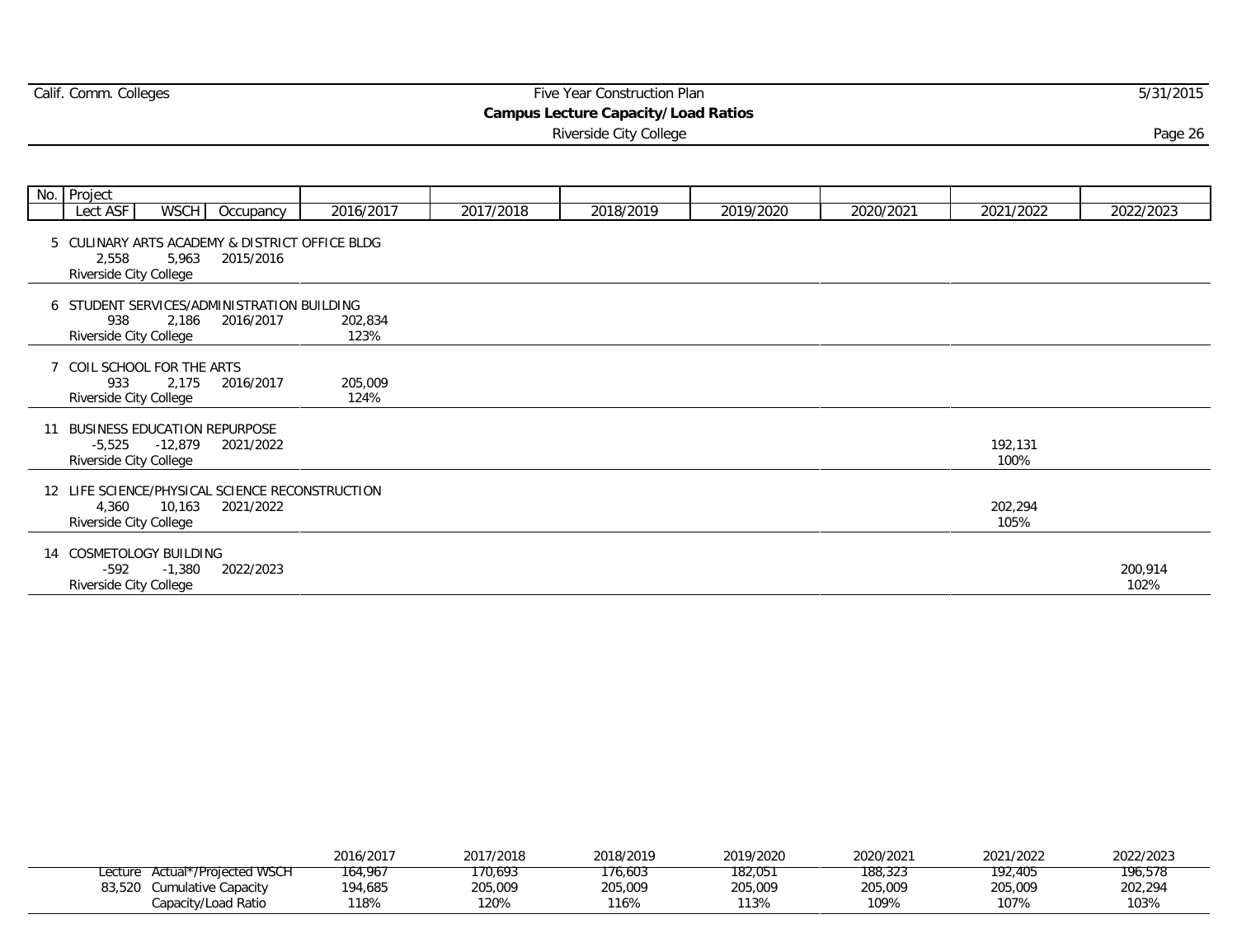Calif. Comm. Colleges — Five Year Construction Plan

## Campus Lecture Capacity/Load Ratios

Riverside City College

| No. | Project (Lect ASF / WSCH / Occupancy) | 2016/2017 | 2017/2018 | 2018/2019 | 2019/2020 | 2020/2021 | 2021/2022 | 2022/2023 |
|---|---|---|---|---|---|---|---|---|
| 5 | CULINARY ARTS ACADEMY & DISTRICT OFFICE BLDG<br>2,558 5,963 2015/2016<br>Riverside City College | | | | | | | |
| 6 | STUDENT SERVICES/ADMINISTRATION BUILDING<br>938 2,186 2016/2017<br>Riverside City College | 202,834<br>123% | | | | | | |
| 7 | COIL SCHOOL FOR THE ARTS<br>933 2,175 2016/2017<br>Riverside City College | 205,009<br>124% | | | | | | |
| 11 | BUSINESS EDUCATION REPURPOSE<br>-5,525 -12,879 2021/2022<br>Riverside City College | | | | | | 192,131<br>100% | |
| 12 | LIFE SCIENCE/PHYSICAL SCIENCE RECONSTRUCTION<br>4,360 10,163 2021/2022<br>Riverside City College | | | | | | 202,294<br>105% | |
| 14 | COSMETOLOGY BUILDING<br>-592 -1,380 2022/2023<br>Riverside City College | | | | | | | 200,914<br>102% |

| | | 2016/2017 | 2017/2018 | 2018/2019 | 2019/2020 | 2020/2021 | 2021/2022 | 2022/2023 |
|---|---|---|---|---|---|---|---|---|
| Lecture | Actual*/Projected WSCH | 164,967 | 170,693 | 176,603 | 182,051 | 188,323 | 192,405 | 196,578 |
| 83,520 | Cumulative Capacity | 194,685 | 205,009 | 205,009 | 205,009 | 205,009 | 205,009 | 202,294 |
| | Capacity/Load Ratio | 118% | 120% | 116% | 113% | 109% | 107% | 103% |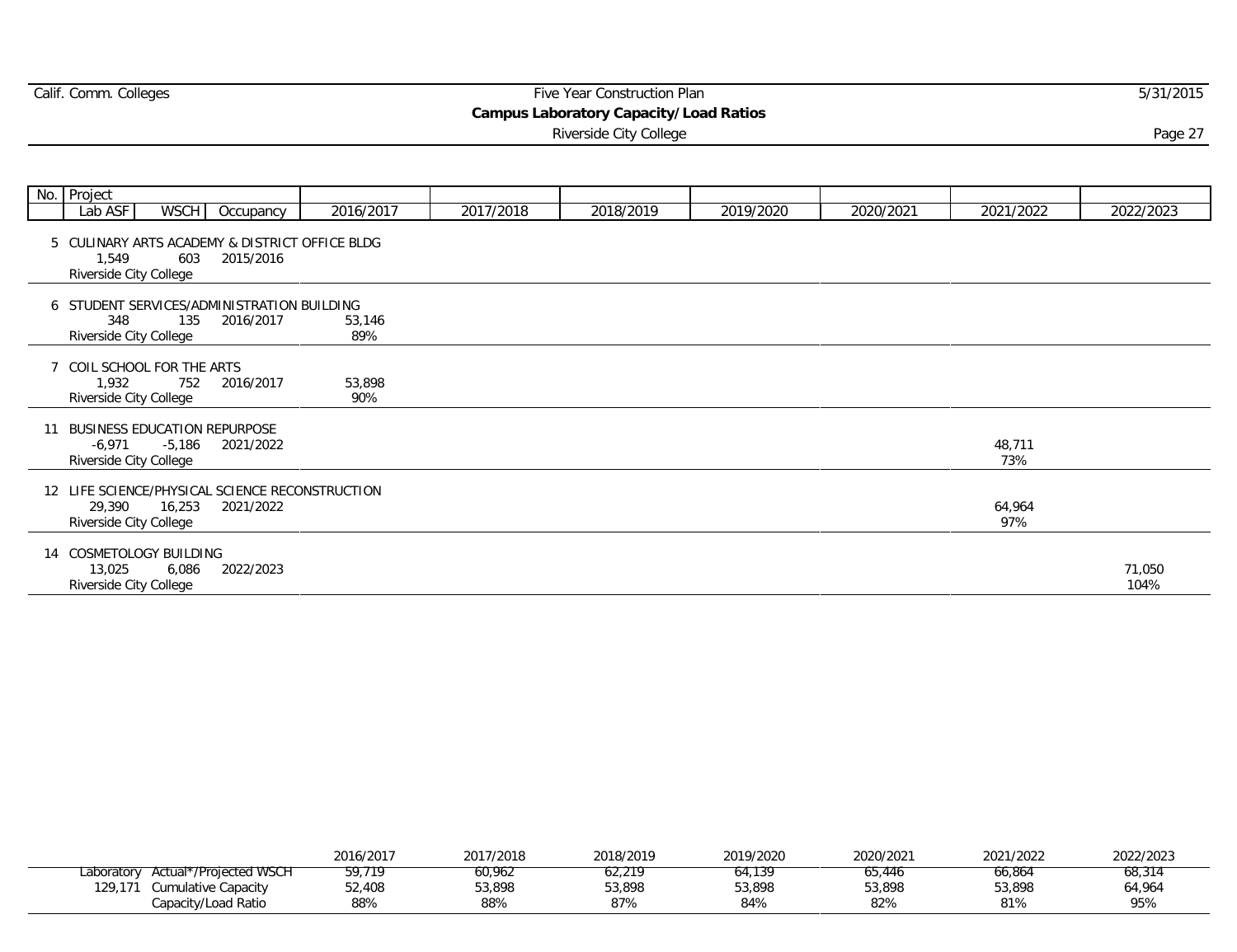## Campus Laboratory Capacity/Load Ratios

Riverside City College

| No. | Project / Lab ASF | WSCH | Occupancy | 2016/2017 | 2017/2018 | 2018/2019 | 2019/2020 | 2020/2021 | 2021/2022 | 2022/2023 |
|---|---|---|---|---|---|---|---|---|---|---|
| 5 | CULINARY ARTS ACADEMY & DISTRICT OFFICE BLDG | | | | | | | | | |
| | 1,549 | 603 | 2015/2016 | | | | | | | |
| | Riverside City College | | | | | | | | | |
| 6 | STUDENT SERVICES/ADMINISTRATION BUILDING | | | | | | | | | |
| | 348 | 135 | 2016/2017 | 53,146 | | | | | | |
| | Riverside City College | | | 89% | | | | | | |
| 7 | COIL SCHOOL FOR THE ARTS | | | | | | | | | |
| | 1,932 | 752 | 2016/2017 | 53,898 | | | | | | |
| | Riverside City College | | | 90% | | | | | | |
| 11 | BUSINESS EDUCATION REPURPOSE | | | | | | | | | |
| | -6,971 | -5,186 | 2021/2022 | | | | | | 48,711 | |
| | Riverside City College | | | | | | | | 73% | |
| 12 | LIFE SCIENCE/PHYSICAL SCIENCE RECONSTRUCTION | | | | | | | | | |
| | 29,390 | 16,253 | 2021/2022 | | | | | | 64,964 | |
| | Riverside City College | | | | | | | | 97% | |
| 14 | COSMETOLOGY BUILDING | | | | | | | | | |
| | 13,025 | 6,086 | 2022/2023 | | | | | | | 71,050 |
| | Riverside City College | | | | | | | | | 104% |

| | | 2016/2017 | 2017/2018 | 2018/2019 | 2019/2020 | 2020/2021 | 2021/2022 | 2022/2023 |
|---|---|---|---|---|---|---|---|---|
| Laboratory | Actual*/Projected WSCH | 59,719 | 60,962 | 62,219 | 64,139 | 65,446 | 66,864 | 68,314 |
| 129,171 | Cumulative Capacity | 52,408 | 53,898 | 53,898 | 53,898 | 53,898 | 53,898 | 64,964 |
| | Capacity/Load Ratio | 88% | 88% | 87% | 84% | 82% | 81% | 95% |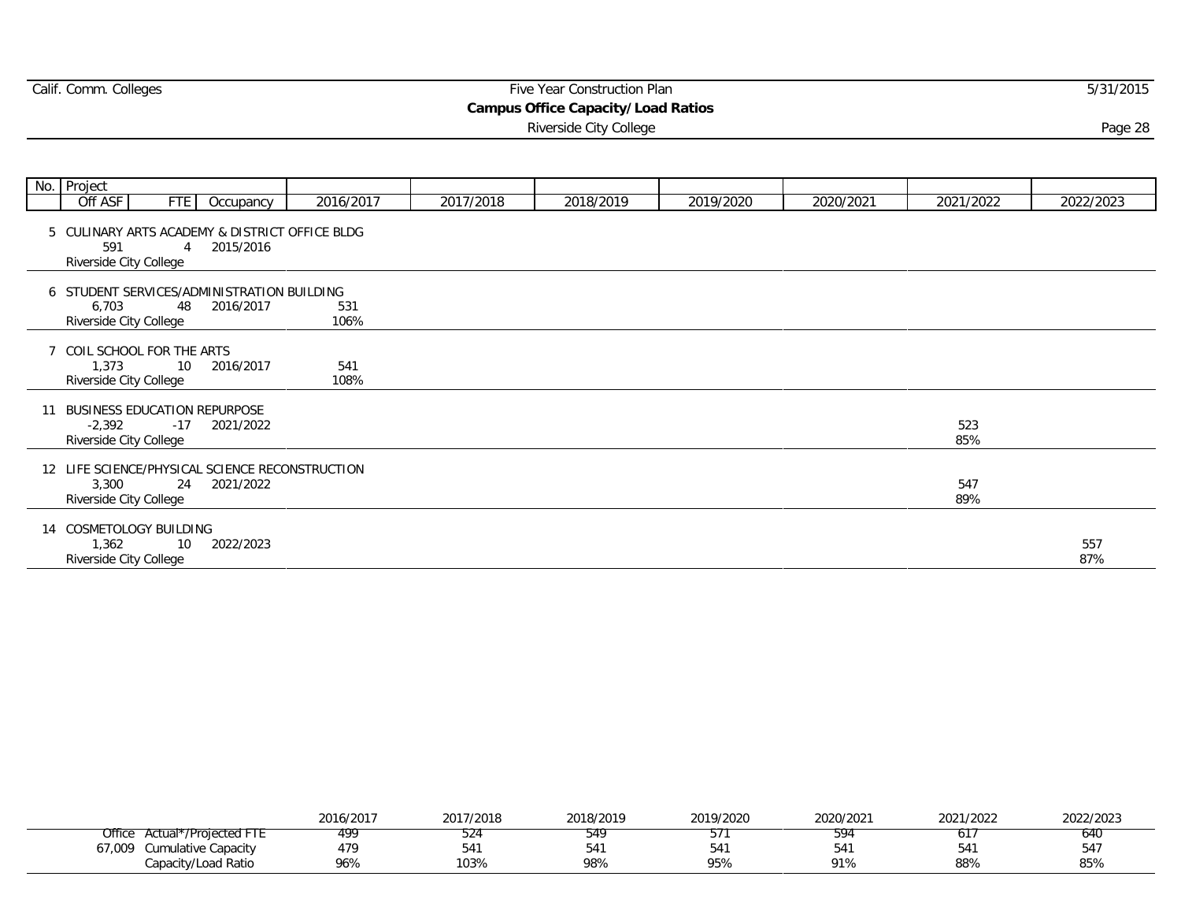Calif. Comm. Colleges — Five Year Construction Plan

## Campus Office Capacity/Load Ratios

Riverside City College

| No. | Project / Off ASF / FTE / Occupancy | 2016/2017 | 2017/2018 | 2018/2019 | 2019/2020 | 2020/2021 | 2021/2022 | 2022/2023 |
|---|---|---|---|---|---|---|---|---|
| 5 | CULINARY ARTS ACADEMY & DISTRICT OFFICE BLDG<br>591 / 4 / 2015/2016<br>Riverside City College | | | | | | | |
| 6 | STUDENT SERVICES/ADMINISTRATION BUILDING<br>6,703 / 48 / 2016/2017<br>Riverside City College | 531<br>106% | | | | | | |
| 7 | COIL SCHOOL FOR THE ARTS<br>1,373 / 10 / 2016/2017<br>Riverside City College | 541<br>108% | | | | | | |
| 11 | BUSINESS EDUCATION REPURPOSE<br>-2,392 / -17 / 2021/2022<br>Riverside City College | | | | | | 523<br>85% | |
| 12 | LIFE SCIENCE/PHYSICAL SCIENCE RECONSTRUCTION<br>3,300 / 24 / 2021/2022<br>Riverside City College | | | | | | 547<br>89% | |
| 14 | COSMETOLOGY BUILDING<br>1,362 / 10 / 2022/2023<br>Riverside City College | | | | | | | 557<br>87% |

| Office | | 2016/2017 | 2017/2018 | 2018/2019 | 2019/2020 | 2020/2021 | 2021/2022 | 2022/2023 |
|---|---|---|---|---|---|---|---|---|
| Office | Actual*/Projected FTE | 499 | 524 | 549 | 571 | 594 | 617 | 640 |
| 67,009 | Cumulative Capacity | 479 | 541 | 541 | 541 | 541 | 541 | 547 |
| | Capacity/Load Ratio | 96% | 103% | 98% | 95% | 91% | 88% | 85% |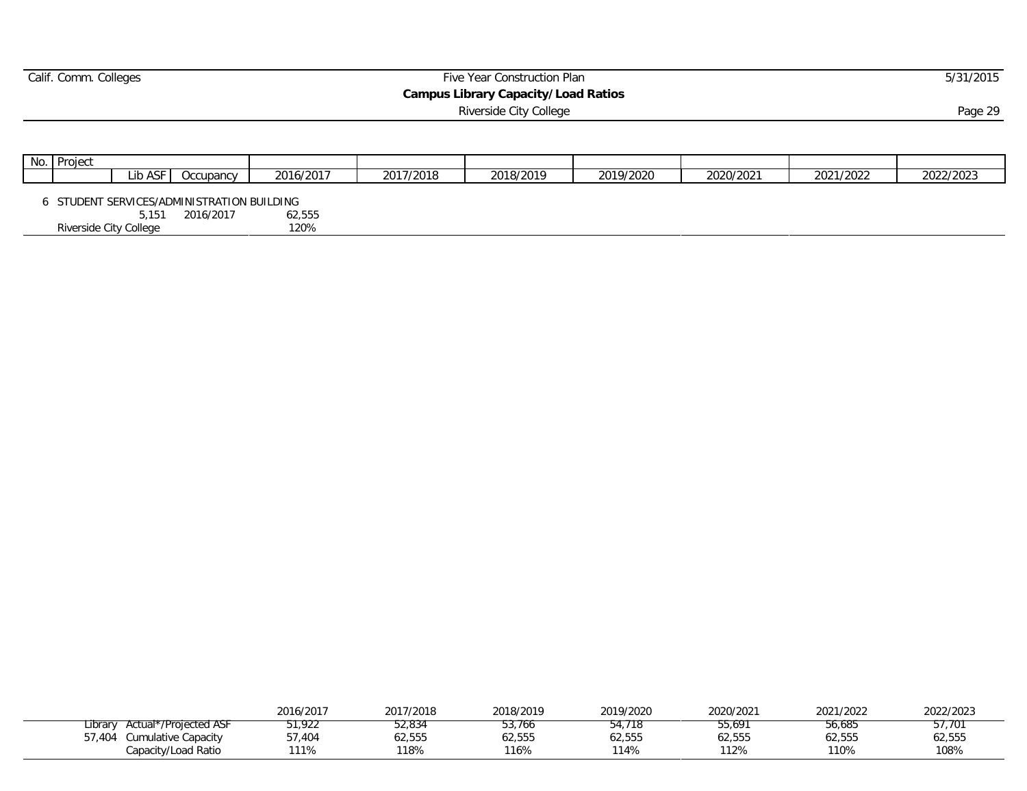## Campus Library Capacity/Load Ratios

Riverside City College

| No. | Project | Lib ASF | Occupancy | 2016/2017 | 2017/2018 | 2018/2019 | 2019/2020 | 2020/2021 | 2021/2022 | 2022/2023 |
|---|---|---|---|---|---|---|---|---|---|---|
| 6 | STUDENT SERVICES/ADMINISTRATION BUILDING | | | | | | | | | |
| | | 5,151 | 2016/2017 | 62,555 | | | | | | |
| | Riverside City College | | | 120% | | | | | | |

| | | 2016/2017 | 2017/2018 | 2018/2019 | 2019/2020 | 2020/2021 | 2021/2022 | 2022/2023 |
|---|---|---|---|---|---|---|---|---|
| Library | Actual*/Projected ASF | 51,922 | 52,834 | 53,766 | 54,718 | 55,691 | 56,685 | 57,701 |
| 57,404 | Cumulative Capacity | 57,404 | 62,555 | 62,555 | 62,555 | 62,555 | 62,555 | 62,555 |
| | Capacity/Load Ratio | 111% | 118% | 116% | 114% | 112% | 110% | 108% |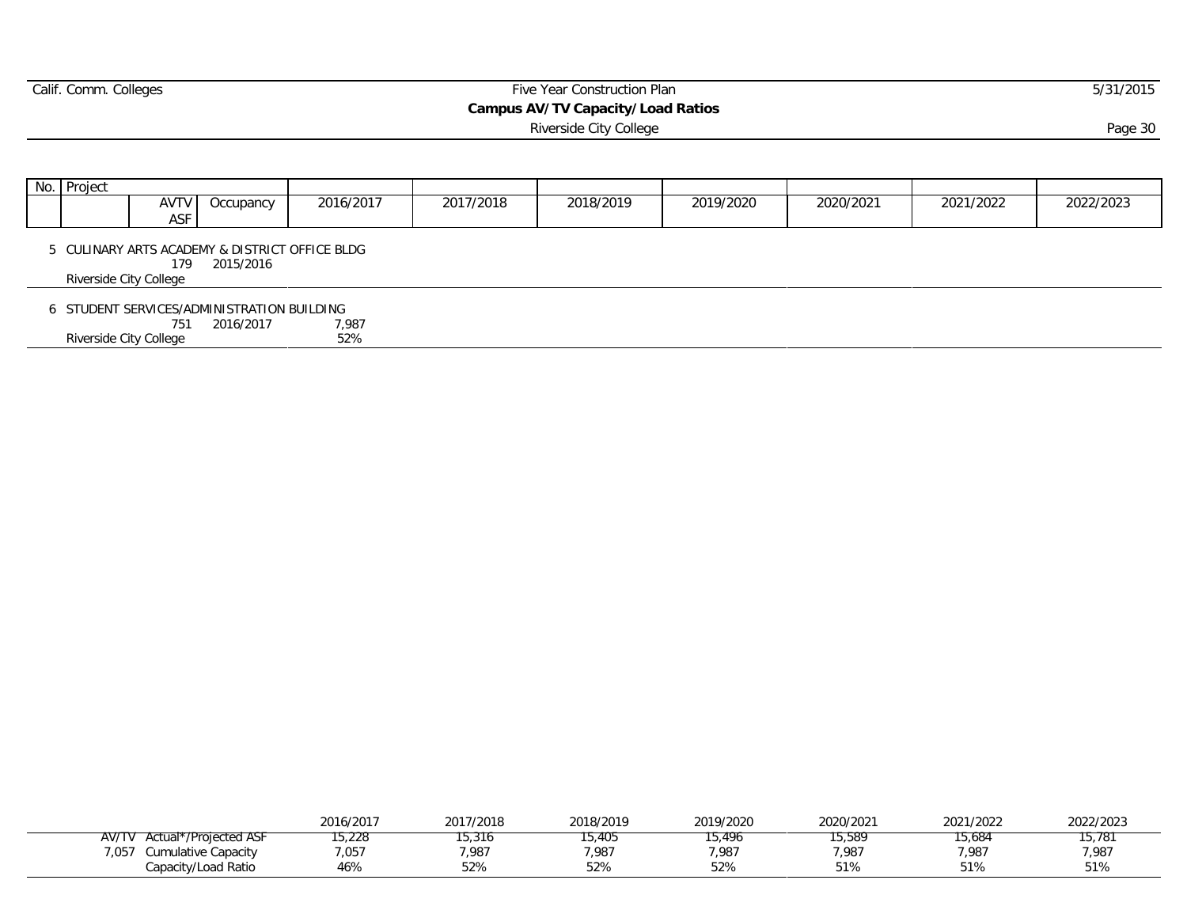## Campus AV/TV Capacity/Load Ratios

Riverside City College

| No. | Project | AVTV ASF | Occupancy | 2016/2017 | 2017/2018 | 2018/2019 | 2019/2020 | 2020/2021 | 2021/2022 | 2022/2023 |
|---|---|---|---|---|---|---|---|---|---|---|
| 5 | CULINARY ARTS ACADEMY & DISTRICT OFFICE BLDG | 179 | 2015/2016 | | | | | | | |
| | Riverside City College | | | | | | | | | |
| 6 | STUDENT SERVICES/ADMINISTRATION BUILDING | 751 | 2016/2017 | 7,987 | | | | | | |
| | Riverside City College | | | 52% | | | | | | |

| | | 2016/2017 | 2017/2018 | 2018/2019 | 2019/2020 | 2020/2021 | 2021/2022 | 2022/2023 |
|---|---|---|---|---|---|---|---|---|
| AV/TV | Actual*/Projected ASF | 15,228 | 15,316 | 15,405 | 15,496 | 15,589 | 15,684 | 15,781 |
| 7,057 | Cumulative Capacity | 7,057 | 7,987 | 7,987 | 7,987 | 7,987 | 7,987 | 7,987 |
| | Capacity/Load Ratio | 46% | 52% | 52% | 52% | 51% | 51% | 51% |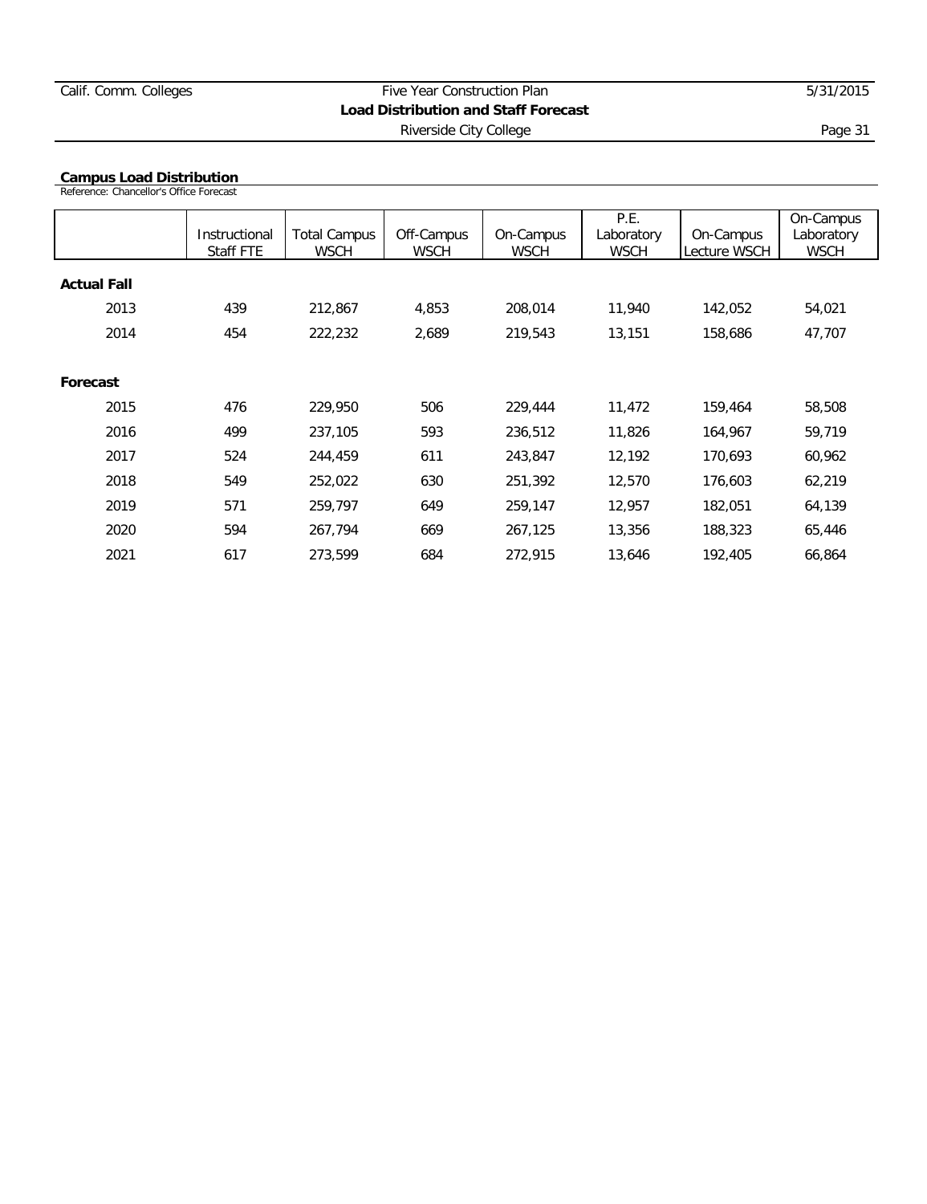## Campus Load Distribution

Reference: Chancellor's Office Forecast

| | Instructional Staff FTE | Total Campus WSCH | Off-Campus WSCH | On-Campus WSCH | P.E. Laboratory WSCH | On-Campus Lecture WSCH | On-Campus Laboratory WSCH |
|---|---|---|---|---|---|---|---|
| **Actual Fall** | | | | | | | |
| 2013 | 439 | 212,867 | 4,853 | 208,014 | 11,940 | 142,052 | 54,021 |
| 2014 | 454 | 222,232 | 2,689 | 219,543 | 13,151 | 158,686 | 47,707 |
| **Forecast** | | | | | | | |
| 2015 | 476 | 229,950 | 506 | 229,444 | 11,472 | 159,464 | 58,508 |
| 2016 | 499 | 237,105 | 593 | 236,512 | 11,826 | 164,967 | 59,719 |
| 2017 | 524 | 244,459 | 611 | 243,847 | 12,192 | 170,693 | 60,962 |
| 2018 | 549 | 252,022 | 630 | 251,392 | 12,570 | 176,603 | 62,219 |
| 2019 | 571 | 259,797 | 649 | 259,147 | 12,957 | 182,051 | 64,139 |
| 2020 | 594 | 267,794 | 669 | 267,125 | 13,356 | 188,323 | 65,446 |
| 2021 | 617 | 273,599 | 684 | 272,915 | 13,646 | 192,405 | 66,864 |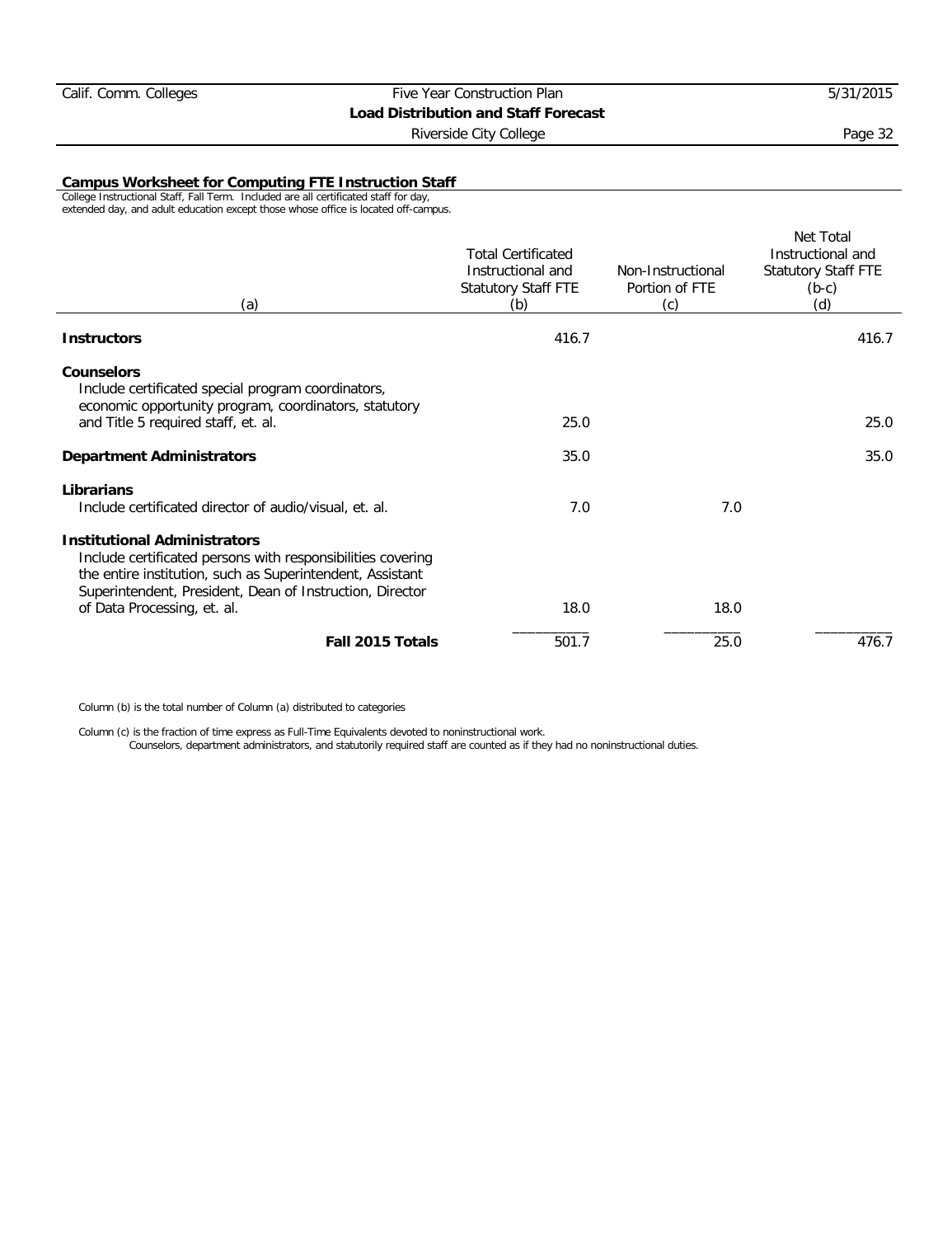## Campus Worksheet for Computing FTE Instruction Staff

College Instructional Staff, Fall Term. Included are all certificated staff for day, extended day, and adult education except those whose office is located off-campus.

| (a) | Total Certificated Instructional and Statutory Staff FTE (b) | Non-Instructional Portion of FTE (c) | Net Total Instructional and Statutory Staff FTE (b-c) (d) |
|---|---|---|---|
| **Instructors** | 416.7 | | 416.7 |
| **Counselors** Include certificated special program coordinators, economic opportunity program, coordinators, statutory and Title 5 required staff, et. al. | 25.0 | | 25.0 |
| **Department Administrators** | 35.0 | | 35.0 |
| **Librarians** Include certificated director of audio/visual, et. al. | 7.0 | 7.0 | |
| **Institutional Administrators** Include certificated persons with responsibilities covering the entire institution, such as Superintendent, Assistant Superintendent, President, Dean of Instruction, Director of Data Processing, et. al. | 18.0 | 18.0 | |
| **Fall 2015 Totals** | 501.7 | 25.0 | 476.7 |

Column (b) is the total number of Column (a) distributed to categories

Column (c) is the fraction of time express as Full-Time Equivalents devoted to noninstructional work.
Counselors, department administrators, and statutorily required staff are counted as if they had no noninstructional duties.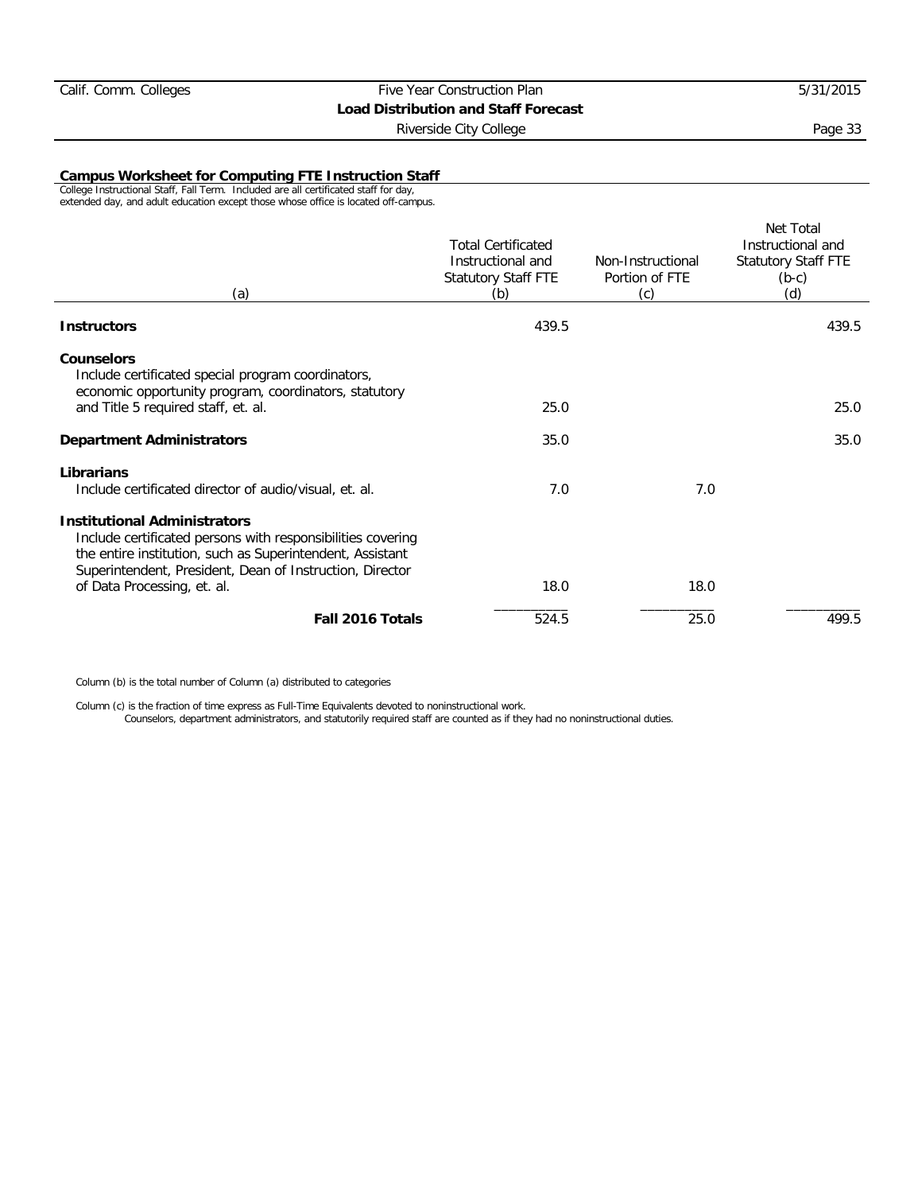## Campus Worksheet for Computing FTE Instruction Staff

College Instructional Staff, Fall Term. Included are all certificated staff for day, extended day, and adult education except those whose office is located off-campus.

| (a) | Total Certificated Instructional and Statutory Staff FTE (b) | Non-Instructional Portion of FTE (c) | Net Total Instructional and Statutory Staff FTE (b-c) (d) |
|---|---|---|---|
| **Instructors** | 439.5 | | 439.5 |
| **Counselors** Include certificated special program coordinators, economic opportunity program, coordinators, statutory and Title 5 required staff, et. al. | 25.0 | | 25.0 |
| **Department Administrators** | 35.0 | | 35.0 |
| **Librarians** Include certificated director of audio/visual, et. al. | 7.0 | 7.0 | |
| **Institutional Administrators** Include certificated persons with responsibilities covering the entire institution, such as Superintendent, Assistant Superintendent, President, Dean of Instruction, Director of Data Processing, et. al. | 18.0 | 18.0 | |
| **Fall 2016 Totals** | 524.5 | 25.0 | 499.5 |

Column (b) is the total number of Column (a) distributed to categories

Column (c) is the fraction of time express as Full-Time Equivalents devoted to noninstructional work.
Counselors, department administrators, and statutorily required staff are counted as if they had no noninstructional duties.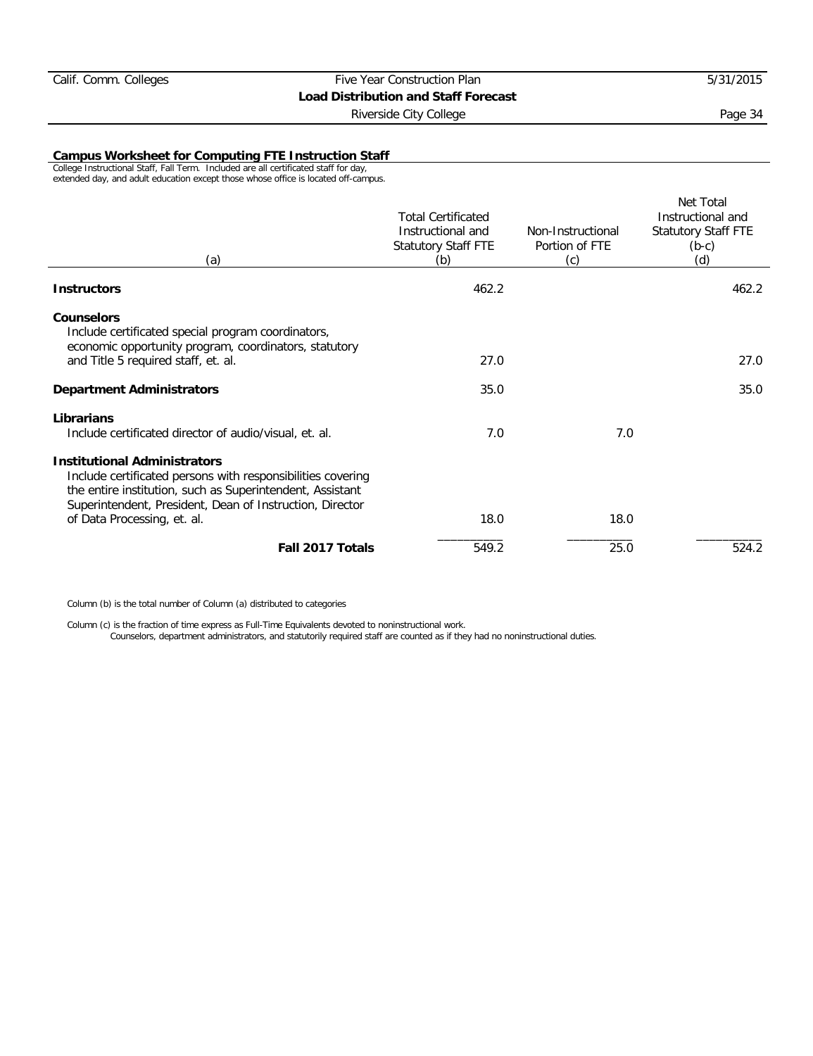## Campus Worksheet for Computing FTE Instruction Staff

College Instructional Staff, Fall Term. Included are all certificated staff for day, extended day, and adult education except those whose office is located off-campus.

| (a) | Total Certificated Instructional and Statutory Staff FTE (b) | Non-Instructional Portion of FTE (c) | Net Total Instructional and Statutory Staff FTE (b-c) (d) |
|---|---|---|---|
| **Instructors** | 462.2 | | 462.2 |
| **Counselors**<br>Include certificated special program coordinators, economic opportunity program, coordinators, statutory and Title 5 required staff, et. al. | 27.0 | | 27.0 |
| **Department Administrators** | 35.0 | | 35.0 |
| **Librarians**<br>Include certificated director of audio/visual, et. al. | 7.0 | 7.0 | |
| **Institutional Administrators**<br>Include certificated persons with responsibilities covering the entire institution, such as Superintendent, Assistant Superintendent, President, Dean of Instruction, Director of Data Processing, et. al. | 18.0 | 18.0 | |
| **Fall 2017 Totals** | 549.2 | 25.0 | 524.2 |

Column (b) is the total number of Column (a) distributed to categories

Column (c) is the fraction of time express as Full-Time Equivalents devoted to noninstructional work.
Counselors, department administrators, and statutorily required staff are counted as if they had no noninstructional duties.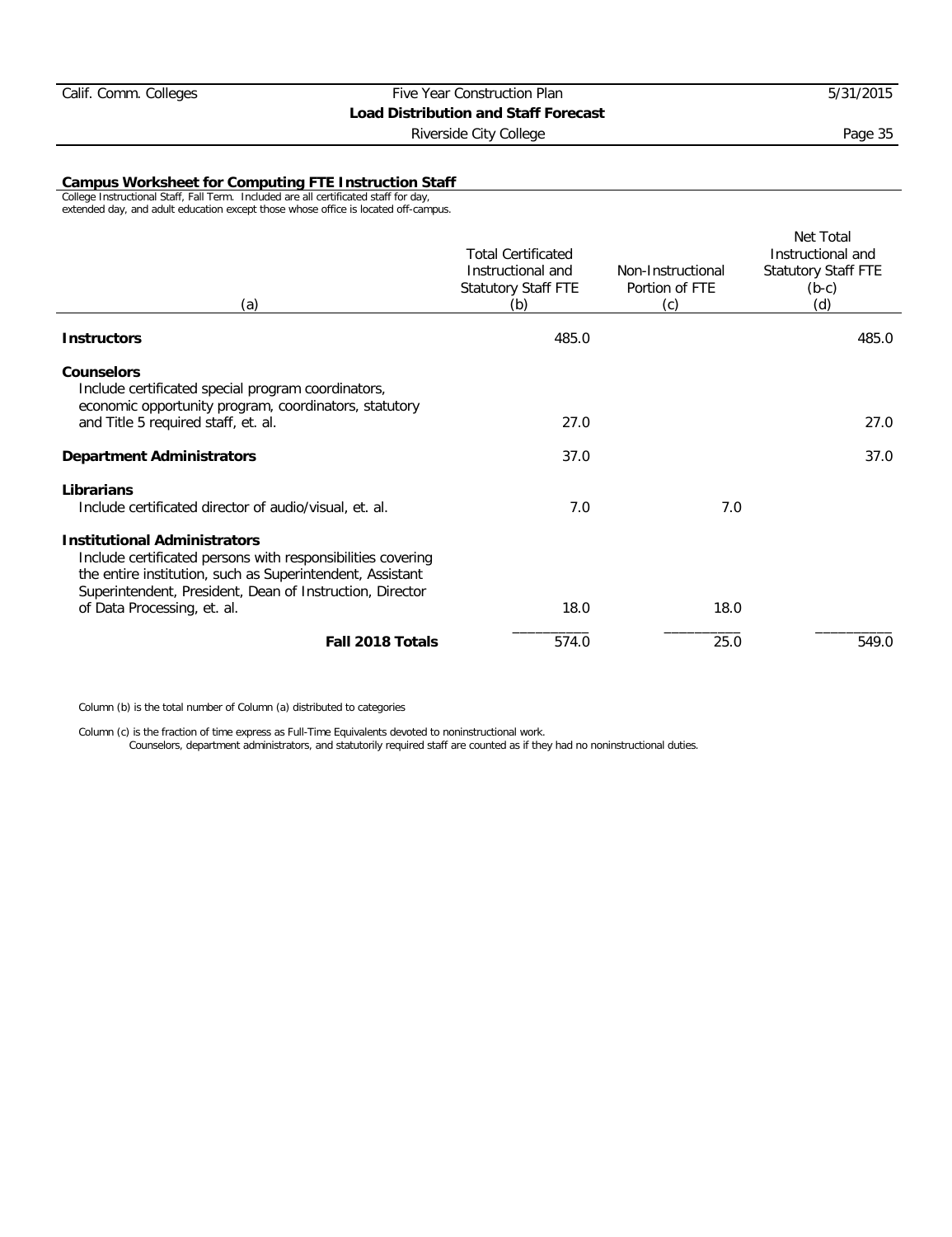## Campus Worksheet for Computing FTE Instruction Staff

College Instructional Staff, Fall Term. Included are all certificated staff for day, extended day, and adult education except those whose office is located off-campus.

| (a) | Total Certificated Instructional and Statutory Staff FTE (b) | Non-Instructional Portion of FTE (c) | Net Total Instructional and Statutory Staff FTE (b-c) (d) |
|---|---|---|---|
| **Instructors** | 485.0 | | 485.0 |
| **Counselors**<br>Include certificated special program coordinators, economic opportunity program, coordinators, statutory and Title 5 required staff, et. al. | 27.0 | | 27.0 |
| **Department Administrators** | 37.0 | | 37.0 |
| **Librarians**<br>Include certificated director of audio/visual, et. al. | 7.0 | 7.0 | |
| **Institutional Administrators**<br>Include certificated persons with responsibilities covering the entire institution, such as Superintendent, Assistant Superintendent, President, Dean of Instruction, Director of Data Processing, et. al. | 18.0 | 18.0 | |
| **Fall 2018 Totals** | 574.0 | 25.0 | 549.0 |

Column (b) is the total number of Column (a) distributed to categories

Column (c) is the fraction of time express as Full-Time Equivalents devoted to noninstructional work.
Counselors, department administrators, and statutorily required staff are counted as if they had no noninstructional duties.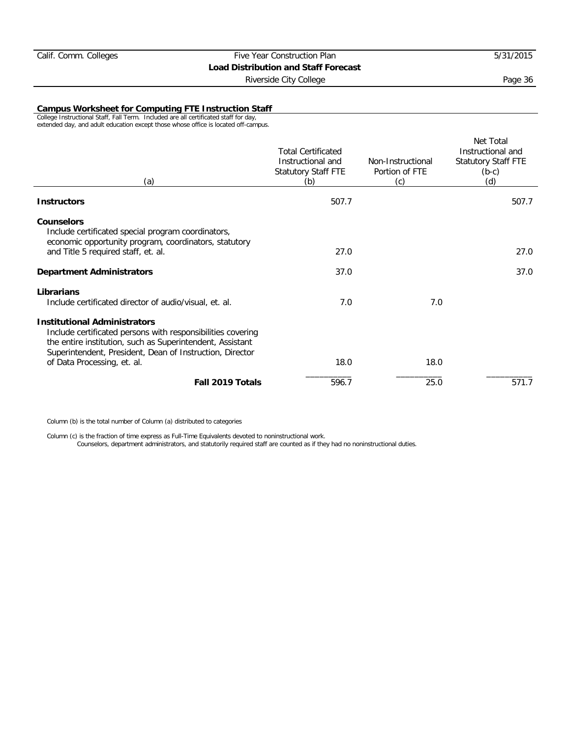### Campus Worksheet for Computing FTE Instruction Staff

College Instructional Staff, Fall Term. Included are all certificated staff for day, extended day, and adult education except those whose office is located off-campus.

| (a) | Total Certificated Instructional and Statutory Staff FTE (b) | Non-Instructional Portion of FTE (c) | Net Total Instructional and Statutory Staff FTE (b-c) (d) |
|---|---|---|---|
| **Instructors** | 507.7 | | 507.7 |
| **Counselors** Include certificated special program coordinators, economic opportunity program, coordinators, statutory and Title 5 required staff, et. al. | 27.0 | | 27.0 |
| **Department Administrators** | 37.0 | | 37.0 |
| **Librarians** Include certificated director of audio/visual, et. al. | 7.0 | 7.0 | |
| **Institutional Administrators** Include certificated persons with responsibilities covering the entire institution, such as Superintendent, Assistant Superintendent, President, Dean of Instruction, Director of Data Processing, et. al. | 18.0 | 18.0 | |
| **Fall 2019 Totals** | 596.7 | 25.0 | 571.7 |

Column (b) is the total number of Column (a) distributed to categories

Column (c) is the fraction of time express as Full-Time Equivalents devoted to noninstructional work.
Counselors, department administrators, and statutorily required staff are counted as if they had no noninstructional duties.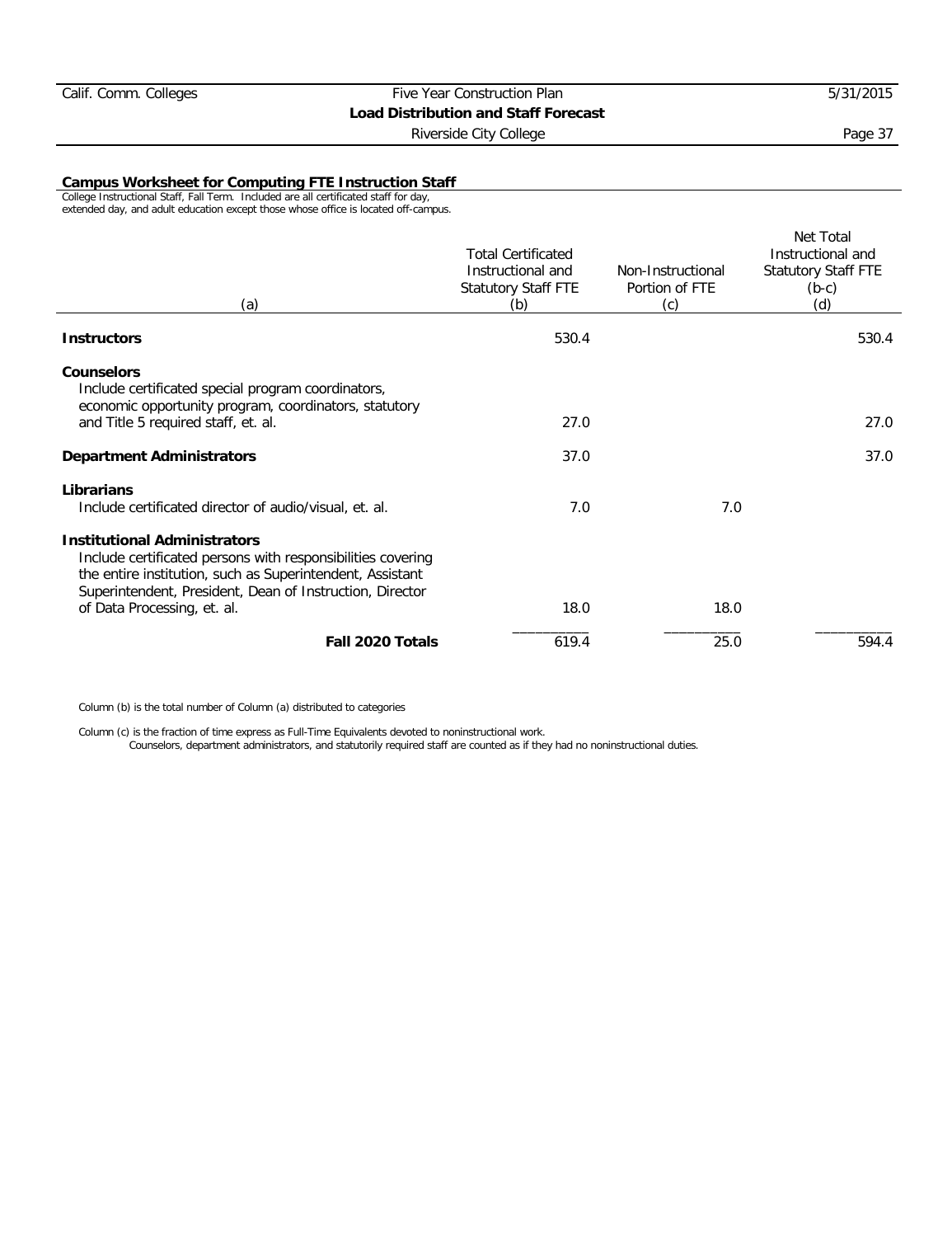## Campus Worksheet for Computing FTE Instruction Staff

College Instructional Staff, Fall Term. Included are all certificated staff for day, extended day, and adult education except those whose office is located off-campus.

| (a) | Total Certificated Instructional and Statutory Staff FTE (b) | Non-Instructional Portion of FTE (c) | Net Total Instructional and Statutory Staff FTE (b-c) (d) |
|---|---|---|---|
| **Instructors** | 530.4 | | 530.4 |
| **Counselors**<br>Include certificated special program coordinators, economic opportunity program, coordinators, statutory and Title 5 required staff, et. al. | 27.0 | | 27.0 |
| **Department Administrators** | 37.0 | | 37.0 |
| **Librarians**<br>Include certificated director of audio/visual, et. al. | 7.0 | 7.0 | |
| **Institutional Administrators**<br>Include certificated persons with responsibilities covering the entire institution, such as Superintendent, Assistant Superintendent, President, Dean of Instruction, Director of Data Processing, et. al. | 18.0 | 18.0 | |
| **Fall 2020 Totals** | 619.4 | 25.0 | 594.4 |

Column (b) is the total number of Column (a) distributed to categories

Column (c) is the fraction of time express as Full-Time Equivalents devoted to noninstructional work.
Counselors, department administrators, and statutorily required staff are counted as if they had no noninstructional duties.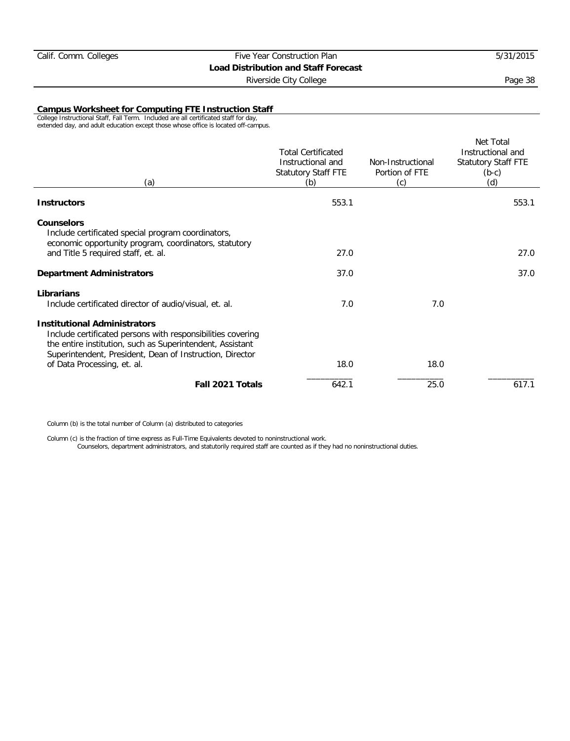## Campus Worksheet for Computing FTE Instruction Staff

College Instructional Staff, Fall Term. Included are all certificated staff for day, extended day, and adult education except those whose office is located off-campus.

| (a) | Total Certificated Instructional and Statutory Staff FTE (b) | Non-Instructional Portion of FTE (c) | Net Total Instructional and Statutory Staff FTE (b-c) (d) |
|---|---|---|---|
| **Instructors** | 553.1 | | 553.1 |
| **Counselors** Include certificated special program coordinators, economic opportunity program, coordinators, statutory and Title 5 required staff, et. al. | 27.0 | | 27.0 |
| **Department Administrators** | 37.0 | | 37.0 |
| **Librarians** Include certificated director of audio/visual, et. al. | 7.0 | 7.0 | |
| **Institutional Administrators** Include certificated persons with responsibilities covering the entire institution, such as Superintendent, Assistant Superintendent, President, Dean of Instruction, Director of Data Processing, et. al. | 18.0 | 18.0 | |
| **Fall 2021 Totals** | 642.1 | 25.0 | 617.1 |

Column (b) is the total number of Column (a) distributed to categories

Column (c) is the fraction of time express as Full-Time Equivalents devoted to noninstructional work.
Counselors, department administrators, and statutorily required staff are counted as if they had no noninstructional duties.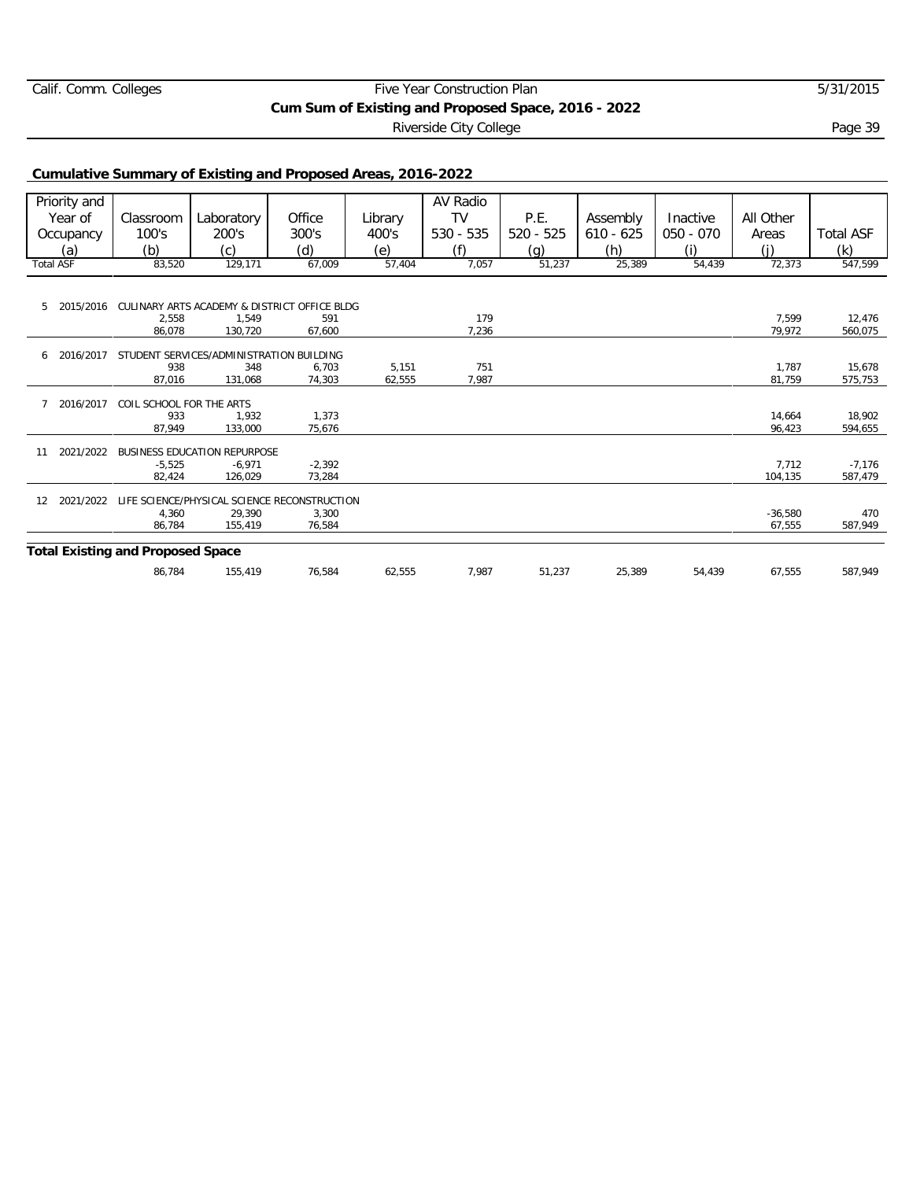## Cumulative Summary of Existing and Proposed Areas, 2016-2022

| Priority and Year of Occupancy (a) | Classroom 100's (b) | Laboratory 200's (c) | Office 300's (d) | Library 400's (e) | AV Radio TV 530 - 535 (f) | P.E. 520 - 525 (g) | Assembly 610 - 625 (h) | Inactive 050 - 070 (i) | All Other Areas (j) | Total ASF (k) |
|---|---|---|---|---|---|---|---|---|---|---|
| Total ASF | 83,520 | 129,171 | 67,009 | 57,404 | 7,057 | 51,237 | 25,389 | 54,439 | 72,373 | 547,599 |
| 5 2015/2016 | CULINARY ARTS ACADEMY & DISTRICT OFFICE BLDG | | | | | | | | | |
| | 2,558 | 1,549 | 591 | | 179 | | | | 7,599 | 12,476 |
| | 86,078 | 130,720 | 67,600 | | 7,236 | | | | 79,972 | 560,075 |
| 6 2016/2017 | STUDENT SERVICES/ADMINISTRATION BUILDING | | | | | | | | | |
| | 938 | 348 | 6,703 | 5,151 | 751 | | | | 1,787 | 15,678 |
| | 87,016 | 131,068 | 74,303 | 62,555 | 7,987 | | | | 81,759 | 575,753 |
| 7 2016/2017 | COIL SCHOOL FOR THE ARTS | | | | | | | | | |
| | 933 | 1,932 | 1,373 | | | | | | 14,664 | 18,902 |
| | 87,949 | 133,000 | 75,676 | | | | | | 96,423 | 594,655 |
| 11 2021/2022 | BUSINESS EDUCATION REPURPOSE | | | | | | | | | |
| | -5,525 | -6,971 | -2,392 | | | | | | 7,712 | -7,176 |
| | 82,424 | 126,029 | 73,284 | | | | | | 104,135 | 587,479 |
| 12 2021/2022 | LIFE SCIENCE/PHYSICAL SCIENCE RECONSTRUCTION | | | | | | | | | |
| | 4,360 | 29,390 | 3,300 | | | | | | -36,580 | 470 |
| | 86,784 | 155,419 | 76,584 | | | | | | 67,555 | 587,949 |
| **Total Existing and Proposed Space** | | | | | | | | | | |
| | 86,784 | 155,419 | 76,584 | 62,555 | 7,987 | 51,237 | 25,389 | 54,439 | 67,555 | 587,949 |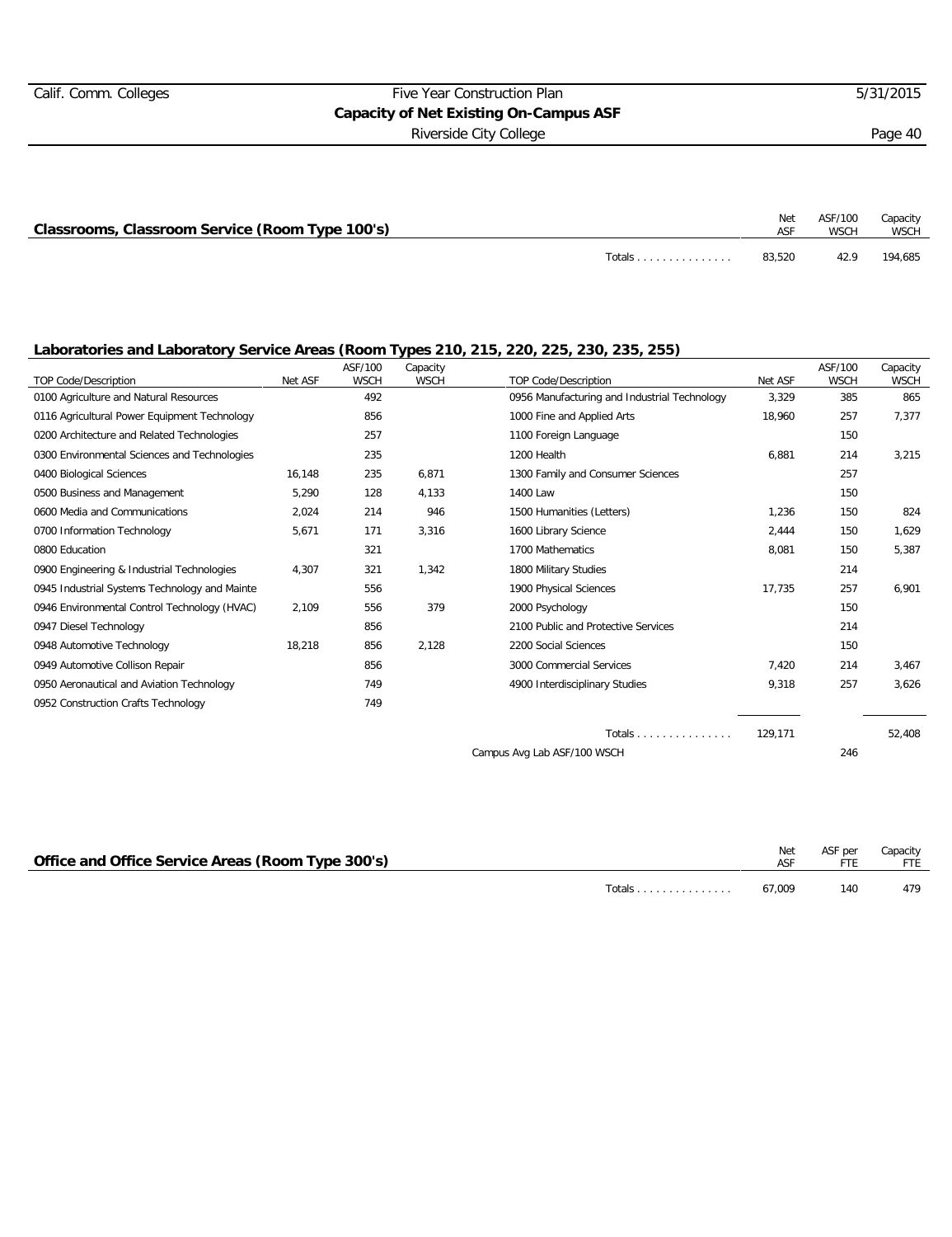## Capacity of Net Existing On-Campus ASF

Riverside City College

### Classrooms, Classroom Service (Room Type 100's)

| | Net ASF | ASF/100 WSCH | Capacity WSCH |
|---|---|---|---|
| Totals | 83,520 | 42.9 | 194,685 |

### Laboratories and Laboratory Service Areas (Room Types 210, 215, 220, 225, 230, 235, 255)

| TOP Code/Description | Net ASF | ASF/100 WSCH | Capacity WSCH |
|---|---|---|---|
| 0100 Agriculture and Natural Resources | | 492 | |
| 0116 Agricultural Power Equipment Technology | | 856 | |
| 0200 Architecture and Related Technologies | | 257 | |
| 0300 Environmental Sciences and Technologies | | 235 | |
| 0400 Biological Sciences | 16,148 | 235 | 6,871 |
| 0500 Business and Management | 5,290 | 128 | 4,133 |
| 0600 Media and Communications | 2,024 | 214 | 946 |
| 0700 Information Technology | 5,671 | 171 | 3,316 |
| 0800 Education | | 321 | |
| 0900 Engineering & Industrial Technologies | 4,307 | 321 | 1,342 |
| 0945 Industrial Systems Technology and Mainte | | 556 | |
| 0946 Environmental Control Technology (HVAC) | 2,109 | 556 | 379 |
| 0947 Diesel Technology | | 856 | |
| 0948 Automotive Technology | 18,218 | 856 | 2,128 |
| 0949 Automotive Collison Repair | | 856 | |
| 0950 Aeronautical and Aviation Technology | | 749 | |
| 0952 Construction Crafts Technology | | 749 | |
| 0956 Manufacturing and Industrial Technology | 3,329 | 385 | 865 |
| 1000 Fine and Applied Arts | 18,960 | 257 | 7,377 |
| 1100 Foreign Language | | 150 | |
| 1200 Health | 6,881 | 214 | 3,215 |
| 1300 Family and Consumer Sciences | | 257 | |
| 1400 Law | | 150 | |
| 1500 Humanities (Letters) | 1,236 | 150 | 824 |
| 1600 Library Science | 2,444 | 150 | 1,629 |
| 1700 Mathematics | 8,081 | 150 | 5,387 |
| 1800 Military Studies | | 214 | |
| 1900 Physical Sciences | 17,735 | 257 | 6,901 |
| 2000 Psychology | | 150 | |
| 2100 Public and Protective Services | | 214 | |
| 2200 Social Sciences | | 150 | |
| 3000 Commercial Services | 7,420 | 214 | 3,467 |
| 4900 Interdisciplinary Studies | 9,318 | 257 | 3,626 |
| Totals | 129,171 | | 52,408 |
| Campus Avg Lab ASF/100 WSCH | | 246 | |

### Office and Office Service Areas (Room Type 300's)

| | Net ASF | ASF per FTE | Capacity FTE |
|---|---|---|---|
| Totals | 67,009 | 140 | 479 |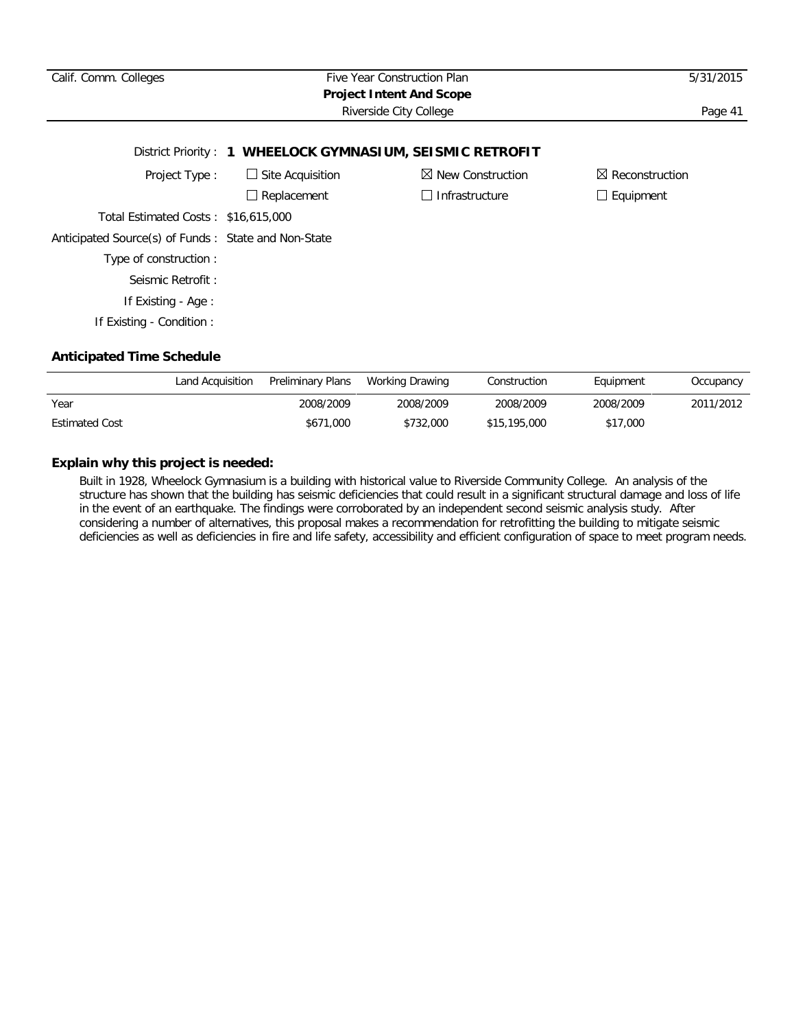District Priority : **1 WHEELOCK GYMNASIUM, SEISMIC RETROFIT**

Project Type :
- ☐ Site Acquisition
- ☒ New Construction
- ☒ Reconstruction
- ☐ Replacement
- ☐ Infrastructure
- ☐ Equipment

Total Estimated Costs : $16,615,000

Anticipated Source(s) of Funds : State and Non-State

Type of construction :

Seismic Retrofit :

If Existing - Age :

If Existing - Condition :

## Anticipated Time Schedule

| | Land Acquisition | Preliminary Plans | Working Drawing | Construction | Equipment | Occupancy |
|---|---|---|---|---|---|---|
| Year | | 2008/2009 | 2008/2009 | 2008/2009 | 2008/2009 | 2011/2012 |
| Estimated Cost | | $671,000 | $732,000 | $15,195,000 | $17,000 | |

## Explain why this project is needed:

Built in 1928, Wheelock Gymnasium is a building with historical value to Riverside Community College. An analysis of the structure has shown that the building has seismic deficiencies that could result in a significant structural damage and loss of life in the event of an earthquake. The findings were corroborated by an independent second seismic analysis study. After considering a number of alternatives, this proposal makes a recommendation for retrofitting the building to mitigate seismic deficiencies as well as deficiencies in fire and life safety, accessibility and efficient configuration of space to meet program needs.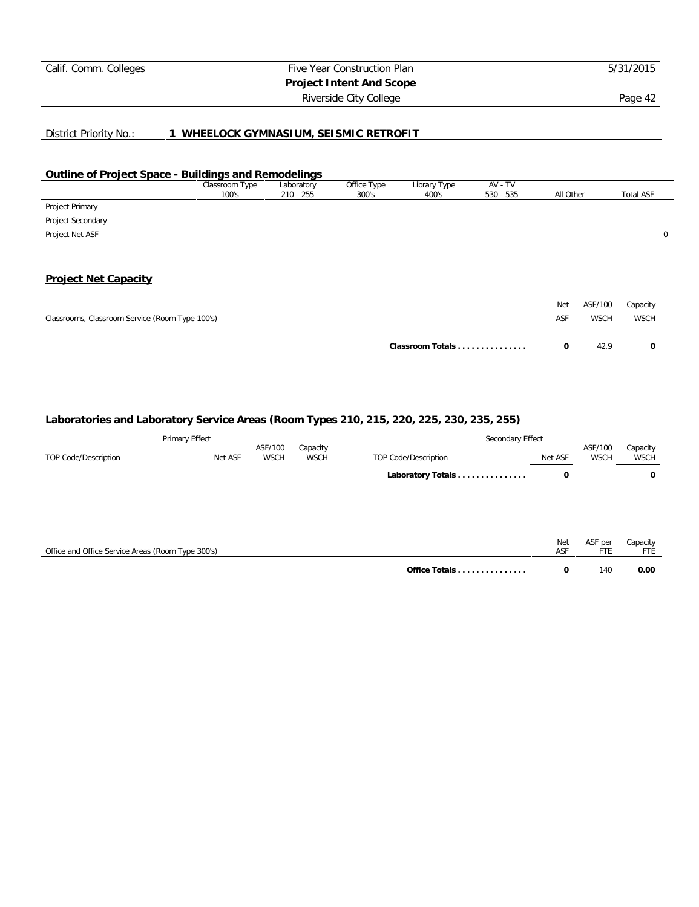District Priority No.: **1 WHEELOCK GYMNASIUM, SEISMIC RETROFIT**

## Outline of Project Space - Buildings and Remodelings

| | Classroom Type 100's | Laboratory 210 - 255 | Office Type 300's | Library Type 400's | AV - TV 530 - 535 | All Other | Total ASF |
|---|---|---|---|---|---|---|---|
| Project Primary | | | | | | | |
| Project Secondary | | | | | | | |
| Project Net ASF | | | | | | | 0 |

## Project Net Capacity

| Classrooms, Classroom Service (Room Type 100's) | Net ASF | ASF/100 WSCH | Capacity WSCH |
|---|---|---|---|
| **Classroom Totals . . . . . . . . . . . . . . .** | **0** | 42.9 | **0** |

## Laboratories and Laboratory Service Areas (Room Types 210, 215, 220, 225, 230, 235, 255)

| Primary Effect | | | | Secondary Effect | | | |
|---|---|---|---|---|---|---|---|
| TOP Code/Description | Net ASF | ASF/100 WSCH | Capacity WSCH | TOP Code/Description | Net ASF | ASF/100 WSCH | Capacity WSCH |
| | | | | **Laboratory Totals . . . . . . . . . . . . . . .** | **0** | | **0** |

| Office and Office Service Areas (Room Type 300's) | Net ASF | ASF per FTE | Capacity FTE |
|---|---|---|---|
| **Office Totals . . . . . . . . . . . . . . .** | **0** | 140 | **0.00** |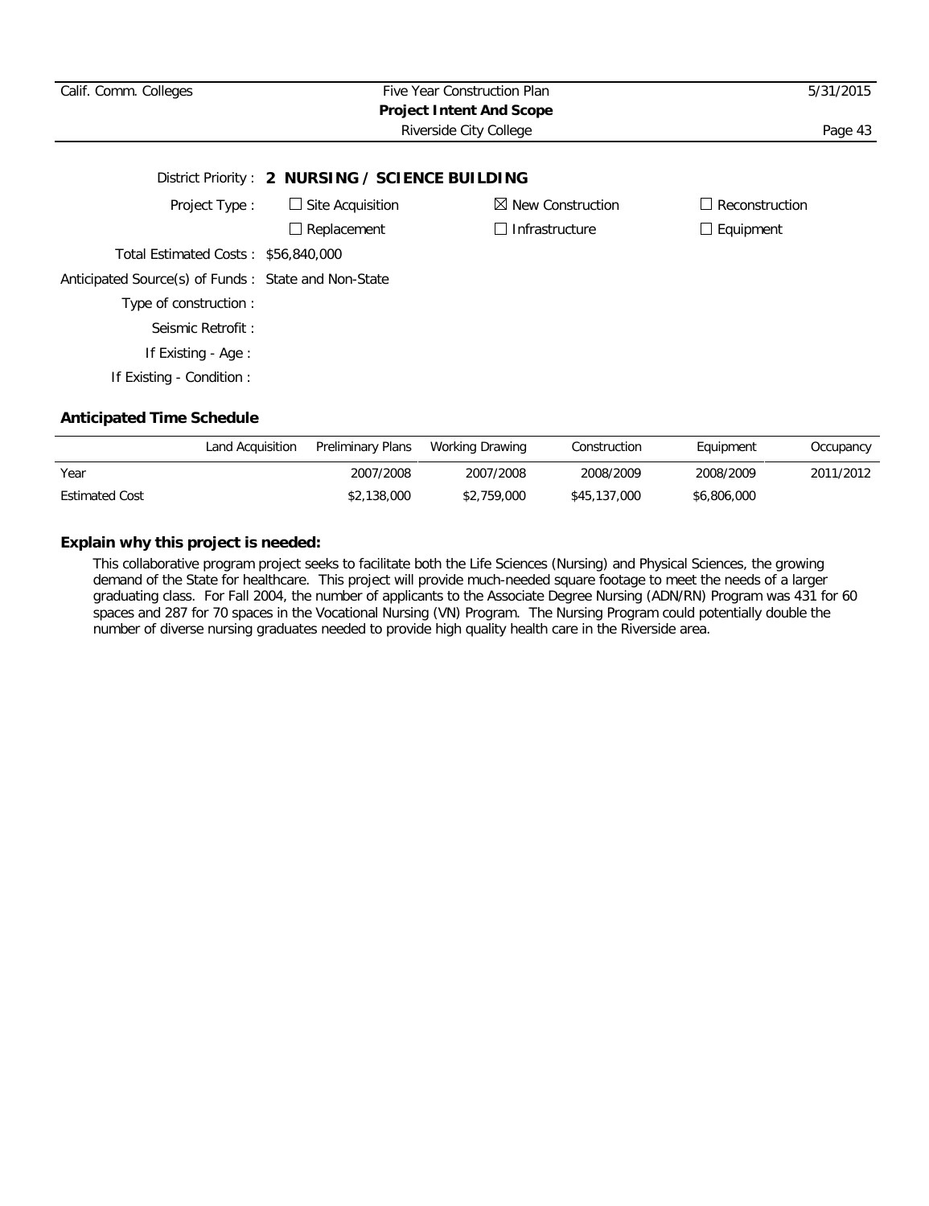District Priority : **2 NURSING / SCIENCE BUILDING**

| Project Type : | ☐ Site Acquisition | ☒ New Construction | ☐ Reconstruction |
|---|---|---|---|
| | ☐ Replacement | ☐ Infrastructure | ☐ Equipment |

Total Estimated Costs : $56,840,000

Anticipated Source(s) of Funds : State and Non-State

Type of construction :

Seismic Retrofit :

If Existing - Age :

If Existing - Condition :

### Anticipated Time Schedule

| | Land Acquisition | Preliminary Plans | Working Drawing | Construction | Equipment | Occupancy |
|---|---|---|---|---|---|---|
| Year | | 2007/2008 | 2007/2008 | 2008/2009 | 2008/2009 | 2011/2012 |
| Estimated Cost | | $2,138,000 | $2,759,000 | $45,137,000 | $6,806,000 | |

### Explain why this project is needed:

This collaborative program project seeks to facilitate both the Life Sciences (Nursing) and Physical Sciences, the growing demand of the State for healthcare. This project will provide much-needed square footage to meet the needs of a larger graduating class. For Fall 2004, the number of applicants to the Associate Degree Nursing (ADN/RN) Program was 431 for 60 spaces and 287 for 70 spaces in the Vocational Nursing (VN) Program. The Nursing Program could potentially double the number of diverse nursing graduates needed to provide high quality health care in the Riverside area.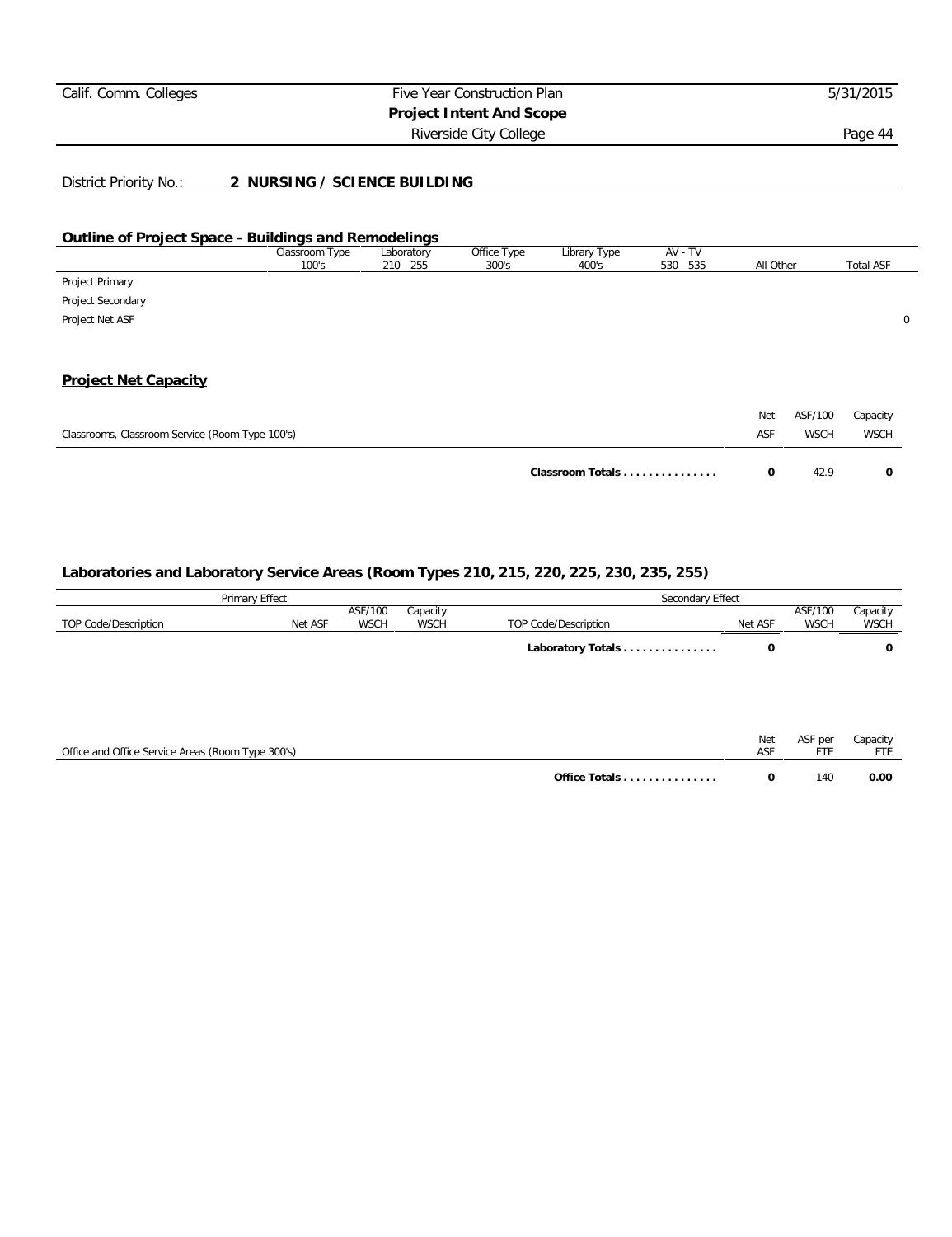District Priority No.: **2 NURSING / SCIENCE BUILDING**

## Outline of Project Space - Buildings and Remodelings

| | Classroom Type 100's | Laboratory 210 - 255 | Office Type 300's | Library Type 400's | AV - TV 530 - 535 | All Other | Total ASF |
|---|---|---|---|---|---|---|---|
| Project Primary | | | | | | | |
| Project Secondary | | | | | | | |
| Project Net ASF | | | | | | | 0 |

## Project Net Capacity

| Classrooms, Classroom Service (Room Type 100's) | Net ASF | ASF/100 WSCH | Capacity WSCH |
|---|---|---|---|
| **Classroom Totals . . . . . . . . . . . . . . .** | **0** | 42.9 | **0** |

### Laboratories and Laboratory Service Areas (Room Types 210, 215, 220, 225, 230, 235, 255)

| Primary Effect | | | | Secondary Effect | | | |
|---|---|---|---|---|---|---|---|
| TOP Code/Description | Net ASF | ASF/100 WSCH | Capacity WSCH | TOP Code/Description | Net ASF | ASF/100 WSCH | Capacity WSCH |
| | | | | **Laboratory Totals . . . . . . . . . . . . . . .** | **0** | | **0** |

| Office and Office Service Areas (Room Type 300's) | Net ASF | ASF per FTE | Capacity FTE |
|---|---|---|---|
| **Office Totals . . . . . . . . . . . . . . .** | **0** | 140 | **0.00** |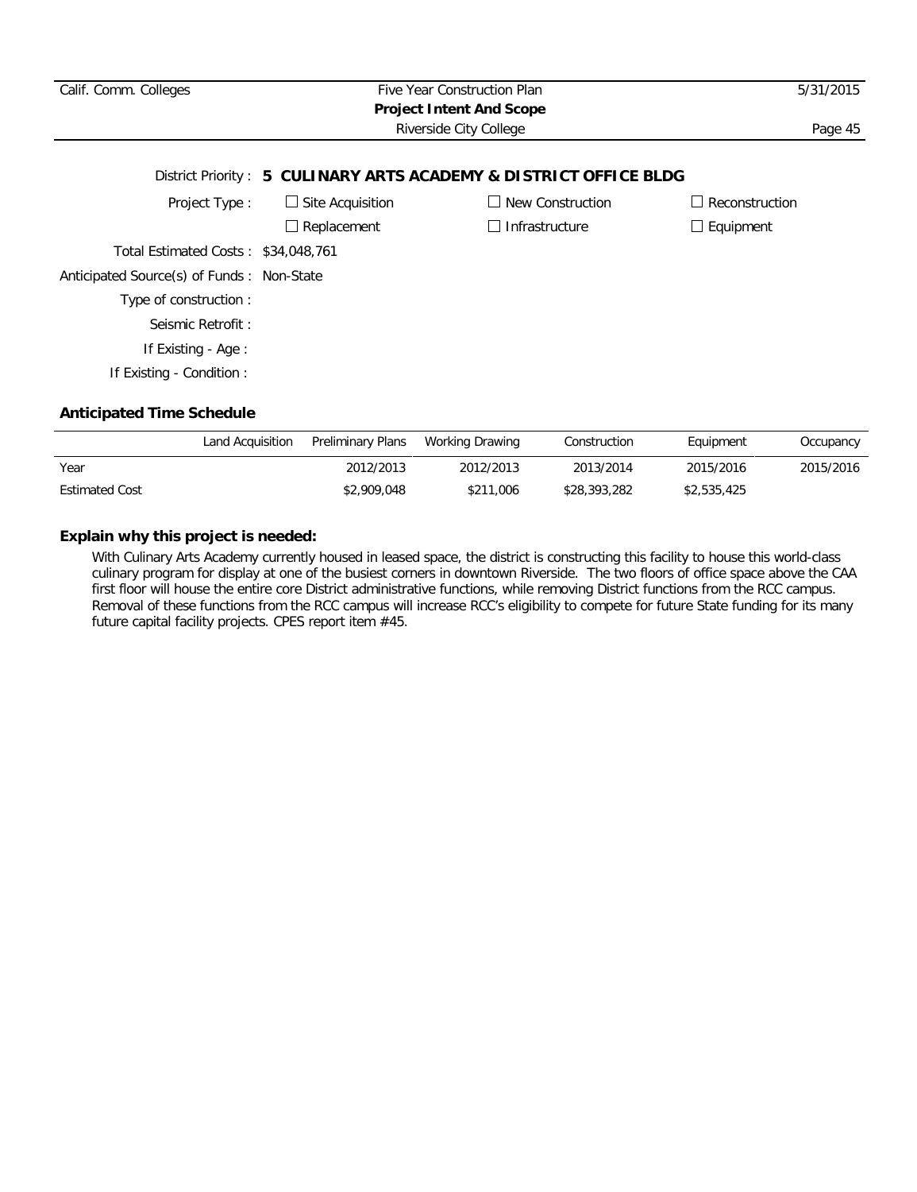District Priority : **5 CULINARY ARTS ACADEMY & DISTRICT OFFICE BLDG**

Project Type : ☐ Site Acquisition ☐ New Construction ☐ Reconstruction

☐ Replacement ☐ Infrastructure ☐ Equipment

Total Estimated Costs : $34,048,761

Anticipated Source(s) of Funds : Non-State

Type of construction :

Seismic Retrofit :

If Existing - Age :

If Existing - Condition :

### Anticipated Time Schedule

| | Land Acquisition | Preliminary Plans | Working Drawing | Construction | Equipment | Occupancy |
|---|---|---|---|---|---|---|
| Year | | 2012/2013 | 2012/2013 | 2013/2014 | 2015/2016 | 2015/2016 |
| Estimated Cost | | $2,909,048 | $211,006 | $28,393,282 | $2,535,425 | |

### Explain why this project is needed:

With Culinary Arts Academy currently housed in leased space, the district is constructing this facility to house this world-class culinary program for display at one of the busiest corners in downtown Riverside. The two floors of office space above the CAA first floor will house the entire core District administrative functions, while removing District functions from the RCC campus. Removal of these functions from the RCC campus will increase RCC's eligibility to compete for future State funding for its many future capital facility projects. CPES report item #45.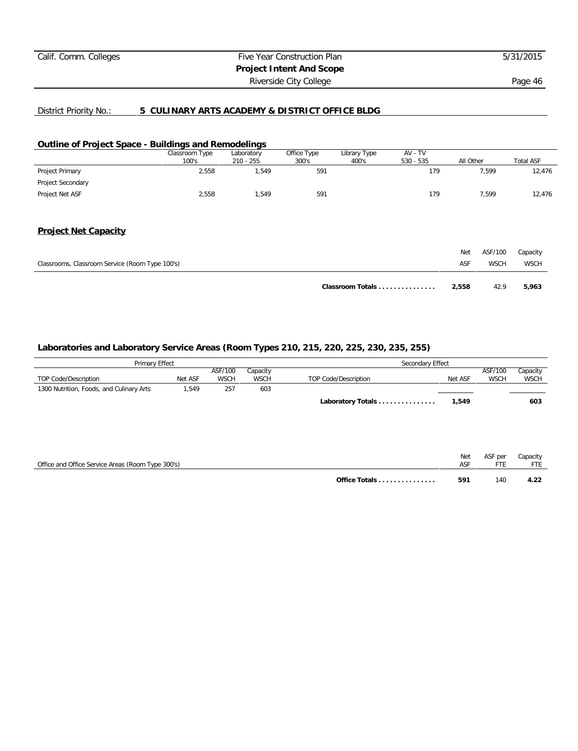District Priority No.: **5 CULINARY ARTS ACADEMY & DISTRICT OFFICE BLDG**

## Outline of Project Space - Buildings and Remodelings

| | Classroom Type 100's | Laboratory 210 - 255 | Office Type 300's | Library Type 400's | AV - TV 530 - 535 | All Other | Total ASF |
|---|---|---|---|---|---|---|---|
| Project Primary | 2,558 | 1,549 | 591 | | 179 | 7,599 | 12,476 |
| Project Secondary | | | | | | | |
| Project Net ASF | 2,558 | 1,549 | 591 | | 179 | 7,599 | 12,476 |

## Project Net Capacity

| Classrooms, Classroom Service (Room Type 100's) | Net ASF | ASF/100 WSCH | Capacity WSCH |
|---|---|---|---|
| **Classroom Totals . . . . . . . . . . . . . . .** | **2,558** | 42.9 | **5,963** |

### Laboratories and Laboratory Service Areas (Room Types 210, 215, 220, 225, 230, 235, 255)

| Primary Effect | | | | Secondary Effect | | | |
|---|---|---|---|---|---|---|---|
| TOP Code/Description | Net ASF | ASF/100 WSCH | Capacity WSCH | TOP Code/Description | Net ASF | ASF/100 WSCH | Capacity WSCH |
| 1300 Nutrition, Foods, and Culinary Arts | 1,549 | 257 | 603 | | | | |
| | | | | **Laboratory Totals . . . . . . . . . . . . . . .** | **1,549** | | **603** |

| Office and Office Service Areas (Room Type 300's) | Net ASF | ASF per FTE | Capacity FTE |
|---|---|---|---|
| **Office Totals . . . . . . . . . . . . . . .** | **591** | 140 | **4.22** |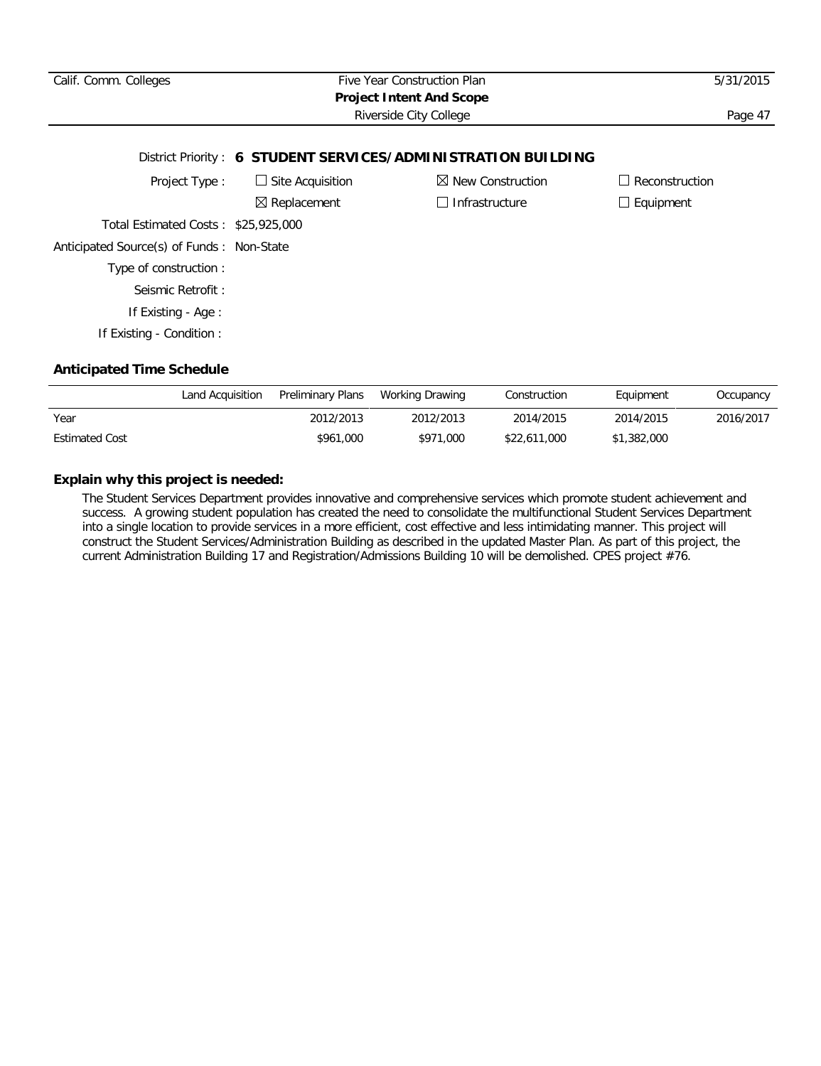District Priority : **6 STUDENT SERVICES/ADMINISTRATION BUILDING**

Project Type : ☐ Site Acquisition ☒ New Construction ☐ Reconstruction

☒ Replacement ☐ Infrastructure ☐ Equipment

Total Estimated Costs : $25,925,000

Anticipated Source(s) of Funds : Non-State

Type of construction :

Seismic Retrofit :

If Existing - Age :

If Existing - Condition :

### Anticipated Time Schedule

| | Land Acquisition | Preliminary Plans | Working Drawing | Construction | Equipment | Occupancy |
|---|---|---|---|---|---|---|
| Year | | 2012/2013 | 2012/2013 | 2014/2015 | 2014/2015 | 2016/2017 |
| Estimated Cost | | $961,000 | $971,000 | $22,611,000 | $1,382,000 | |

### Explain why this project is needed:

The Student Services Department provides innovative and comprehensive services which promote student achievement and success. A growing student population has created the need to consolidate the multifunctional Student Services Department into a single location to provide services in a more efficient, cost effective and less intimidating manner. This project will construct the Student Services/Administration Building as described in the updated Master Plan. As part of this project, the current Administration Building 17 and Registration/Admissions Building 10 will be demolished. CPES project #76.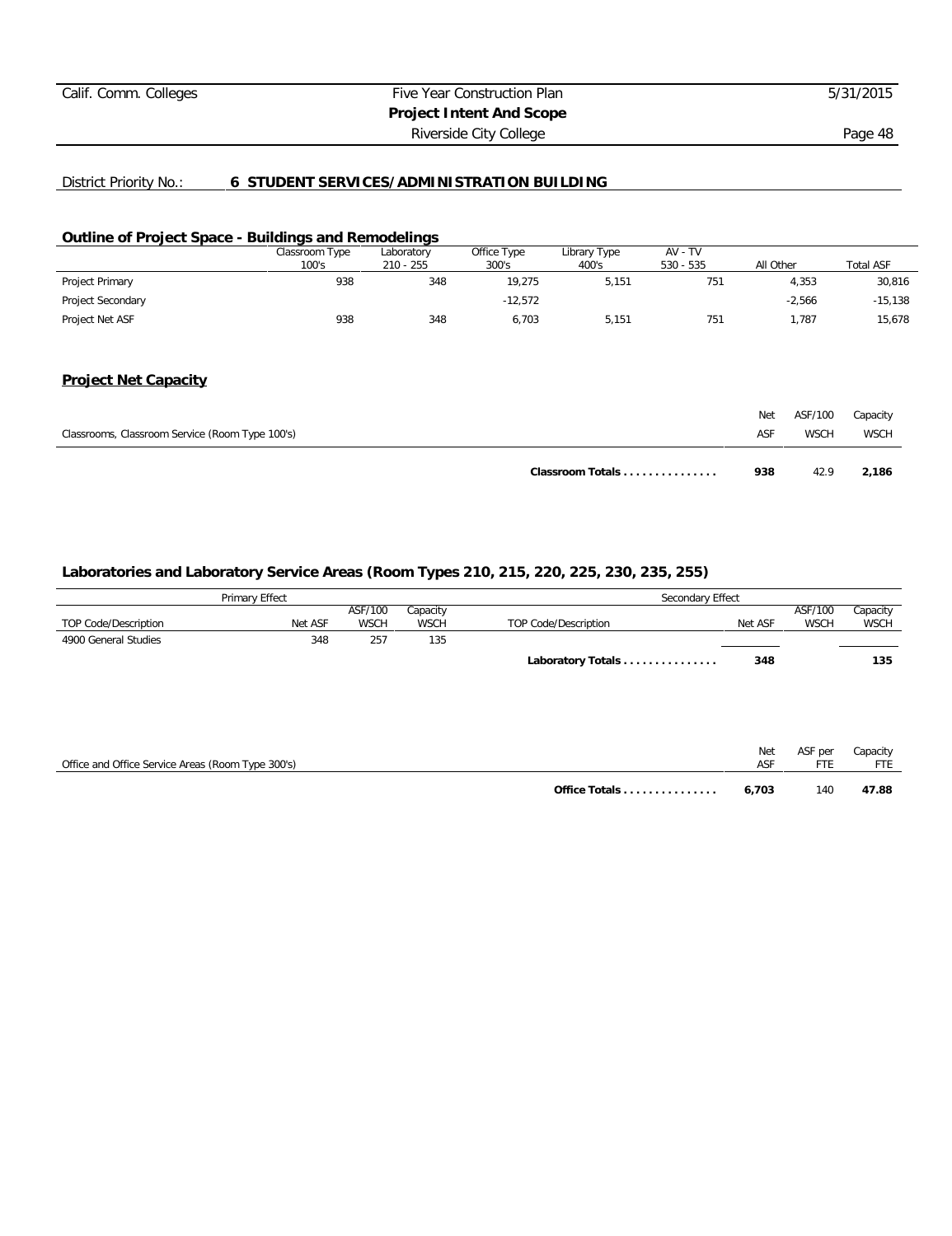District Priority No.: **6 STUDENT SERVICES/ADMINISTRATION BUILDING**

## Outline of Project Space - Buildings and Remodelings

| | Classroom Type 100's | Laboratory 210 - 255 | Office Type 300's | Library Type 400's | AV - TV 530 - 535 | All Other | Total ASF |
|---|---|---|---|---|---|---|---|
| Project Primary | 938 | 348 | 19,275 | 5,151 | 751 | 4,353 | 30,816 |
| Project Secondary | | | -12,572 | | | -2,566 | -15,138 |
| Project Net ASF | 938 | 348 | 6,703 | 5,151 | 751 | 1,787 | 15,678 |

## Project Net Capacity

| Classrooms, Classroom Service (Room Type 100's) | Net ASF | ASF/100 WSCH | Capacity WSCH |
|---|---|---|---|
| **Classroom Totals . . . . . . . . . . . . . . .** | **938** | 42.9 | **2,186** |

### Laboratories and Laboratory Service Areas (Room Types 210, 215, 220, 225, 230, 235, 255)

| Primary Effect | | | | Secondary Effect | | | |
|---|---|---|---|---|---|---|---|
| TOP Code/Description | Net ASF | ASF/100 WSCH | Capacity WSCH | TOP Code/Description | Net ASF | ASF/100 WSCH | Capacity WSCH |
| 4900 General Studies | 348 | 257 | 135 | | | | |
| | | | | **Laboratory Totals . . . . . . . . . . . . . . .** | **348** | | **135** |

| Office and Office Service Areas (Room Type 300's) | Net ASF | ASF per FTE | Capacity FTE |
|---|---|---|---|
| **Office Totals . . . . . . . . . . . . . . .** | **6,703** | 140 | **47.88** |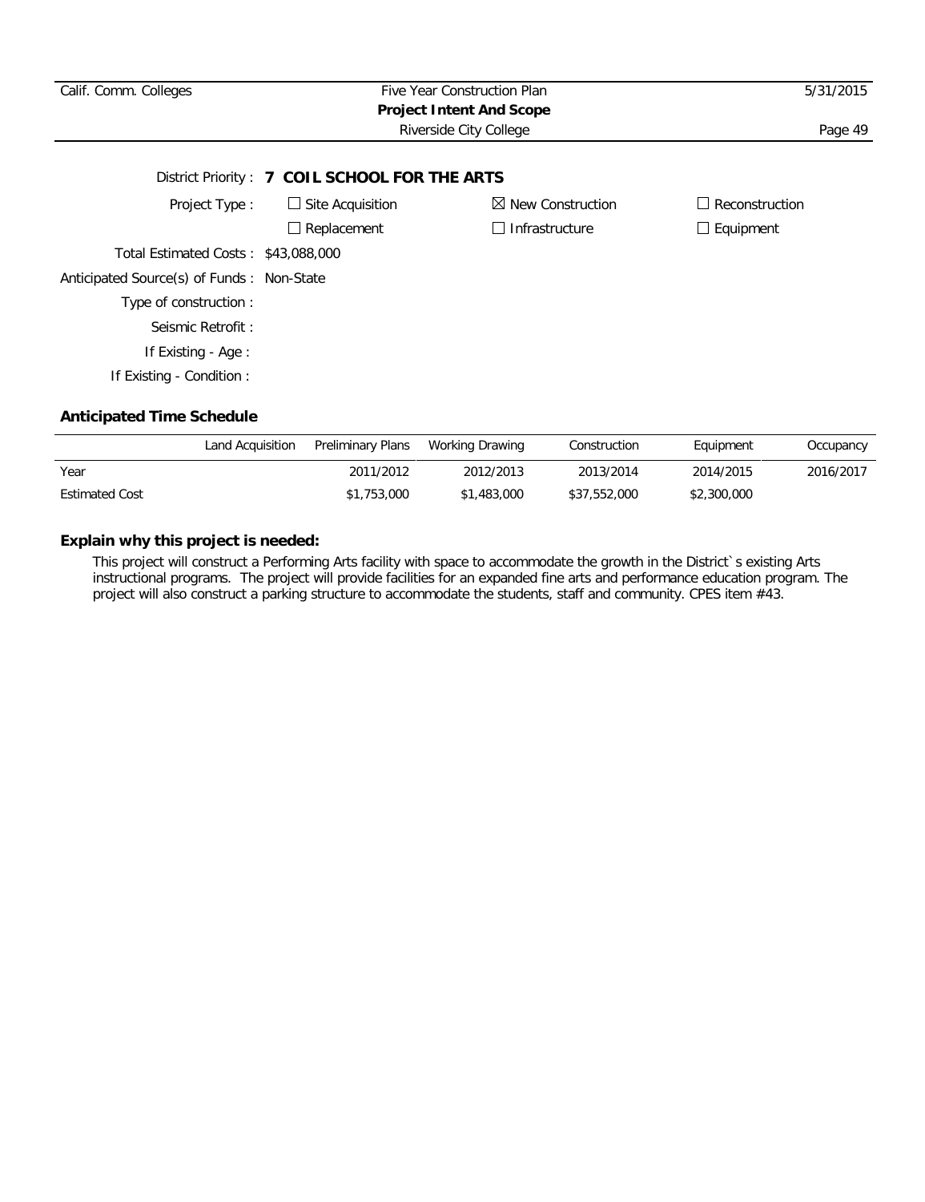District Priority : **7 COIL SCHOOL FOR THE ARTS**

Project Type : ☐ Site Acquisition ☒ New Construction ☐ Reconstruction

☐ Replacement ☐ Infrastructure ☐ Equipment

Total Estimated Costs : $43,088,000

Anticipated Source(s) of Funds : Non-State

Type of construction :

Seismic Retrofit :

If Existing - Age :

If Existing - Condition :

### Anticipated Time Schedule

| | Land Acquisition | Preliminary Plans | Working Drawing | Construction | Equipment | Occupancy |
|---|---|---|---|---|---|---|
| Year | | 2011/2012 | 2012/2013 | 2013/2014 | 2014/2015 | 2016/2017 |
| Estimated Cost | | $1,753,000 | $1,483,000 | $37,552,000 | $2,300,000 | |

### Explain why this project is needed:

This project will construct a Performing Arts facility with space to accommodate the growth in the District`s existing Arts instructional programs. The project will provide facilities for an expanded fine arts and performance education program. The project will also construct a parking structure to accommodate the students, staff and community. CPES item #43.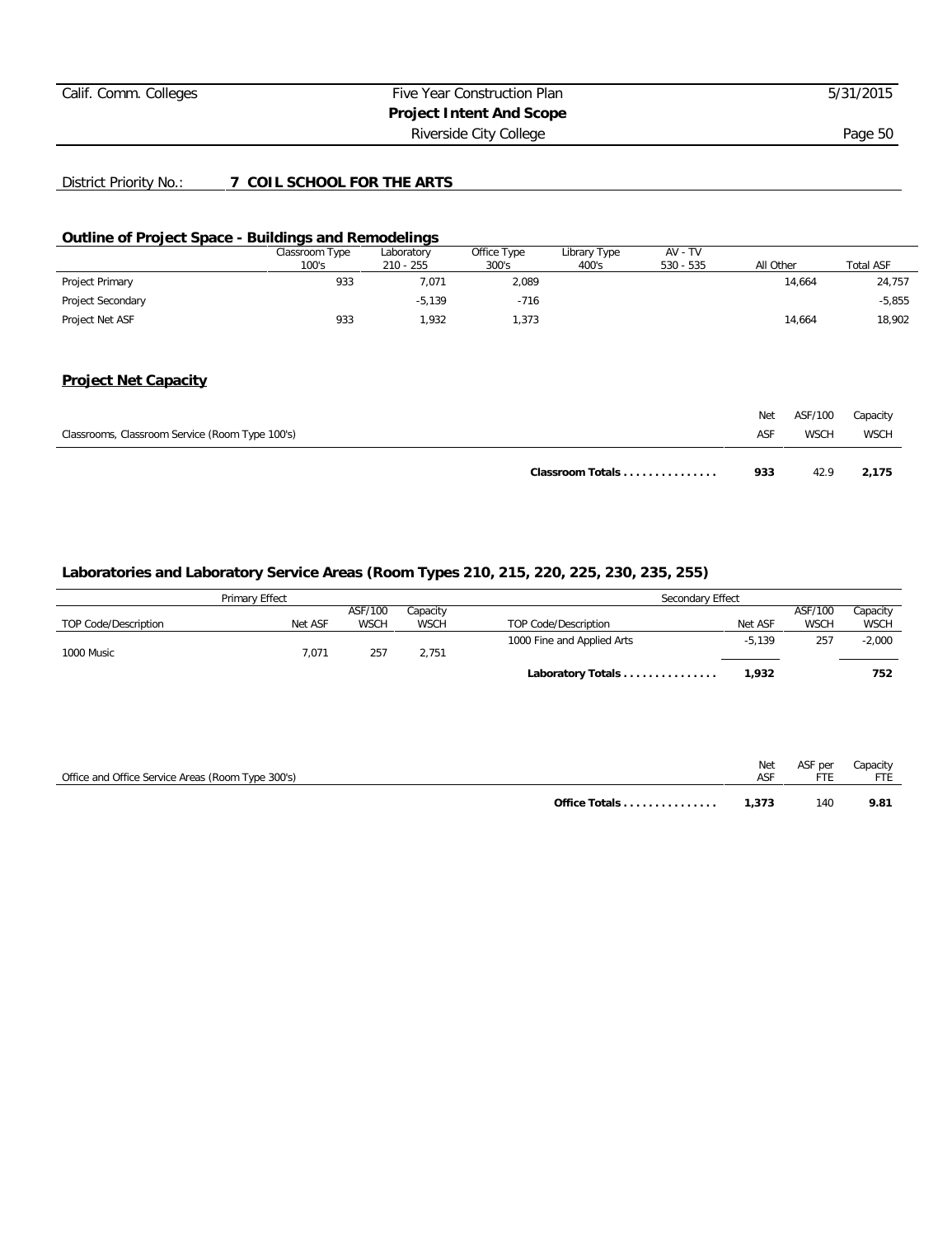District Priority No.: **7 COIL SCHOOL FOR THE ARTS**

## Outline of Project Space - Buildings and Remodelings

| | Classroom Type 100's | Laboratory 210 - 255 | Office Type 300's | Library Type 400's | AV - TV 530 - 535 | All Other | Total ASF |
|---|---|---|---|---|---|---|---|
| Project Primary | 933 | 7,071 | 2,089 | | | 14,664 | 24,757 |
| Project Secondary | | -5,139 | -716 | | | | -5,855 |
| Project Net ASF | 933 | 1,932 | 1,373 | | | 14,664 | 18,902 |

## Project Net Capacity

| Classrooms, Classroom Service (Room Type 100's) | Net ASF | ASF/100 WSCH | Capacity WSCH |
|---|---|---|---|
| **Classroom Totals** | **933** | 42.9 | **2,175** |

### Laboratories and Laboratory Service Areas (Room Types 210, 215, 220, 225, 230, 235, 255)

| Primary Effect | | | | Secondary Effect | | | |
|---|---|---|---|---|---|---|---|
| TOP Code/Description | Net ASF | ASF/100 WSCH | Capacity WSCH | TOP Code/Description | Net ASF | ASF/100 WSCH | Capacity WSCH |
| | | | | 1000 Fine and Applied Arts | -5,139 | 257 | -2,000 |
| 1000 Music | 7,071 | 257 | 2,751 | | | | |
| | | | | **Laboratory Totals** | **1,932** | | **752** |

| Office and Office Service Areas (Room Type 300's) | Net ASF | ASF per FTE | Capacity FTE |
|---|---|---|---|
| **Office Totals** | **1,373** | 140 | **9.81** |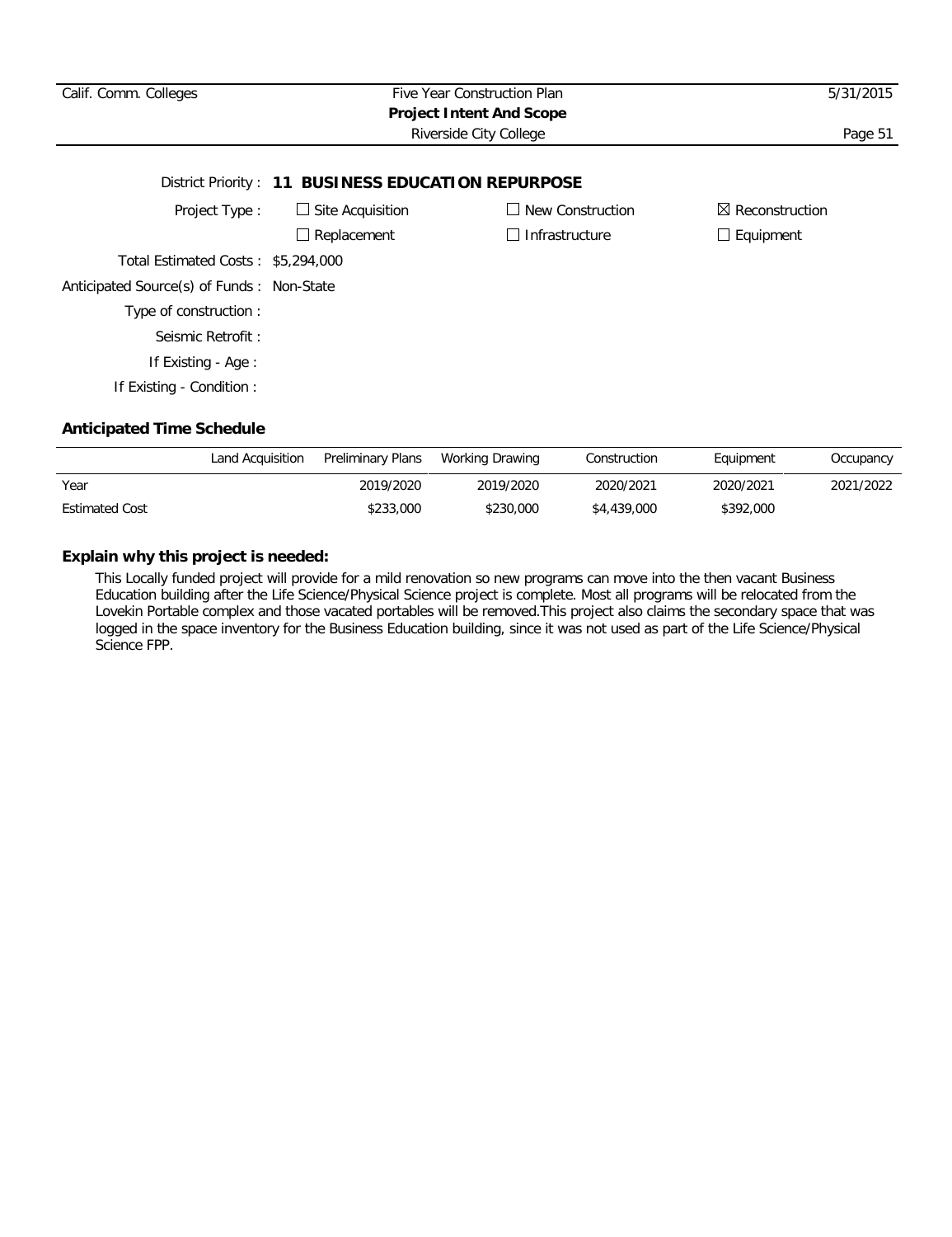District Priority : **11 BUSINESS EDUCATION REPURPOSE**

Project Type :
☐ Site Acquisition ☐ New Construction ☒ Reconstruction
☐ Replacement ☐ Infrastructure ☐ Equipment

Total Estimated Costs : $5,294,000

Anticipated Source(s) of Funds : Non-State

Type of construction :

Seismic Retrofit :

If Existing - Age :

If Existing - Condition :

**Anticipated Time Schedule**

| | Land Acquisition | Preliminary Plans | Working Drawing | Construction | Equipment | Occupancy |
|---|---|---|---|---|---|---|
| Year | | 2019/2020 | 2019/2020 | 2020/2021 | 2020/2021 | 2021/2022 |
| Estimated Cost | | $233,000 | $230,000 | $4,439,000 | $392,000 | |

**Explain why this project is needed:**

This Locally funded project will provide for a mild renovation so new programs can move into the then vacant Business Education building after the Life Science/Physical Science project is complete. Most all programs will be relocated from the Lovekin Portable complex and those vacated portables will be removed.This project also claims the secondary space that was logged in the space inventory for the Business Education building, since it was not used as part of the Life Science/Physical Science FPP.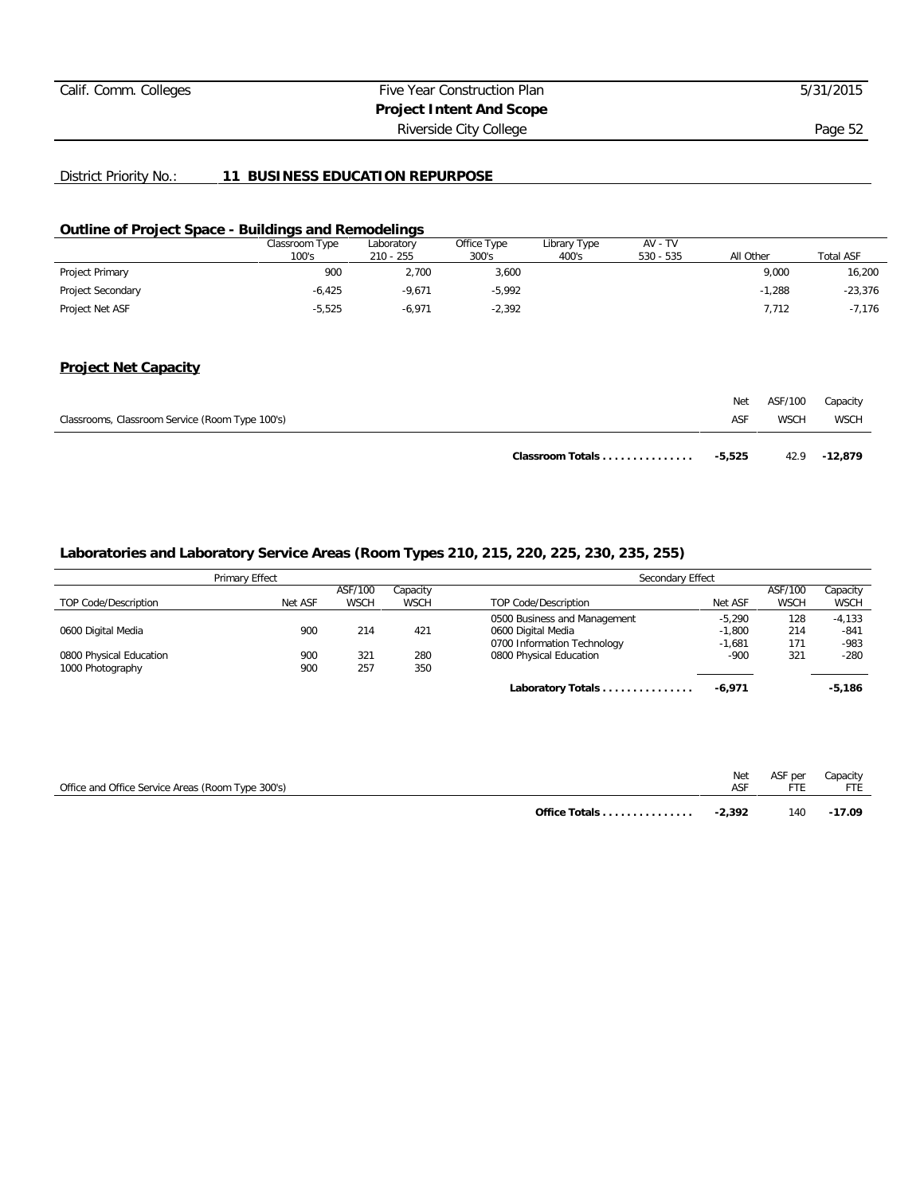District Priority No.: **11 BUSINESS EDUCATION REPURPOSE**

## Outline of Project Space - Buildings and Remodelings

| | Classroom Type 100's | Laboratory 210 - 255 | Office Type 300's | Library Type 400's | AV - TV 530 - 535 | All Other | Total ASF |
|---|---|---|---|---|---|---|---|
| Project Primary | 900 | 2,700 | 3,600 | | | 9,000 | 16,200 |
| Project Secondary | -6,425 | -9,671 | -5,992 | | | -1,288 | -23,376 |
| Project Net ASF | -5,525 | -6,971 | -2,392 | | | 7,712 | -7,176 |

## Project Net Capacity

| Classrooms, Classroom Service (Room Type 100's) | Net ASF | ASF/100 WSCH | Capacity WSCH |
|---|---|---|---|
| **Classroom Totals . . . . . . . . . . . . . . .** | **-5,525** | 42.9 | **-12,879** |

## Laboratories and Laboratory Service Areas (Room Types 210, 215, 220, 225, 230, 235, 255)

| Primary Effect | | | | Secondary Effect | | | |
|---|---|---|---|---|---|---|---|
| TOP Code/Description | Net ASF | ASF/100 WSCH | Capacity WSCH | TOP Code/Description | Net ASF | ASF/100 WSCH | Capacity WSCH |
| | | | | 0500 Business and Management | -5,290 | 128 | -4,133 |
| 0600 Digital Media | 900 | 214 | 421 | 0600 Digital Media | -1,800 | 214 | -841 |
| | | | | 0700 Information Technology | -1,681 | 171 | -983 |
| 0800 Physical Education | 900 | 321 | 280 | 0800 Physical Education | -900 | 321 | -280 |
| 1000 Photography | 900 | 257 | 350 | | | | |
| | | | | **Laboratory Totals . . . . . . . . . . . . . . .** | **-6,971** | | **-5,186** |

| Office and Office Service Areas (Room Type 300's) | Net ASF | ASF per FTE | Capacity FTE |
|---|---|---|---|
| **Office Totals . . . . . . . . . . . . . . .** | **-2,392** | 140 | **-17.09** |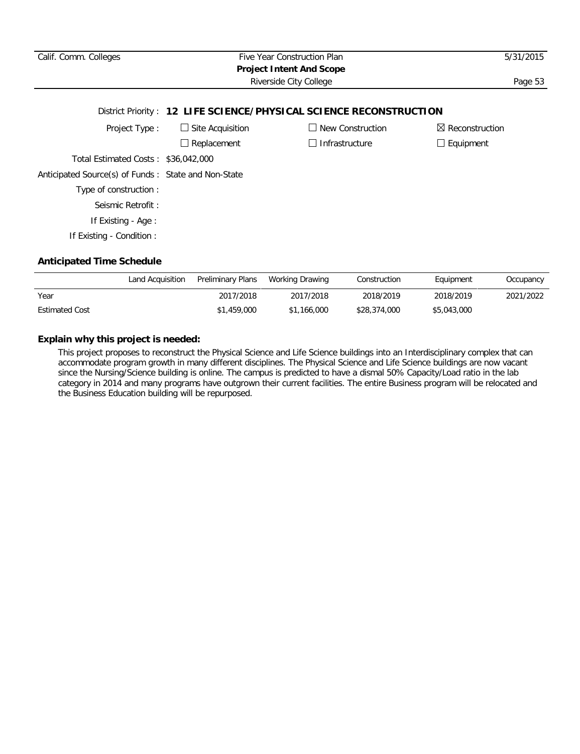District Priority : **12 LIFE SCIENCE/PHYSICAL SCIENCE RECONSTRUCTION**

Project Type : ☐ Site Acquisition ☐ New Construction ☒ Reconstruction

☐ Replacement ☐ Infrastructure ☐ Equipment

Total Estimated Costs : $36,042,000

Anticipated Source(s) of Funds : State and Non-State

Type of construction :

Seismic Retrofit :

If Existing - Age :

If Existing - Condition :

### Anticipated Time Schedule

| | Land Acquisition | Preliminary Plans | Working Drawing | Construction | Equipment | Occupancy |
|---|---|---|---|---|---|---|
| Year | | 2017/2018 | 2017/2018 | 2018/2019 | 2018/2019 | 2021/2022 |
| Estimated Cost | | $1,459,000 | $1,166,000 | $28,374,000 | $5,043,000 | |

### Explain why this project is needed:

This project proposes to reconstruct the Physical Science and Life Science buildings into an Interdisciplinary complex that can accommodate program growth in many different disciplines. The Physical Science and Life Science buildings are now vacant since the Nursing/Science building is online. The campus is predicted to have a dismal 50% Capacity/Load ratio in the lab category in 2014 and many programs have outgrown their current facilities. The entire Business program will be relocated and the Business Education building will be repurposed.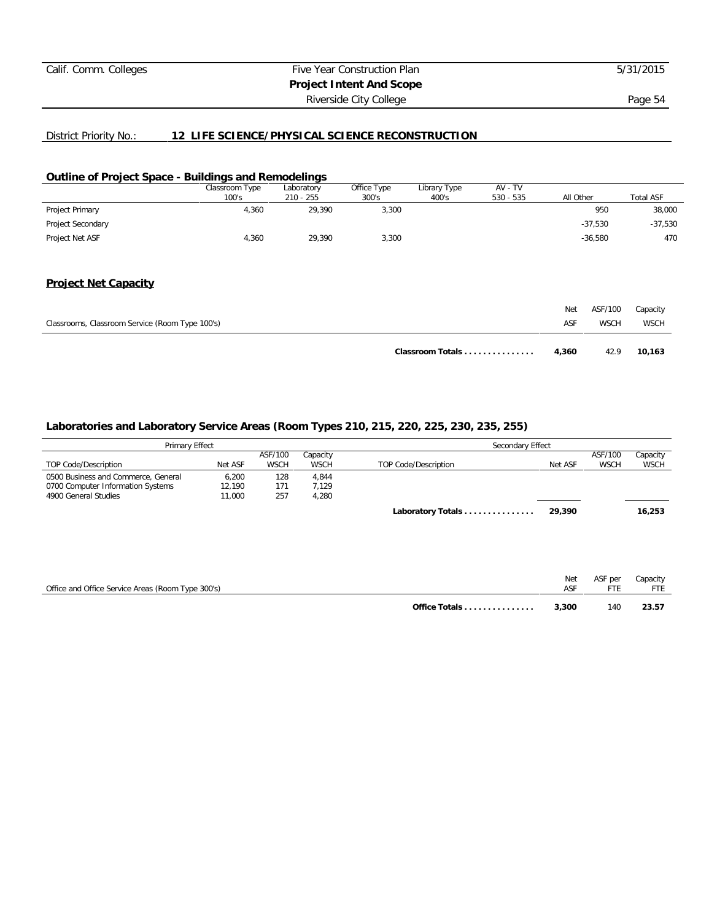District Priority No.: **12 LIFE SCIENCE/PHYSICAL SCIENCE RECONSTRUCTION**

## Outline of Project Space - Buildings and Remodelings

| | Classroom Type 100's | Laboratory 210 - 255 | Office Type 300's | Library Type 400's | AV - TV 530 - 535 | All Other | Total ASF |
|---|---|---|---|---|---|---|---|
| Project Primary | 4,360 | 29,390 | 3,300 | | | 950 | 38,000 |
| Project Secondary | | | | | | -37,530 | -37,530 |
| Project Net ASF | 4,360 | 29,390 | 3,300 | | | -36,580 | 470 |

## Project Net Capacity

| Classrooms, Classroom Service (Room Type 100's) | Net ASF | ASF/100 WSCH | Capacity WSCH |
|---|---|---|---|
| **Classroom Totals . . . . . . . . . . . . . . .** | **4,360** | 42.9 | **10,163** |

### Laboratories and Laboratory Service Areas (Room Types 210, 215, 220, 225, 230, 235, 255)

| Primary Effect | | | | Secondary Effect | | | |
|---|---|---|---|---|---|---|---|
| TOP Code/Description | Net ASF | ASF/100 WSCH | Capacity WSCH | TOP Code/Description | Net ASF | ASF/100 WSCH | Capacity WSCH |
| 0500 Business and Commerce, General | 6,200 | 128 | 4,844 | | | | |
| 0700 Computer Information Systems | 12,190 | 171 | 7,129 | | | | |
| 4900 General Studies | 11,000 | 257 | 4,280 | | | | |
| | | | | **Laboratory Totals . . . . . . . . . . . . . . .** | **29,390** | | **16,253** |

| Office and Office Service Areas (Room Type 300's) | Net ASF | ASF per FTE | Capacity FTE |
|---|---|---|---|
| **Office Totals . . . . . . . . . . . . . . .** | **3,300** | 140 | **23.57** |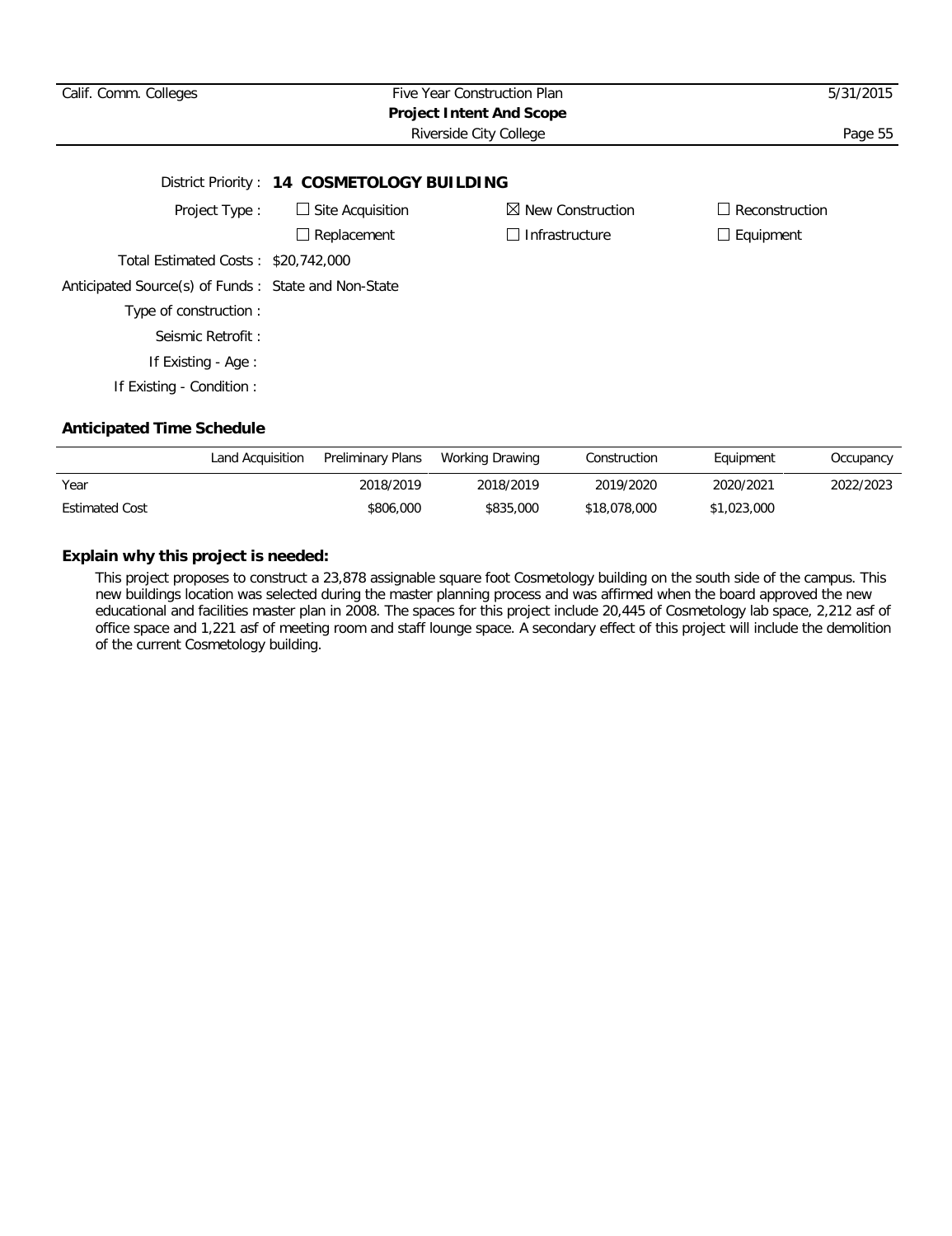District Priority : **14 COSMETOLOGY BUILDING**

Project Type : ☐ Site Acquisition ☒ New Construction ☐ Reconstruction

☐ Replacement ☐ Infrastructure ☐ Equipment

Total Estimated Costs : $20,742,000

Anticipated Source(s) of Funds : State and Non-State

Type of construction :

Seismic Retrofit :

If Existing - Age :

If Existing - Condition :

**Anticipated Time Schedule**

| | Land Acquisition | Preliminary Plans | Working Drawing | Construction | Equipment | Occupancy |
|---|---|---|---|---|---|---|
| Year | | 2018/2019 | 2018/2019 | 2019/2020 | 2020/2021 | 2022/2023 |
| Estimated Cost | | $806,000 | $835,000 | $18,078,000 | $1,023,000 | |

**Explain why this project is needed:**

This project proposes to construct a 23,878 assignable square foot Cosmetology building on the south side of the campus. This new buildings location was selected during the master planning process and was affirmed when the board approved the new educational and facilities master plan in 2008. The spaces for this project include 20,445 of Cosmetology lab space, 2,212 asf of office space and 1,221 asf of meeting room and staff lounge space. A secondary effect of this project will include the demolition of the current Cosmetology building.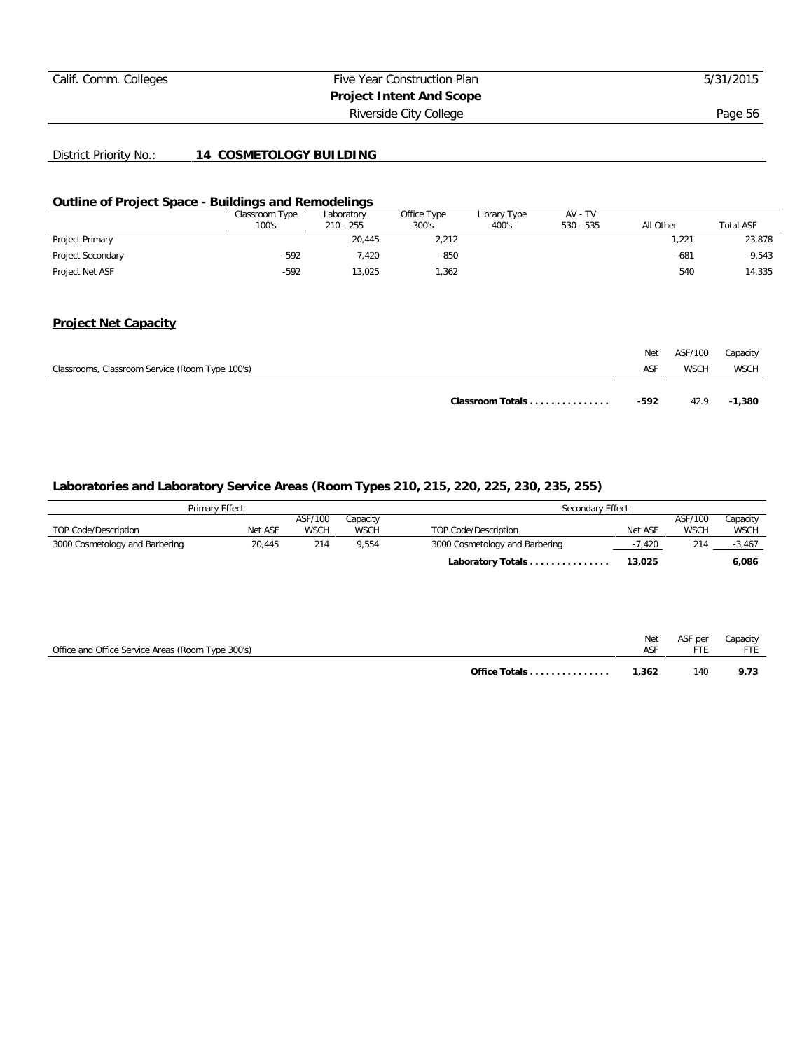District Priority No.: **14 COSMETOLOGY BUILDING**

## Outline of Project Space - Buildings and Remodelings

| | Classroom Type 100's | Laboratory 210 - 255 | Office Type 300's | Library Type 400's | AV - TV 530 - 535 | All Other | Total ASF |
|---|---|---|---|---|---|---|---|
| Project Primary | | 20,445 | 2,212 | | | 1,221 | 23,878 |
| Project Secondary | -592 | -7,420 | -850 | | | -681 | -9,543 |
| Project Net ASF | -592 | 13,025 | 1,362 | | | 540 | 14,335 |

## Project Net Capacity

| Classrooms, Classroom Service (Room Type 100's) | Net ASF | ASF/100 WSCH | Capacity WSCH |
|---|---|---|---|
| **Classroom Totals** | **-592** | 42.9 | **-1,380** |

## Laboratories and Laboratory Service Areas (Room Types 210, 215, 220, 225, 230, 235, 255)

| Primary Effect | | | | Secondary Effect | | | |
|---|---|---|---|---|---|---|---|
| TOP Code/Description | Net ASF | ASF/100 WSCH | Capacity WSCH | TOP Code/Description | Net ASF | ASF/100 WSCH | Capacity WSCH |
| 3000 Cosmetology and Barbering | 20,445 | 214 | 9,554 | 3000 Cosmetology and Barbering | -7,420 | 214 | -3,467 |
| | | | | **Laboratory Totals** | **13,025** | | **6,086** |

| Office and Office Service Areas (Room Type 300's) | Net ASF | ASF per FTE | Capacity FTE |
|---|---|---|---|
| **Office Totals** | **1,362** | 140 | **9.73** |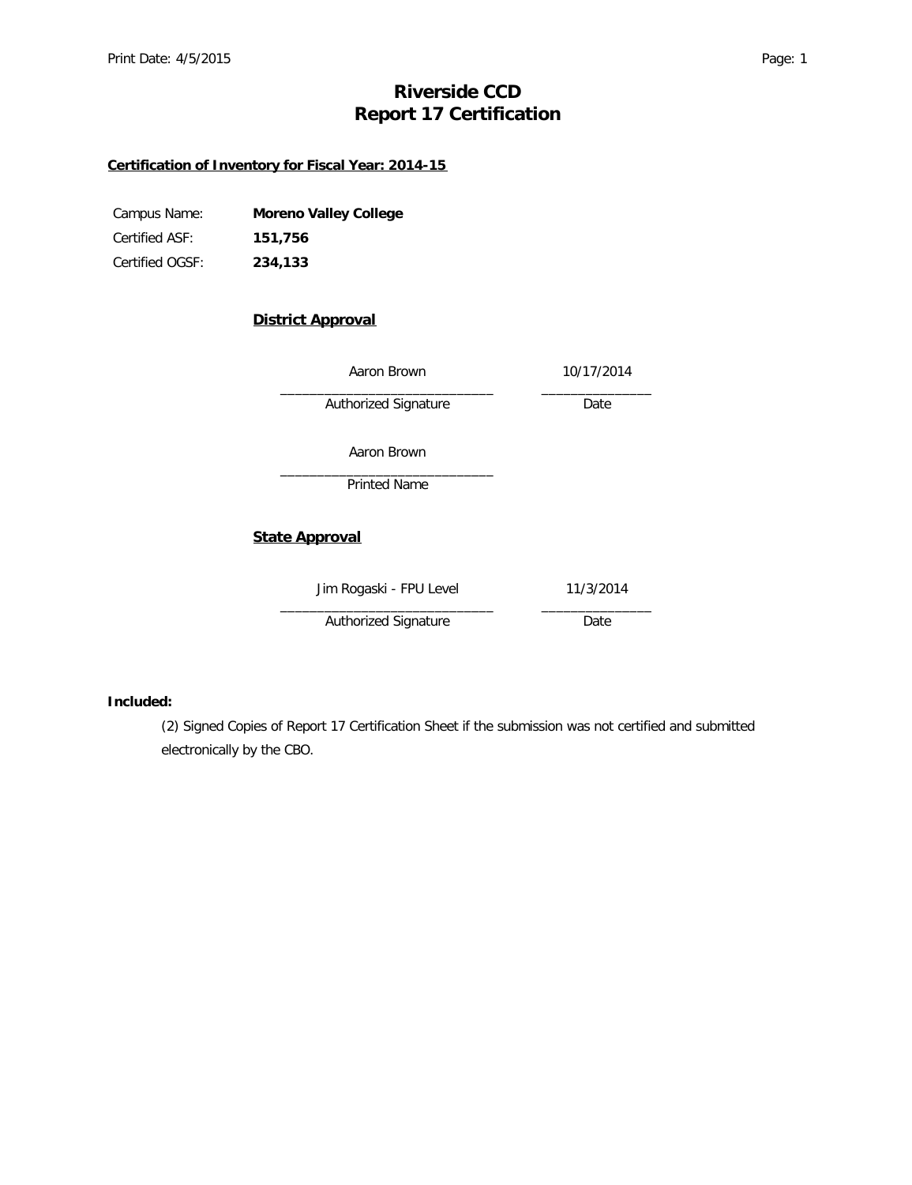# Riverside CCD
# Report 17 Certification

**Certification of Inventory for Fiscal Year: 2014-15**

| | |
|---|---|
| Campus Name: | **Moreno Valley College** |
| Certified ASF: | **151,756** |
| Certified OGSF: | **234,133** |

**District Approval**

| | |
|---|---|
| Aaron Brown | 10/17/2014 |
| Authorized Signature | Date |

Aaron Brown
Printed Name

**State Approval**

| | |
|---|---|
| Jim Rogaski - FPU Level | 11/3/2014 |
| Authorized Signature | Date |

**Included:**

(2) Signed Copies of Report 17 Certification Sheet if the submission was not certified and submitted electronically by the CBO.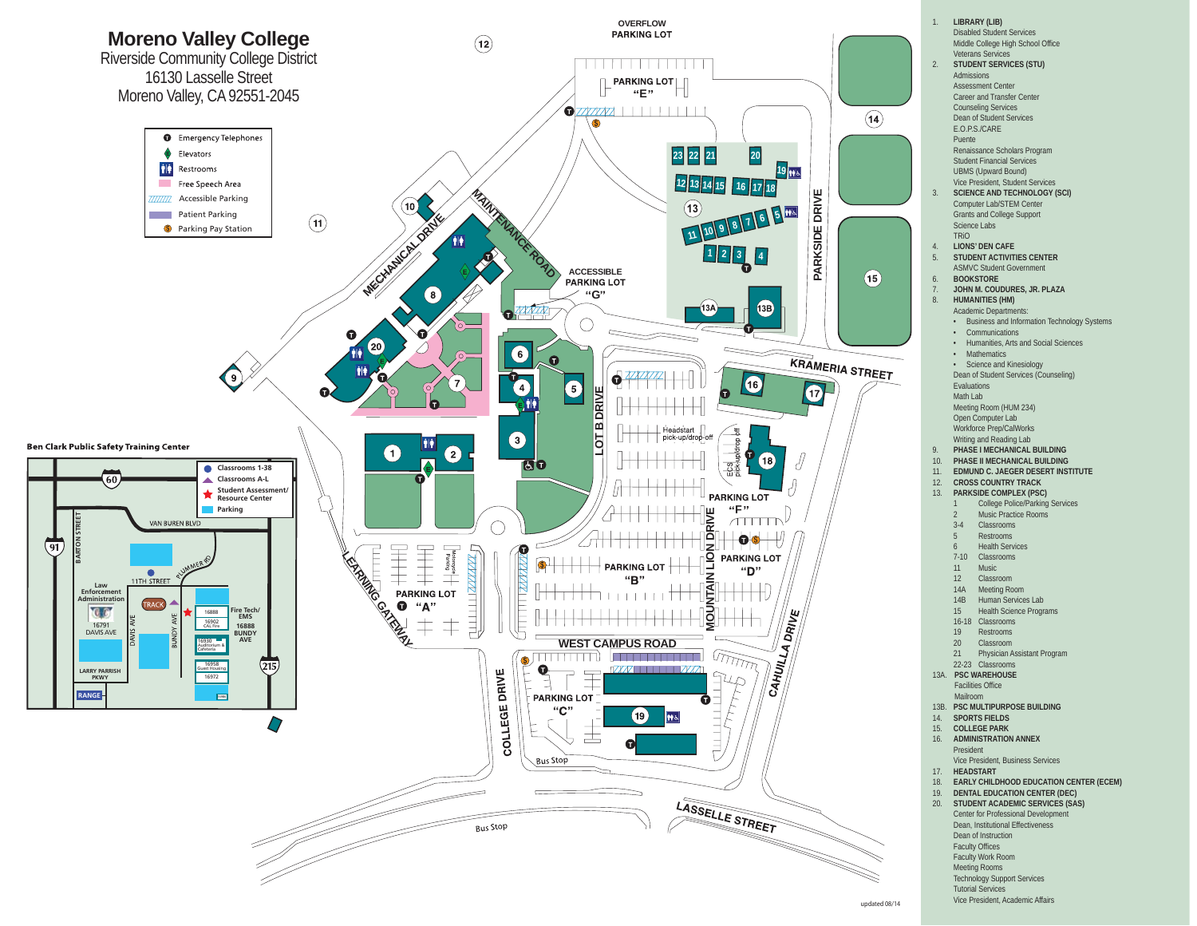# Moreno Valley College

Riverside Community College District
16130 Lasselle Street
Moreno Valley, CA 92551-2045

- Emergency Telephones
- Elevators
- Restrooms
- Free Speech Area
- Accessible Parking
- Patient Parking
- Parking Pay Station

OVERFLOW PARKING LOT

PARKING LOT "E"

ACCESSIBLE PARKING LOT "G"

MECHANICAL DRIVE

MAINTENANCE ROAD

PARKSIDE DRIVE

KRAMERIA STREET

LOT B DRIVE

Headstart pick-up/drop-off

ECS pick-up/drop off

PARKING LOT "F"

PARKING LOT "D"

MOUNTAIN LION DRIVE

PARKING LOT "B"

PARKING LOT "A"

Motorcycle Parking

LEARNING GATEWAY

WEST CAMPUS ROAD

CAHUILLA DRIVE

COLLEGE DRIVE

PARKING LOT "C"

Bus Stop

LASSELLE STREET

Bus Stop

## Ben Clark Public Safety Training Center

- Classrooms 1-38
- Classrooms A-L
- Student Assessment/ Resource Center
- Parking

60, 91, 215, VAN BUREN BLVD, BARTON STREET, PLUMMER RD, 11TH STREET, Law Enforcement Administration, TRACK, 16791 DAVIS AVE, DAVIS AVE, BUNDY AVE, 16888, 16902 CAL Fire, 16930 Auditorium & Cafeteria, 16958 Guest Housing, 16972, Fire Tech/ EMS, 16888 BUNDY AVE, LARRY PARRISH PKWY, RANGE

1. **LIBRARY (LIB)**
   Disabled Student Services
   Middle College High School Office
   Veterans Services
2. **STUDENT SERVICES (STU)**
   Admissions
   Assessment Center
   Career and Transfer Center
   Counseling Services
   Dean of Student Services
   E.O.P.S./CARE
   Puente
   Renaissance Scholars Program
   Student Financial Services
   UBMS (Upward Bound)
   Vice President, Student Services
3. **SCIENCE AND TECHNOLOGY (SCI)**
   Computer Lab/STEM Center
   Grants and College Support
   Science Labs
   TRIO
4. **LIONS' DEN CAFE**
5. **STUDENT ACTIVITIES CENTER**
   ASMVC Student Government
6. **BOOKSTORE**
7. **JOHN M. COUDURES, JR. PLAZA**
8. **HUMANITIES (HM)**
   Academic Departments:
   - Business and Information Technology Systems
   - Communications
   - Humanities, Arts and Social Sciences
   - Mathematics
   - Science and Kinesiology

   Dean of Student Services (Counseling)
   Evaluations
   Math Lab
   Meeting Room (HUM 234)
   Open Computer Lab
   Workforce Prep/CalWorks
   Writing and Reading Lab
9. **PHASE I MECHANICAL BUILDING**
10. **PHASE II MECHANICAL BUILDING**
11. **EDMUND C. JAEGER DESERT INSTITUTE**
12. **CROSS COUNTRY TRACK**
13. **PARKSIDE COMPLEX (PSC)**
    - 1 College Police/Parking Services
    - 2 Music Practice Rooms
    - 3-4 Classrooms
    - 5 Restrooms
    - 6 Health Services
    - 7-10 Classrooms
    - 11 Music
    - 12 Classroom
    - 14A Meeting Room
    - 14B Human Services Lab
    - 15 Health Science Programs
    - 16-18 Classrooms
    - 19 Restrooms
    - 20 Classroom
    - 21 Physician Assistant Program
    - 22-23 Classrooms

    13A. **PSC WAREHOUSE**
    Facilities Office
    Mailroom

    13B. **PSC MULTIPURPOSE BUILDING**
14. **SPORTS FIELDS**
15. **COLLEGE PARK**
16. **ADMINISTRATION ANNEX**
    President
    Vice President, Business Services
17. **HEADSTART**
18. **EARLY CHILDHOOD EDUCATION CENTER (ECEM)**
19. **DENTAL EDUCATION CENTER (DEC)**
20. **STUDENT ACADEMIC SERVICES (SAS)**
    Center for Professional Development
    Dean, Institutional Effectiveness
    Dean of Instruction
    Faculty Offices
    Faculty Work Room
    Meeting Rooms
    Technology Support Services
    Tutorial Services
    Vice President, Academic Affairs

updated 08/14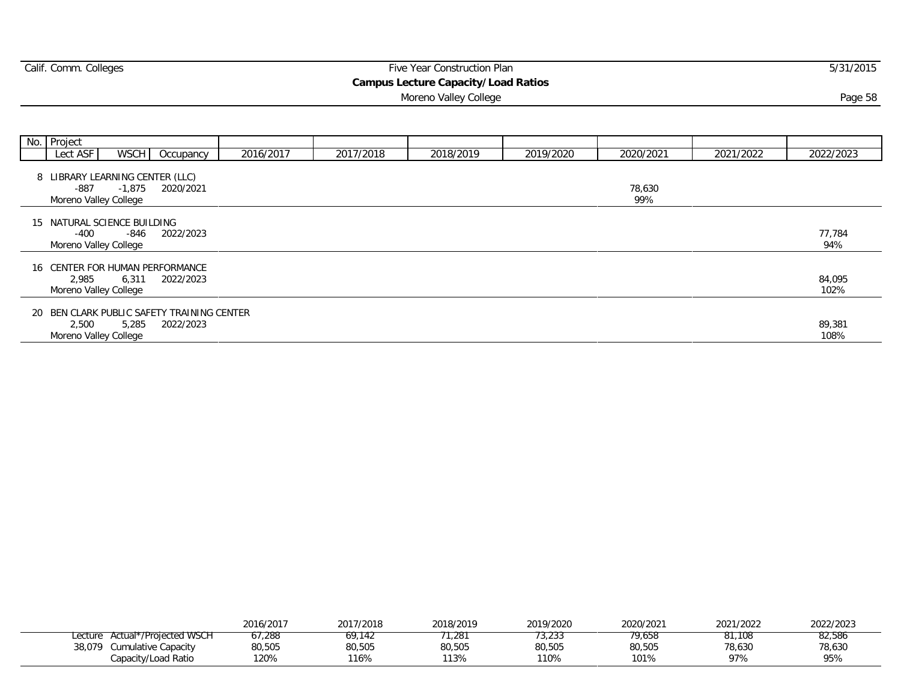## Campus Lecture Capacity/Load Ratios

Moreno Valley College

| No. | Project<br>Lect ASF / WSCH / Occupancy | 2016/2017 | 2017/2018 | 2018/2019 | 2019/2020 | 2020/2021 | 2021/2022 | 2022/2023 |
|---|---|---|---|---|---|---|---|---|
| 8 | LIBRARY LEARNING CENTER (LLC)<br>-887 / -1,875 / 2020/2021<br>Moreno Valley College | | | | | 78,630<br>99% | | |
| 15 | NATURAL SCIENCE BUILDING<br>-400 / -846 / 2022/2023<br>Moreno Valley College | | | | | | | 77,784<br>94% |
| 16 | CENTER FOR HUMAN PERFORMANCE<br>2,985 / 6,311 / 2022/2023<br>Moreno Valley College | | | | | | | 84,095<br>102% |
| 20 | BEN CLARK PUBLIC SAFETY TRAINING CENTER<br>2,500 / 5,285 / 2022/2023<br>Moreno Valley College | | | | | | | 89,381<br>108% |

| | | 2016/2017 | 2017/2018 | 2018/2019 | 2019/2020 | 2020/2021 | 2021/2022 | 2022/2023 |
|---|---|---|---|---|---|---|---|---|
| Lecture | Actual*/Projected WSCH | 67,288 | 69,142 | 71,281 | 73,233 | 79,658 | 81,108 | 82,586 |
| 38,079 | Cumulative Capacity | 80,505 | 80,505 | 80,505 | 80,505 | 80,505 | 78,630 | 78,630 |
| | Capacity/Load Ratio | 120% | 116% | 113% | 110% | 101% | 97% | 95% |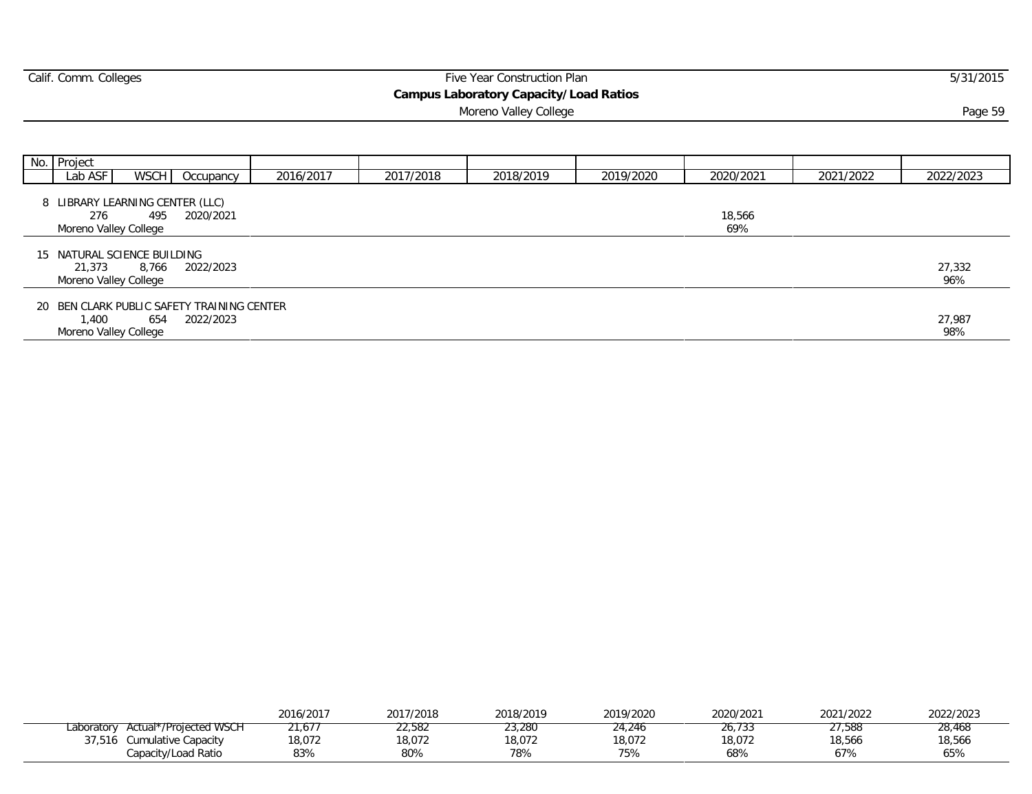Calif. Comm. Colleges — Five Year Construction Plan

## Campus Laboratory Capacity/Load Ratios

Moreno Valley College

| No. | Project | Lab ASF | WSCH | Occupancy | 2016/2017 | 2017/2018 | 2018/2019 | 2019/2020 | 2020/2021 | 2021/2022 | 2022/2023 |
|---|---|---|---|---|---|---|---|---|---|---|---|
| 8 | LIBRARY LEARNING CENTER (LLC) – Moreno Valley College | 276 | 495 | 2020/2021 | | | | | 18,566<br>69% | | |
| 15 | NATURAL SCIENCE BUILDING – Moreno Valley College | 21,373 | 8,766 | 2022/2023 | | | | | | | 27,332<br>96% |
| 20 | BEN CLARK PUBLIC SAFETY TRAINING CENTER – Moreno Valley College | 1,400 | 654 | 2022/2023 | | | | | | | 27,987<br>98% |

| | | 2016/2017 | 2017/2018 | 2018/2019 | 2019/2020 | 2020/2021 | 2021/2022 | 2022/2023 |
|---|---|---|---|---|---|---|---|---|
| Laboratory | Actual*/Projected WSCH | 21,677 | 22,582 | 23,280 | 24,246 | 26,733 | 27,588 | 28,468 |
| 37,516 | Cumulative Capacity | 18,072 | 18,072 | 18,072 | 18,072 | 18,072 | 18,566 | 18,566 |
| | Capacity/Load Ratio | 83% | 80% | 78% | 75% | 68% | 67% | 65% |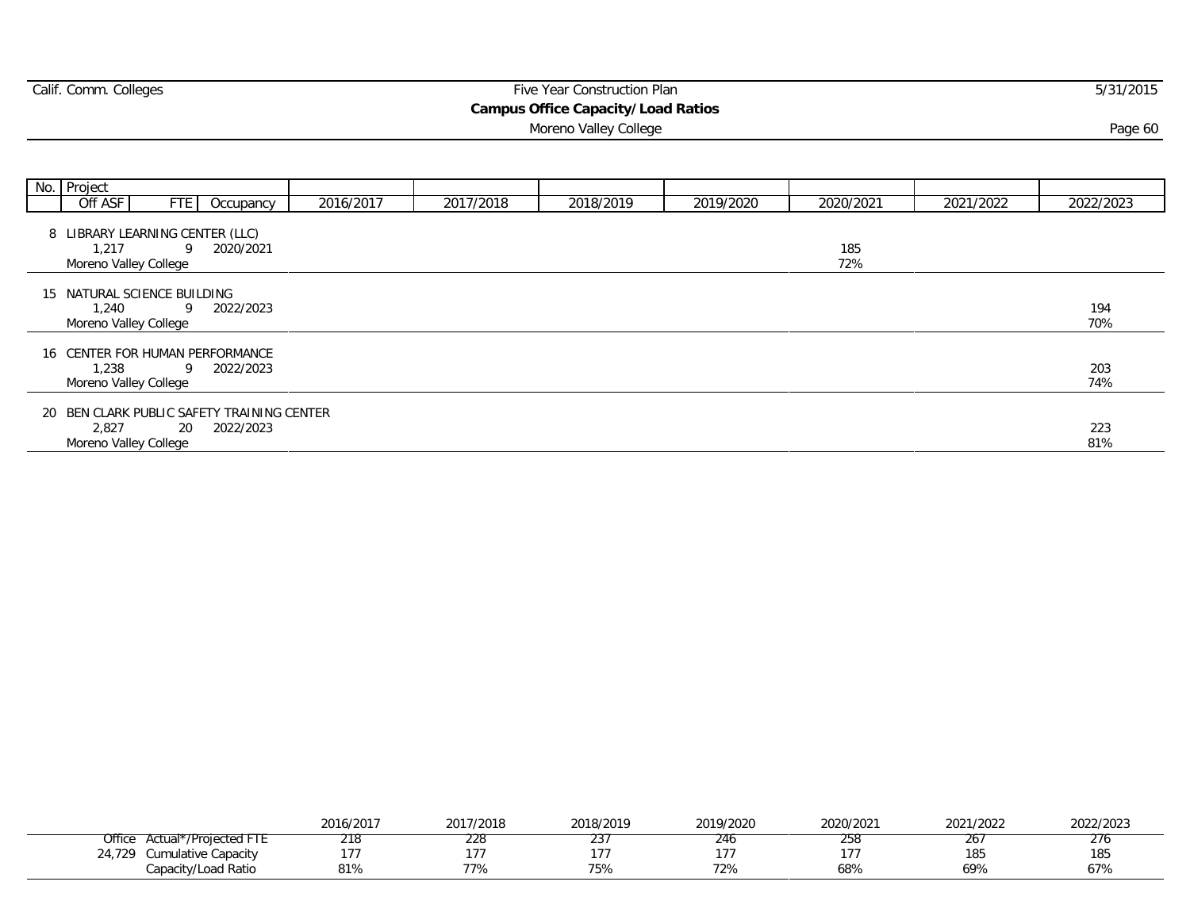Calif. Comm. Colleges — Five Year Construction Plan — 5/31/2015

**Campus Office Capacity/Load Ratios**

Moreno Valley College

| No. | Project | Off ASF | FTE | Occupancy | 2016/2017 | 2017/2018 | 2018/2019 | 2019/2020 | 2020/2021 | 2021/2022 | 2022/2023 |
|---|---|---|---|---|---|---|---|---|---|---|---|
| 8 | LIBRARY LEARNING CENTER (LLC), Moreno Valley College | 1,217 | 9 | 2020/2021 | | | | | 185<br>72% | | |
| 15 | NATURAL SCIENCE BUILDING, Moreno Valley College | 1,240 | 9 | 2022/2023 | | | | | | | 194<br>70% |
| 16 | CENTER FOR HUMAN PERFORMANCE, Moreno Valley College | 1,238 | 9 | 2022/2023 | | | | | | | 203<br>74% |
| 20 | BEN CLARK PUBLIC SAFETY TRAINING CENTER, Moreno Valley College | 2,827 | 20 | 2022/2023 | | | | | | | 223<br>81% |

| Office | | 2016/2017 | 2017/2018 | 2018/2019 | 2019/2020 | 2020/2021 | 2021/2022 | 2022/2023 |
|---|---|---|---|---|---|---|---|---|
| | Actual*/Projected FTE | 218 | 228 | 237 | 246 | 258 | 267 | 276 |
| 24,729 | Cumulative Capacity | 177 | 177 | 177 | 177 | 177 | 185 | 185 |
| | Capacity/Load Ratio | 81% | 77% | 75% | 72% | 68% | 69% | 67% |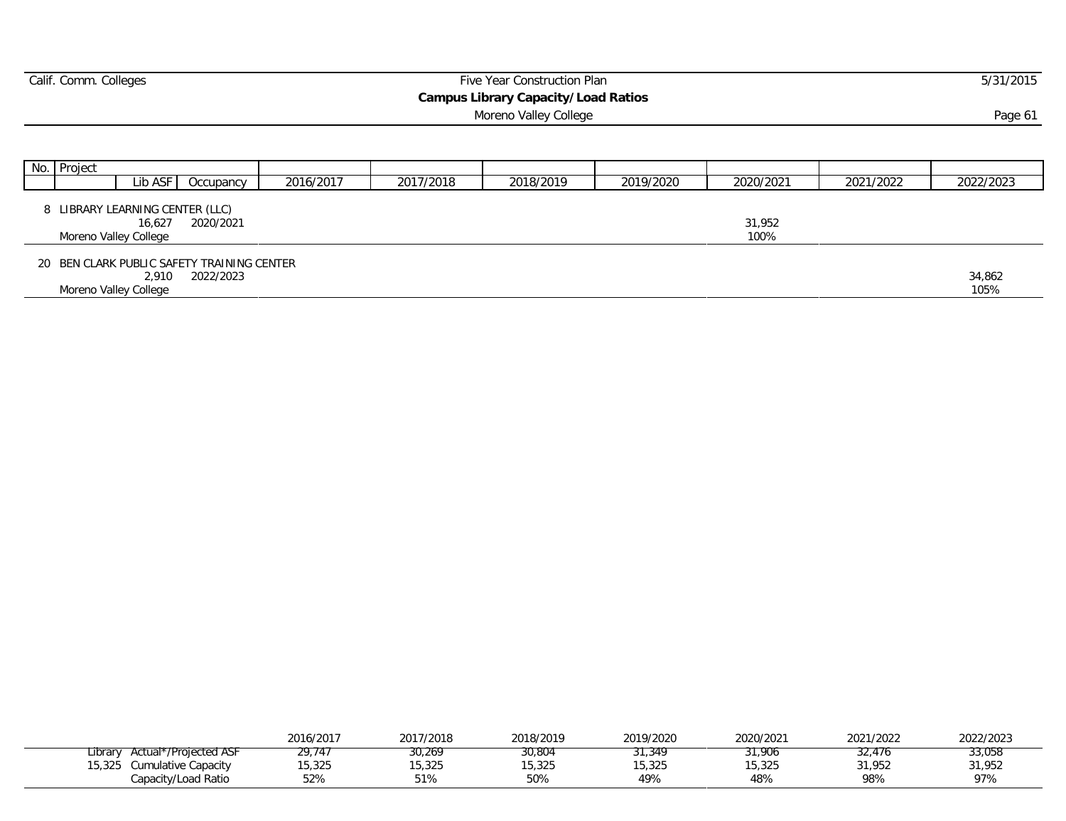Five Year Construction Plan

**Campus Library Capacity/Load Ratios**

Moreno Valley College

| No. | Project | Lib ASF | Occupancy | 2016/2017 | 2017/2018 | 2018/2019 | 2019/2020 | 2020/2021 | 2021/2022 | 2022/2023 |
|---|---|---|---|---|---|---|---|---|---|---|
| 8 | LIBRARY LEARNING CENTER (LLC) | 16,627 | 2020/2021 | | | | | 31,952<br>100% | | |
| | Moreno Valley College | | | | | | | | | |
| 20 | BEN CLARK PUBLIC SAFETY TRAINING CENTER | 2,910 | 2022/2023 | | | | | | | 34,862<br>105% |
| | Moreno Valley College | | | | | | | | | |

| | | 2016/2017 | 2017/2018 | 2018/2019 | 2019/2020 | 2020/2021 | 2021/2022 | 2022/2023 |
|---|---|---|---|---|---|---|---|---|
| Library | Actual*/Projected ASF | 29,747 | 30,269 | 30,804 | 31,349 | 31,906 | 32,476 | 33,058 |
| 15,325 | Cumulative Capacity | 15,325 | 15,325 | 15,325 | 15,325 | 15,325 | 31,952 | 31,952 |
| | Capacity/Load Ratio | 52% | 51% | 50% | 49% | 48% | 98% | 97% |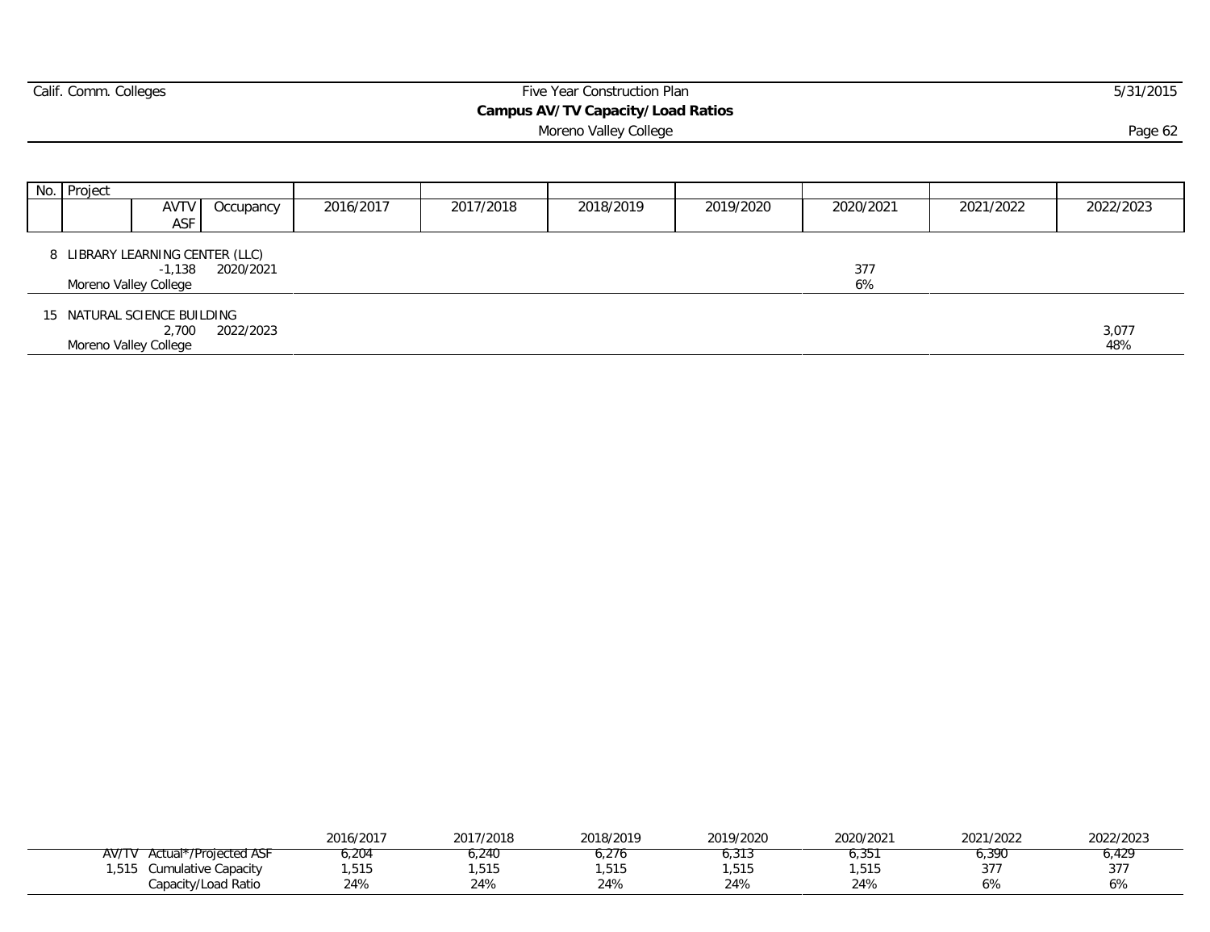# Campus AV/TV Capacity/Load Ratios

Moreno Valley College

| No. | Project | AVTV ASF | Occupancy | 2016/2017 | 2017/2018 | 2018/2019 | 2019/2020 | 2020/2021 | 2021/2022 | 2022/2023 |
|---|---|---|---|---|---|---|---|---|---|---|
| 8 | LIBRARY LEARNING CENTER (LLC) Moreno Valley College | -1,138 | 2020/2021 | | | | | 377 6% | | |
| 15 | NATURAL SCIENCE BUILDING Moreno Valley College | 2,700 | 2022/2023 | | | | | | | 3,077 48% |

| | | 2016/2017 | 2017/2018 | 2018/2019 | 2019/2020 | 2020/2021 | 2021/2022 | 2022/2023 |
|---|---|---|---|---|---|---|---|---|
| AV/TV | Actual*/Projected ASF | 6,204 | 6,240 | 6,276 | 6,313 | 6,351 | 6,390 | 6,429 |
| 1,515 | Cumulative Capacity | 1,515 | 1,515 | 1,515 | 1,515 | 1,515 | 377 | 377 |
| | Capacity/Load Ratio | 24% | 24% | 24% | 24% | 24% | 6% | 6% |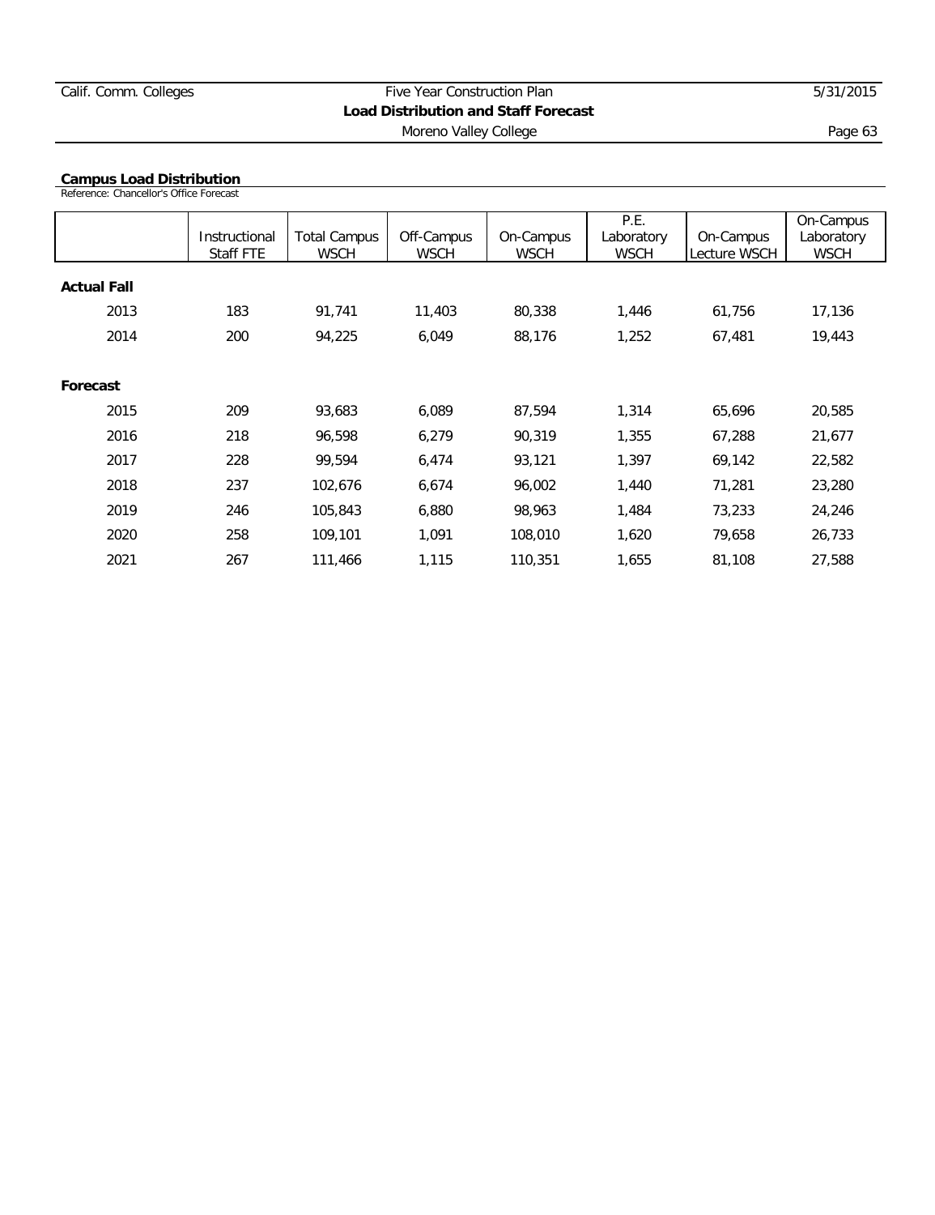## Campus Load Distribution

Reference: Chancellor's Office Forecast

| | Instructional Staff FTE | Total Campus WSCH | Off-Campus WSCH | On-Campus WSCH | P.E. Laboratory WSCH | On-Campus Lecture WSCH | On-Campus Laboratory WSCH |
|---|---|---|---|---|---|---|---|
| **Actual Fall** | | | | | | | |
| 2013 | 183 | 91,741 | 11,403 | 80,338 | 1,446 | 61,756 | 17,136 |
| 2014 | 200 | 94,225 | 6,049 | 88,176 | 1,252 | 67,481 | 19,443 |
| **Forecast** | | | | | | | |
| 2015 | 209 | 93,683 | 6,089 | 87,594 | 1,314 | 65,696 | 20,585 |
| 2016 | 218 | 96,598 | 6,279 | 90,319 | 1,355 | 67,288 | 21,677 |
| 2017 | 228 | 99,594 | 6,474 | 93,121 | 1,397 | 69,142 | 22,582 |
| 2018 | 237 | 102,676 | 6,674 | 96,002 | 1,440 | 71,281 | 23,280 |
| 2019 | 246 | 105,843 | 6,880 | 98,963 | 1,484 | 73,233 | 24,246 |
| 2020 | 258 | 109,101 | 1,091 | 108,010 | 1,620 | 79,658 | 26,733 |
| 2021 | 267 | 111,466 | 1,115 | 110,351 | 1,655 | 81,108 | 27,588 |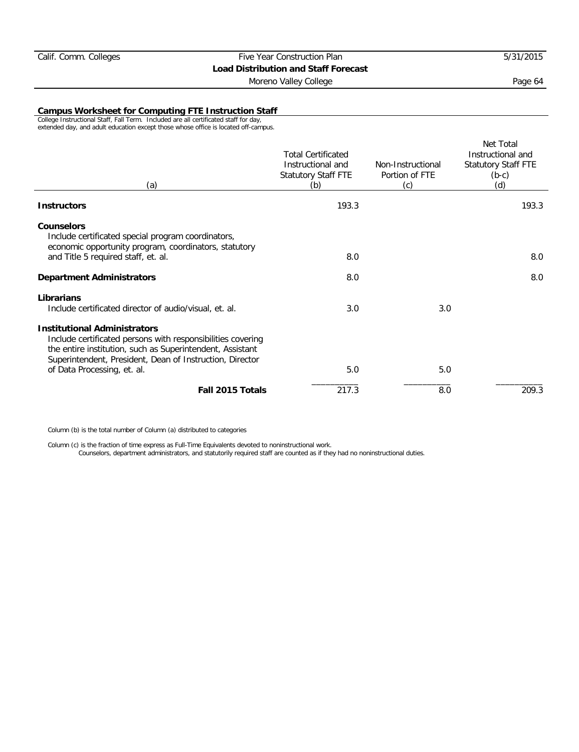## Campus Worksheet for Computing FTE Instruction Staff

College Instructional Staff, Fall Term. Included are all certificated staff for day, extended day, and adult education except those whose office is located off-campus.

| (a) | Total Certificated Instructional and Statutory Staff FTE (b) | Non-Instructional Portion of FTE (c) | Net Total Instructional and Statutory Staff FTE (b-c) (d) |
|---|---|---|---|
| **Instructors** | 193.3 | | 193.3 |
| **Counselors**<br>Include certificated special program coordinators, economic opportunity program, coordinators, statutory and Title 5 required staff, et. al. | 8.0 | | 8.0 |
| **Department Administrators** | 8.0 | | 8.0 |
| **Librarians**<br>Include certificated director of audio/visual, et. al. | 3.0 | 3.0 | |
| **Institutional Administrators**<br>Include certificated persons with responsibilities covering the entire institution, such as Superintendent, Assistant Superintendent, President, Dean of Instruction, Director of Data Processing, et. al. | 5.0 | 5.0 | |
| **Fall 2015 Totals** | 217.3 | 8.0 | 209.3 |

Column (b) is the total number of Column (a) distributed to categories

Column (c) is the fraction of time express as Full-Time Equivalents devoted to noninstructional work.
Counselors, department administrators, and statutorily required staff are counted as if they had no noninstructional duties.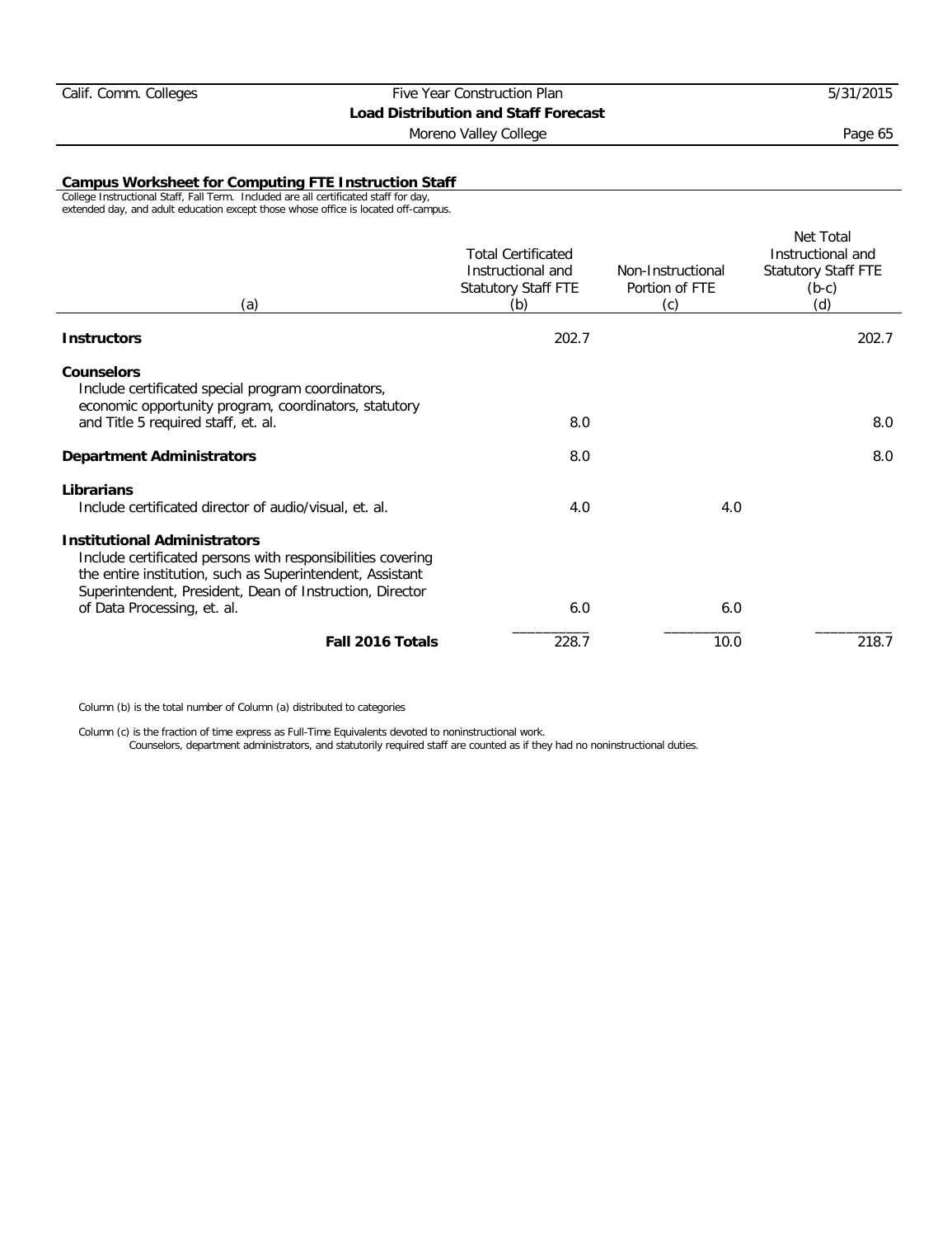## Campus Worksheet for Computing FTE Instruction Staff

College Instructional Staff, Fall Term. Included are all certificated staff for day, extended day, and adult education except those whose office is located off-campus.

| (a) | Total Certificated Instructional and Statutory Staff FTE (b) | Non-Instructional Portion of FTE (c) | Net Total Instructional and Statutory Staff FTE (b-c) (d) |
|---|---|---|---|
| **Instructors** | 202.7 | | 202.7 |
| **Counselors** Include certificated special program coordinators, economic opportunity program, coordinators, statutory and Title 5 required staff, et. al. | 8.0 | | 8.0 |
| **Department Administrators** | 8.0 | | 8.0 |
| **Librarians** Include certificated director of audio/visual, et. al. | 4.0 | 4.0 | |
| **Institutional Administrators** Include certificated persons with responsibilities covering the entire institution, such as Superintendent, Assistant Superintendent, President, Dean of Instruction, Director of Data Processing, et. al. | 6.0 | 6.0 | |
| **Fall 2016 Totals** | 228.7 | 10.0 | 218.7 |

Column (b) is the total number of Column (a) distributed to categories

Column (c) is the fraction of time express as Full-Time Equivalents devoted to noninstructional work.
Counselors, department administrators, and statutorily required staff are counted as if they had no noninstructional duties.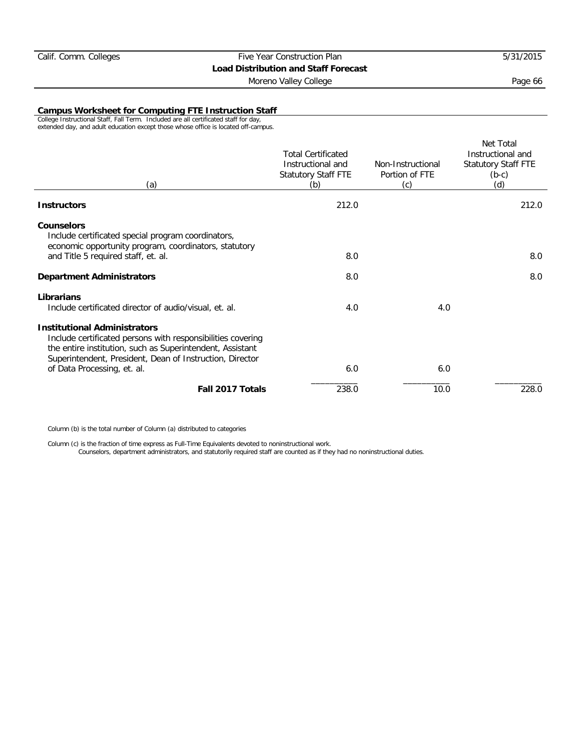## Campus Worksheet for Computing FTE Instruction Staff

College Instructional Staff, Fall Term. Included are all certificated staff for day, extended day, and adult education except those whose office is located off-campus.

| (a) | Total Certificated Instructional and Statutory Staff FTE (b) | Non-Instructional Portion of FTE (c) | Net Total Instructional and Statutory Staff FTE (b-c) (d) |
|---|---|---|---|
| **Instructors** | 212.0 | | 212.0 |
| **Counselors**<br>Include certificated special program coordinators, economic opportunity program, coordinators, statutory and Title 5 required staff, et. al. | 8.0 | | 8.0 |
| **Department Administrators** | 8.0 | | 8.0 |
| **Librarians**<br>Include certificated director of audio/visual, et. al. | 4.0 | 4.0 | |
| **Institutional Administrators**<br>Include certificated persons with responsibilities covering the entire institution, such as Superintendent, Assistant Superintendent, President, Dean of Instruction, Director of Data Processing, et. al. | 6.0 | 6.0 | |
| **Fall 2017 Totals** | 238.0 | 10.0 | 228.0 |

Column (b) is the total number of Column (a) distributed to categories

Column (c) is the fraction of time express as Full-Time Equivalents devoted to noninstructional work.
Counselors, department administrators, and statutorily required staff are counted as if they had no noninstructional duties.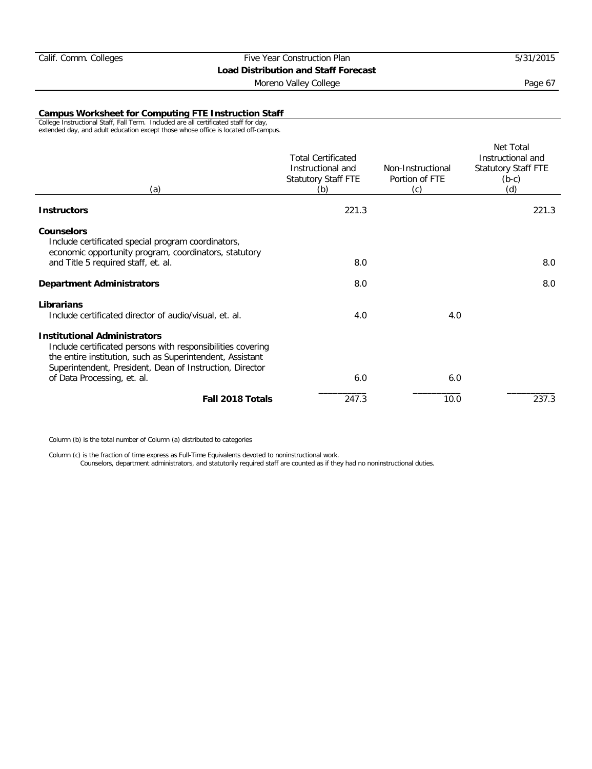## Campus Worksheet for Computing FTE Instruction Staff

College Instructional Staff, Fall Term. Included are all certificated staff for day, extended day, and adult education except those whose office is located off-campus.

| (a) | Total Certificated Instructional and Statutory Staff FTE (b) | Non-Instructional Portion of FTE (c) | Net Total Instructional and Statutory Staff FTE (b-c) (d) |
|---|---|---|---|
| **Instructors** | 221.3 | | 221.3 |
| **Counselors**<br>Include certificated special program coordinators, economic opportunity program, coordinators, statutory and Title 5 required staff, et. al. | 8.0 | | 8.0 |
| **Department Administrators** | 8.0 | | 8.0 |
| **Librarians**<br>Include certificated director of audio/visual, et. al. | 4.0 | 4.0 | |
| **Institutional Administrators**<br>Include certificated persons with responsibilities covering the entire institution, such as Superintendent, Assistant Superintendent, President, Dean of Instruction, Director of Data Processing, et. al. | 6.0 | 6.0 | |
| **Fall 2018 Totals** | 247.3 | 10.0 | 237.3 |

Column (b) is the total number of Column (a) distributed to categories

Column (c) is the fraction of time express as Full-Time Equivalents devoted to noninstructional work.
Counselors, department administrators, and statutorily required staff are counted as if they had no noninstructional duties.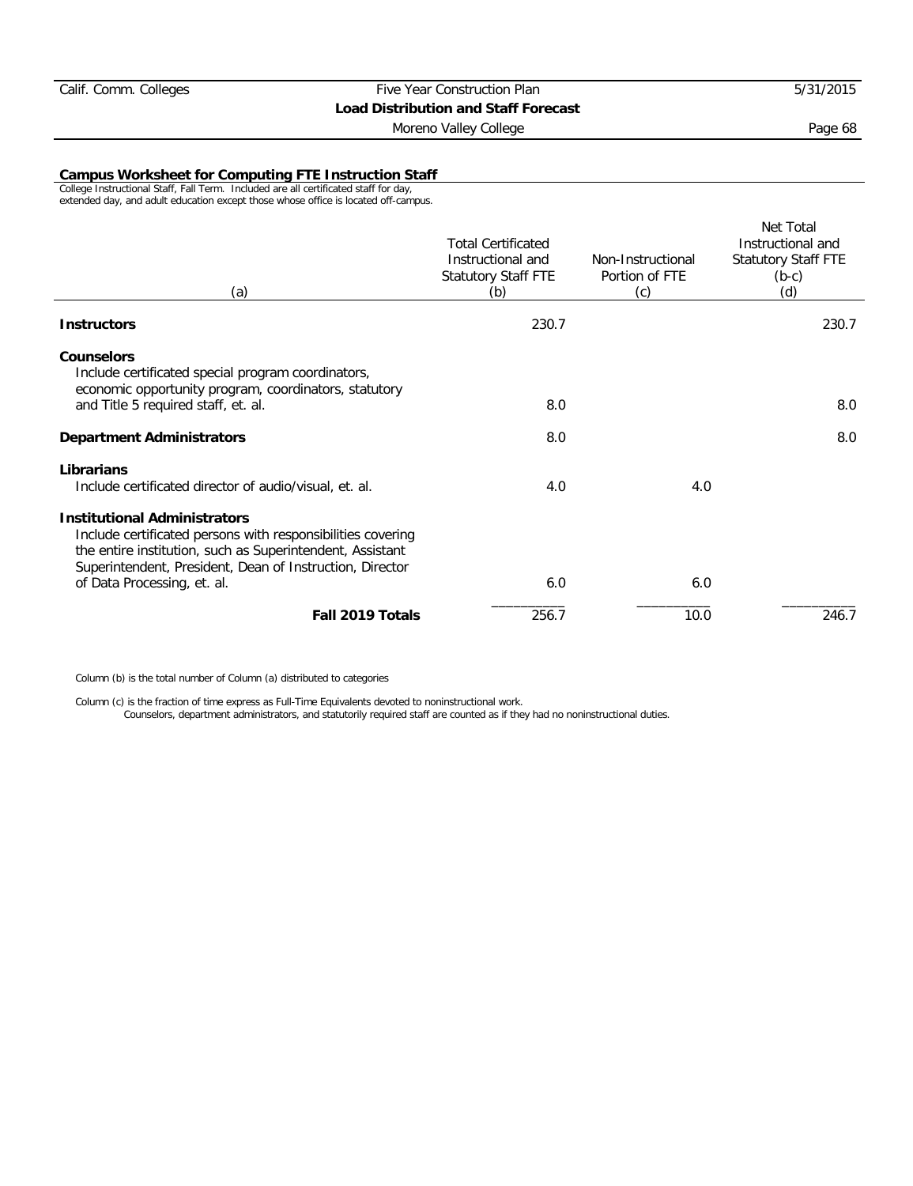## Campus Worksheet for Computing FTE Instruction Staff

College Instructional Staff, Fall Term. Included are all certificated staff for day, extended day, and adult education except those whose office is located off-campus.

| (a) | Total Certificated Instructional and Statutory Staff FTE (b) | Non-Instructional Portion of FTE (c) | Net Total Instructional and Statutory Staff FTE (b-c) (d) |
|---|---|---|---|
| **Instructors** | 230.7 | | 230.7 |
| **Counselors** Include certificated special program coordinators, economic opportunity program, coordinators, statutory and Title 5 required staff, et. al. | 8.0 | | 8.0 |
| **Department Administrators** | 8.0 | | 8.0 |
| **Librarians** Include certificated director of audio/visual, et. al. | 4.0 | 4.0 | |
| **Institutional Administrators** Include certificated persons with responsibilities covering the entire institution, such as Superintendent, Assistant Superintendent, President, Dean of Instruction, Director of Data Processing, et. al. | 6.0 | 6.0 | |
| **Fall 2019 Totals** | 256.7 | 10.0 | 246.7 |

Column (b) is the total number of Column (a) distributed to categories

Column (c) is the fraction of time express as Full-Time Equivalents devoted to noninstructional work.
Counselors, department administrators, and statutorily required staff are counted as if they had no noninstructional duties.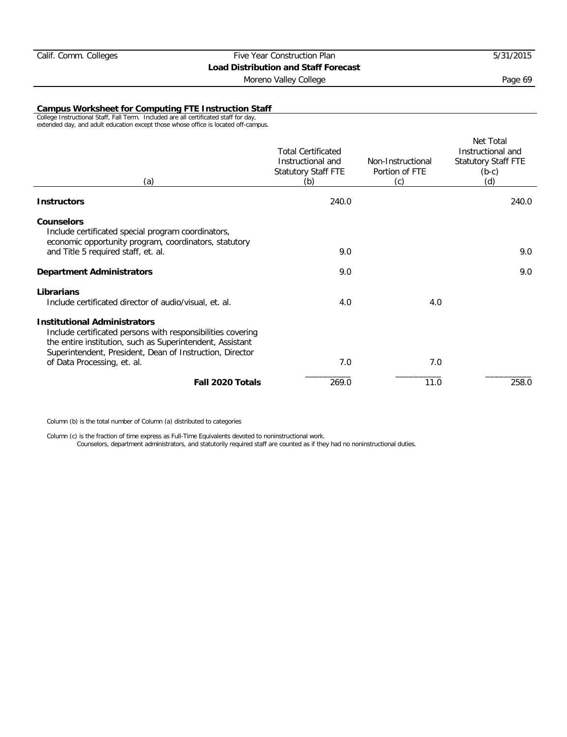## Campus Worksheet for Computing FTE Instruction Staff

College Instructional Staff, Fall Term. Included are all certificated staff for day, extended day, and adult education except those whose office is located off-campus.

| (a) | Total Certificated Instructional and Statutory Staff FTE (b) | Non-Instructional Portion of FTE (c) | Net Total Instructional and Statutory Staff FTE (b-c) (d) |
|---|---|---|---|
| **Instructors** | 240.0 | | 240.0 |
| **Counselors**<br>Include certificated special program coordinators, economic opportunity program, coordinators, statutory and Title 5 required staff, et. al. | 9.0 | | 9.0 |
| **Department Administrators** | 9.0 | | 9.0 |
| **Librarians**<br>Include certificated director of audio/visual, et. al. | 4.0 | 4.0 | |
| **Institutional Administrators**<br>Include certificated persons with responsibilities covering the entire institution, such as Superintendent, Assistant Superintendent, President, Dean of Instruction, Director of Data Processing, et. al. | 7.0 | 7.0 | |
| **Fall 2020 Totals** | 269.0 | 11.0 | 258.0 |

Column (b) is the total number of Column (a) distributed to categories

Column (c) is the fraction of time express as Full-Time Equivalents devoted to noninstructional work.
Counselors, department administrators, and statutorily required staff are counted as if they had no noninstructional duties.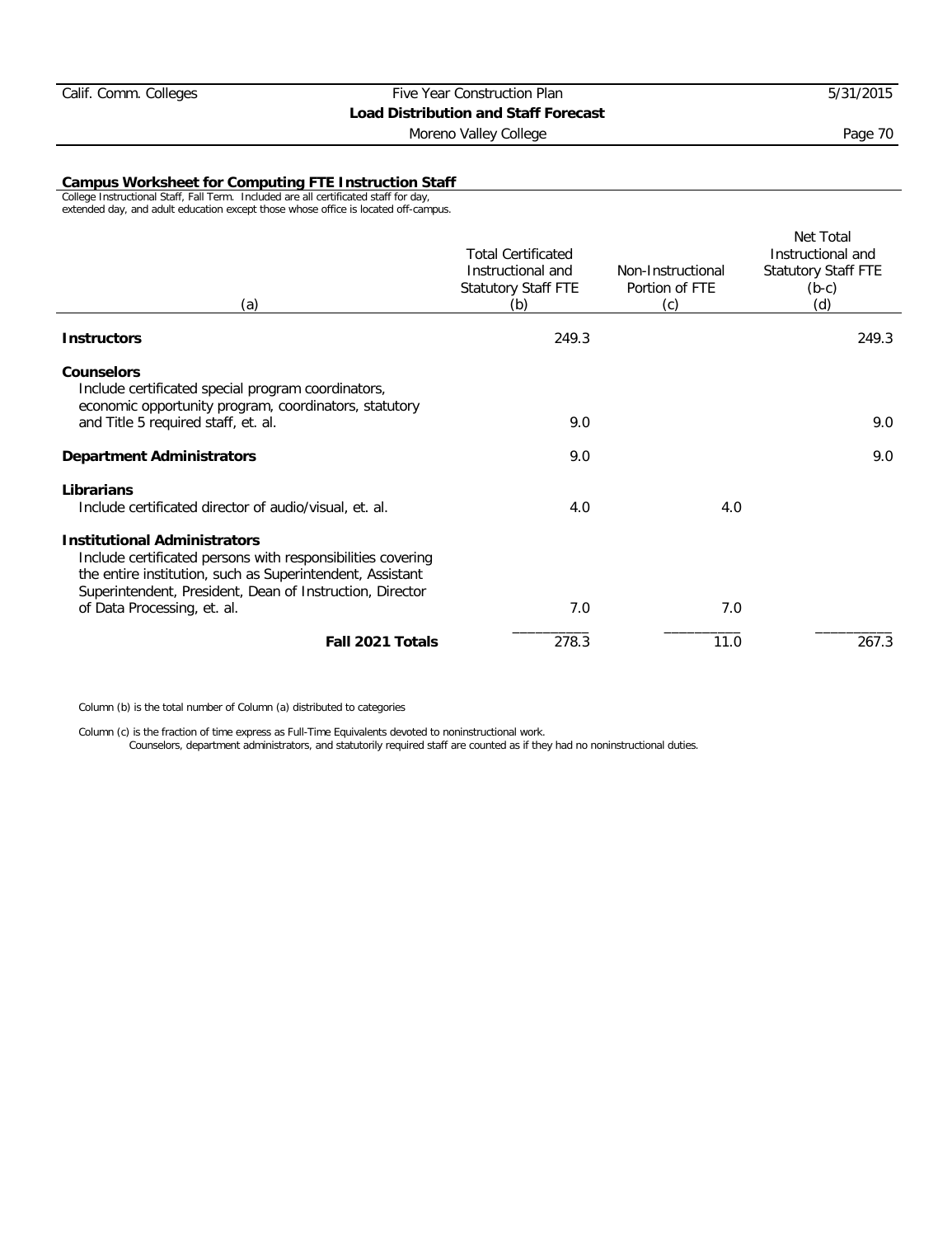## Campus Worksheet for Computing FTE Instruction Staff

College Instructional Staff, Fall Term. Included are all certificated staff for day, extended day, and adult education except those whose office is located off-campus.

| (a) | Total Certificated Instructional and Statutory Staff FTE (b) | Non-Instructional Portion of FTE (c) | Net Total Instructional and Statutory Staff FTE (b-c) (d) |
|---|---|---|---|
| **Instructors** | 249.3 | | 249.3 |
| **Counselors** Include certificated special program coordinators, economic opportunity program, coordinators, statutory and Title 5 required staff, et. al. | 9.0 | | 9.0 |
| **Department Administrators** | 9.0 | | 9.0 |
| **Librarians** Include certificated director of audio/visual, et. al. | 4.0 | 4.0 | |
| **Institutional Administrators** Include certificated persons with responsibilities covering the entire institution, such as Superintendent, Assistant Superintendent, President, Dean of Instruction, Director of Data Processing, et. al. | 7.0 | 7.0 | |
| **Fall 2021 Totals** | 278.3 | 11.0 | 267.3 |

Column (b) is the total number of Column (a) distributed to categories

Column (c) is the fraction of time express as Full-Time Equivalents devoted to noninstructional work.
Counselors, department administrators, and statutorily required staff are counted as if they had no noninstructional duties.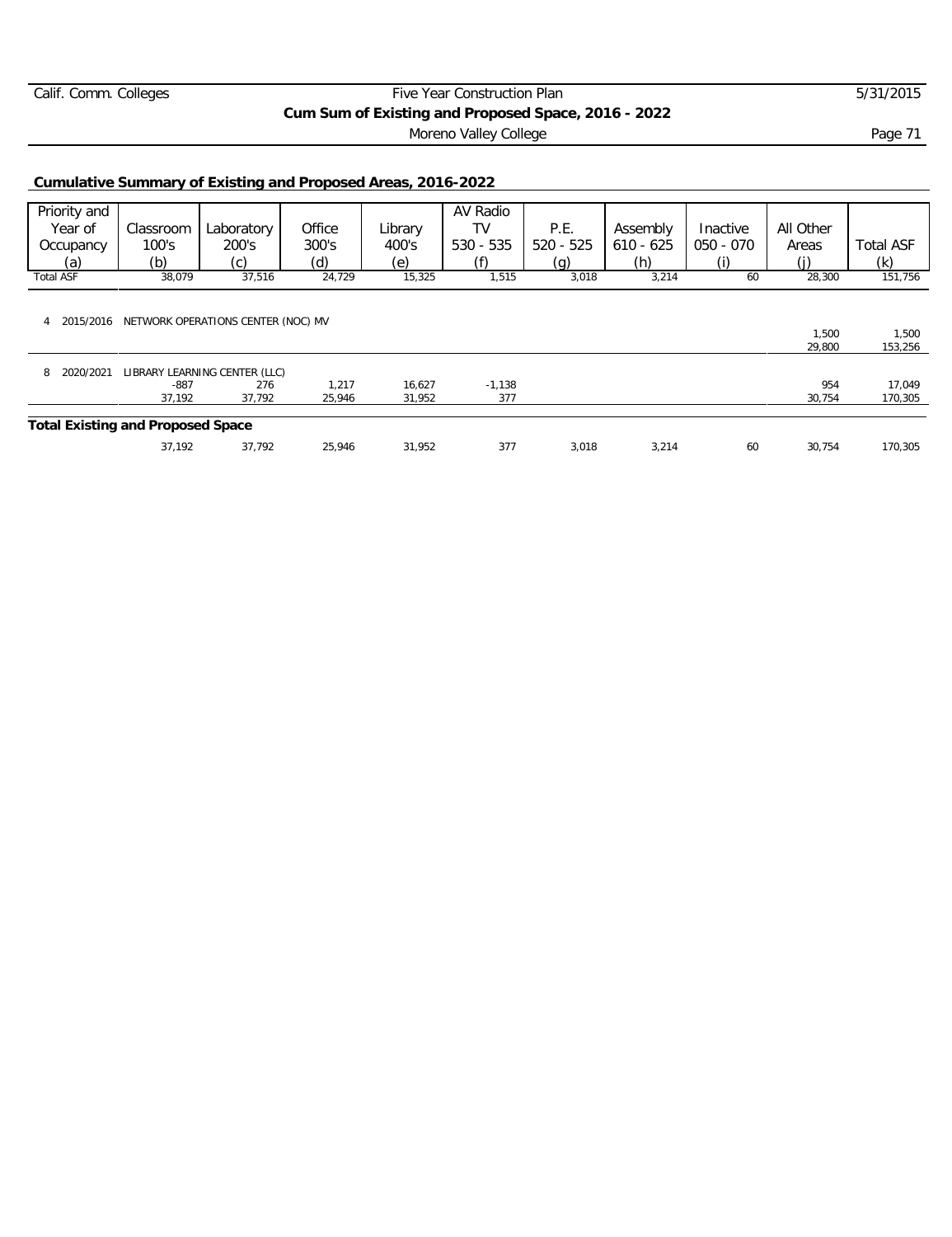Calif. Comm. Colleges — Five Year Construction Plan

**Cum Sum of Existing and Proposed Space, 2016 - 2022**

Moreno Valley College

## Cumulative Summary of Existing and Proposed Areas, 2016-2022

| Priority and Year of Occupancy (a) | Classroom 100's (b) | Laboratory 200's (c) | Office 300's (d) | Library 400's (e) | AV Radio TV 530 - 535 (f) | P.E. 520 - 525 (g) | Assembly 610 - 625 (h) | Inactive 050 - 070 (i) | All Other Areas (j) | Total ASF (k) |
|---|---|---|---|---|---|---|---|---|---|---|
| Total ASF | 38,079 | 37,516 | 24,729 | 15,325 | 1,515 | 3,018 | 3,214 | 60 | 28,300 | 151,756 |
| 4 2015/2016 NETWORK OPERATIONS CENTER (NOC) MV | | | | | | | | | 1,500 | 1,500 |
| | | | | | | | | | 29,800 | 153,256 |
| 8 2020/2021 LIBRARY LEARNING CENTER (LLC) | -887 | 276 | 1,217 | 16,627 | -1,138 | | | | 954 | 17,049 |
| | 37,192 | 37,792 | 25,946 | 31,952 | 377 | | | | 30,754 | 170,305 |
| **Total Existing and Proposed Space** | 37,192 | 37,792 | 25,946 | 31,952 | 377 | 3,018 | 3,214 | 60 | 30,754 | 170,305 |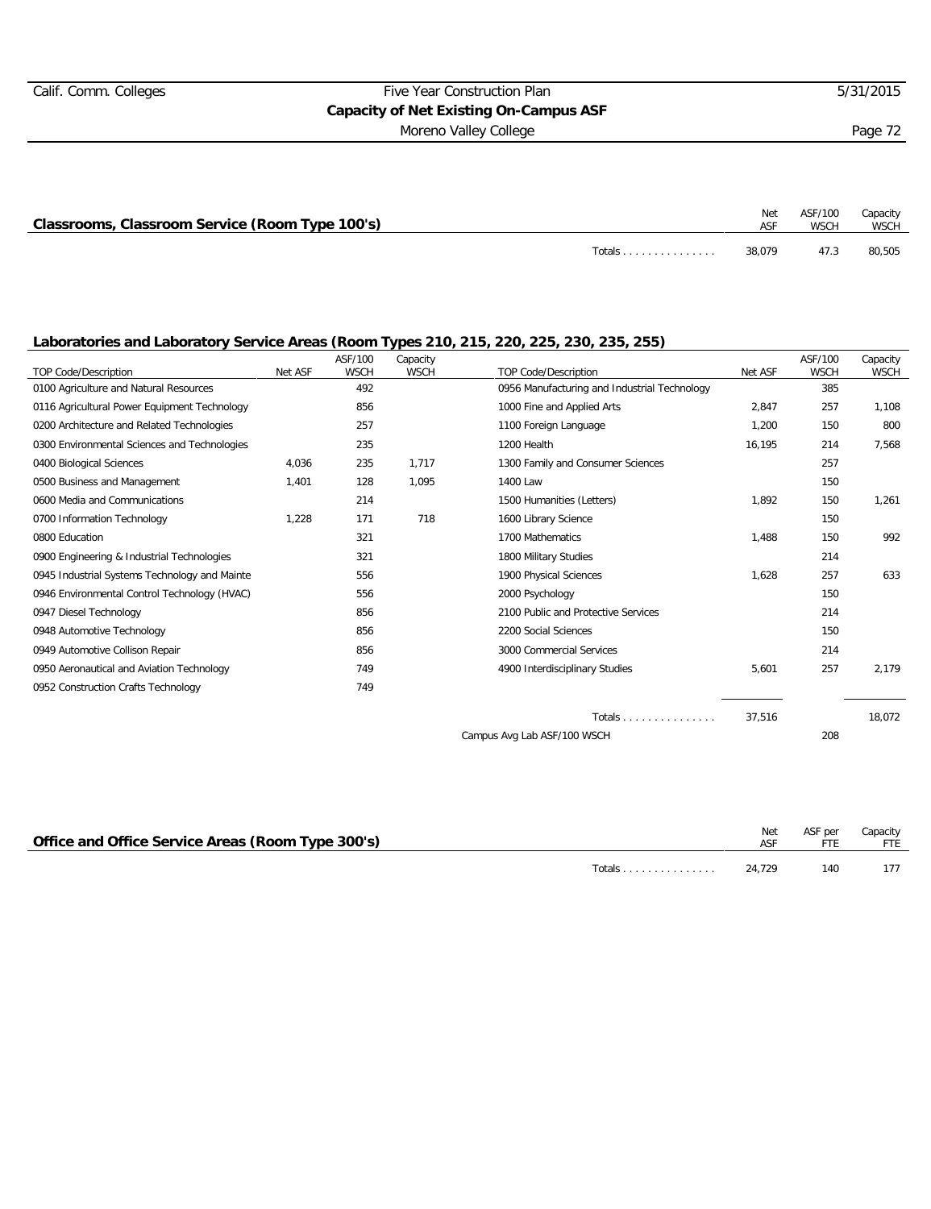## Capacity of Net Existing On-Campus ASF

Moreno Valley College

### Classrooms, Classroom Service (Room Type 100's)

| | Net ASF | ASF/100 WSCH | Capacity WSCH |
|---|---|---|---|
| Totals | 38,079 | 47.3 | 80,505 |

### Laboratories and Laboratory Service Areas (Room Types 210, 215, 220, 225, 230, 235, 255)

| TOP Code/Description | Net ASF | ASF/100 WSCH | Capacity WSCH |
|---|---|---|---|
| 0100 Agriculture and Natural Resources | | 492 | |
| 0116 Agricultural Power Equipment Technology | | 856 | |
| 0200 Architecture and Related Technologies | | 257 | |
| 0300 Environmental Sciences and Technologies | | 235 | |
| 0400 Biological Sciences | 4,036 | 235 | 1,717 |
| 0500 Business and Management | 1,401 | 128 | 1,095 |
| 0600 Media and Communications | | 214 | |
| 0700 Information Technology | 1,228 | 171 | 718 |
| 0800 Education | | 321 | |
| 0900 Engineering & Industrial Technologies | | 321 | |
| 0945 Industrial Systems Technology and Mainte | | 556 | |
| 0946 Environmental Control Technology (HVAC) | | 556 | |
| 0947 Diesel Technology | | 856 | |
| 0948 Automotive Technology | | 856 | |
| 0949 Automotive Collison Repair | | 856 | |
| 0950 Aeronautical and Aviation Technology | | 749 | |
| 0952 Construction Crafts Technology | | 749 | |
| 0956 Manufacturing and Industrial Technology | | 385 | |
| 1000 Fine and Applied Arts | 2,847 | 257 | 1,108 |
| 1100 Foreign Language | 1,200 | 150 | 800 |
| 1200 Health | 16,195 | 214 | 7,568 |
| 1300 Family and Consumer Sciences | | 257 | |
| 1400 Law | | 150 | |
| 1500 Humanities (Letters) | 1,892 | 150 | 1,261 |
| 1600 Library Science | | 150 | |
| 1700 Mathematics | 1,488 | 150 | 992 |
| 1800 Military Studies | | 214 | |
| 1900 Physical Sciences | 1,628 | 257 | 633 |
| 2000 Psychology | | 150 | |
| 2100 Public and Protective Services | | 214 | |
| 2200 Social Sciences | | 150 | |
| 3000 Commercial Services | | 214 | |
| 4900 Interdisciplinary Studies | 5,601 | 257 | 2,179 |
| Totals | 37,516 | | 18,072 |
| Campus Avg Lab ASF/100 WSCH | | 208 | |

### Office and Office Service Areas (Room Type 300's)

| | Net ASF | ASF per FTE | Capacity FTE |
|---|---|---|---|
| Totals | 24,729 | 140 | 177 |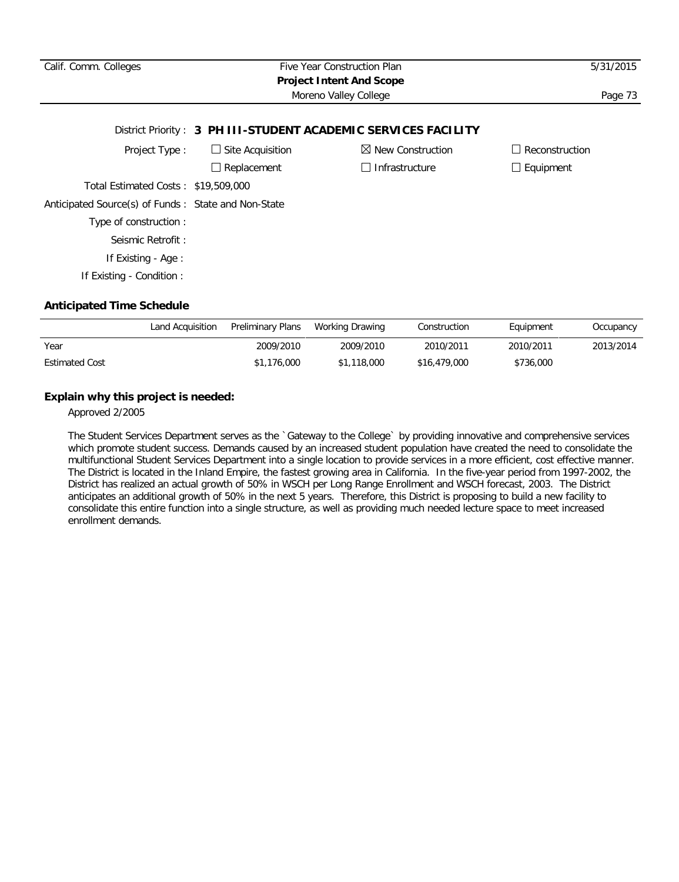District Priority : **3 PH III-STUDENT ACADEMIC SERVICES FACILITY**

Project Type : ☐ Site Acquisition ☒ New Construction ☐ Reconstruction
☐ Replacement ☐ Infrastructure ☐ Equipment

Total Estimated Costs : $19,509,000

Anticipated Source(s) of Funds : State and Non-State

Type of construction :

Seismic Retrofit :

If Existing - Age :

If Existing - Condition :

### Anticipated Time Schedule

| | Land Acquisition | Preliminary Plans | Working Drawing | Construction | Equipment | Occupancy |
|---|---|---|---|---|---|---|
| Year | | 2009/2010 | 2009/2010 | 2010/2011 | 2010/2011 | 2013/2014 |
| Estimated Cost | | $1,176,000 | $1,118,000 | $16,479,000 | $736,000 | |

### Explain why this project is needed:

Approved 2/2005

The Student Services Department serves as the `Gateway to the College` by providing innovative and comprehensive services which promote student success. Demands caused by an increased student population have created the need to consolidate the multifunctional Student Services Department into a single location to provide services in a more efficient, cost effective manner. The District is located in the Inland Empire, the fastest growing area in California. In the five-year period from 1997-2002, the District has realized an actual growth of 50% in WSCH per Long Range Enrollment and WSCH forecast, 2003. The District anticipates an additional growth of 50% in the next 5 years. Therefore, this District is proposing to build a new facility to consolidate this entire function into a single structure, as well as providing much needed lecture space to meet increased enrollment demands.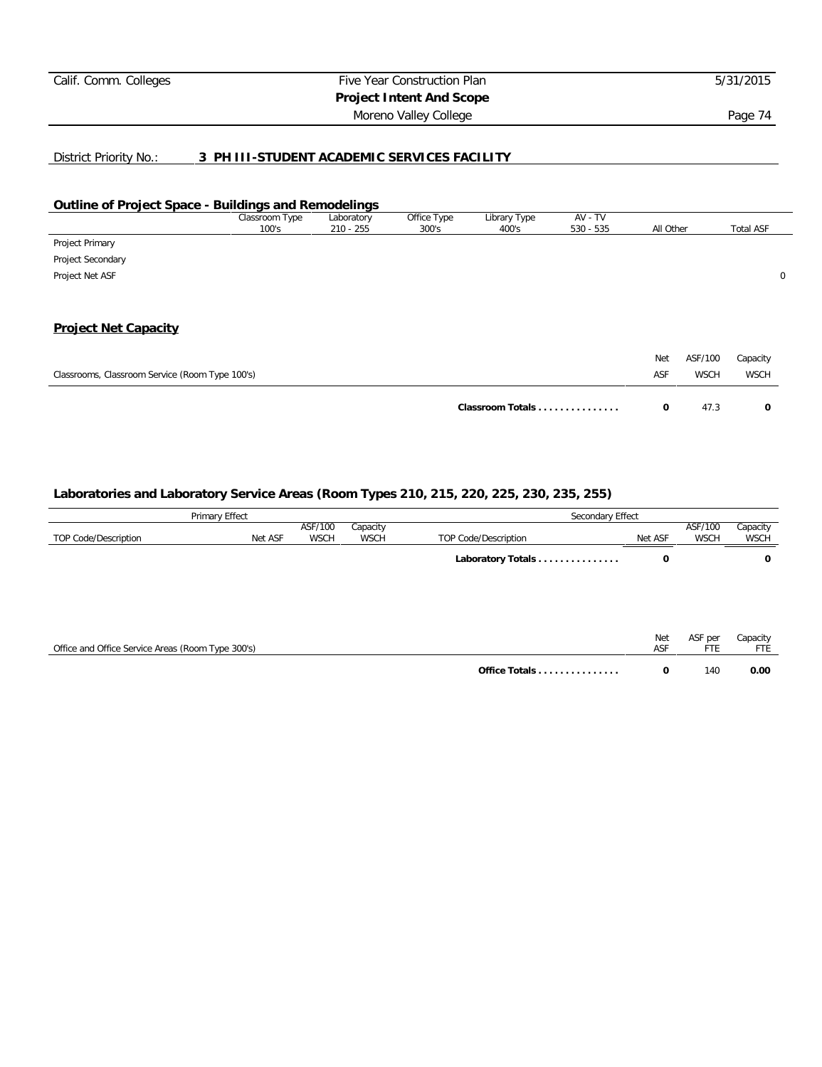District Priority No.: **3 PH III-STUDENT ACADEMIC SERVICES FACILITY**

## Outline of Project Space - Buildings and Remodelings

| | Classroom Type 100's | Laboratory 210 - 255 | Office Type 300's | Library Type 400's | AV - TV 530 - 535 | All Other | Total ASF |
|---|---|---|---|---|---|---|---|
| Project Primary | | | | | | | |
| Project Secondary | | | | | | | |
| Project Net ASF | | | | | | | 0 |

## Project Net Capacity

| Classrooms, Classroom Service (Room Type 100's) | Net ASF | ASF/100 WSCH | Capacity WSCH |
|---|---|---|---|
| **Classroom Totals . . . . . . . . . . . . . . .** | **0** | 47.3 | **0** |

### Laboratories and Laboratory Service Areas (Room Types 210, 215, 220, 225, 230, 235, 255)

| Primary Effect | | | | Secondary Effect | | | |
|---|---|---|---|---|---|---|---|
| TOP Code/Description | Net ASF | ASF/100 WSCH | Capacity WSCH | TOP Code/Description | Net ASF | ASF/100 WSCH | Capacity WSCH |
| | | | | **Laboratory Totals . . . . . . . . . . . . . . .** | **0** | | **0** |

| Office and Office Service Areas (Room Type 300's) | Net ASF | ASF per FTE | Capacity FTE |
|---|---|---|---|
| **Office Totals . . . . . . . . . . . . . . .** | **0** | 140 | **0.00** |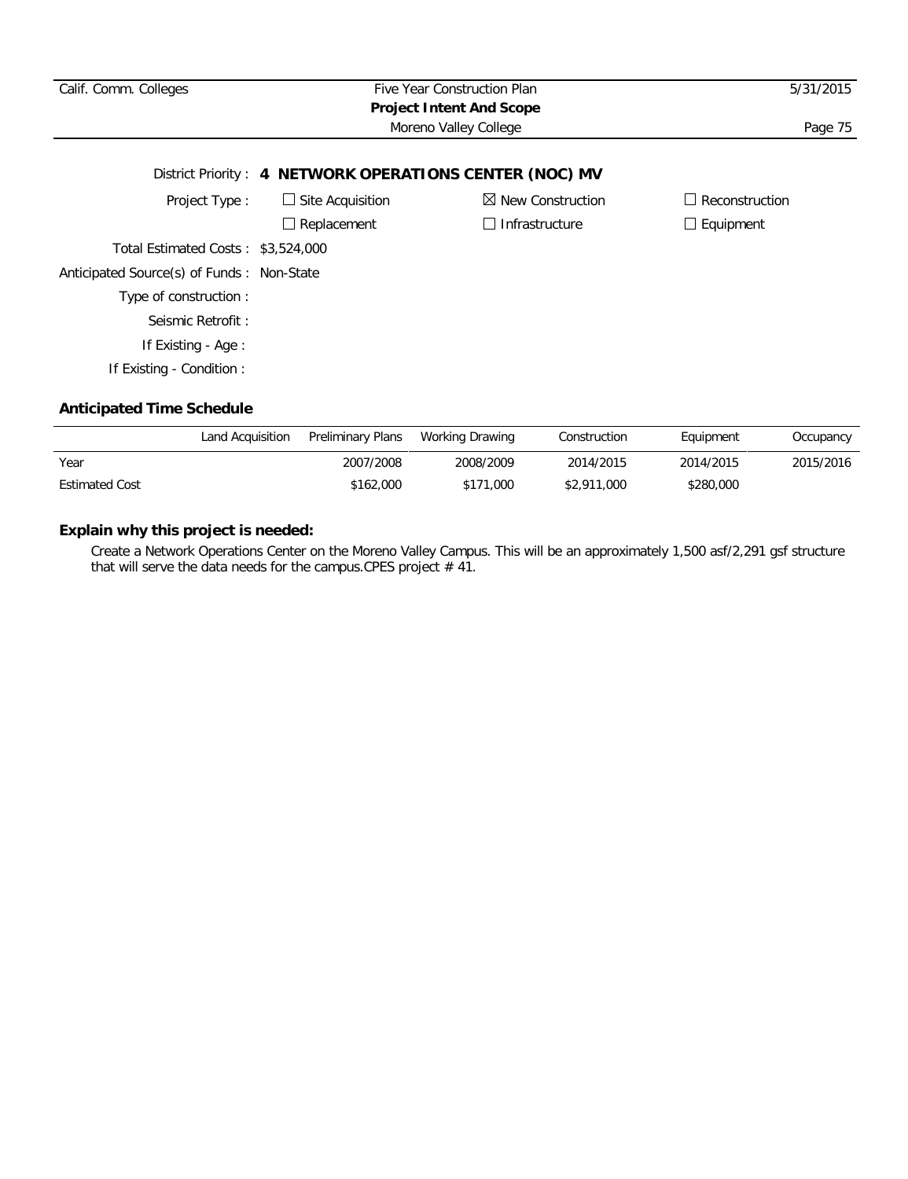District Priority : **4 NETWORK OPERATIONS CENTER (NOC) MV**

Project Type :

| | | |
|---|---|---|
| ☐ Site Acquisition | ☒ New Construction | ☐ Reconstruction |
| ☐ Replacement | ☐ Infrastructure | ☐ Equipment |

Total Estimated Costs : $3,524,000

Anticipated Source(s) of Funds : Non-State

Type of construction :

Seismic Retrofit :

If Existing - Age :

If Existing - Condition :

**Anticipated Time Schedule**

| | Land Acquisition | Preliminary Plans | Working Drawing | Construction | Equipment | Occupancy |
|---|---|---|---|---|---|---|
| Year | | 2007/2008 | 2008/2009 | 2014/2015 | 2014/2015 | 2015/2016 |
| Estimated Cost | | $162,000 | $171,000 | $2,911,000 | $280,000 | |

**Explain why this project is needed:**

Create a Network Operations Center on the Moreno Valley Campus. This will be an approximately 1,500 asf/2,291 gsf structure that will serve the data needs for the campus.CPES project # 41.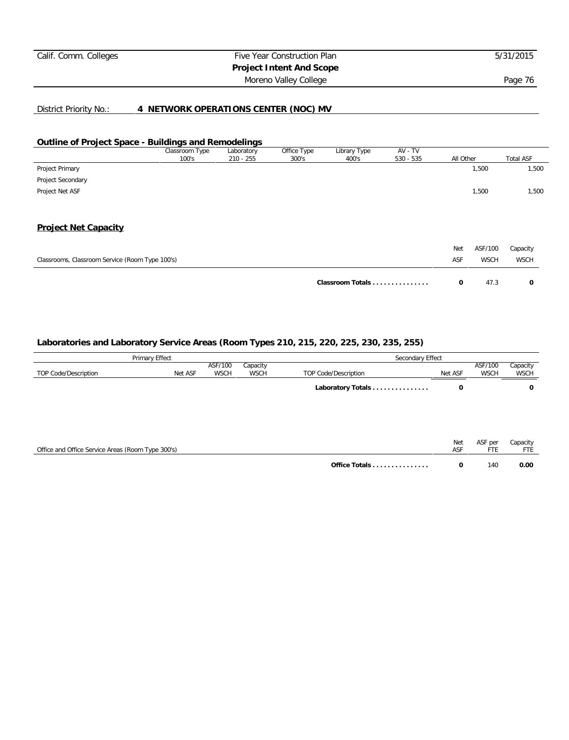District Priority No.: **4 NETWORK OPERATIONS CENTER (NOC) MV**

## Outline of Project Space - Buildings and Remodelings

| | Classroom Type 100's | Laboratory 210 - 255 | Office Type 300's | Library Type 400's | AV - TV 530 - 535 | All Other | Total ASF |
|---|---|---|---|---|---|---|---|
| Project Primary | | | | | | 1,500 | 1,500 |
| Project Secondary | | | | | | | |
| Project Net ASF | | | | | | 1,500 | 1,500 |

## Project Net Capacity

| Classrooms, Classroom Service (Room Type 100's) | Net ASF | ASF/100 WSCH | Capacity WSCH |
|---|---|---|---|
| **Classroom Totals . . . . . . . . . . . . . . .** | **0** | 47.3 | **0** |

### Laboratories and Laboratory Service Areas (Room Types 210, 215, 220, 225, 230, 235, 255)

| Primary Effect | | | | Secondary Effect | | | |
|---|---|---|---|---|---|---|---|
| TOP Code/Description | Net ASF | ASF/100 WSCH | Capacity WSCH | TOP Code/Description | Net ASF | ASF/100 WSCH | Capacity WSCH |
| | | | | **Laboratory Totals . . . . . . . . . . . . . . .** | **0** | | **0** |

| Office and Office Service Areas (Room Type 300's) | Net ASF | ASF per FTE | Capacity FTE |
|---|---|---|---|
| **Office Totals . . . . . . . . . . . . . . .** | **0** | 140 | **0.00** |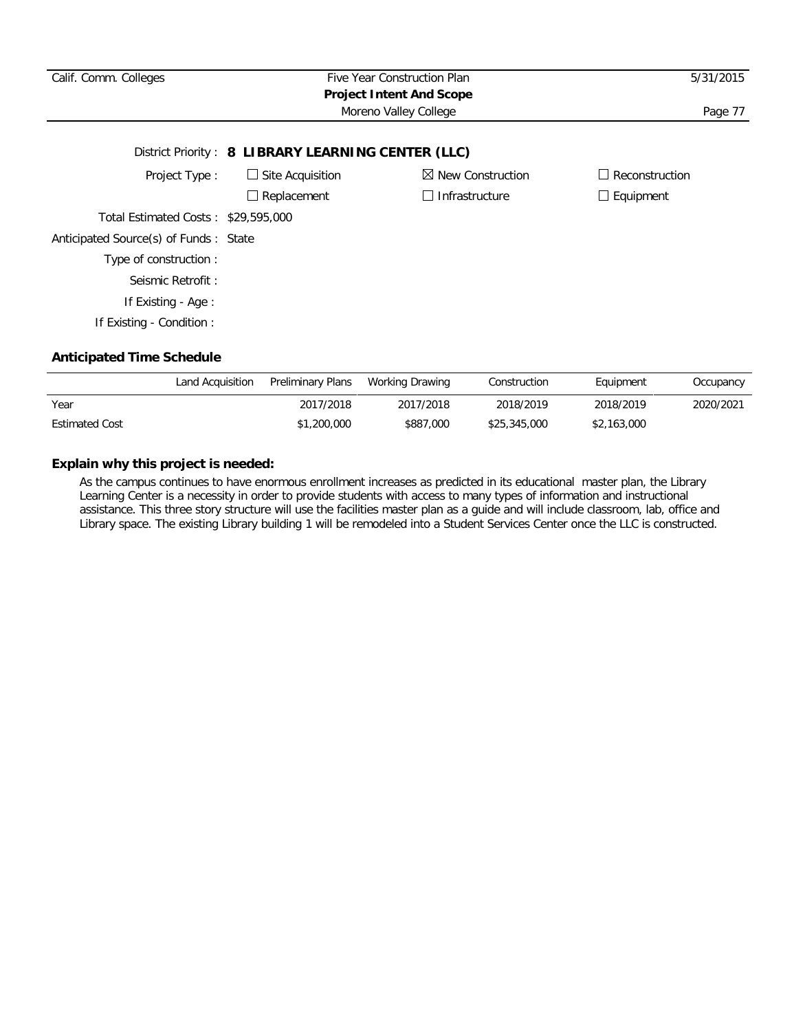District Priority : **8 LIBRARY LEARNING CENTER (LLC)**

Project Type :

☐ Site Acquisition ☒ New Construction ☐ Reconstruction

☐ Replacement ☐ Infrastructure ☐ Equipment

Total Estimated Costs : $29,595,000

Anticipated Source(s) of Funds : State

Type of construction :

Seismic Retrofit :

If Existing - Age :

If Existing - Condition :

**Anticipated Time Schedule**

| | Land Acquisition | Preliminary Plans | Working Drawing | Construction | Equipment | Occupancy |
|---|---|---|---|---|---|---|
| Year | | 2017/2018 | 2017/2018 | 2018/2019 | 2018/2019 | 2020/2021 |
| Estimated Cost | | $1,200,000 | $887,000 | $25,345,000 | $2,163,000 | |

**Explain why this project is needed:**

As the campus continues to have enormous enrollment increases as predicted in its educational master plan, the Library Learning Center is a necessity in order to provide students with access to many types of information and instructional assistance. This three story structure will use the facilities master plan as a guide and will include classroom, lab, office and Library space. The existing Library building 1 will be remodeled into a Student Services Center once the LLC is constructed.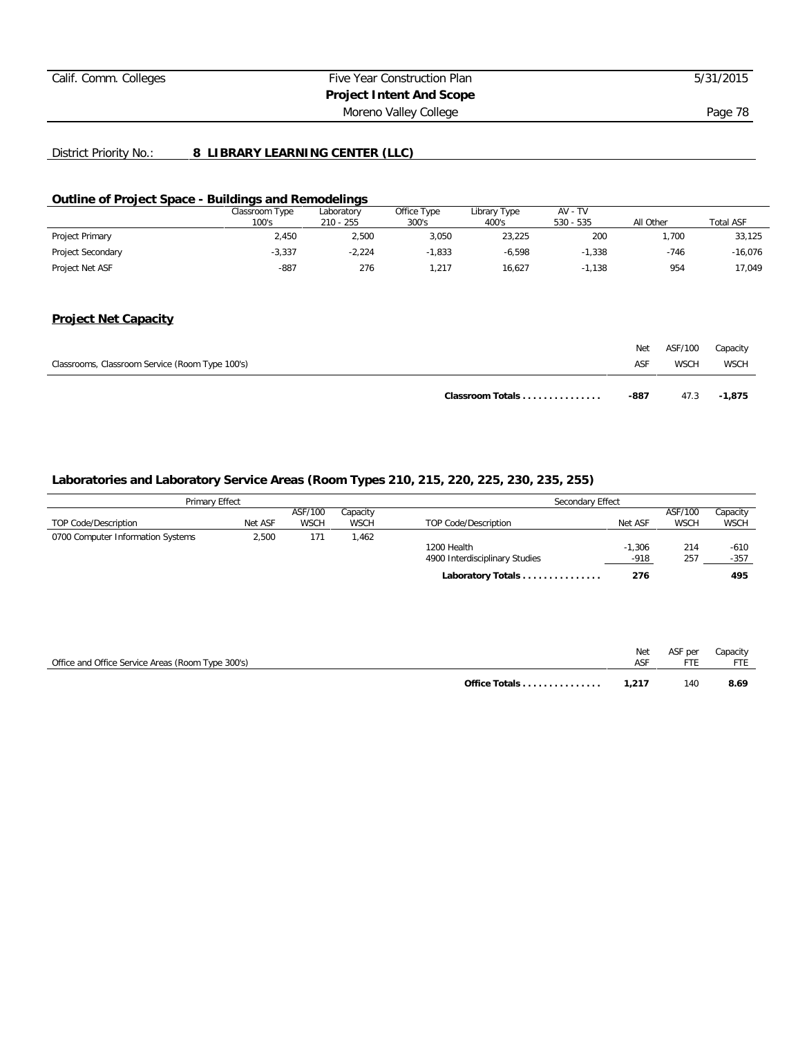District Priority No.: **8 LIBRARY LEARNING CENTER (LLC)**

## Outline of Project Space - Buildings and Remodelings

| | Classroom Type 100's | Laboratory 210 - 255 | Office Type 300's | Library Type 400's | AV - TV 530 - 535 | All Other | Total ASF |
|---|---|---|---|---|---|---|---|
| Project Primary | 2,450 | 2,500 | 3,050 | 23,225 | 200 | 1,700 | 33,125 |
| Project Secondary | -3,337 | -2,224 | -1,833 | -6,598 | -1,338 | -746 | -16,076 |
| Project Net ASF | -887 | 276 | 1,217 | 16,627 | -1,138 | 954 | 17,049 |

## Project Net Capacity

| Classrooms, Classroom Service (Room Type 100's) | Net ASF | ASF/100 WSCH | Capacity WSCH |
|---|---|---|---|
| **Classroom Totals . . . . . . . . . . . . . . .** | **-887** | 47.3 | **-1,875** |

## Laboratories and Laboratory Service Areas (Room Types 210, 215, 220, 225, 230, 235, 255)

| Primary Effect | | | | Secondary Effect | | | |
|---|---|---|---|---|---|---|---|
| TOP Code/Description | Net ASF | ASF/100 WSCH | Capacity WSCH | TOP Code/Description | Net ASF | ASF/100 WSCH | Capacity WSCH |
| 0700 Computer Information Systems | 2,500 | 171 | 1,462 | | | | |
| | | | | 1200 Health | -1,306 | 214 | -610 |
| | | | | 4900 Interdisciplinary Studies | -918 | 257 | -357 |
| | | | | **Laboratory Totals . . . . . . . . . . . . . . .** | **276** | | **495** |

| Office and Office Service Areas (Room Type 300's) | Net ASF | ASF per FTE | Capacity FTE |
|---|---|---|---|
| **Office Totals . . . . . . . . . . . . . . .** | **1,217** | 140 | **8.69** |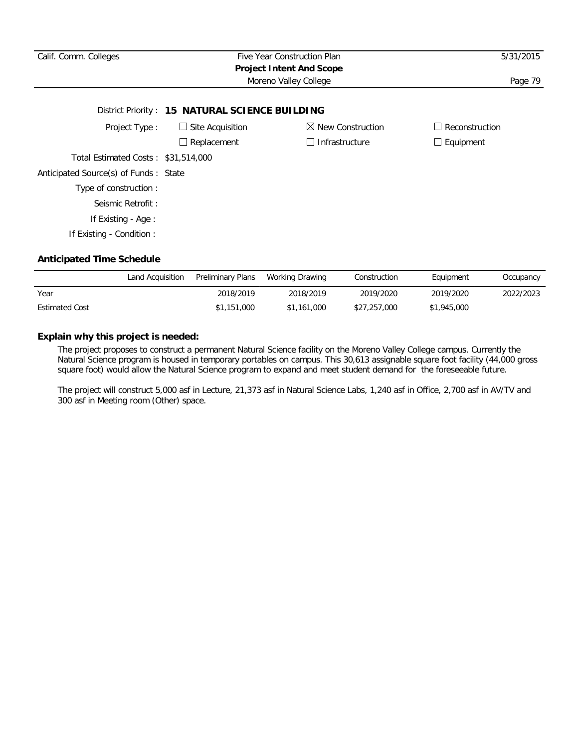District Priority : **15 NATURAL SCIENCE BUILDING**

Project Type : ☐ Site Acquisition ☒ New Construction ☐ Reconstruction

☐ Replacement ☐ Infrastructure ☐ Equipment

Total Estimated Costs : $31,514,000

Anticipated Source(s) of Funds : State

Type of construction :

Seismic Retrofit :

If Existing - Age :

If Existing - Condition :

### Anticipated Time Schedule

| | Land Acquisition | Preliminary Plans | Working Drawing | Construction | Equipment | Occupancy |
|---|---|---|---|---|---|---|
| Year | | 2018/2019 | 2018/2019 | 2019/2020 | 2019/2020 | 2022/2023 |
| Estimated Cost | | $1,151,000 | $1,161,000 | $27,257,000 | $1,945,000 | |

### Explain why this project is needed:

The project proposes to construct a permanent Natural Science facility on the Moreno Valley College campus. Currently the Natural Science program is housed in temporary portables on campus. This 30,613 assignable square foot facility (44,000 gross square foot) would allow the Natural Science program to expand and meet student demand for the foreseeable future.

The project will construct 5,000 asf in Lecture, 21,373 asf in Natural Science Labs, 1,240 asf in Office, 2,700 asf in AV/TV and 300 asf in Meeting room (Other) space.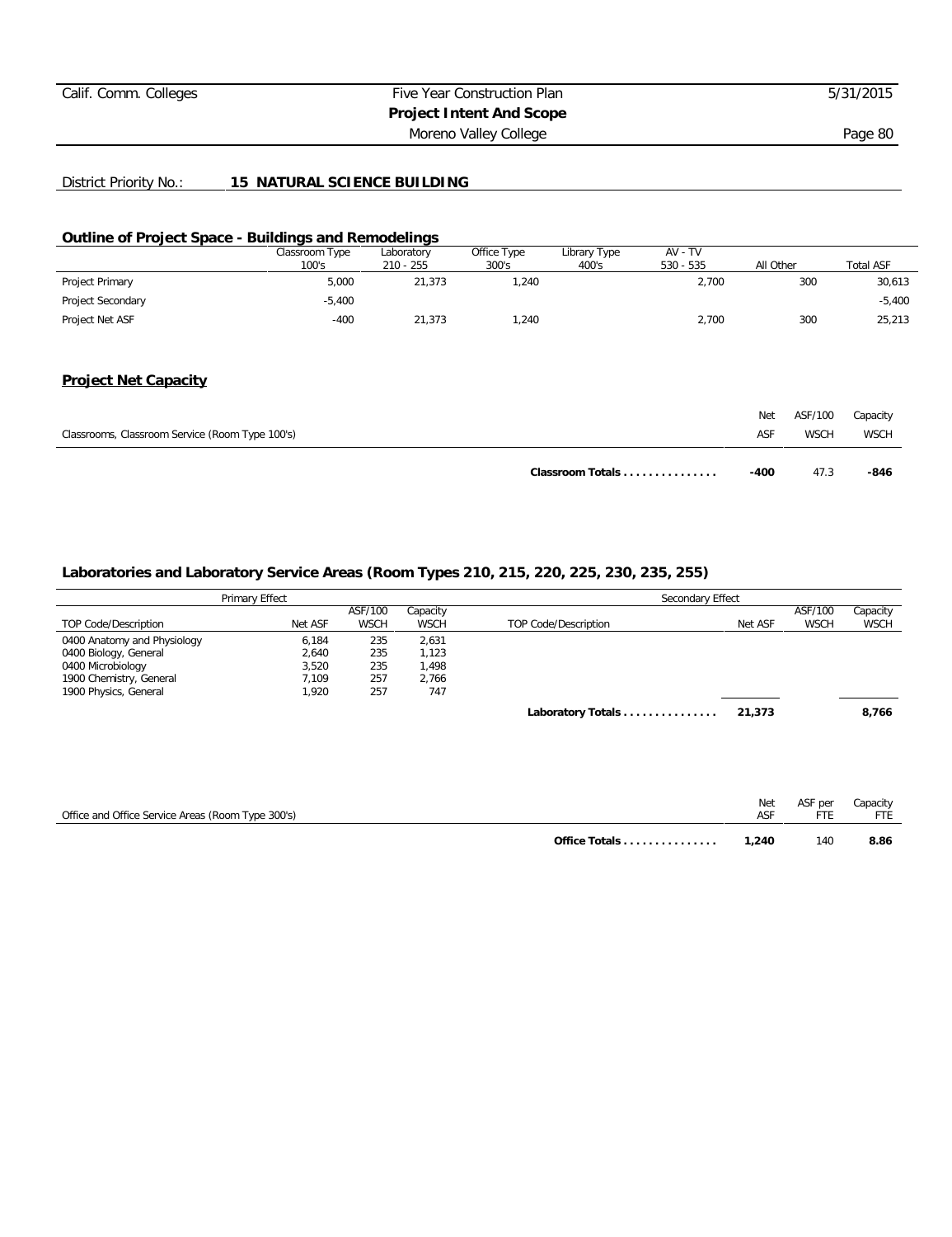District Priority No.: **15 NATURAL SCIENCE BUILDING**

## Outline of Project Space - Buildings and Remodelings

| | Classroom Type 100's | Laboratory 210 - 255 | Office Type 300's | Library Type 400's | AV - TV 530 - 535 | All Other | Total ASF |
|---|---|---|---|---|---|---|---|
| Project Primary | 5,000 | 21,373 | 1,240 | | 2,700 | 300 | 30,613 |
| Project Secondary | -5,400 | | | | | | -5,400 |
| Project Net ASF | -400 | 21,373 | 1,240 | | 2,700 | 300 | 25,213 |

## Project Net Capacity

| Classrooms, Classroom Service (Room Type 100's) | Net ASF | ASF/100 WSCH | Capacity WSCH |
|---|---|---|---|
| **Classroom Totals . . . . . . . . . . . . . . .** | **-400** | 47.3 | **-846** |

## Laboratories and Laboratory Service Areas (Room Types 210, 215, 220, 225, 230, 235, 255)

| Primary Effect | | | | Secondary Effect | | | |
|---|---|---|---|---|---|---|---|
| TOP Code/Description | Net ASF | ASF/100 WSCH | Capacity WSCH | TOP Code/Description | Net ASF | ASF/100 WSCH | Capacity WSCH |
| 0400 Anatomy and Physiology | 6,184 | 235 | 2,631 | | | | |
| 0400 Biology, General | 2,640 | 235 | 1,123 | | | | |
| 0400 Microbiology | 3,520 | 235 | 1,498 | | | | |
| 1900 Chemistry, General | 7,109 | 257 | 2,766 | | | | |
| 1900 Physics, General | 1,920 | 257 | 747 | | | | |
| | | | | **Laboratory Totals . . . . . . . . . . . . . . .** | **21,373** | | **8,766** |

| Office and Office Service Areas (Room Type 300's) | Net ASF | ASF per FTE | Capacity FTE |
|---|---|---|---|
| **Office Totals . . . . . . . . . . . . . . .** | **1,240** | 140 | **8.86** |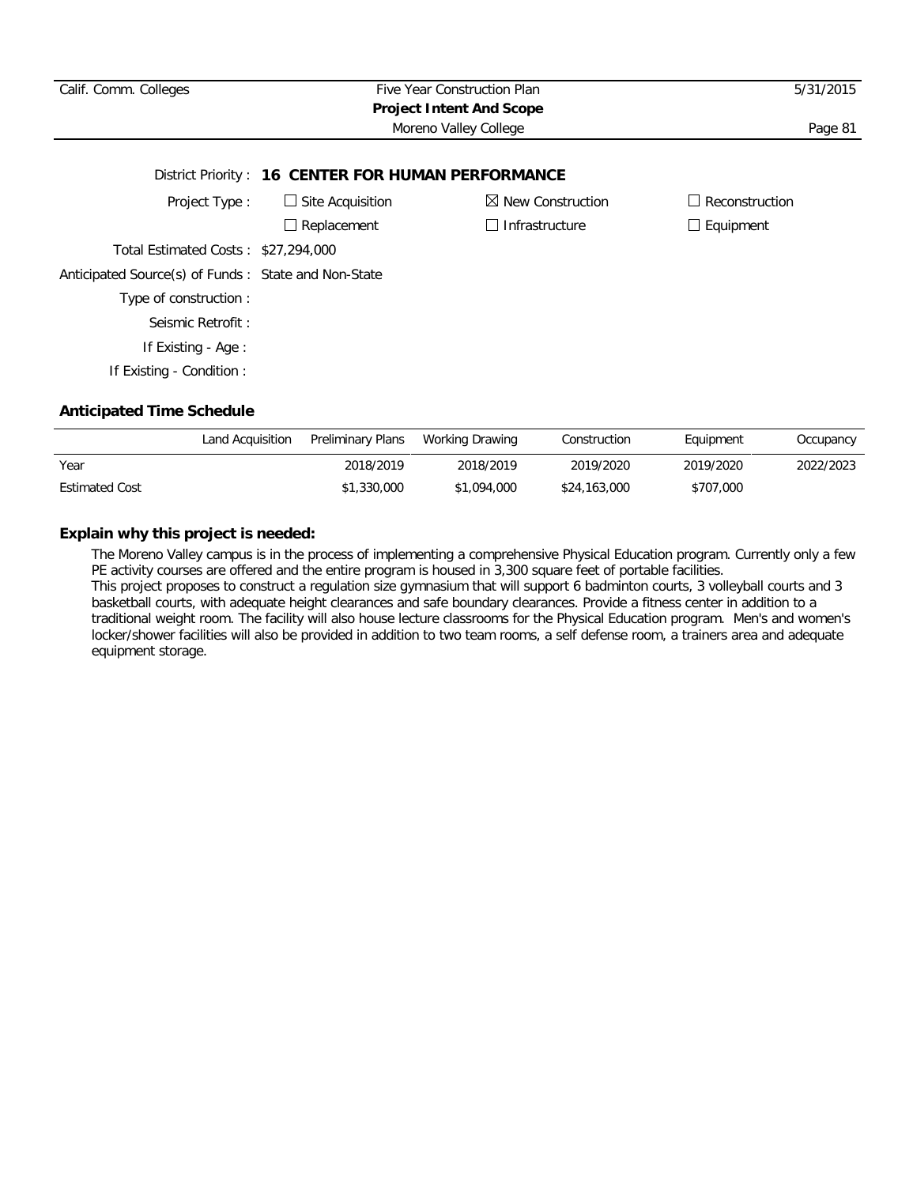District Priority : **16 CENTER FOR HUMAN PERFORMANCE**

Project Type : ☐ Site Acquisition ☒ New Construction ☐ Reconstruction
☐ Replacement ☐ Infrastructure ☐ Equipment

Total Estimated Costs : $27,294,000

Anticipated Source(s) of Funds : State and Non-State

Type of construction :

Seismic Retrofit :

If Existing - Age :

If Existing - Condition :

## Anticipated Time Schedule

| | Land Acquisition | Preliminary Plans | Working Drawing | Construction | Equipment | Occupancy |
|---|---|---|---|---|---|---|
| Year | | 2018/2019 | 2018/2019 | 2019/2020 | 2019/2020 | 2022/2023 |
| Estimated Cost | | $1,330,000 | $1,094,000 | $24,163,000 | $707,000 | |

## Explain why this project is needed:

The Moreno Valley campus is in the process of implementing a comprehensive Physical Education program. Currently only a few PE activity courses are offered and the entire program is housed in 3,300 square feet of portable facilities.
This project proposes to construct a regulation size gymnasium that will support 6 badminton courts, 3 volleyball courts and 3 basketball courts, with adequate height clearances and safe boundary clearances. Provide a fitness center in addition to a traditional weight room. The facility will also house lecture classrooms for the Physical Education program. Men's and women's locker/shower facilities will also be provided in addition to two team rooms, a self defense room, a trainers area and adequate equipment storage.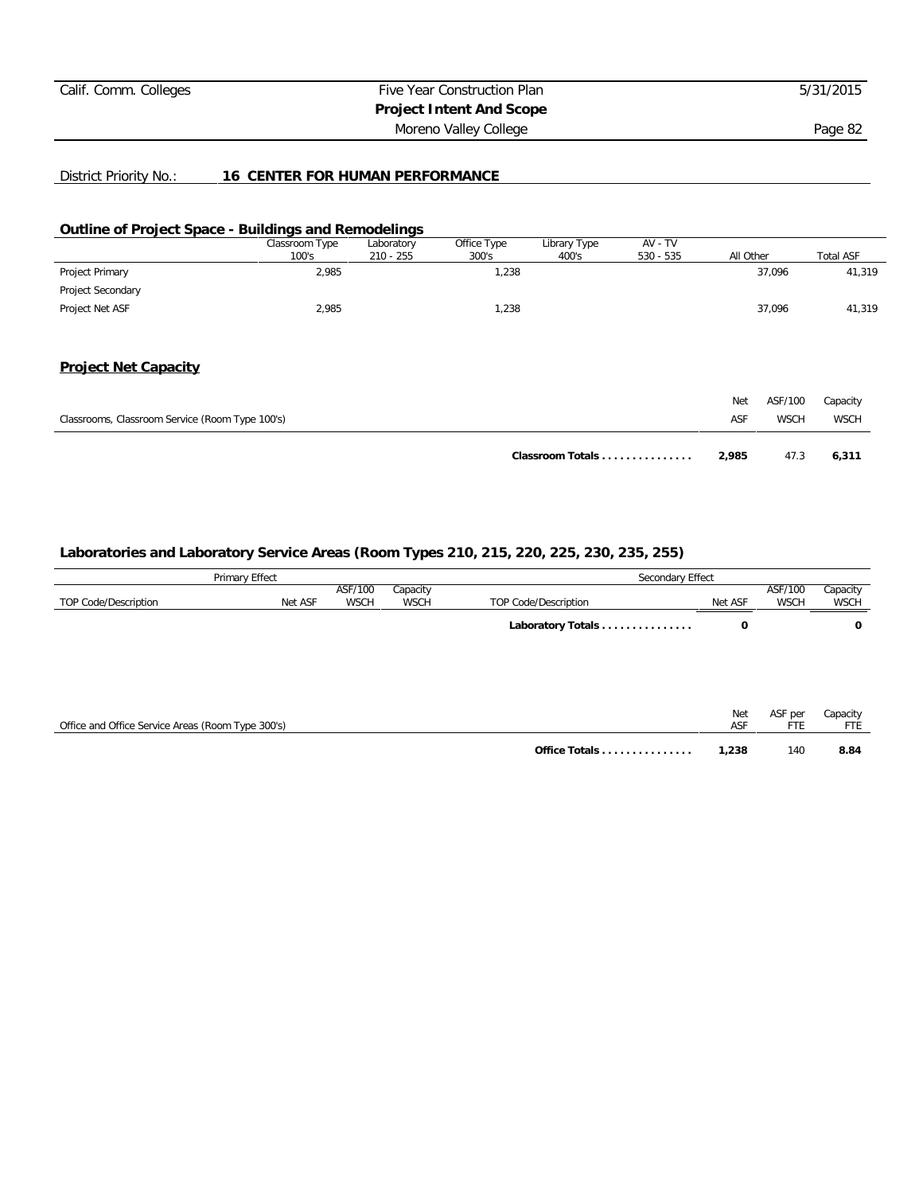District Priority No.: **16 CENTER FOR HUMAN PERFORMANCE**

## Outline of Project Space - Buildings and Remodelings

| | Classroom Type 100's | Laboratory 210 - 255 | Office Type 300's | Library Type 400's | AV - TV 530 - 535 | All Other | Total ASF |
|---|---|---|---|---|---|---|---|
| Project Primary | 2,985 | | 1,238 | | | 37,096 | 41,319 |
| Project Secondary | | | | | | | |
| Project Net ASF | 2,985 | | 1,238 | | | 37,096 | 41,319 |

## Project Net Capacity

| Classrooms, Classroom Service (Room Type 100's) | Net ASF | ASF/100 WSCH | Capacity WSCH |
|---|---|---|---|
| **Classroom Totals . . . . . . . . . . . . . . .** | **2,985** | 47.3 | **6,311** |

## Laboratories and Laboratory Service Areas (Room Types 210, 215, 220, 225, 230, 235, 255)

| Primary Effect | | | | Secondary Effect | | | |
|---|---|---|---|---|---|---|---|
| TOP Code/Description | Net ASF | ASF/100 WSCH | Capacity WSCH | TOP Code/Description | Net ASF | ASF/100 WSCH | Capacity WSCH |
| | | | | **Laboratory Totals . . . . . . . . . . . . . . .** | **0** | | **0** |

| Office and Office Service Areas (Room Type 300's) | Net ASF | ASF per FTE | Capacity FTE |
|---|---|---|---|
| **Office Totals . . . . . . . . . . . . . . .** | **1,238** | 140 | **8.84** |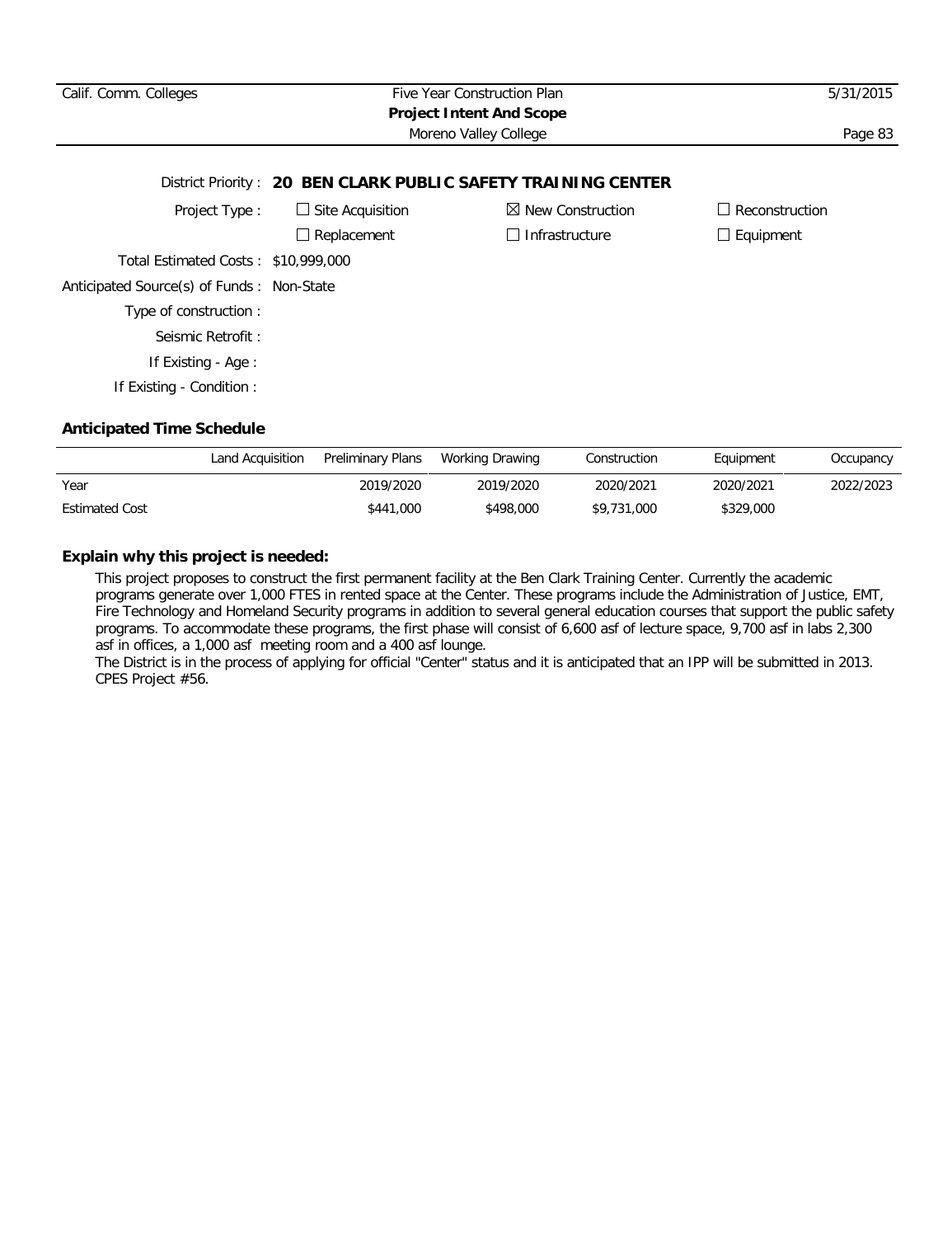District Priority : **20 BEN CLARK PUBLIC SAFETY TRAINING CENTER**

Project Type :

- ☐ Site Acquisition
- ☒ New Construction
- ☐ Reconstruction
- ☐ Replacement
- ☐ Infrastructure
- ☐ Equipment

Total Estimated Costs : $10,999,000

Anticipated Source(s) of Funds : Non-State

Type of construction :

Seismic Retrofit :

If Existing - Age :

If Existing - Condition :

## Anticipated Time Schedule

| | Land Acquisition | Preliminary Plans | Working Drawing | Construction | Equipment | Occupancy |
|---|---|---|---|---|---|---|
| Year | | 2019/2020 | 2019/2020 | 2020/2021 | 2020/2021 | 2022/2023 |
| Estimated Cost | | $441,000 | $498,000 | $9,731,000 | $329,000 | |

## Explain why this project is needed:

This project proposes to construct the first permanent facility at the Ben Clark Training Center. Currently the academic programs generate over 1,000 FTES in rented space at the Center. These programs include the Administration of Justice, EMT, Fire Technology and Homeland Security programs in addition to several general education courses that support the public safety programs. To accommodate these programs, the first phase will consist of 6,600 asf of lecture space, 9,700 asf in labs 2,300 asf in offices, a 1,000 asf meeting room and a 400 asf lounge.

The District is in the process of applying for official "Center" status and it is anticipated that an IPP will be submitted in 2013. CPES Project #56.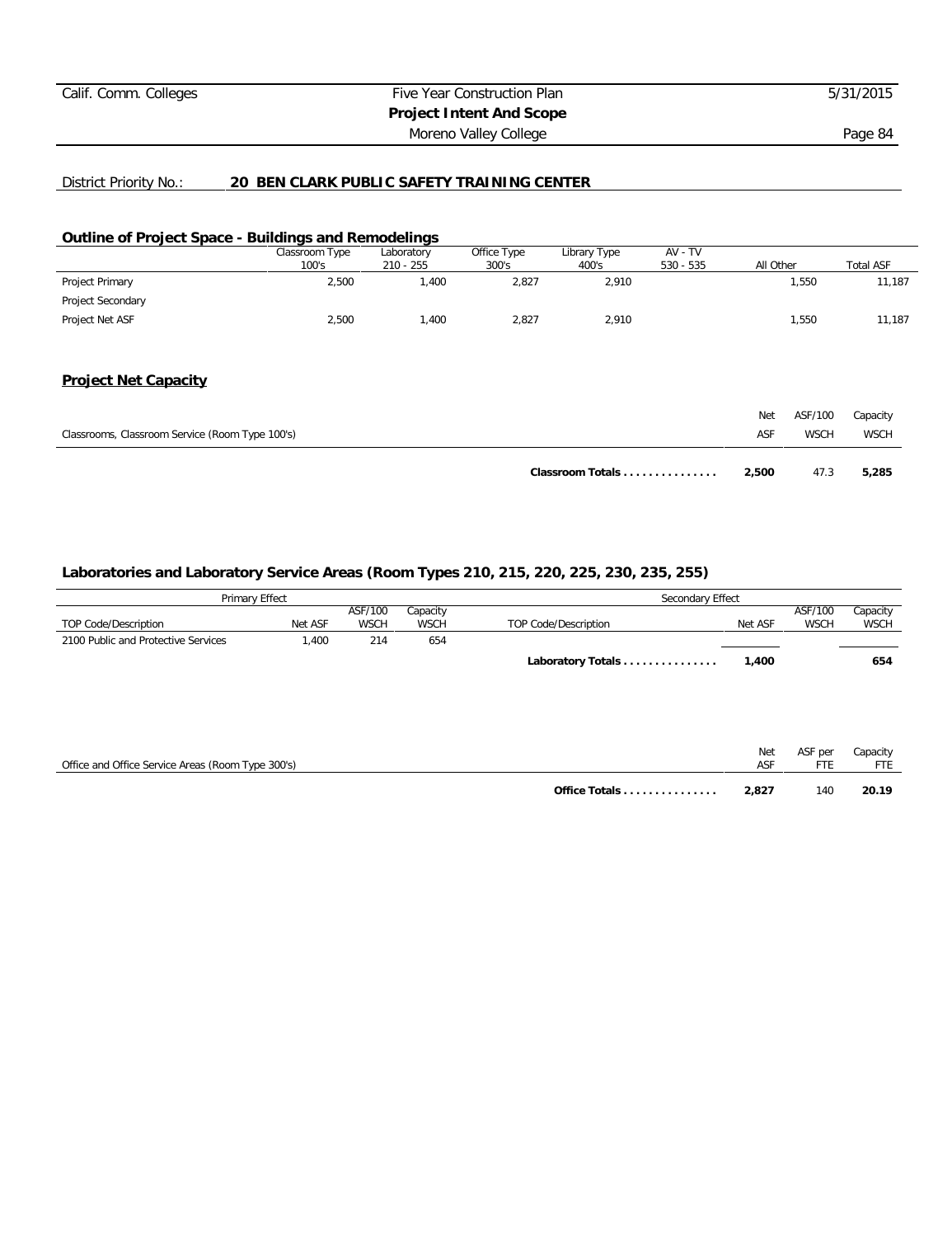District Priority No.: **20 BEN CLARK PUBLIC SAFETY TRAINING CENTER**

## Outline of Project Space - Buildings and Remodelings

| | Classroom Type 100's | Laboratory 210 - 255 | Office Type 300's | Library Type 400's | AV - TV 530 - 535 | All Other | Total ASF |
|---|---|---|---|---|---|---|---|
| Project Primary | 2,500 | 1,400 | 2,827 | 2,910 | | 1,550 | 11,187 |
| Project Secondary | | | | | | | |
| Project Net ASF | 2,500 | 1,400 | 2,827 | 2,910 | | 1,550 | 11,187 |

## Project Net Capacity

| Classrooms, Classroom Service (Room Type 100's) | Net ASF | ASF/100 WSCH | Capacity WSCH |
|---|---|---|---|
| **Classroom Totals . . . . . . . . . . . . . . .** | **2,500** | 47.3 | **5,285** |

### Laboratories and Laboratory Service Areas (Room Types 210, 215, 220, 225, 230, 235, 255)

| Primary Effect | | | | Secondary Effect | | | |
|---|---|---|---|---|---|---|---|
| TOP Code/Description | Net ASF | ASF/100 WSCH | Capacity WSCH | TOP Code/Description | Net ASF | ASF/100 WSCH | Capacity WSCH |
| 2100 Public and Protective Services | 1,400 | 214 | 654 | | | | |
| | | | | **Laboratory Totals . . . . . . . . . . . . . . .** | **1,400** | | **654** |

| Office and Office Service Areas (Room Type 300's) | Net ASF | ASF per FTE | Capacity FTE |
|---|---|---|---|
| **Office Totals . . . . . . . . . . . . . . .** | **2,827** | 140 | **20.19** |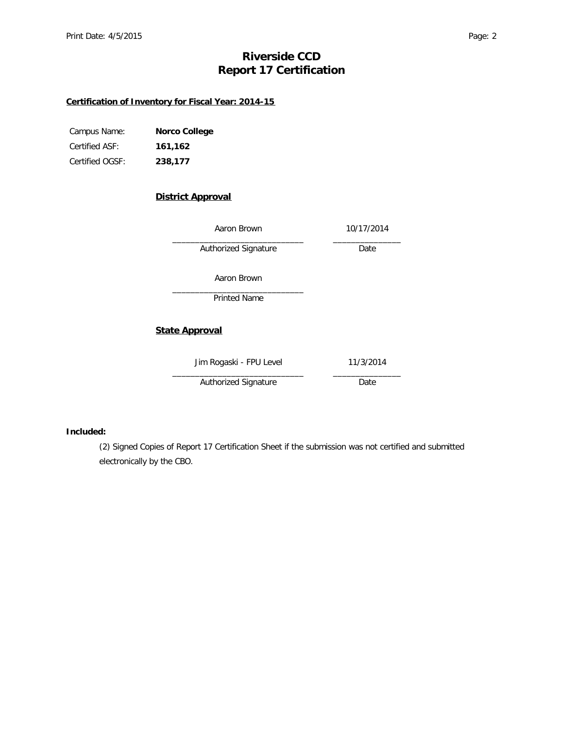# Riverside CCD
# Report 17 Certification

**Certification of Inventory for Fiscal Year: 2014-15**

| | |
|---|---|
| Campus Name: | **Norco College** |
| Certified ASF: | **161,162** |
| Certified OGSF: | **238,177** |

**District Approval**

| | |
|---|---|
| Aaron Brown | 10/17/2014 |
| Authorized Signature | Date |

Aaron Brown
Printed Name

**State Approval**

| | |
|---|---|
| Jim Rogaski - FPU Level | 11/3/2014 |
| Authorized Signature | Date |

**Included:**

(2) Signed Copies of Report 17 Certification Sheet if the submission was not certified and submitted electronically by the CBO.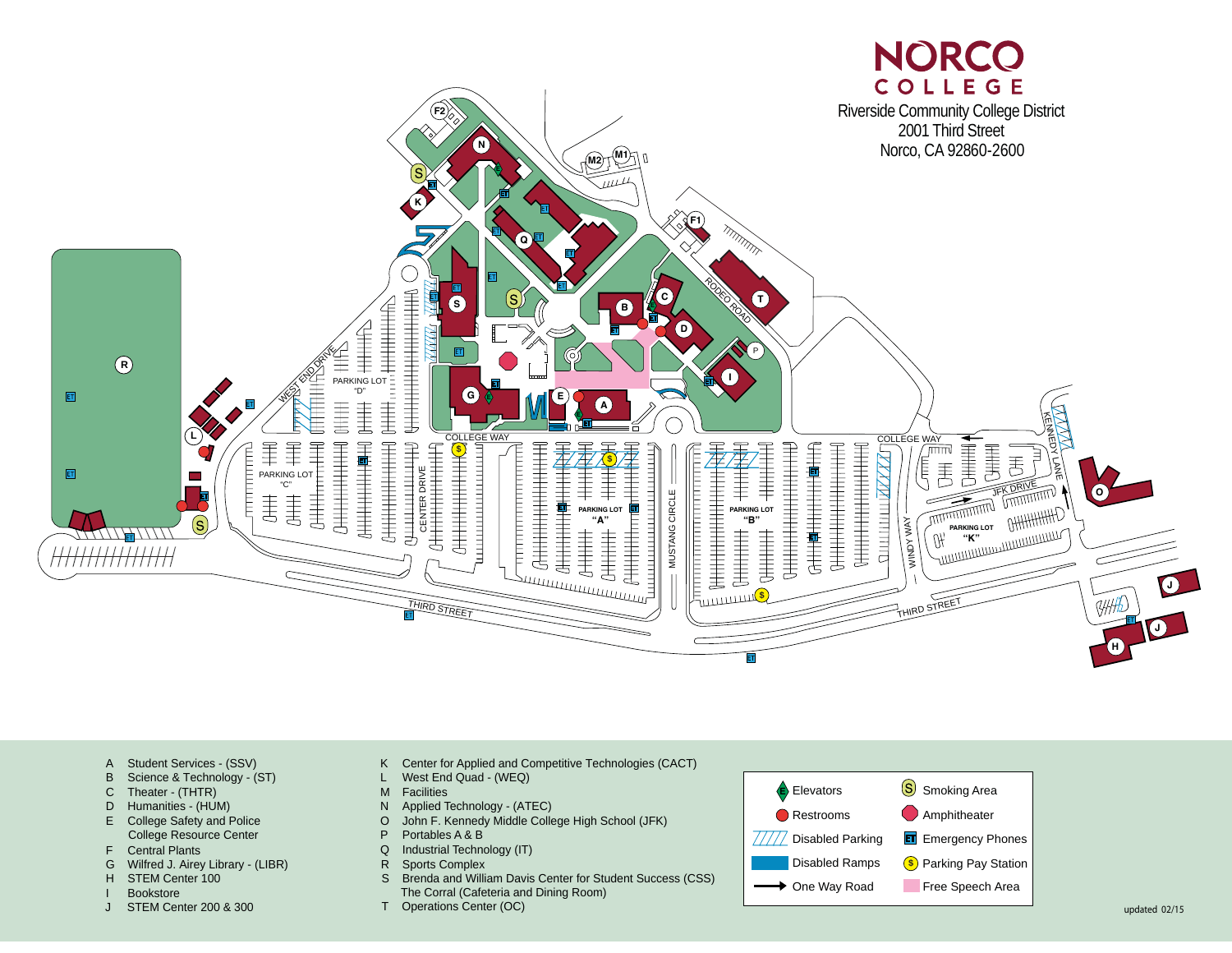# NORCO COLLEGE

Riverside Community College District
2001 Third Street
Norco, CA 92860-2600

- A Student Services - (SSV)
- B Science & Technology - (ST)
- C Theater - (THTR)
- D Humanities - (HUM)
- E College Safety and Police College Resource Center
- F Central Plants
- G Wilfred J. Airey Library - (LIBR)
- H STEM Center 100
- I Bookstore
- J STEM Center 200 & 300
- K Center for Applied and Competitive Technologies (CACT)
- L West End Quad - (WEQ)
- M Facilities
- N Applied Technology - (ATEC)
- O John F. Kennedy Middle College High School (JFK)
- P Portables A & B
- Q Industrial Technology (IT)
- R Sports Complex
- S Brenda and William Davis Center for Student Success (CSS) The Corral (Cafeteria and Dining Room)
- T Operations Center (OC)

| Legend | | | |
|---|---|---|---|
| E | Elevators | S | Smoking Area |
| ● | Restrooms | ⬢ | Amphitheater |
| //// | Disabled Parking | ET | Emergency Phones |
| ▬ | Disabled Ramps | $ | Parking Pay Station |
| → | One Way Road | ▬ | Free Speech Area |

updated 02/15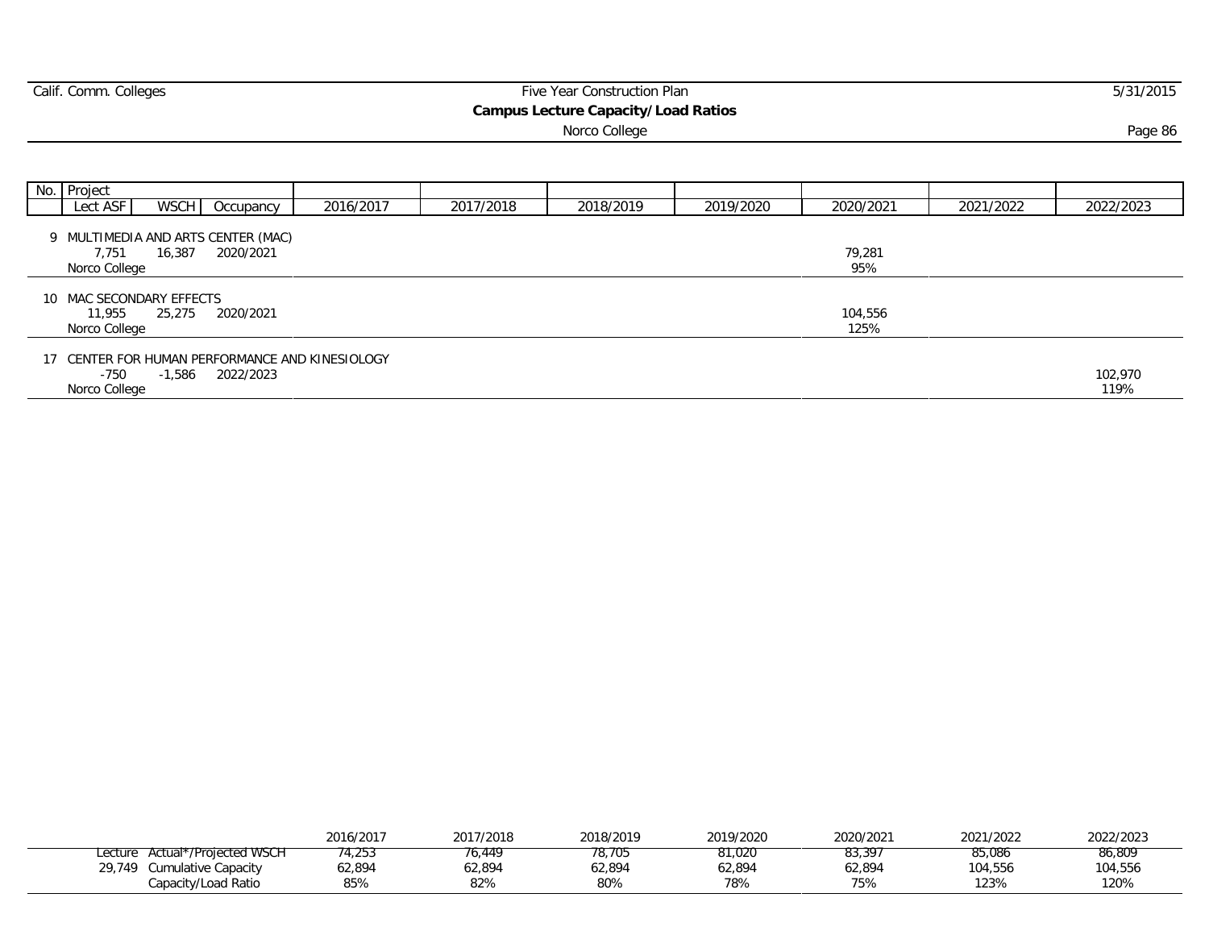Calif. Comm. Colleges — Five Year Construction Plan — 5/31/2015

## Campus Lecture Capacity/Load Ratios

Norco College

| No. | Project<br>Lect ASF / WSCH / Occupancy | 2016/2017 | 2017/2018 | 2018/2019 | 2019/2020 | 2020/2021 | 2021/2022 | 2022/2023 |
|---|---|---|---|---|---|---|---|---|
| 9 | MULTIMEDIA AND ARTS CENTER (MAC)<br>7,751 / 16,387 / 2020/2021<br>Norco College | | | | | 79,281<br>95% | | |
| 10 | MAC SECONDARY EFFECTS<br>11,955 / 25,275 / 2020/2021<br>Norco College | | | | | 104,556<br>125% | | |
| 17 | CENTER FOR HUMAN PERFORMANCE AND KINESIOLOGY<br>-750 / -1,586 / 2022/2023<br>Norco College | | | | | | | 102,970<br>119% |

| | | 2016/2017 | 2017/2018 | 2018/2019 | 2019/2020 | 2020/2021 | 2021/2022 | 2022/2023 |
|---|---|---|---|---|---|---|---|---|
| Lecture | Actual*/Projected WSCH | 74,253 | 76,449 | 78,705 | 81,020 | 83,397 | 85,086 | 86,809 |
| 29,749 | Cumulative Capacity | 62,894 | 62,894 | 62,894 | 62,894 | 62,894 | 104,556 | 104,556 |
| | Capacity/Load Ratio | 85% | 82% | 80% | 78% | 75% | 123% | 120% |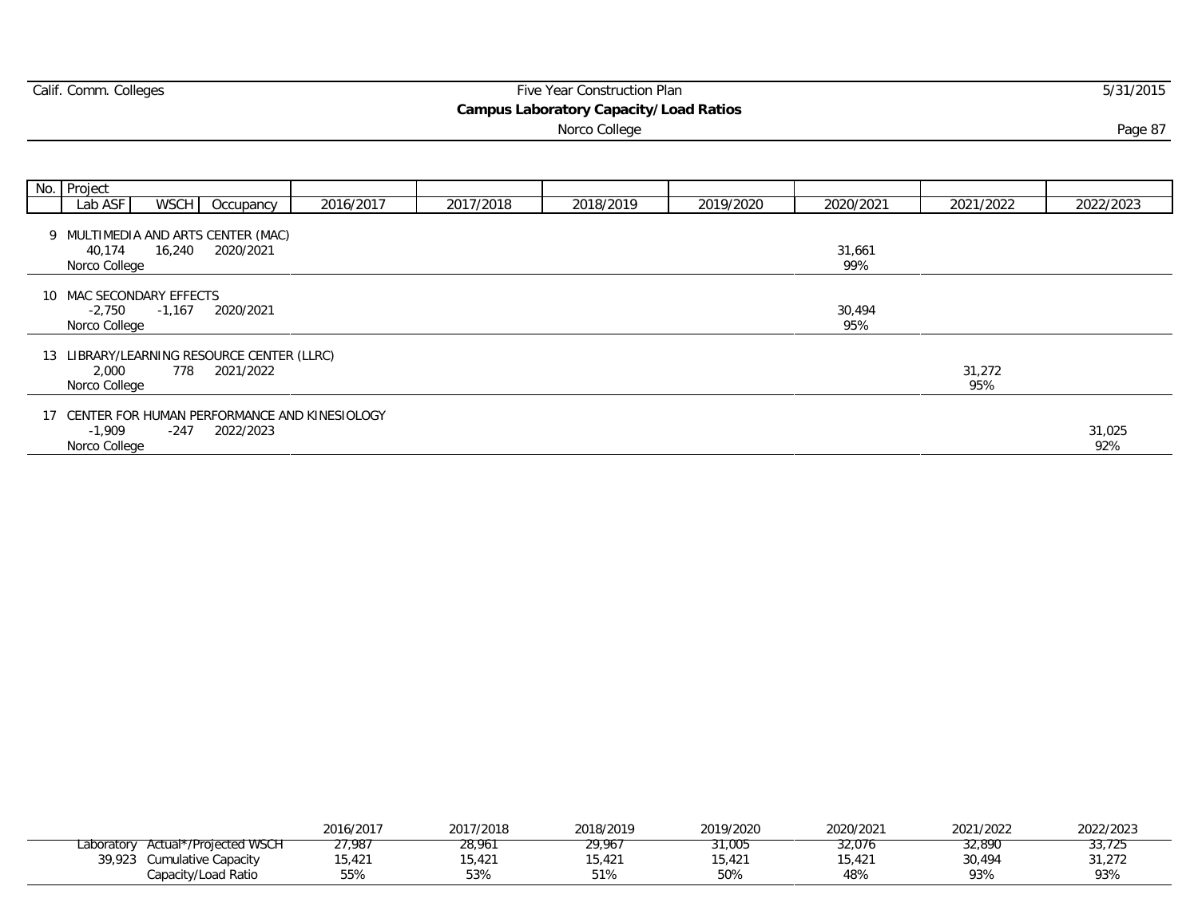Calif. Comm. Colleges — Five Year Construction Plan — 5/31/2015

# Campus Laboratory Capacity/Load Ratios

Norco College

| No. | Project / Lab ASF / WSCH / Occupancy | 2016/2017 | 2017/2018 | 2018/2019 | 2019/2020 | 2020/2021 | 2021/2022 | 2022/2023 |
|---|---|---|---|---|---|---|---|---|
| 9 | MULTIMEDIA AND ARTS CENTER (MAC)<br>40,174 16,240 2020/2021<br>Norco College | | | | | 31,661<br>99% | | |
| 10 | MAC SECONDARY EFFECTS<br>-2,750 -1,167 2020/2021<br>Norco College | | | | | 30,494<br>95% | | |
| 13 | LIBRARY/LEARNING RESOURCE CENTER (LLRC)<br>2,000 778 2021/2022<br>Norco College | | | | | | 31,272<br>95% | |
| 17 | CENTER FOR HUMAN PERFORMANCE AND KINESIOLOGY<br>-1,909 -247 2022/2023<br>Norco College | | | | | | | 31,025<br>92% |

| | | 2016/2017 | 2017/2018 | 2018/2019 | 2019/2020 | 2020/2021 | 2021/2022 | 2022/2023 |
|---|---|---|---|---|---|---|---|---|
| Laboratory | Actual*/Projected WSCH | 27,987 | 28,961 | 29,967 | 31,005 | 32,076 | 32,890 | 33,725 |
| 39,923 | Cumulative Capacity | 15,421 | 15,421 | 15,421 | 15,421 | 15,421 | 30,494 | 31,272 |
| | Capacity/Load Ratio | 55% | 53% | 51% | 50% | 48% | 93% | 93% |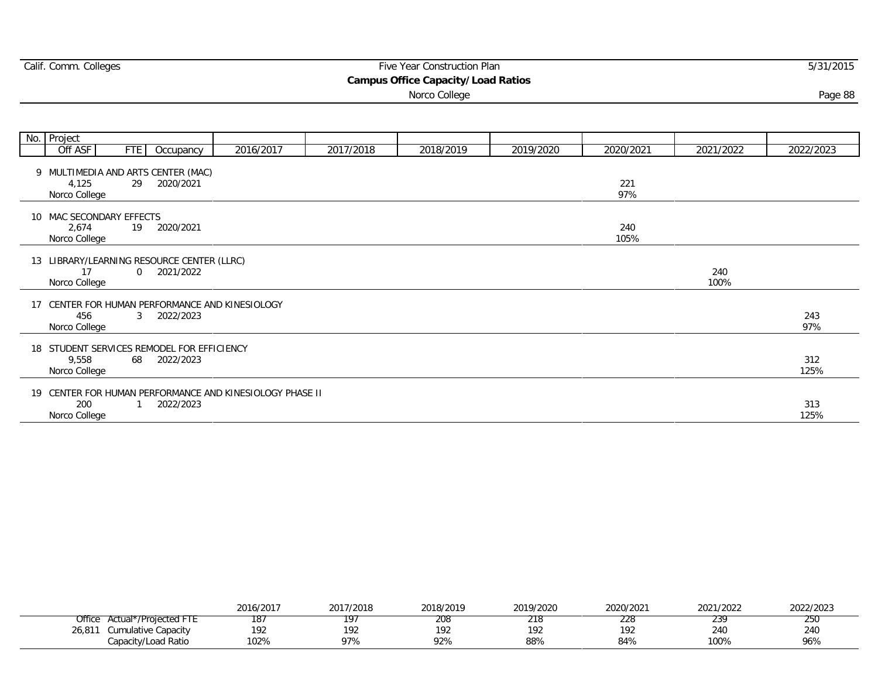# Campus Office Capacity/Load Ratios

Norco College

| No. | Project | Off ASF | FTE | Occupancy | 2016/2017 | 2017/2018 | 2018/2019 | 2019/2020 | 2020/2021 | 2021/2022 | 2022/2023 |
|---|---|---|---|---|---|---|---|---|---|---|---|
| 9 | MULTIMEDIA AND ARTS CENTER (MAC) Norco College | 4,125 | 29 | 2020/2021 | | | | | 221 97% | | |
| 10 | MAC SECONDARY EFFECTS Norco College | 2,674 | 19 | 2020/2021 | | | | | 240 105% | | |
| 13 | LIBRARY/LEARNING RESOURCE CENTER (LLRC) Norco College | 17 | 0 | 2021/2022 | | | | | | 240 100% | |
| 17 | CENTER FOR HUMAN PERFORMANCE AND KINESIOLOGY Norco College | 456 | 3 | 2022/2023 | | | | | | | 243 97% |
| 18 | STUDENT SERVICES REMODEL FOR EFFICIENCY Norco College | 9,558 | 68 | 2022/2023 | | | | | | | 312 125% |
| 19 | CENTER FOR HUMAN PERFORMANCE AND KINESIOLOGY PHASE II Norco College | 200 | 1 | 2022/2023 | | | | | | | 313 125% |

| | | 2016/2017 | 2017/2018 | 2018/2019 | 2019/2020 | 2020/2021 | 2021/2022 | 2022/2023 |
|---|---|---|---|---|---|---|---|---|
| Office | Actual*/Projected FTE | 187 | 197 | 208 | 218 | 228 | 239 | 250 |
| 26,811 | Cumulative Capacity | 192 | 192 | 192 | 192 | 192 | 240 | 240 |
| | Capacity/Load Ratio | 102% | 97% | 92% | 88% | 84% | 100% | 96% |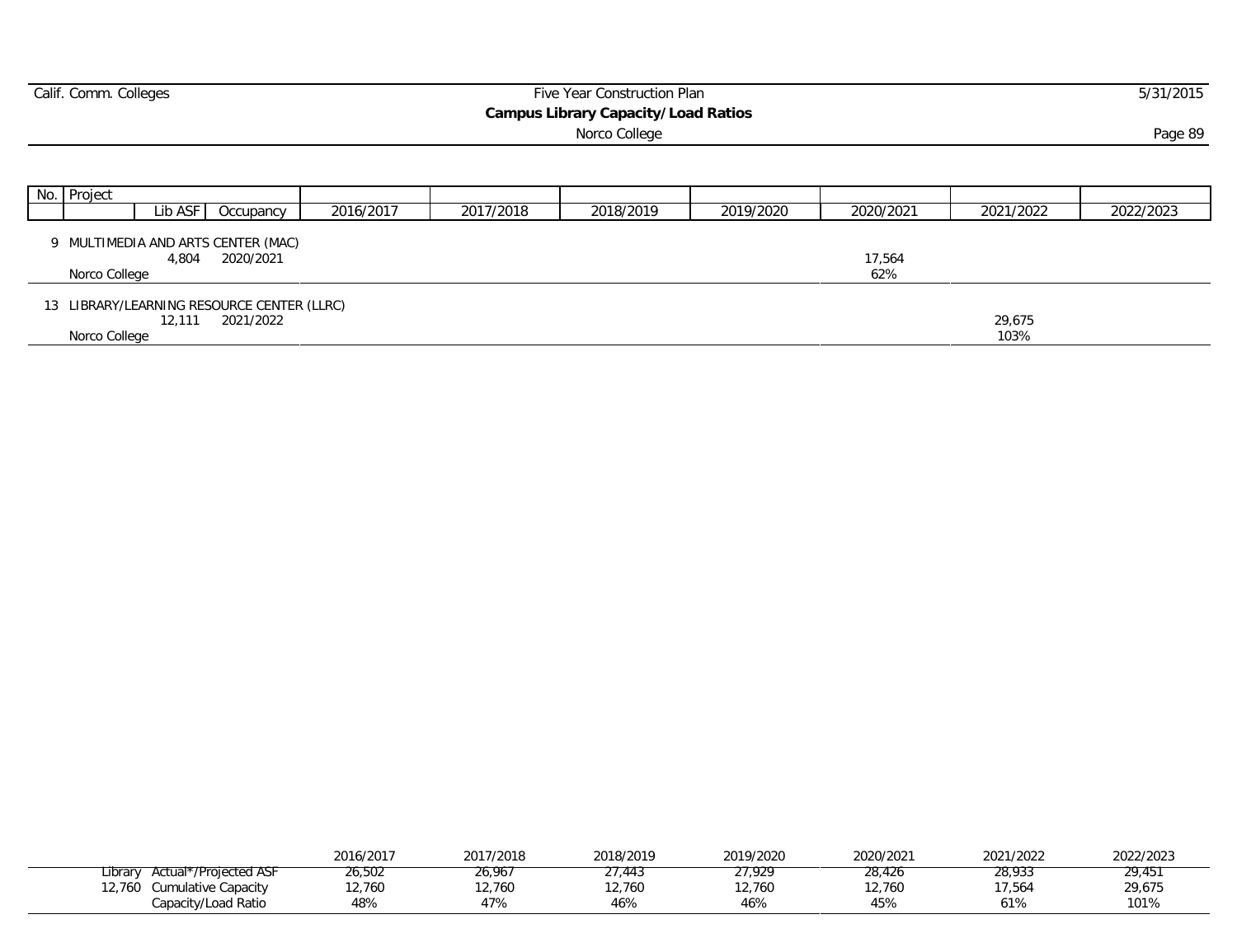## Five Year Construction Plan

### Campus Library Capacity/Load Ratios

Norco College

| No. | Project | Lib ASF | Occupancy | 2016/2017 | 2017/2018 | 2018/2019 | 2019/2020 | 2020/2021 | 2021/2022 | 2022/2023 |
|---|---|---|---|---|---|---|---|---|---|---|
| 9 | MULTIMEDIA AND ARTS CENTER (MAC) | 4,804 | 2020/2021 | | | | | 17,564<br>62% | | |
| | Norco College | | | | | | | | | |
| 13 | LIBRARY/LEARNING RESOURCE CENTER (LLRC) | 12,111 | 2021/2022 | | | | | | 29,675<br>103% | |
| | Norco College | | | | | | | | | |

| | | 2016/2017 | 2017/2018 | 2018/2019 | 2019/2020 | 2020/2021 | 2021/2022 | 2022/2023 |
|---|---|---|---|---|---|---|---|---|
| Library | Actual*/Projected ASF | 26,502 | 26,967 | 27,443 | 27,929 | 28,426 | 28,933 | 29,451 |
| 12,760 | Cumulative Capacity | 12,760 | 12,760 | 12,760 | 12,760 | 12,760 | 17,564 | 29,675 |
| | Capacity/Load Ratio | 48% | 47% | 46% | 46% | 45% | 61% | 101% |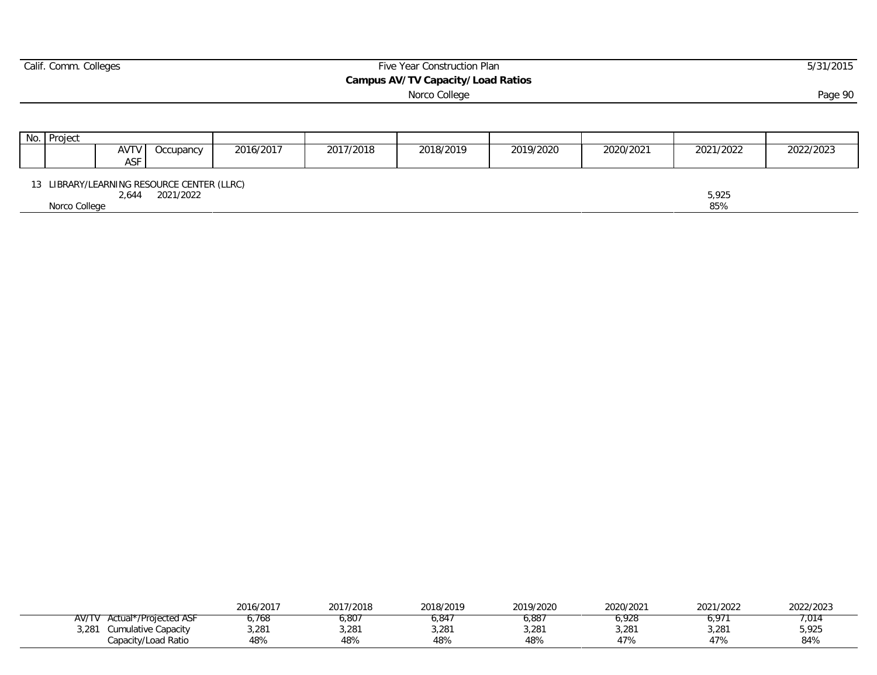**Campus AV/TV Capacity/Load Ratios**

Norco College

| No. | Project | AVTV ASF | Occupancy | 2016/2017 | 2017/2018 | 2018/2019 | 2019/2020 | 2020/2021 | 2021/2022 | 2022/2023 |
|---|---|---|---|---|---|---|---|---|---|---|
| 13 | LIBRARY/LEARNING RESOURCE CENTER (LLRC) | | | | | | | | | |
| | | 2,644 | 2021/2022 | | | | | | 5,925 | |
| | Norco College | | | | | | | | 85% | |

| AV/TV | | 2016/2017 | 2017/2018 | 2018/2019 | 2019/2020 | 2020/2021 | 2021/2022 | 2022/2023 |
|---|---|---|---|---|---|---|---|---|
| AV/TV | Actual*/Projected ASF | 6,768 | 6,807 | 6,847 | 6,887 | 6,928 | 6,971 | 7,014 |
| 3,281 | Cumulative Capacity | 3,281 | 3,281 | 3,281 | 3,281 | 3,281 | 3,281 | 5,925 |
| | Capacity/Load Ratio | 48% | 48% | 48% | 48% | 47% | 47% | 84% |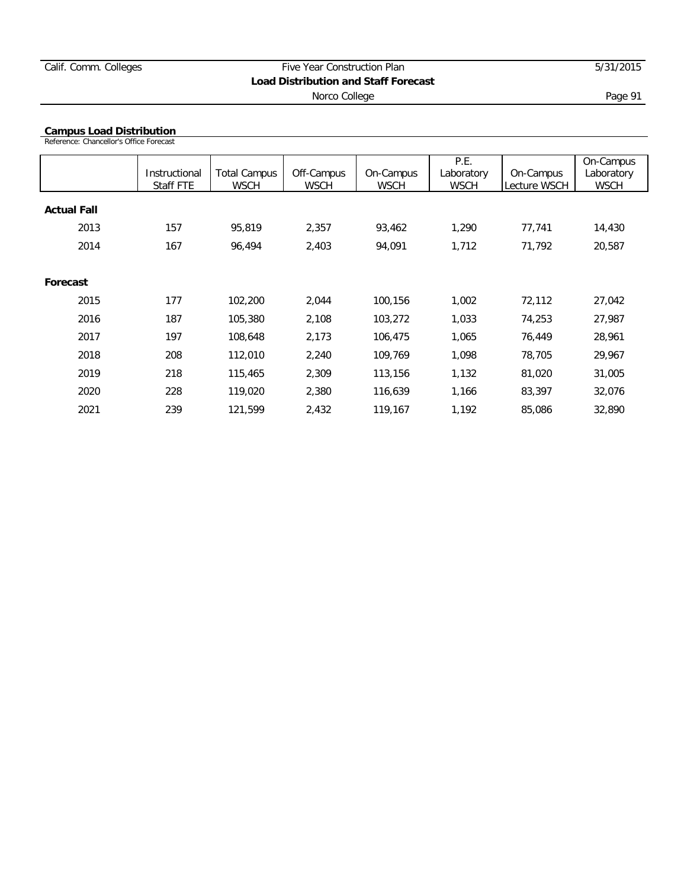## Campus Load Distribution

Reference: Chancellor's Office Forecast

| | Instructional Staff FTE | Total Campus WSCH | Off-Campus WSCH | On-Campus WSCH | P.E. Laboratory WSCH | On-Campus Lecture WSCH | On-Campus Laboratory WSCH |
|---|---|---|---|---|---|---|---|
| **Actual Fall** | | | | | | | |
| 2013 | 157 | 95,819 | 2,357 | 93,462 | 1,290 | 77,741 | 14,430 |
| 2014 | 167 | 96,494 | 2,403 | 94,091 | 1,712 | 71,792 | 20,587 |
| **Forecast** | | | | | | | |
| 2015 | 177 | 102,200 | 2,044 | 100,156 | 1,002 | 72,112 | 27,042 |
| 2016 | 187 | 105,380 | 2,108 | 103,272 | 1,033 | 74,253 | 27,987 |
| 2017 | 197 | 108,648 | 2,173 | 106,475 | 1,065 | 76,449 | 28,961 |
| 2018 | 208 | 112,010 | 2,240 | 109,769 | 1,098 | 78,705 | 29,967 |
| 2019 | 218 | 115,465 | 2,309 | 113,156 | 1,132 | 81,020 | 31,005 |
| 2020 | 228 | 119,020 | 2,380 | 116,639 | 1,166 | 83,397 | 32,076 |
| 2021 | 239 | 121,599 | 2,432 | 119,167 | 1,192 | 85,086 | 32,890 |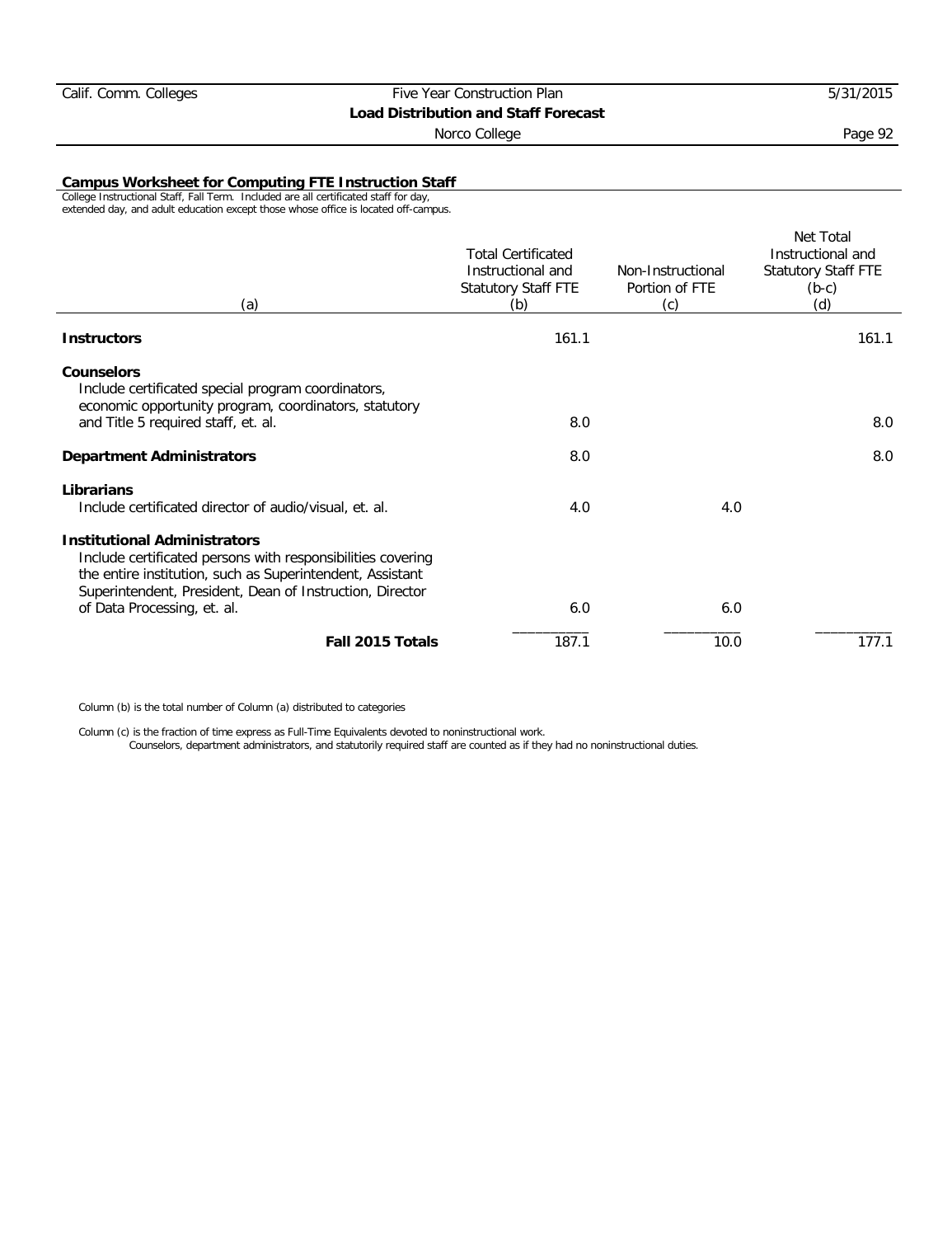## Campus Worksheet for Computing FTE Instruction Staff

College Instructional Staff, Fall Term. Included are all certificated staff for day, extended day, and adult education except those whose office is located off-campus.

| (a) | Total Certificated Instructional and Statutory Staff FTE (b) | Non-Instructional Portion of FTE (c) | Net Total Instructional and Statutory Staff FTE (b-c) (d) |
|---|---|---|---|
| **Instructors** | 161.1 | | 161.1 |
| **Counselors** Include certificated special program coordinators, economic opportunity program, coordinators, statutory and Title 5 required staff, et. al. | 8.0 | | 8.0 |
| **Department Administrators** | 8.0 | | 8.0 |
| **Librarians** Include certificated director of audio/visual, et. al. | 4.0 | 4.0 | |
| **Institutional Administrators** Include certificated persons with responsibilities covering the entire institution, such as Superintendent, Assistant Superintendent, President, Dean of Instruction, Director of Data Processing, et. al. | 6.0 | 6.0 | |
| **Fall 2015 Totals** | 187.1 | 10.0 | 177.1 |

Column (b) is the total number of Column (a) distributed to categories

Column (c) is the fraction of time express as Full-Time Equivalents devoted to noninstructional work.
Counselors, department administrators, and statutorily required staff are counted as if they had no noninstructional duties.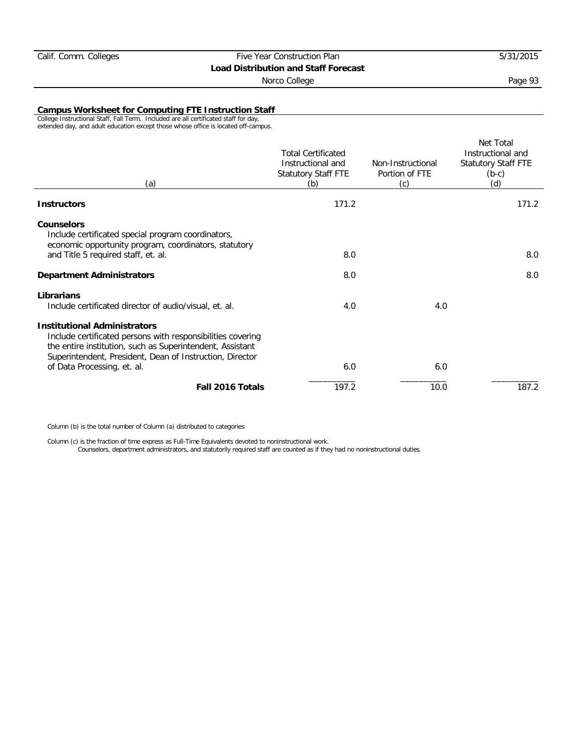## Campus Worksheet for Computing FTE Instruction Staff

College Instructional Staff, Fall Term. Included are all certificated staff for day, extended day, and adult education except those whose office is located off-campus.

| (a) | Total Certificated Instructional and Statutory Staff FTE (b) | Non-Instructional Portion of FTE (c) | Net Total Instructional and Statutory Staff FTE (b-c) (d) |
|---|---|---|---|
| **Instructors** | 171.2 | | 171.2 |
| **Counselors** Include certificated special program coordinators, economic opportunity program, coordinators, statutory and Title 5 required staff, et. al. | 8.0 | | 8.0 |
| **Department Administrators** | 8.0 | | 8.0 |
| **Librarians** Include certificated director of audio/visual, et. al. | 4.0 | 4.0 | |
| **Institutional Administrators** Include certificated persons with responsibilities covering the entire institution, such as Superintendent, Assistant Superintendent, President, Dean of Instruction, Director of Data Processing, et. al. | 6.0 | 6.0 | |
| **Fall 2016 Totals** | 197.2 | 10.0 | 187.2 |

Column (b) is the total number of Column (a) distributed to categories

Column (c) is the fraction of time express as Full-Time Equivalents devoted to noninstructional work.
Counselors, department administrators, and statutorily required staff are counted as if they had no noninstructional duties.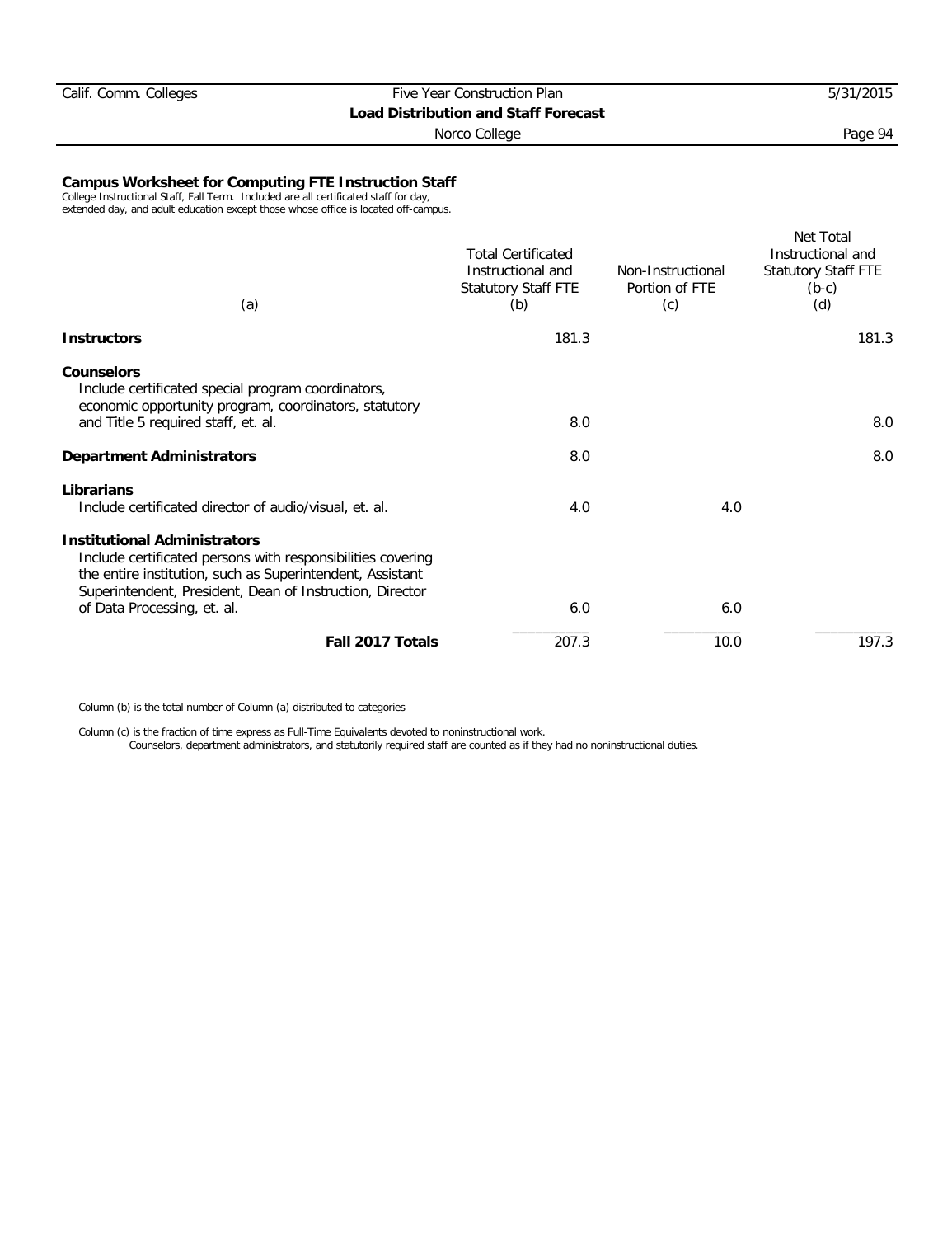## Campus Worksheet for Computing FTE Instruction Staff

College Instructional Staff, Fall Term. Included are all certificated staff for day, extended day, and adult education except those whose office is located off-campus.

| (a) | Total Certificated Instructional and Statutory Staff FTE (b) | Non-Instructional Portion of FTE (c) | Net Total Instructional and Statutory Staff FTE (b-c) (d) |
|---|---|---|---|
| **Instructors** | 181.3 | | 181.3 |
| **Counselors** Include certificated special program coordinators, economic opportunity program, coordinators, statutory and Title 5 required staff, et. al. | 8.0 | | 8.0 |
| **Department Administrators** | 8.0 | | 8.0 |
| **Librarians** Include certificated director of audio/visual, et. al. | 4.0 | 4.0 | |
| **Institutional Administrators** Include certificated persons with responsibilities covering the entire institution, such as Superintendent, Assistant Superintendent, President, Dean of Instruction, Director of Data Processing, et. al. | 6.0 | 6.0 | |
| **Fall 2017 Totals** | 207.3 | 10.0 | 197.3 |

Column (b) is the total number of Column (a) distributed to categories

Column (c) is the fraction of time express as Full-Time Equivalents devoted to noninstructional work.
Counselors, department administrators, and statutorily required staff are counted as if they had no noninstructional duties.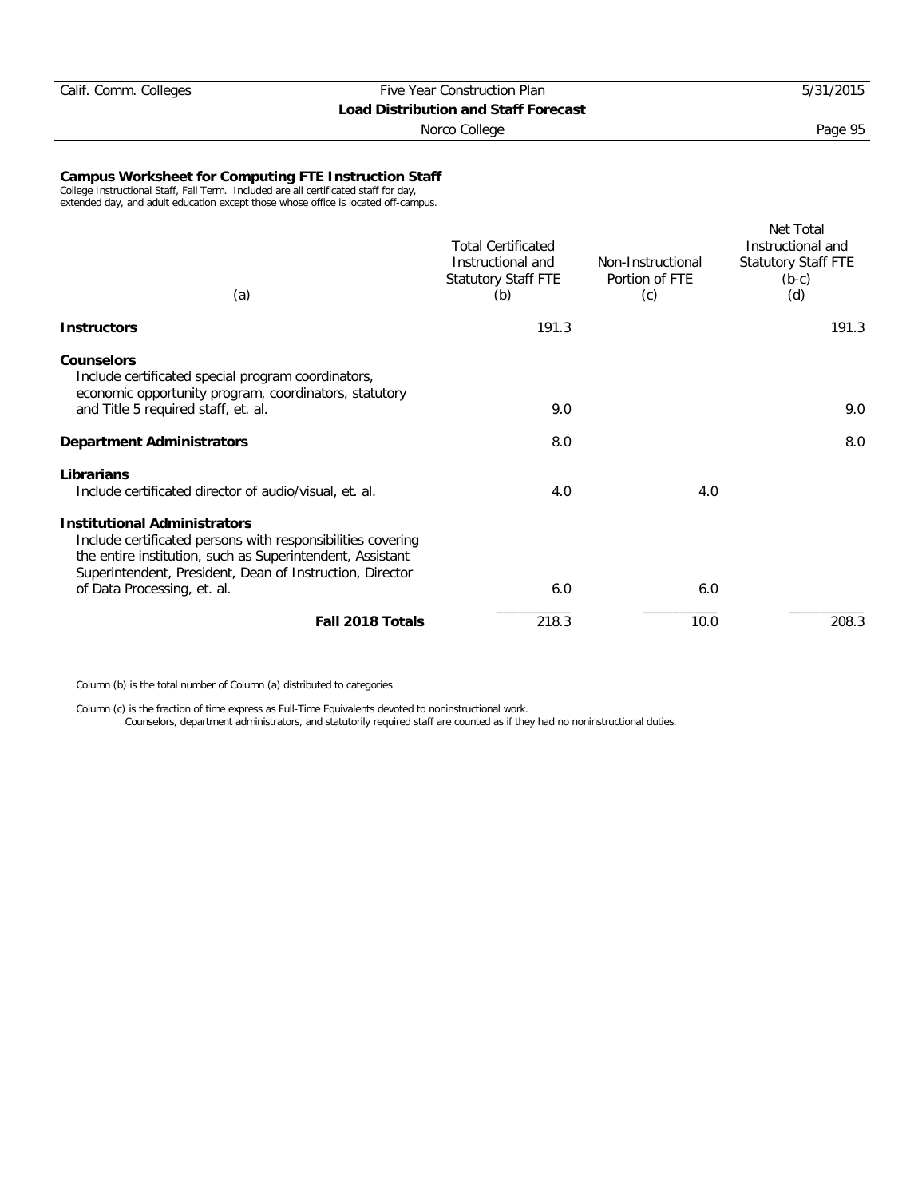## Campus Worksheet for Computing FTE Instruction Staff

College Instructional Staff, Fall Term. Included are all certificated staff for day, extended day, and adult education except those whose office is located off-campus.

| (a) | Total Certificated Instructional and Statutory Staff FTE (b) | Non-Instructional Portion of FTE (c) | Net Total Instructional and Statutory Staff FTE (b-c) (d) |
|---|---|---|---|
| **Instructors** | 191.3 | | 191.3 |
| **Counselors**<br>Include certificated special program coordinators, economic opportunity program, coordinators, statutory and Title 5 required staff, et. al. | 9.0 | | 9.0 |
| **Department Administrators** | 8.0 | | 8.0 |
| **Librarians**<br>Include certificated director of audio/visual, et. al. | 4.0 | 4.0 | |
| **Institutional Administrators**<br>Include certificated persons with responsibilities covering the entire institution, such as Superintendent, Assistant Superintendent, President, Dean of Instruction, Director of Data Processing, et. al. | 6.0 | 6.0 | |
| **Fall 2018 Totals** | 218.3 | 10.0 | 208.3 |

Column (b) is the total number of Column (a) distributed to categories

Column (c) is the fraction of time express as Full-Time Equivalents devoted to noninstructional work.
Counselors, department administrators, and statutorily required staff are counted as if they had no noninstructional duties.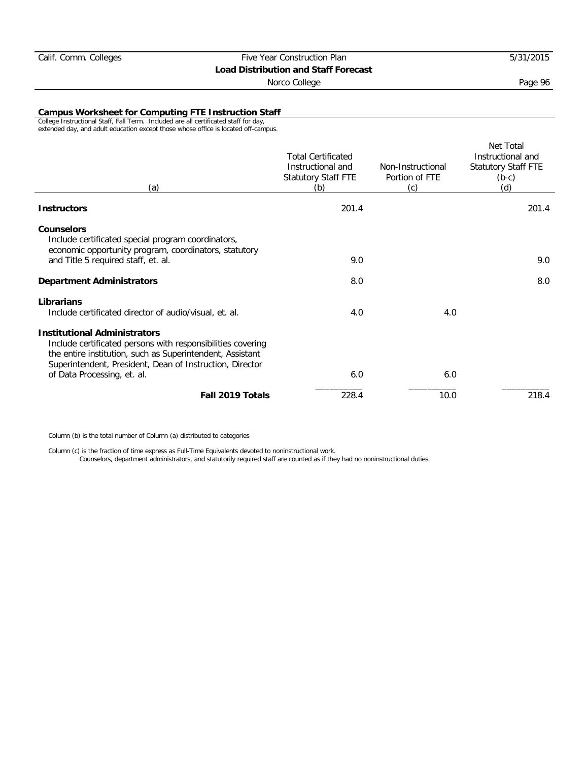## Campus Worksheet for Computing FTE Instruction Staff

College Instructional Staff, Fall Term. Included are all certificated staff for day, extended day, and adult education except those whose office is located off-campus.

| (a) | Total Certificated Instructional and Statutory Staff FTE (b) | Non-Instructional Portion of FTE (c) | Net Total Instructional and Statutory Staff FTE (b-c) (d) |
|---|---|---|---|
| **Instructors** | 201.4 | | 201.4 |
| **Counselors** Include certificated special program coordinators, economic opportunity program, coordinators, statutory and Title 5 required staff, et. al. | 9.0 | | 9.0 |
| **Department Administrators** | 8.0 | | 8.0 |
| **Librarians** Include certificated director of audio/visual, et. al. | 4.0 | 4.0 | |
| **Institutional Administrators** Include certificated persons with responsibilities covering the entire institution, such as Superintendent, Assistant Superintendent, President, Dean of Instruction, Director of Data Processing, et. al. | 6.0 | 6.0 | |
| **Fall 2019 Totals** | 228.4 | 10.0 | 218.4 |

Column (b) is the total number of Column (a) distributed to categories

Column (c) is the fraction of time express as Full-Time Equivalents devoted to noninstructional work.
Counselors, department administrators, and statutorily required staff are counted as if they had no noninstructional duties.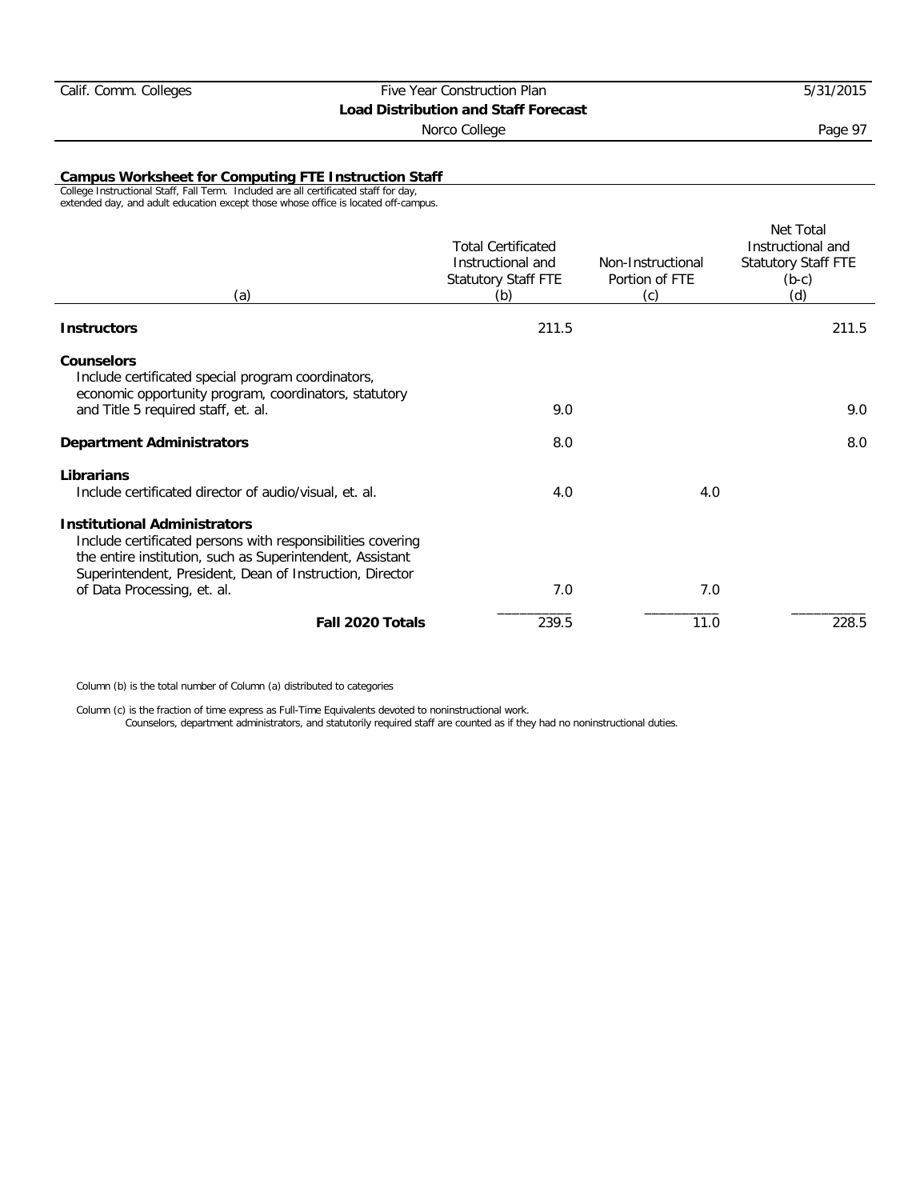## Campus Worksheet for Computing FTE Instruction Staff

College Instructional Staff, Fall Term. Included are all certificated staff for day, extended day, and adult education except those whose office is located off-campus.

| (a) | Total Certificated Instructional and Statutory Staff FTE (b) | Non-Instructional Portion of FTE (c) | Net Total Instructional and Statutory Staff FTE (b-c) (d) |
|---|---|---|---|
| **Instructors** | 211.5 | | 211.5 |
| **Counselors** Include certificated special program coordinators, economic opportunity program, coordinators, statutory and Title 5 required staff, et. al. | 9.0 | | 9.0 |
| **Department Administrators** | 8.0 | | 8.0 |
| **Librarians** Include certificated director of audio/visual, et. al. | 4.0 | 4.0 | |
| **Institutional Administrators** Include certificated persons with responsibilities covering the entire institution, such as Superintendent, Assistant Superintendent, President, Dean of Instruction, Director of Data Processing, et. al. | 7.0 | 7.0 | |
| **Fall 2020 Totals** | 239.5 | 11.0 | 228.5 |

Column (b) is the total number of Column (a) distributed to categories

Column (c) is the fraction of time express as Full-Time Equivalents devoted to noninstructional work.
Counselors, department administrators, and statutorily required staff are counted as if they had no noninstructional duties.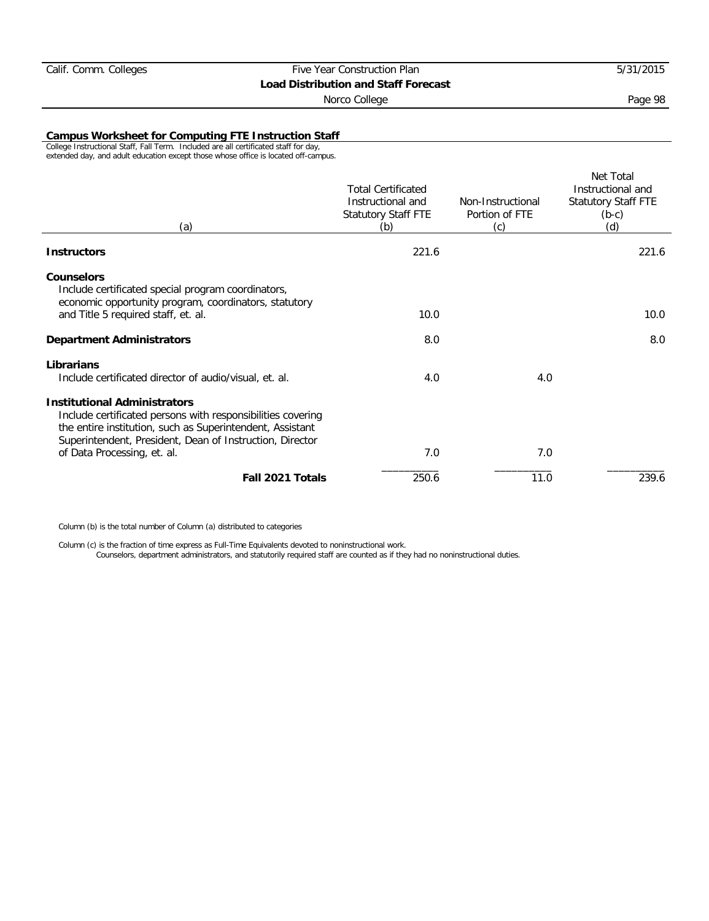## Campus Worksheet for Computing FTE Instruction Staff

College Instructional Staff, Fall Term. Included are all certificated staff for day, extended day, and adult education except those whose office is located off-campus.

| (a) | Total Certificated Instructional and Statutory Staff FTE (b) | Non-Instructional Portion of FTE (c) | Net Total Instructional and Statutory Staff FTE (b-c) (d) |
|---|---|---|---|
| **Instructors** | 221.6 | | 221.6 |
| **Counselors** Include certificated special program coordinators, economic opportunity program, coordinators, statutory and Title 5 required staff, et. al. | 10.0 | | 10.0 |
| **Department Administrators** | 8.0 | | 8.0 |
| **Librarians** Include certificated director of audio/visual, et. al. | 4.0 | 4.0 | |
| **Institutional Administrators** Include certificated persons with responsibilities covering the entire institution, such as Superintendent, Assistant Superintendent, President, Dean of Instruction, Director of Data Processing, et. al. | 7.0 | 7.0 | |
| **Fall 2021 Totals** | 250.6 | 11.0 | 239.6 |

Column (b) is the total number of Column (a) distributed to categories

Column (c) is the fraction of time express as Full-Time Equivalents devoted to noninstructional work.
Counselors, department administrators, and statutorily required staff are counted as if they had no noninstructional duties.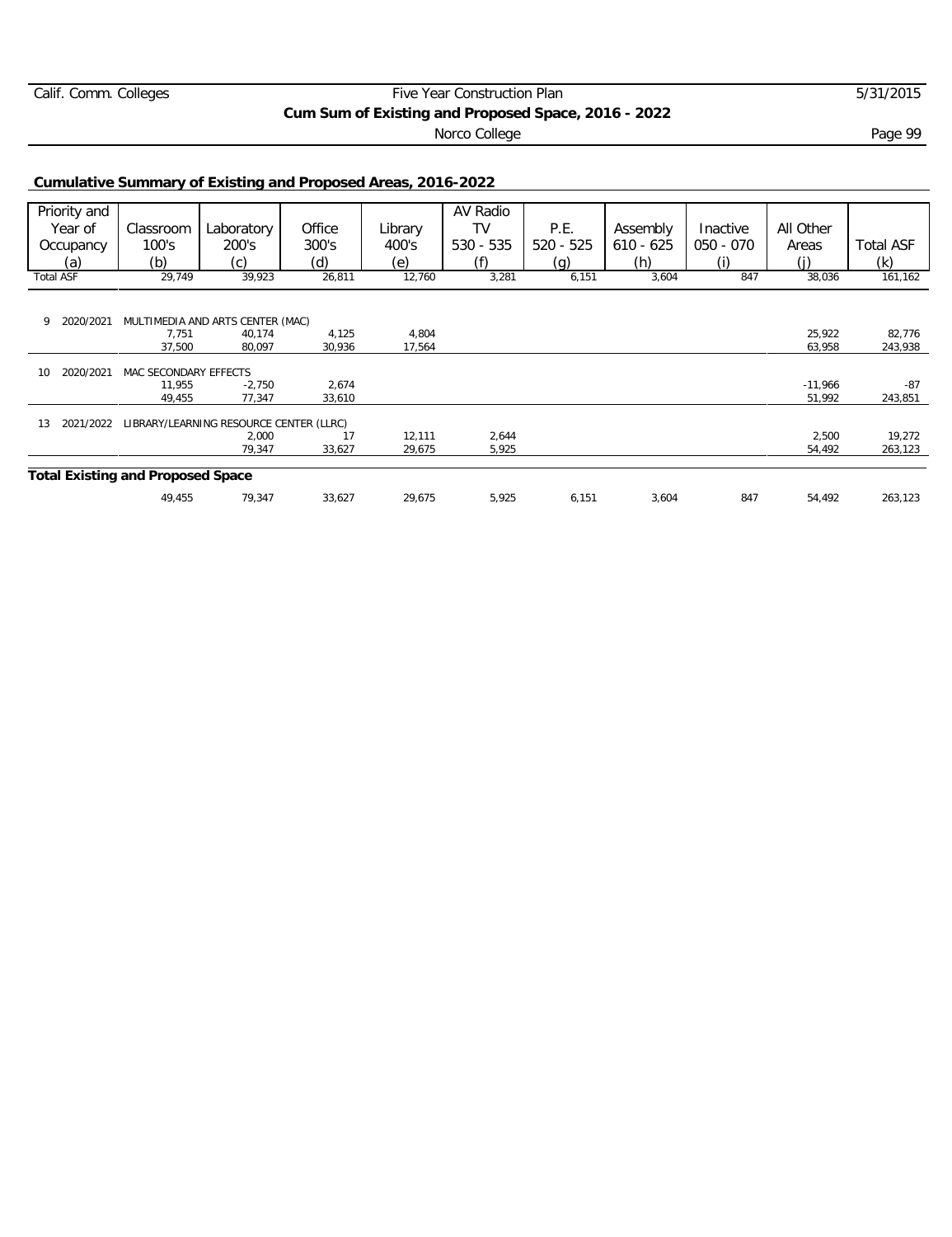Five Year Construction Plan

**Cum Sum of Existing and Proposed Space, 2016 - 2022**

Norco College

## Cumulative Summary of Existing and Proposed Areas, 2016-2022

| Priority and Year of Occupancy (a) | Classroom 100's (b) | Laboratory 200's (c) | Office 300's (d) | Library 400's (e) | AV Radio TV 530 - 535 (f) | P.E. 520 - 525 (g) | Assembly 610 - 625 (h) | Inactive 050 - 070 (i) | All Other Areas (j) | Total ASF (k) |
|---|---|---|---|---|---|---|---|---|---|---|
| Total ASF | 29,749 | 39,923 | 26,811 | 12,760 | 3,281 | 6,151 | 3,604 | 847 | 38,036 | 161,162 |
| 9 2020/2021 | MULTIMEDIA AND ARTS CENTER (MAC) | | | | | | | | | |
| | 7,751 | 40,174 | 4,125 | 4,804 | | | | | 25,922 | 82,776 |
| | 37,500 | 80,097 | 30,936 | 17,564 | | | | | 63,958 | 243,938 |
| 10 2020/2021 | MAC SECONDARY EFFECTS | | | | | | | | | |
| | 11,955 | -2,750 | 2,674 | | | | | | -11,966 | -87 |
| | 49,455 | 77,347 | 33,610 | | | | | | 51,992 | 243,851 |
| 13 2021/2022 | LIBRARY/LEARNING RESOURCE CENTER (LLRC) | | | | | | | | | |
| | | 2,000 | 17 | 12,111 | 2,644 | | | | 2,500 | 19,272 |
| | | 79,347 | 33,627 | 29,675 | 5,925 | | | | 54,492 | 263,123 |
| **Total Existing and Proposed Space** | | | | | | | | | | |
| | 49,455 | 79,347 | 33,627 | 29,675 | 5,925 | 6,151 | 3,604 | 847 | 54,492 | 263,123 |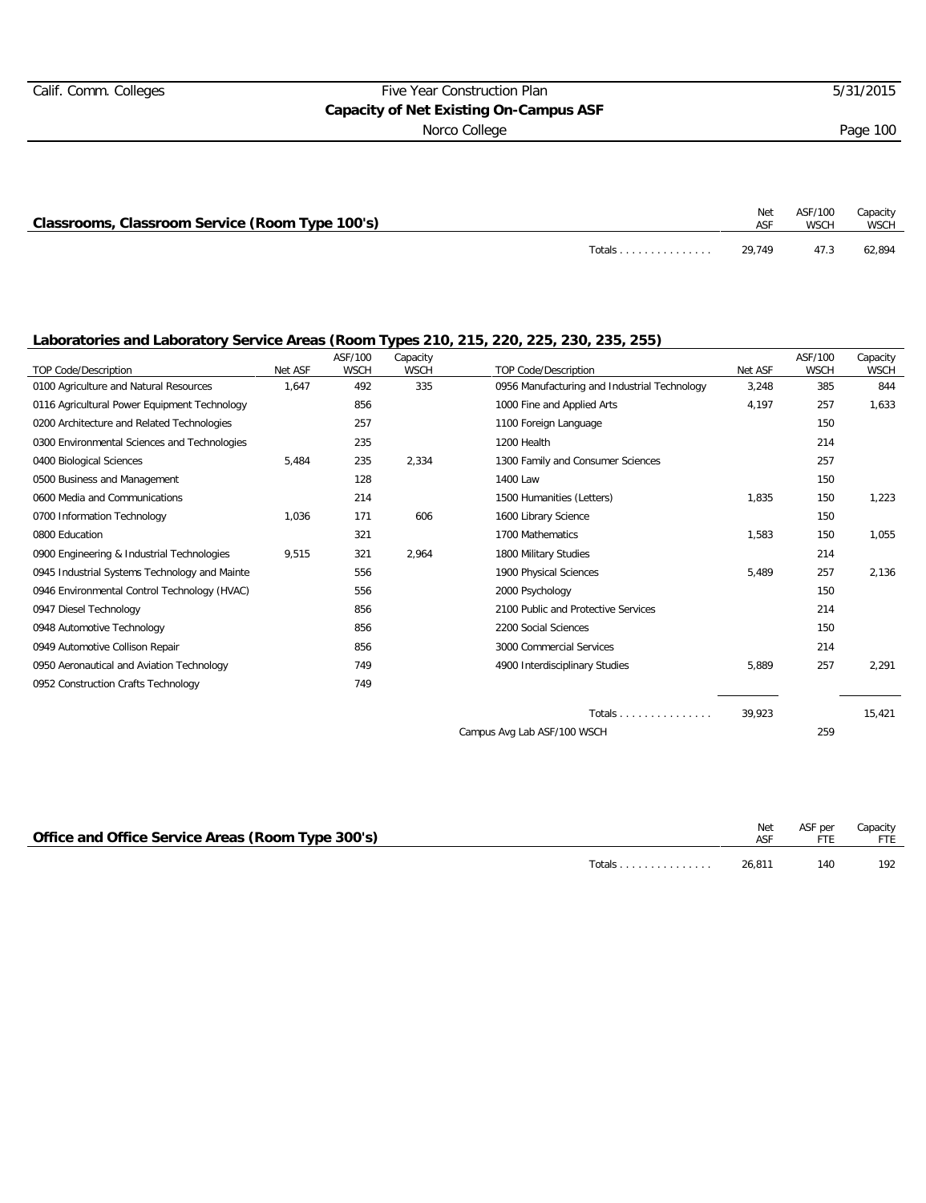## Classrooms, Classroom Service (Room Type 100's)

| | Net ASF | ASF/100 WSCH | Capacity WSCH |
|---|---|---|---|
| Totals | 29,749 | 47.3 | 62,894 |

## Laboratories and Laboratory Service Areas (Room Types 210, 215, 220, 225, 230, 235, 255)

| TOP Code/Description | Net ASF | ASF/100 WSCH | Capacity WSCH |
|---|---|---|---|
| 0100 Agriculture and Natural Resources | 1,647 | 492 | 335 |
| 0116 Agricultural Power Equipment Technology | | 856 | |
| 0200 Architecture and Related Technologies | | 257 | |
| 0300 Environmental Sciences and Technologies | | 235 | |
| 0400 Biological Sciences | 5,484 | 235 | 2,334 |
| 0500 Business and Management | | 128 | |
| 0600 Media and Communications | | 214 | |
| 0700 Information Technology | 1,036 | 171 | 606 |
| 0800 Education | | 321 | |
| 0900 Engineering & Industrial Technologies | 9,515 | 321 | 2,964 |
| 0945 Industrial Systems Technology and Mainte | | 556 | |
| 0946 Environmental Control Technology (HVAC) | | 556 | |
| 0947 Diesel Technology | | 856 | |
| 0948 Automotive Technology | | 856 | |
| 0949 Automotive Collison Repair | | 856 | |
| 0950 Aeronautical and Aviation Technology | | 749 | |
| 0952 Construction Crafts Technology | | 749 | |
| 0956 Manufacturing and Industrial Technology | 3,248 | 385 | 844 |
| 1000 Fine and Applied Arts | 4,197 | 257 | 1,633 |
| 1100 Foreign Language | | 150 | |
| 1200 Health | | 214 | |
| 1300 Family and Consumer Sciences | | 257 | |
| 1400 Law | | 150 | |
| 1500 Humanities (Letters) | 1,835 | 150 | 1,223 |
| 1600 Library Science | | 150 | |
| 1700 Mathematics | 1,583 | 150 | 1,055 |
| 1800 Military Studies | | 214 | |
| 1900 Physical Sciences | 5,489 | 257 | 2,136 |
| 2000 Psychology | | 150 | |
| 2100 Public and Protective Services | | 214 | |
| 2200 Social Sciences | | 150 | |
| 3000 Commercial Services | | 214 | |
| 4900 Interdisciplinary Studies | 5,889 | 257 | 2,291 |
| Totals | 39,923 | | 15,421 |
| Campus Avg Lab ASF/100 WSCH | | 259 | |

## Office and Office Service Areas (Room Type 300's)

| | Net ASF | ASF per FTE | Capacity FTE |
|---|---|---|---|
| Totals | 26,811 | 140 | 192 |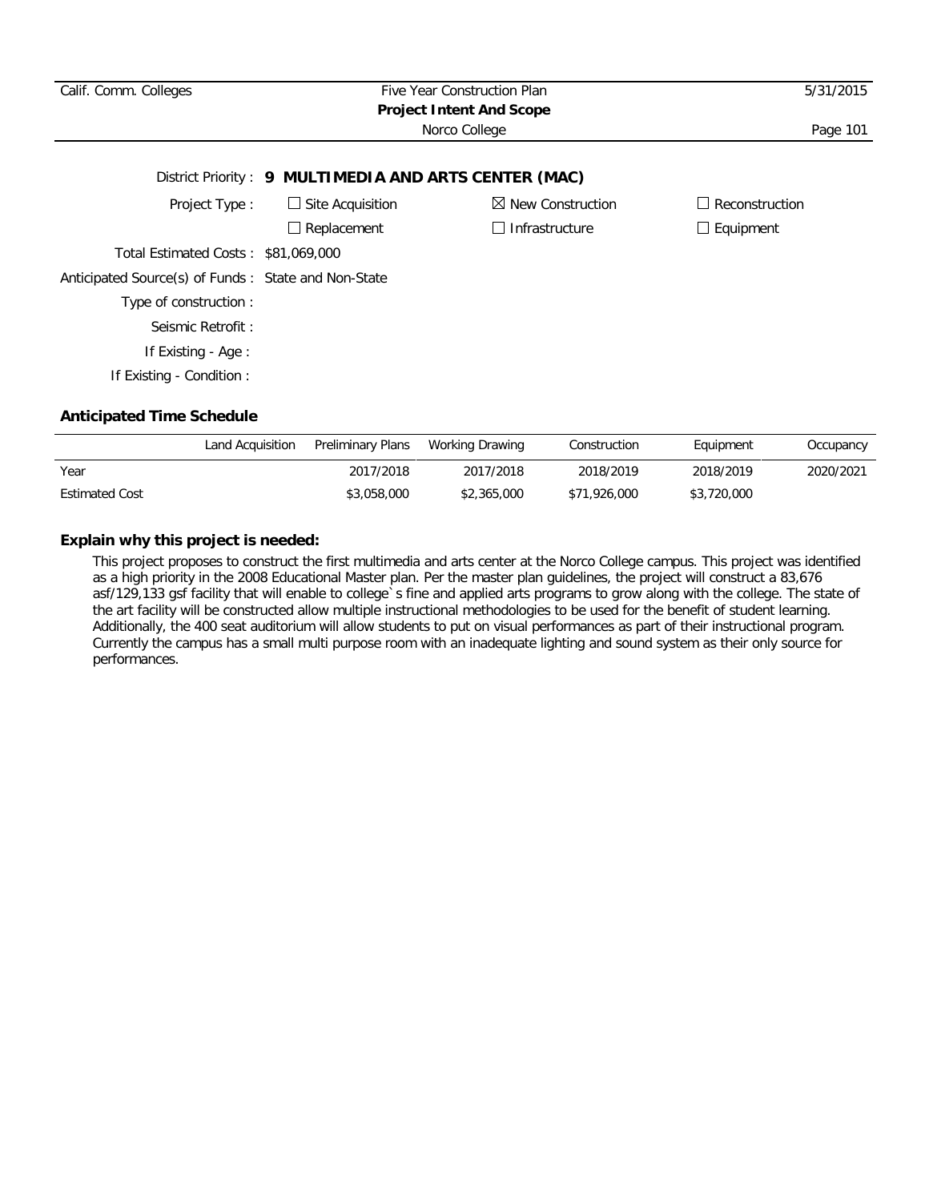District Priority : **9 MULTIMEDIA AND ARTS CENTER (MAC)**

Project Type : ☐ Site Acquisition ☒ New Construction ☐ Reconstruction

☐ Replacement ☐ Infrastructure ☐ Equipment

Total Estimated Costs : $81,069,000

Anticipated Source(s) of Funds : State and Non-State

Type of construction :

Seismic Retrofit :

If Existing - Age :

If Existing - Condition :

### Anticipated Time Schedule

| | Land Acquisition | Preliminary Plans | Working Drawing | Construction | Equipment | Occupancy |
|---|---|---|---|---|---|---|
| Year | | 2017/2018 | 2017/2018 | 2018/2019 | 2018/2019 | 2020/2021 |
| Estimated Cost | | $3,058,000 | $2,365,000 | $71,926,000 | $3,720,000 | |

### Explain why this project is needed:

This project proposes to construct the first multimedia and arts center at the Norco College campus. This project was identified as a high priority in the 2008 Educational Master plan. Per the master plan guidelines, the project will construct a 83,676 asf/129,133 gsf facility that will enable to college`s fine and applied arts programs to grow along with the college. The state of the art facility will be constructed allow multiple instructional methodologies to be used for the benefit of student learning. Additionally, the 400 seat auditorium will allow students to put on visual performances as part of their instructional program. Currently the campus has a small multi purpose room with an inadequate lighting and sound system as their only source for performances.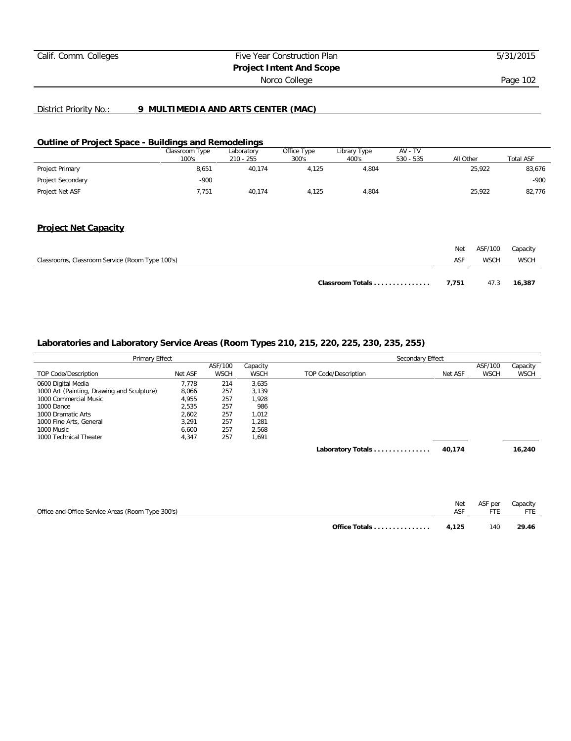District Priority No.: **9 MULTIMEDIA AND ARTS CENTER (MAC)**

## Outline of Project Space - Buildings and Remodelings

| | Classroom Type 100's | Laboratory 210 - 255 | Office Type 300's | Library Type 400's | AV - TV 530 - 535 | All Other | Total ASF |
|---|---|---|---|---|---|---|---|
| Project Primary | 8,651 | 40,174 | 4,125 | 4,804 | | 25,922 | 83,676 |
| Project Secondary | -900 | | | | | | -900 |
| Project Net ASF | 7,751 | 40,174 | 4,125 | 4,804 | | 25,922 | 82,776 |

## Project Net Capacity

| Classrooms, Classroom Service (Room Type 100's) | Net ASF | ASF/100 WSCH | Capacity WSCH |
|---|---|---|---|
| **Classroom Totals ...............** | **7,751** | 47.3 | **16,387** |

## Laboratories and Laboratory Service Areas (Room Types 210, 215, 220, 225, 230, 235, 255)

| Primary Effect | | | | Secondary Effect | | | |
|---|---|---|---|---|---|---|---|
| TOP Code/Description | Net ASF | ASF/100 WSCH | Capacity WSCH | TOP Code/Description | Net ASF | ASF/100 WSCH | Capacity WSCH |
| 0600 Digital Media | 7,778 | 214 | 3,635 | | | | |
| 1000 Art (Painting, Drawing and Sculpture) | 8,066 | 257 | 3,139 | | | | |
| 1000 Commercial Music | 4,955 | 257 | 1,928 | | | | |
| 1000 Dance | 2,535 | 257 | 986 | | | | |
| 1000 Dramatic Arts | 2,602 | 257 | 1,012 | | | | |
| 1000 Fine Arts, General | 3,291 | 257 | 1,281 | | | | |
| 1000 Music | 6,600 | 257 | 2,568 | | | | |
| 1000 Technical Theater | 4,347 | 257 | 1,691 | | | | |
| | | | | **Laboratory Totals ...............** | **40,174** | | **16,240** |

| Office and Office Service Areas (Room Type 300's) | Net ASF | ASF per FTE | Capacity FTE |
|---|---|---|---|
| **Office Totals ...............** | **4,125** | 140 | **29.46** |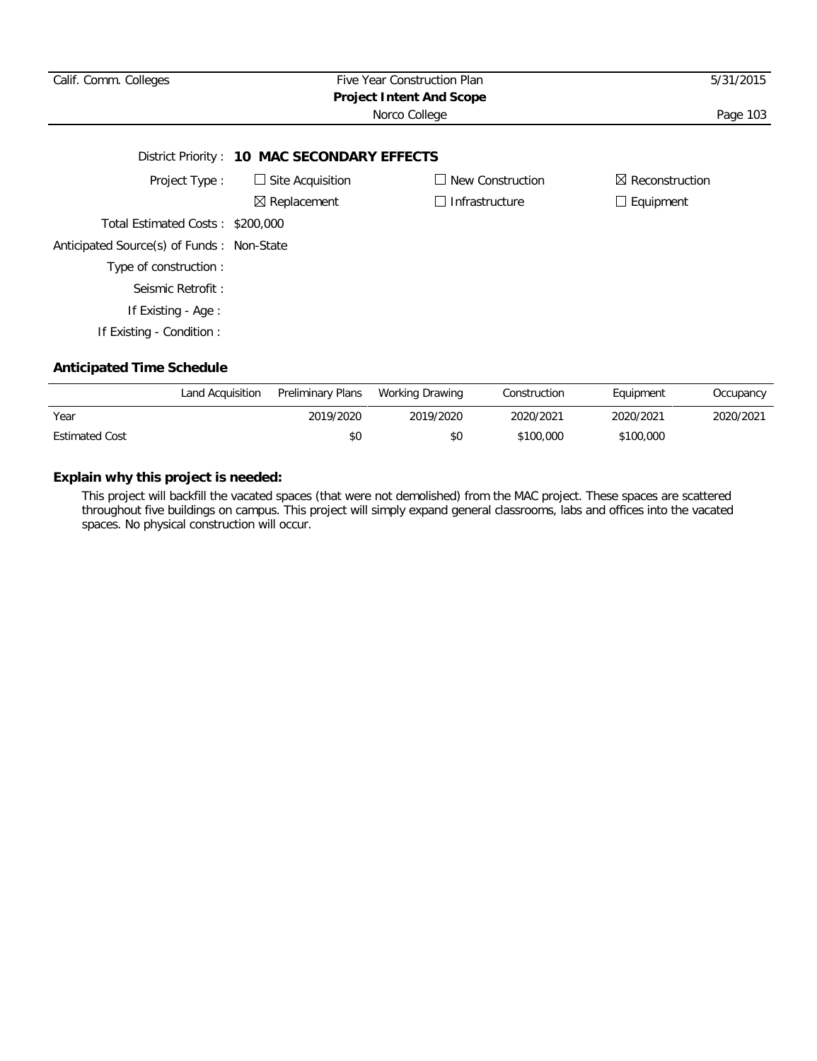District Priority : **10 MAC SECONDARY EFFECTS**

Project Type : ☐ Site Acquisition ☐ New Construction ☒ Reconstruction

☒ Replacement ☐ Infrastructure ☐ Equipment

Total Estimated Costs : $200,000

Anticipated Source(s) of Funds : Non-State

Type of construction :

Seismic Retrofit :

If Existing - Age :

If Existing - Condition :

### Anticipated Time Schedule

| | Land Acquisition | Preliminary Plans | Working Drawing | Construction | Equipment | Occupancy |
|---|---|---|---|---|---|---|
| Year | | 2019/2020 | 2019/2020 | 2020/2021 | 2020/2021 | 2020/2021 |
| Estimated Cost | | $0 | $0 | $100,000 | $100,000 | |

### Explain why this project is needed:

This project will backfill the vacated spaces (that were not demolished) from the MAC project. These spaces are scattered throughout five buildings on campus. This project will simply expand general classrooms, labs and offices into the vacated spaces. No physical construction will occur.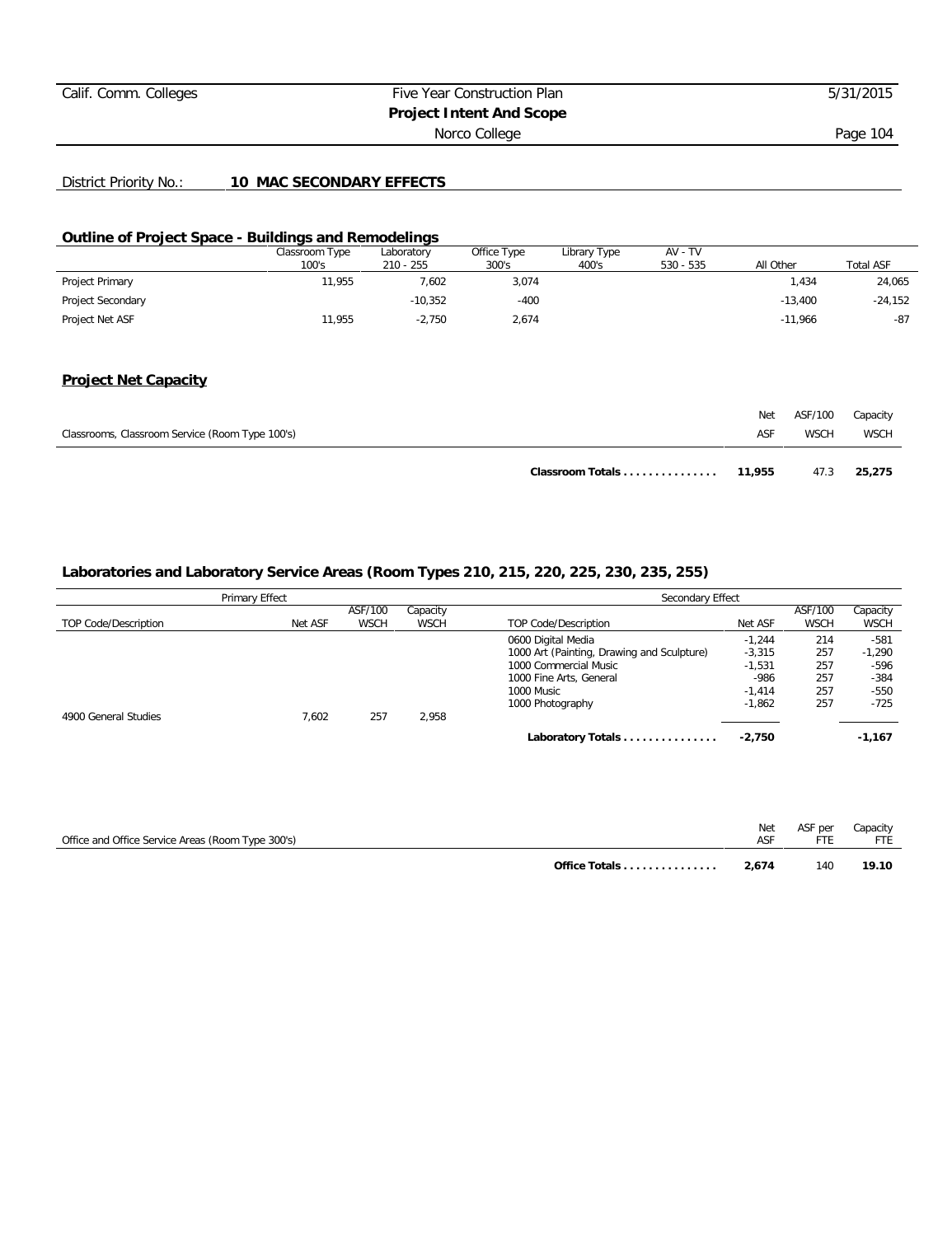District Priority No.: **10 MAC SECONDARY EFFECTS**

## Outline of Project Space - Buildings and Remodelings

| | Classroom Type 100's | Laboratory 210 - 255 | Office Type 300's | Library Type 400's | AV - TV 530 - 535 | All Other | Total ASF |
|---|---|---|---|---|---|---|---|
| Project Primary | 11,955 | 7,602 | 3,074 | | | 1,434 | 24,065 |
| Project Secondary | | -10,352 | -400 | | | -13,400 | -24,152 |
| Project Net ASF | 11,955 | -2,750 | 2,674 | | | -11,966 | -87 |

## Project Net Capacity

| Classrooms, Classroom Service (Room Type 100's) | Net ASF | ASF/100 WSCH | Capacity WSCH |
|---|---|---|---|
| **Classroom Totals** | **11,955** | 47.3 | **25,275** |

### Laboratories and Laboratory Service Areas (Room Types 210, 215, 220, 225, 230, 235, 255)

| Primary Effect | | | | Secondary Effect | | | |
|---|---|---|---|---|---|---|---|
| TOP Code/Description | Net ASF | ASF/100 WSCH | Capacity WSCH | TOP Code/Description | Net ASF | ASF/100 WSCH | Capacity WSCH |
| | | | | 0600 Digital Media | -1,244 | 214 | -581 |
| | | | | 1000 Art (Painting, Drawing and Sculpture) | -3,315 | 257 | -1,290 |
| | | | | 1000 Commercial Music | -1,531 | 257 | -596 |
| | | | | 1000 Fine Arts, General | -986 | 257 | -384 |
| | | | | 1000 Music | -1,414 | 257 | -550 |
| | | | | 1000 Photography | -1,862 | 257 | -725 |
| 4900 General Studies | 7,602 | 257 | 2,958 | | | | |
| | | | | **Laboratory Totals** | **-2,750** | | **-1,167** |

| Office and Office Service Areas (Room Type 300's) | Net ASF | ASF per FTE | Capacity FTE |
|---|---|---|---|
| **Office Totals** | **2,674** | 140 | **19.10** |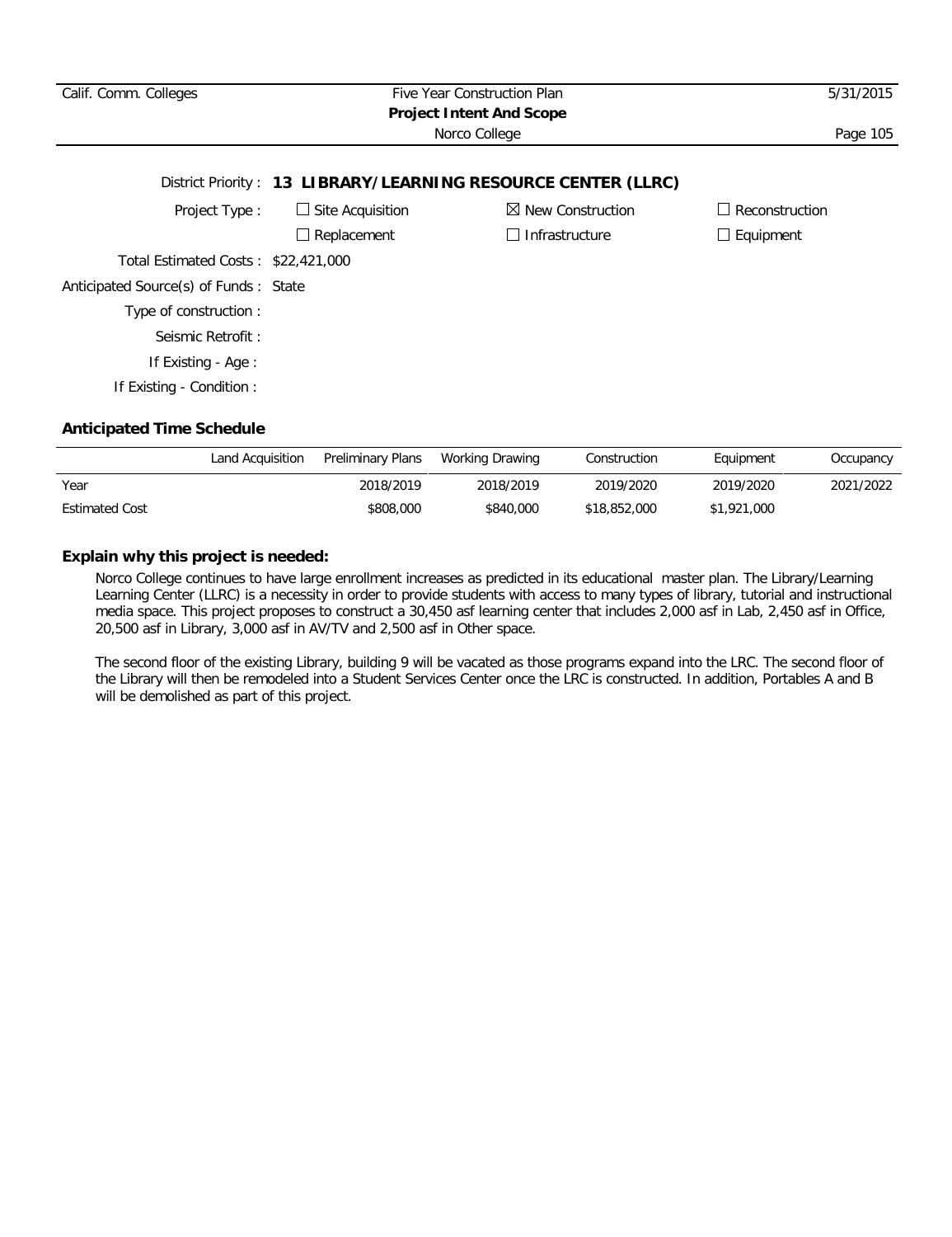District Priority : **13 LIBRARY/LEARNING RESOURCE CENTER (LLRC)**

Project Type : ☐ Site Acquisition ☒ New Construction ☐ Reconstruction

☐ Replacement ☐ Infrastructure ☐ Equipment

Total Estimated Costs : $22,421,000

Anticipated Source(s) of Funds : State

Type of construction :

Seismic Retrofit :

If Existing - Age :

If Existing - Condition :

**Anticipated Time Schedule**

| | Land Acquisition | Preliminary Plans | Working Drawing | Construction | Equipment | Occupancy |
|---|---|---|---|---|---|---|
| Year | | 2018/2019 | 2018/2019 | 2019/2020 | 2019/2020 | 2021/2022 |
| Estimated Cost | | $808,000 | $840,000 | $18,852,000 | $1,921,000 | |

**Explain why this project is needed:**

Norco College continues to have large enrollment increases as predicted in its educational master plan. The Library/Learning Learning Center (LLRC) is a necessity in order to provide students with access to many types of library, tutorial and instructional media space. This project proposes to construct a 30,450 asf learning center that includes 2,000 asf in Lab, 2,450 asf in Office, 20,500 asf in Library, 3,000 asf in AV/TV and 2,500 asf in Other space.

The second floor of the existing Library, building 9 will be vacated as those programs expand into the LRC. The second floor of the Library will then be remodeled into a Student Services Center once the LRC is constructed. In addition, Portables A and B will be demolished as part of this project.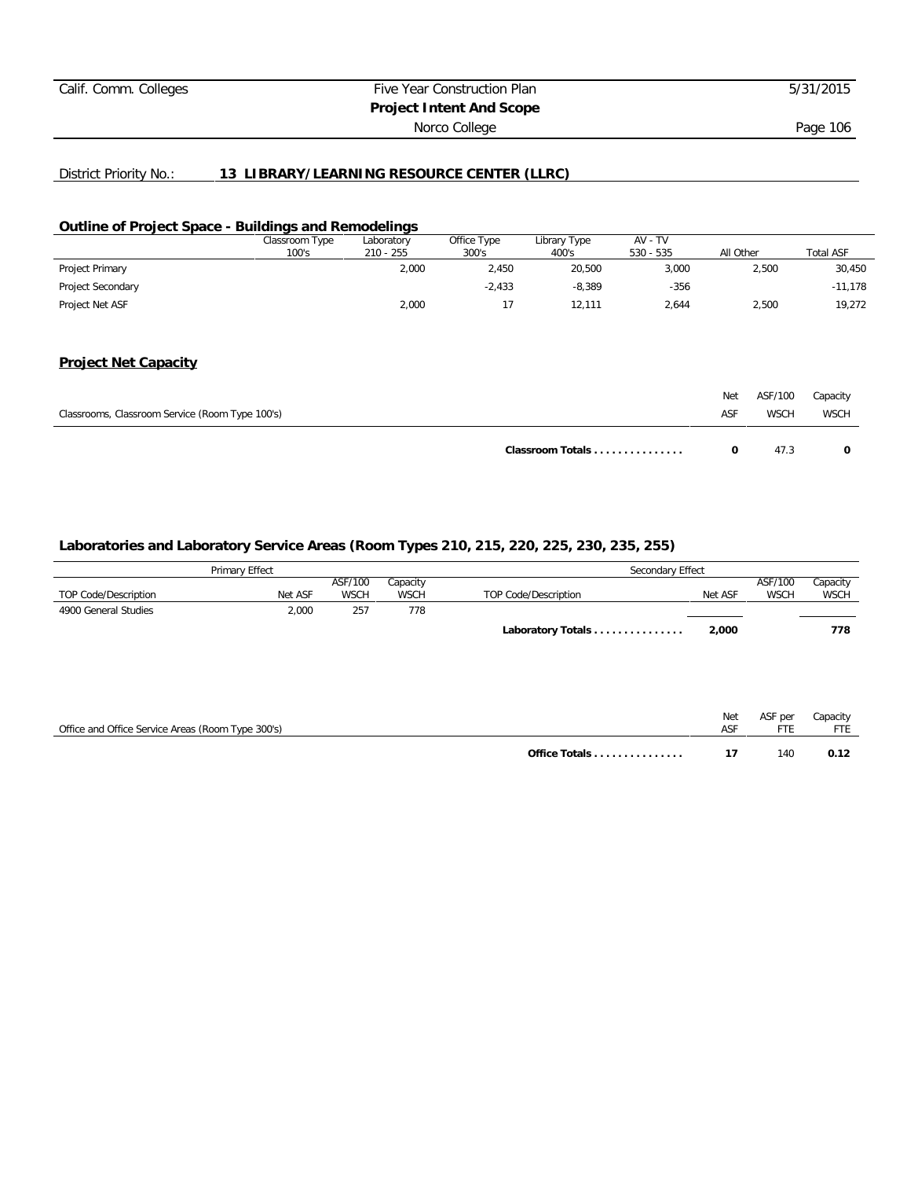District Priority No.: **13 LIBRARY/LEARNING RESOURCE CENTER (LLRC)**

## Outline of Project Space - Buildings and Remodelings

| | Classroom Type 100's | Laboratory 210 - 255 | Office Type 300's | Library Type 400's | AV - TV 530 - 535 | All Other | Total ASF |
|---|---|---|---|---|---|---|---|
| Project Primary | | 2,000 | 2,450 | 20,500 | 3,000 | 2,500 | 30,450 |
| Project Secondary | | | -2,433 | -8,389 | -356 | | -11,178 |
| Project Net ASF | | 2,000 | 17 | 12,111 | 2,644 | 2,500 | 19,272 |

## Project Net Capacity

| Classrooms, Classroom Service (Room Type 100's) | Net ASF | ASF/100 WSCH | Capacity WSCH |
|---|---|---|---|
| **Classroom Totals** | **0** | 47.3 | **0** |

## Laboratories and Laboratory Service Areas (Room Types 210, 215, 220, 225, 230, 235, 255)

| Primary Effect | | | | Secondary Effect | | | |
|---|---|---|---|---|---|---|---|
| TOP Code/Description | Net ASF | ASF/100 WSCH | Capacity WSCH | TOP Code/Description | Net ASF | ASF/100 WSCH | Capacity WSCH |
| 4900 General Studies | 2,000 | 257 | 778 | | | | |
| | | | | **Laboratory Totals** | **2,000** | | **778** |

| Office and Office Service Areas (Room Type 300's) | Net ASF | ASF per FTE | Capacity FTE |
|---|---|---|---|
| **Office Totals** | **17** | 140 | **0.12** |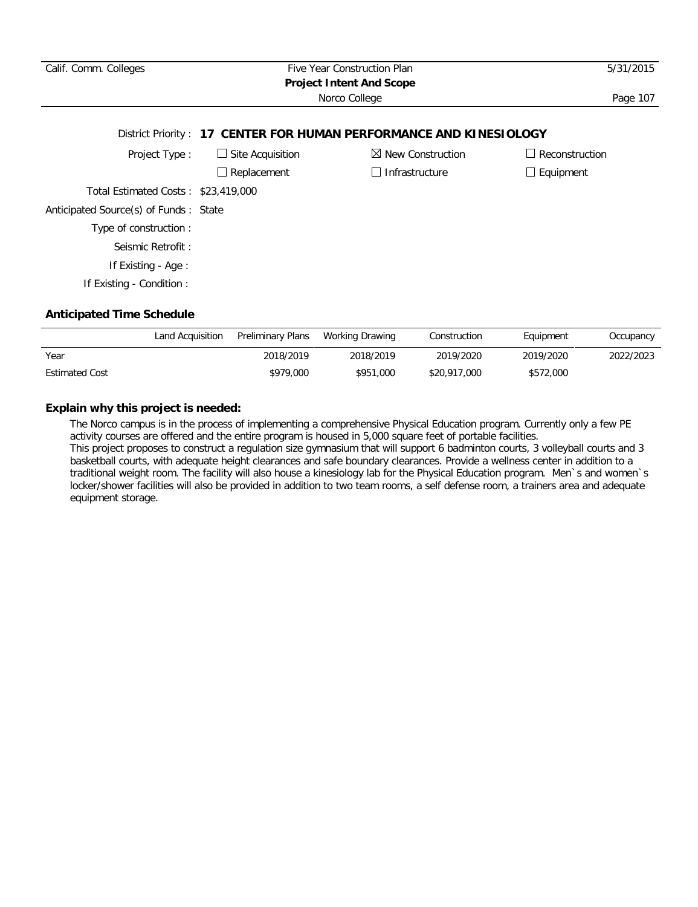District Priority : **17 CENTER FOR HUMAN PERFORMANCE AND KINESIOLOGY**

Project Type : ☐ Site Acquisition ☒ New Construction ☐ Reconstruction ☐ Replacement ☐ Infrastructure ☐ Equipment

Total Estimated Costs : $23,419,000

Anticipated Source(s) of Funds : State

Type of construction :

Seismic Retrofit :

If Existing - Age :

If Existing - Condition :

**Anticipated Time Schedule**

| | Land Acquisition | Preliminary Plans | Working Drawing | Construction | Equipment | Occupancy |
|---|---|---|---|---|---|---|
| Year | | 2018/2019 | 2018/2019 | 2019/2020 | 2019/2020 | 2022/2023 |
| Estimated Cost | | $979,000 | $951,000 | $20,917,000 | $572,000 | |

**Explain why this project is needed:**

The Norco campus is in the process of implementing a comprehensive Physical Education program. Currently only a few PE activity courses are offered and the entire program is housed in 5,000 square feet of portable facilities.
This project proposes to construct a regulation size gymnasium that will support 6 badminton courts, 3 volleyball courts and 3 basketball courts, with adequate height clearances and safe boundary clearances. Provide a wellness center in addition to a traditional weight room. The facility will also house a kinesiology lab for the Physical Education program. Men`s and women`s locker/shower facilities will also be provided in addition to two team rooms, a self defense room, a trainers area and adequate equipment storage.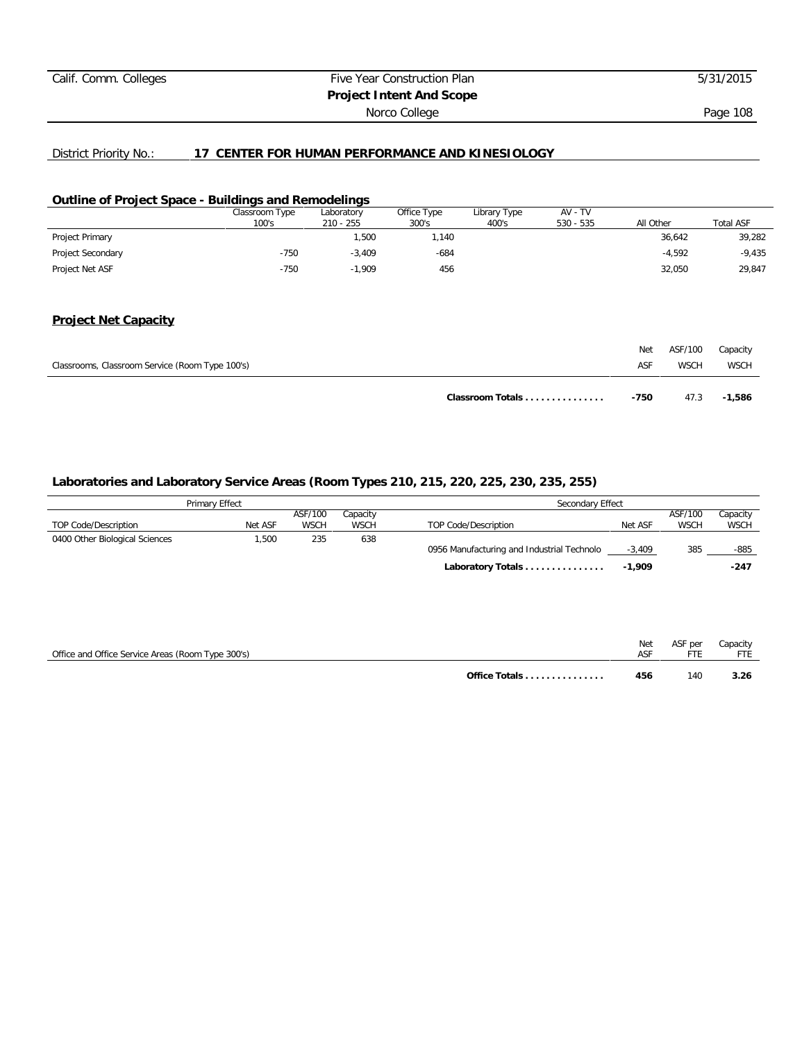District Priority No.: **17 CENTER FOR HUMAN PERFORMANCE AND KINESIOLOGY**

## Outline of Project Space - Buildings and Remodelings

| | Classroom Type 100's | Laboratory 210 - 255 | Office Type 300's | Library Type 400's | AV - TV 530 - 535 | All Other | Total ASF |
|---|---|---|---|---|---|---|---|
| Project Primary | | 1,500 | 1,140 | | | 36,642 | 39,282 |
| Project Secondary | -750 | -3,409 | -684 | | | -4,592 | -9,435 |
| Project Net ASF | -750 | -1,909 | 456 | | | 32,050 | 29,847 |

## Project Net Capacity

| Classrooms, Classroom Service (Room Type 100's) | Net ASF | ASF/100 WSCH | Capacity WSCH |
|---|---|---|---|
| **Classroom Totals . . . . . . . . . . . . . . .** | **-750** | 47.3 | **-1,586** |

## Laboratories and Laboratory Service Areas (Room Types 210, 215, 220, 225, 230, 235, 255)

| Primary Effect | | | | Secondary Effect | | | |
|---|---|---|---|---|---|---|---|
| TOP Code/Description | Net ASF | ASF/100 WSCH | Capacity WSCH | TOP Code/Description | Net ASF | ASF/100 WSCH | Capacity WSCH |
| 0400 Other Biological Sciences | 1,500 | 235 | 638 | | | | |
| | | | | 0956 Manufacturing and Industrial Technolo | -3,409 | 385 | -885 |
| | | | | **Laboratory Totals . . . . . . . . . . . . . . .** | **-1,909** | | **-247** |

| Office and Office Service Areas (Room Type 300's) | Net ASF | ASF per FTE | Capacity FTE |
|---|---|---|---|
| **Office Totals . . . . . . . . . . . . . . .** | **456** | 140 | **3.26** |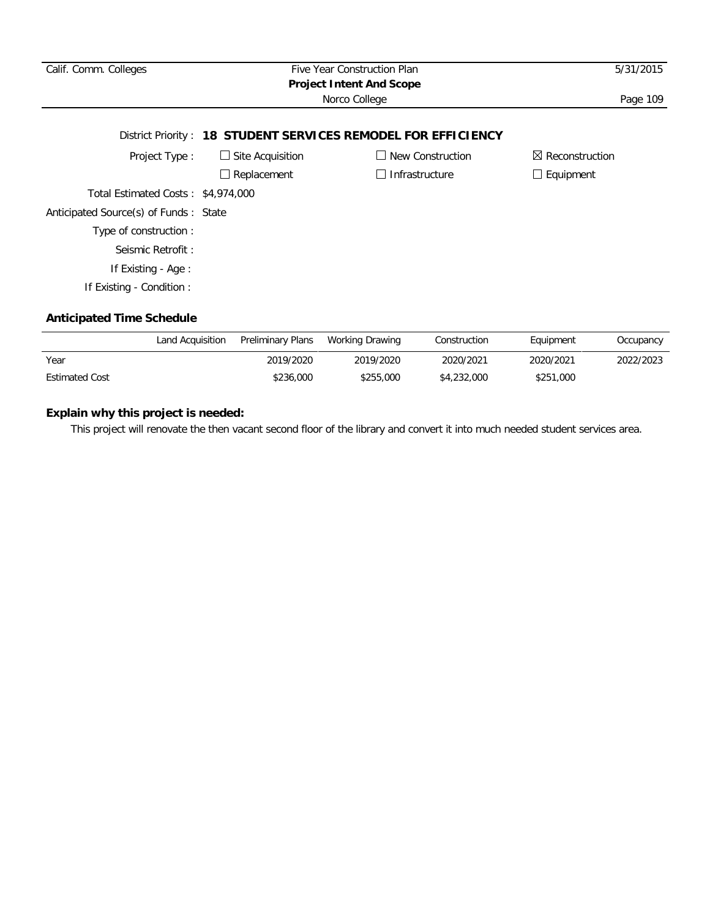District Priority : **18 STUDENT SERVICES REMODEL FOR EFFICIENCY**

Project Type : ☐ Site Acquisition ☐ New Construction ☒ Reconstruction

☐ Replacement ☐ Infrastructure ☐ Equipment

Total Estimated Costs : $4,974,000

Anticipated Source(s) of Funds : State

Type of construction :

Seismic Retrofit :

If Existing - Age :

If Existing - Condition :

### Anticipated Time Schedule

| | Land Acquisition | Preliminary Plans | Working Drawing | Construction | Equipment | Occupancy |
|---|---|---|---|---|---|---|
| Year | | 2019/2020 | 2019/2020 | 2020/2021 | 2020/2021 | 2022/2023 |
| Estimated Cost | | $236,000 | $255,000 | $4,232,000 | $251,000 | |

### Explain why this project is needed:

This project will renovate the then vacant second floor of the library and convert it into much needed student services area.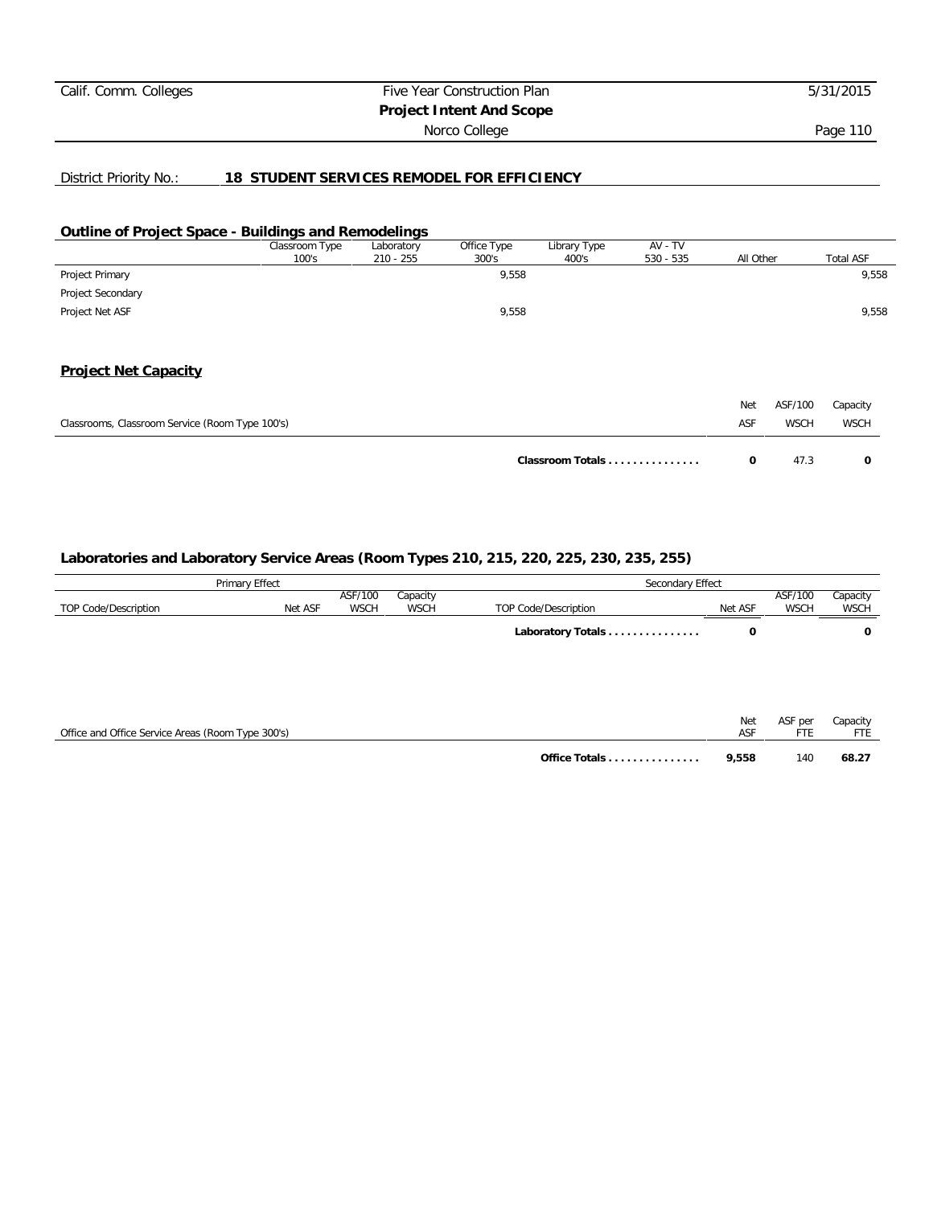District Priority No.: **18 STUDENT SERVICES REMODEL FOR EFFICIENCY**

## Outline of Project Space - Buildings and Remodelings

| | Classroom Type 100's | Laboratory 210 - 255 | Office Type 300's | Library Type 400's | AV - TV 530 - 535 | All Other | Total ASF |
|---|---|---|---|---|---|---|---|
| Project Primary | | | 9,558 | | | | 9,558 |
| Project Secondary | | | | | | | |
| Project Net ASF | | | 9,558 | | | | 9,558 |

## Project Net Capacity

| Classrooms, Classroom Service (Room Type 100's) | Net ASF | ASF/100 WSCH | Capacity WSCH |
|---|---|---|---|
| **Classroom Totals . . . . . . . . . . . . . . .** | **0** | 47.3 | **0** |

### Laboratories and Laboratory Service Areas (Room Types 210, 215, 220, 225, 230, 235, 255)

| Primary Effect | | | | Secondary Effect | | | |
|---|---|---|---|---|---|---|---|
| TOP Code/Description | Net ASF | ASF/100 WSCH | Capacity WSCH | TOP Code/Description | Net ASF | ASF/100 WSCH | Capacity WSCH |
| | | | | **Laboratory Totals . . . . . . . . . . . . . . .** | **0** | | **0** |

| Office and Office Service Areas (Room Type 300's) | Net ASF | ASF per FTE | Capacity FTE |
|---|---|---|---|
| **Office Totals . . . . . . . . . . . . . . .** | **9,558** | 140 | **68.27** |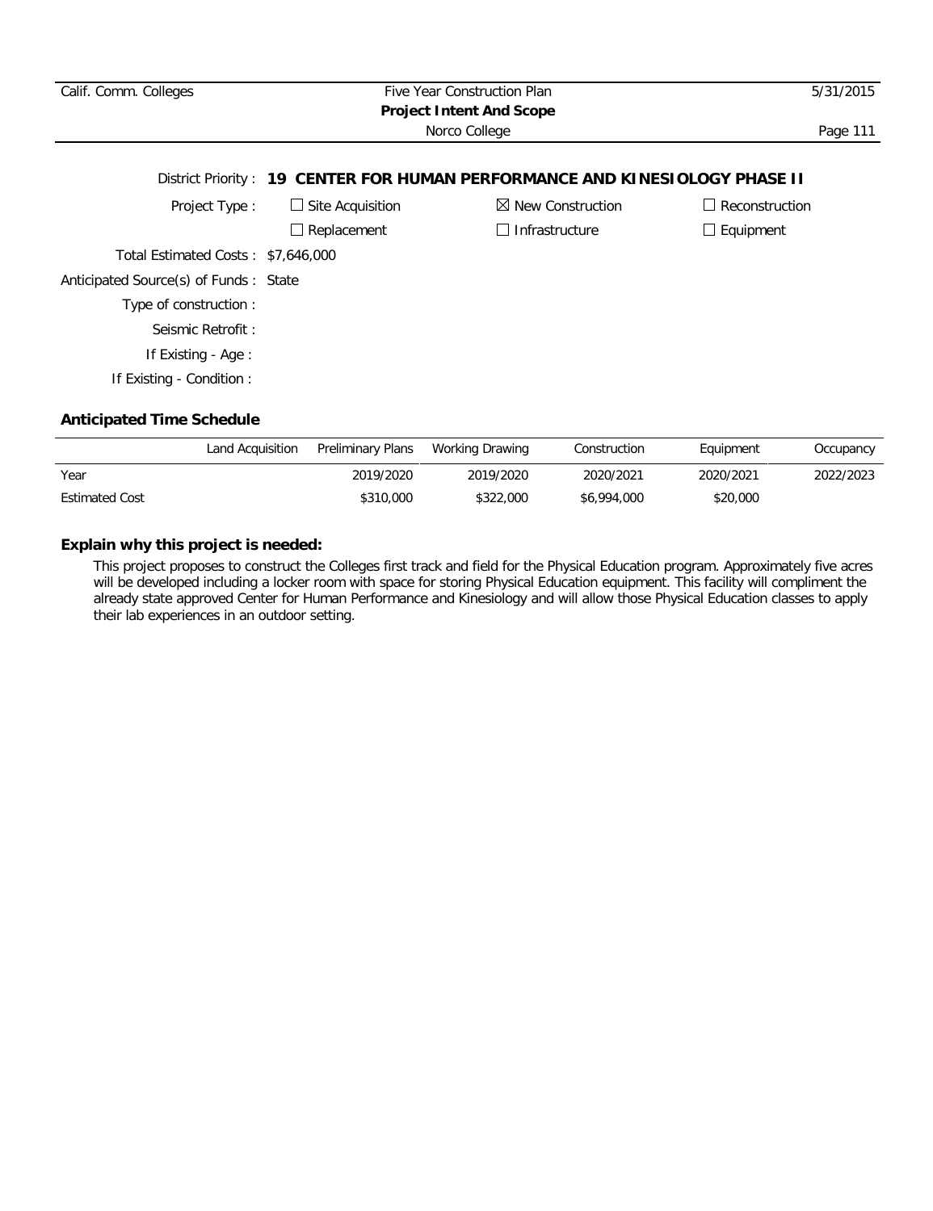District Priority : **19 CENTER FOR HUMAN PERFORMANCE AND KINESIOLOGY PHASE II**

Project Type : ☐ Site Acquisition ☒ New Construction ☐ Reconstruction
☐ Replacement ☐ Infrastructure ☐ Equipment

Total Estimated Costs : $7,646,000

Anticipated Source(s) of Funds : State

Type of construction :

Seismic Retrofit :

If Existing - Age :

If Existing - Condition :

### Anticipated Time Schedule

| | Land Acquisition | Preliminary Plans | Working Drawing | Construction | Equipment | Occupancy |
|---|---|---|---|---|---|---|
| Year | | 2019/2020 | 2019/2020 | 2020/2021 | 2020/2021 | 2022/2023 |
| Estimated Cost | | $310,000 | $322,000 | $6,994,000 | $20,000 | |

### Explain why this project is needed:

This project proposes to construct the Colleges first track and field for the Physical Education program. Approximately five acres will be developed including a locker room with space for storing Physical Education equipment. This facility will compliment the already state approved Center for Human Performance and Kinesiology and will allow those Physical Education classes to apply their lab experiences in an outdoor setting.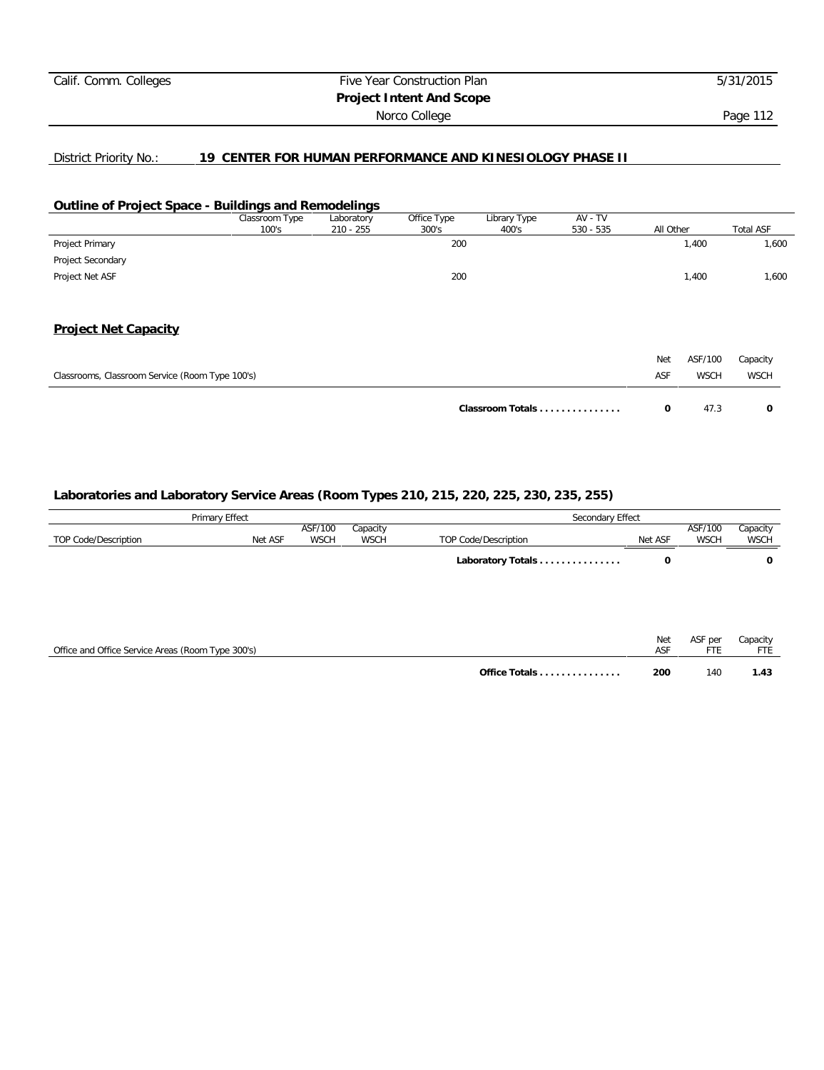District Priority No.: **19 CENTER FOR HUMAN PERFORMANCE AND KINESIOLOGY PHASE II**

## Outline of Project Space - Buildings and Remodelings

| | Classroom Type 100's | Laboratory 210 - 255 | Office Type 300's | Library Type 400's | AV - TV 530 - 535 | All Other | Total ASF |
|---|---|---|---|---|---|---|---|
| Project Primary | | | 200 | | | 1,400 | 1,600 |
| Project Secondary | | | | | | | |
| Project Net ASF | | | 200 | | | 1,400 | 1,600 |

## Project Net Capacity

| Classrooms, Classroom Service (Room Type 100's) | Net ASF | ASF/100 WSCH | Capacity WSCH |
|---|---|---|---|
| **Classroom Totals . . . . . . . . . . . . . . .** | **0** | 47.3 | **0** |

## Laboratories and Laboratory Service Areas (Room Types 210, 215, 220, 225, 230, 235, 255)

| Primary Effect | | | | Secondary Effect | | | |
|---|---|---|---|---|---|---|---|
| TOP Code/Description | Net ASF | ASF/100 WSCH | Capacity WSCH | TOP Code/Description | Net ASF | ASF/100 WSCH | Capacity WSCH |
| | | | | **Laboratory Totals . . . . . . . . . . . . . . .** | **0** | | **0** |

| Office and Office Service Areas (Room Type 300's) | Net ASF | ASF per FTE | Capacity FTE |
|---|---|---|---|
| **Office Totals . . . . . . . . . . . . . . .** | **200** | 140 | **1.43** |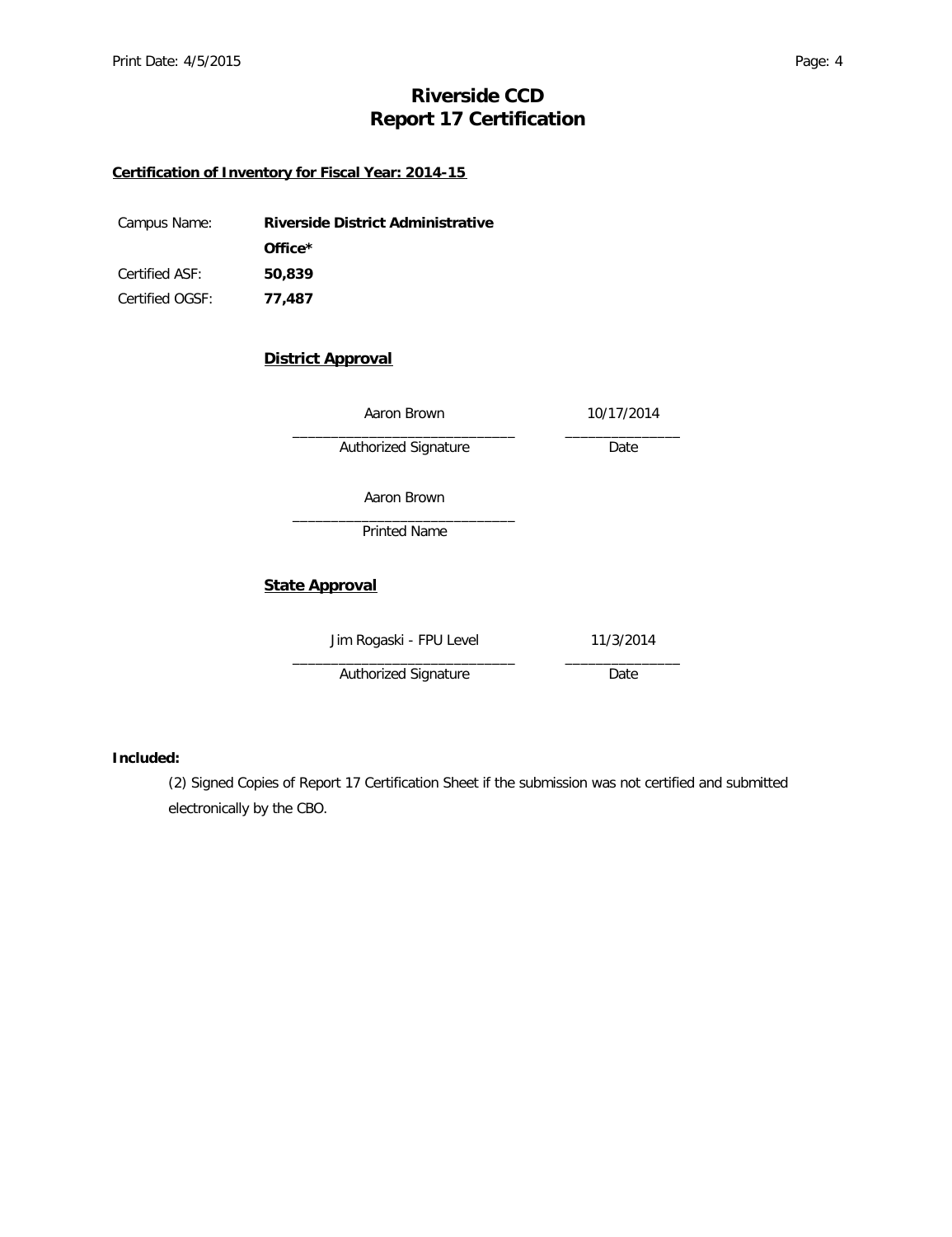# Riverside CCD
# Report 17 Certification

**Certification of Inventory for Fiscal Year: 2014-15**

Campus Name: **Riverside District Administrative Office***

Certified ASF: **50,839**

Certified OGSF: **77,487**

**District Approval**

| Aaron Brown | 10/17/2014 |
|---|---|
| Authorized Signature | Date |

Aaron Brown
Printed Name

**State Approval**

| Jim Rogaski - FPU Level | 11/3/2014 |
|---|---|
| Authorized Signature | Date |

**Included:**

(2) Signed Copies of Report 17 Certification Sheet if the submission was not certified and submitted electronically by the CBO.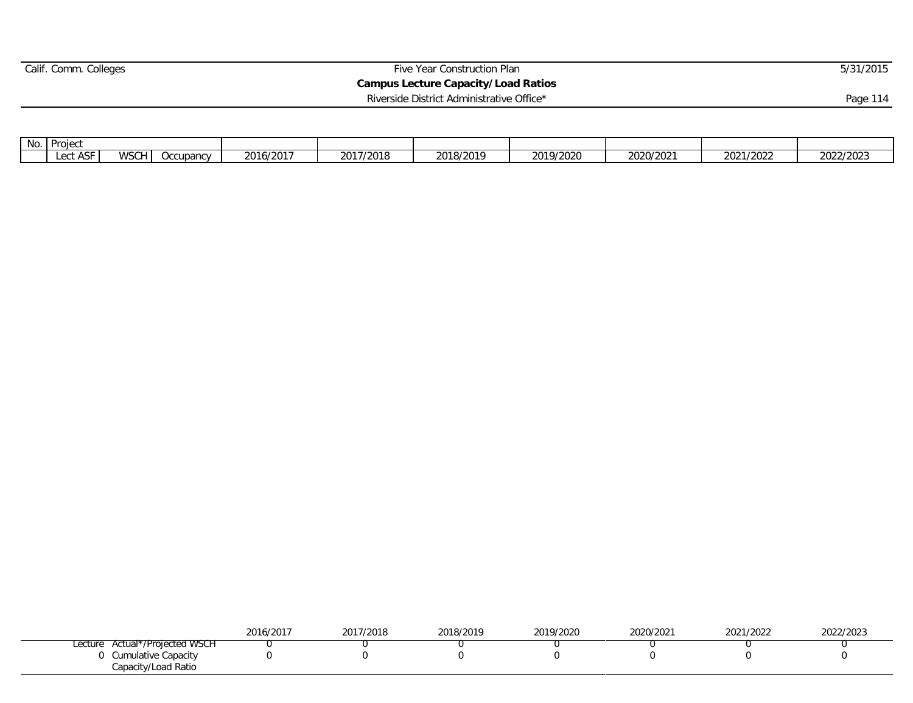**Campus Lecture Capacity/Load Ratios**

Riverside District Administrative Office*

| No. | Project | | | | | | | | | |
|---|---|---|---|---|---|---|---|---|---|---|
| | Lect ASF | WSCH | Occupancy | 2016/2017 | 2017/2018 | 2018/2019 | 2019/2020 | 2020/2021 | 2021/2022 | 2022/2023 |

| | | 2016/2017 | 2017/2018 | 2018/2019 | 2019/2020 | 2020/2021 | 2021/2022 | 2022/2023 |
|---|---|---|---|---|---|---|---|---|
| Lecture | Actual*/Projected WSCH | 0 | 0 | 0 | 0 | 0 | 0 | 0 |
| 0 | Cumulative Capacity | 0 | 0 | 0 | 0 | 0 | 0 | 0 |
| | Capacity/Load Ratio | | | | | | | |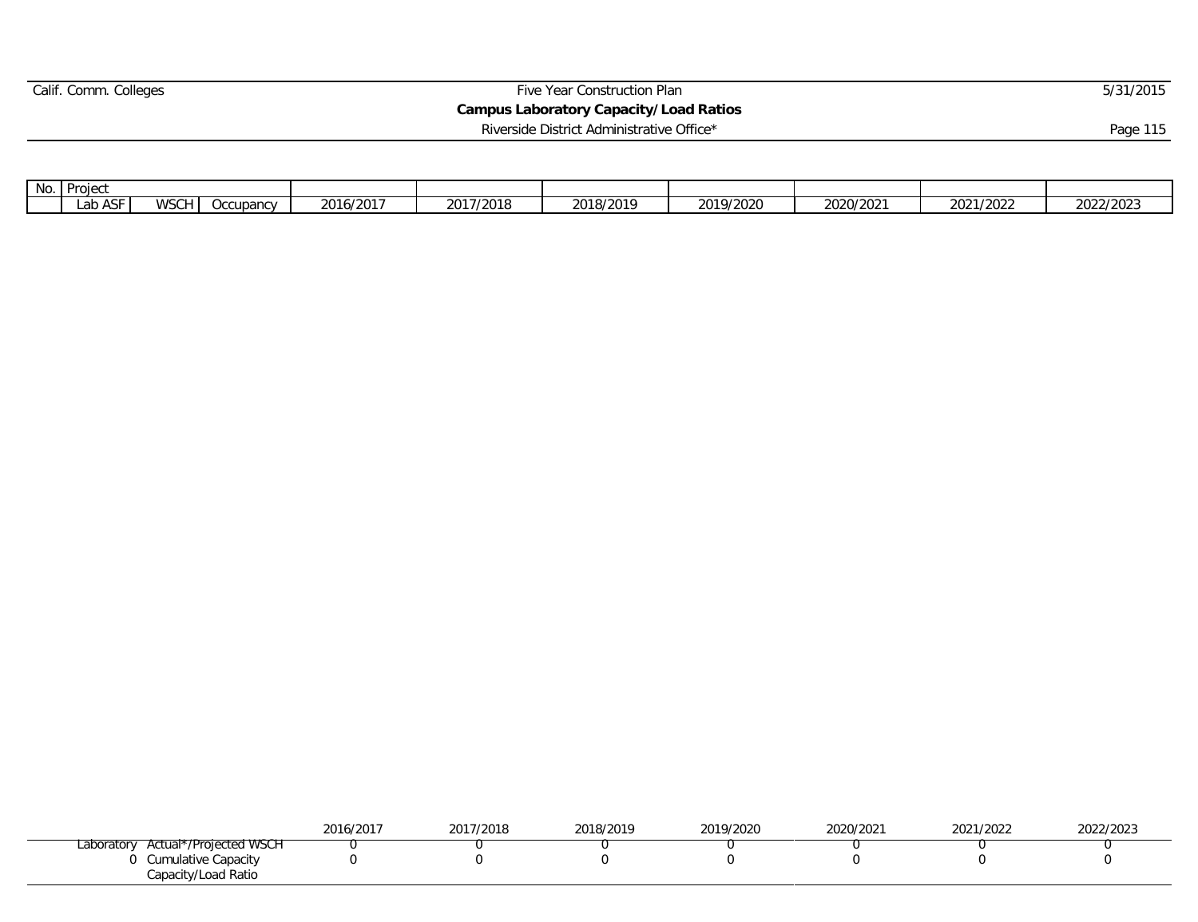## Campus Laboratory Capacity/Load Ratios

Riverside District Administrative Office*

| No. | Project | | | | | | | | | |
|---|---|---|---|---|---|---|---|---|---|---|
| | Lab ASF | WSCH | Occupancy | 2016/2017 | 2017/2018 | 2018/2019 | 2019/2020 | 2020/2021 | 2021/2022 | 2022/2023 |

| | | 2016/2017 | 2017/2018 | 2018/2019 | 2019/2020 | 2020/2021 | 2021/2022 | 2022/2023 |
|---|---|---|---|---|---|---|---|---|
| Laboratory | Actual*/Projected WSCH | 0 | 0 | 0 | 0 | 0 | 0 | 0 |
| 0 | Cumulative Capacity | 0 | 0 | 0 | 0 | 0 | 0 | 0 |
| | Capacity/Load Ratio | | | | | | | |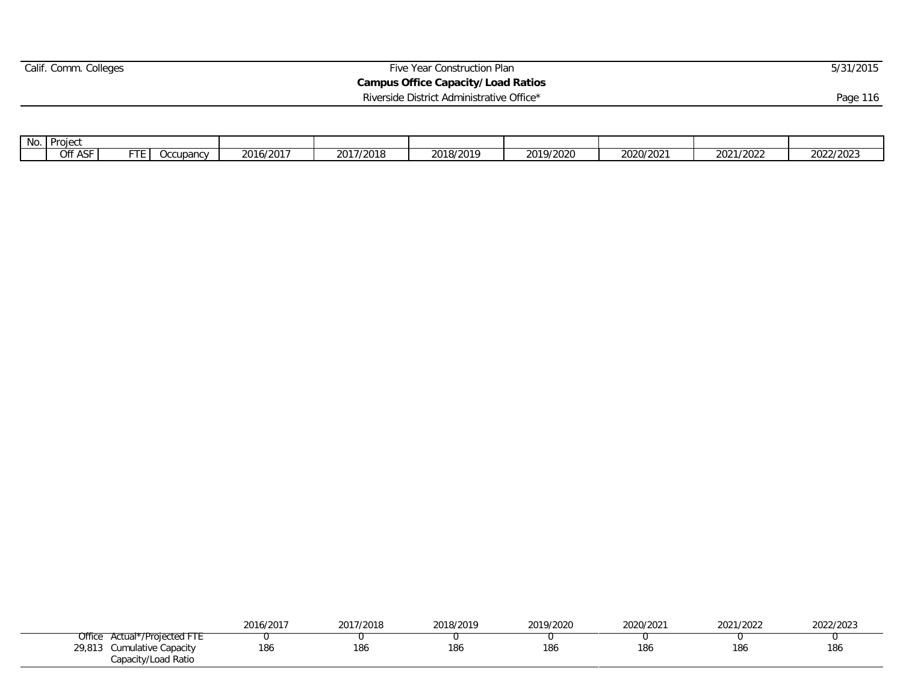Five Year Construction Plan

**Campus Office Capacity/Load Ratios**

Riverside District Administrative Office*

| No. | Project | | | | | | | | | |
|---|---|---|---|---|---|---|---|---|---|---|
| | Off ASF | FTE | Occupancy | 2016/2017 | 2017/2018 | 2018/2019 | 2019/2020 | 2020/2021 | 2021/2022 | 2022/2023 |

| | | 2016/2017 | 2017/2018 | 2018/2019 | 2019/2020 | 2020/2021 | 2021/2022 | 2022/2023 |
|---|---|---|---|---|---|---|---|---|
| Office | Actual*/Projected FTE | 0 | 0 | 0 | 0 | 0 | 0 | 0 |
| 29,813 | Cumulative Capacity | 186 | 186 | 186 | 186 | 186 | 186 | 186 |
| | Capacity/Load Ratio | | | | | | | |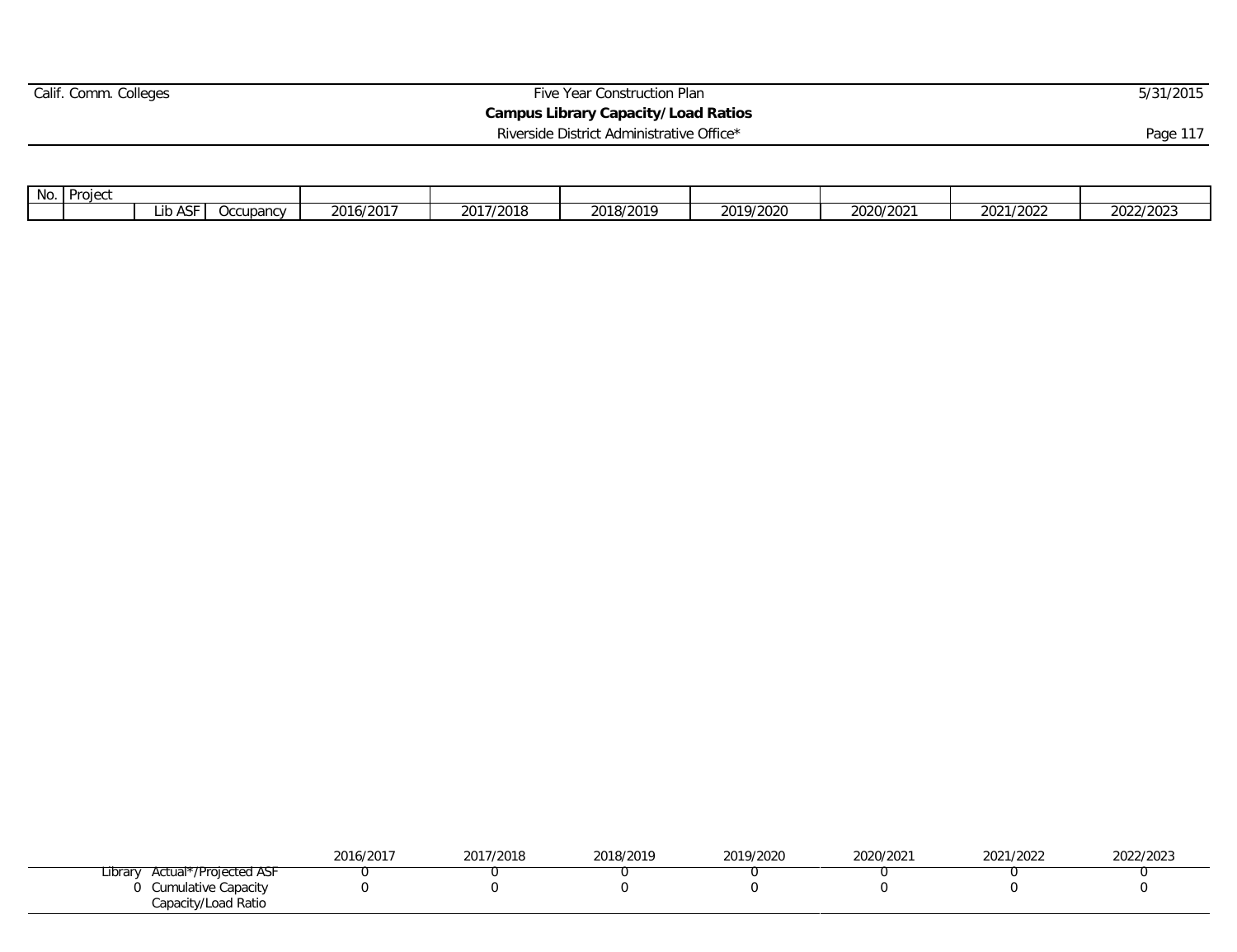Five Year Construction Plan

**Campus Library Capacity/Load Ratios**

Riverside District Administrative Office*

| No. | Project | Lib ASF | Occupancy | 2016/2017 | 2017/2018 | 2018/2019 | 2019/2020 | 2020/2021 | 2021/2022 | 2022/2023 |
|---|---|---|---|---|---|---|---|---|---|---|

| | | 2016/2017 | 2017/2018 | 2018/2019 | 2019/2020 | 2020/2021 | 2021/2022 | 2022/2023 |
|---|---|---|---|---|---|---|---|---|
| Library | Actual*/Projected ASF | 0 | 0 | 0 | 0 | 0 | 0 | 0 |
| 0 | Cumulative Capacity | 0 | 0 | 0 | 0 | 0 | 0 | 0 |
| | Capacity/Load Ratio | | | | | | | |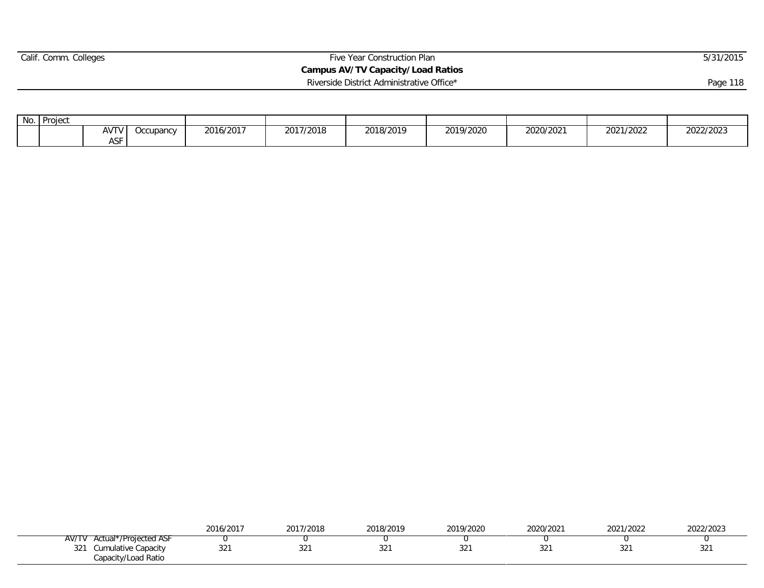Calif. Comm. Colleges | Five Year Construction Plan | 5/31/2015

## Campus AV/TV Capacity/Load Ratios

Riverside District Administrative Office*

| No. | Project | AVTV ASF | Occupancy | 2016/2017 | 2017/2018 | 2018/2019 | 2019/2020 | 2020/2021 | 2021/2022 | 2022/2023 |
|---|---|---|---|---|---|---|---|---|---|---|

| | | 2016/2017 | 2017/2018 | 2018/2019 | 2019/2020 | 2020/2021 | 2021/2022 | 2022/2023 |
|---|---|---|---|---|---|---|---|---|
| AV/TV | Actual*/Projected ASF | 0 | 0 | 0 | 0 | 0 | 0 | 0 |
| 321 | Cumulative Capacity | 321 | 321 | 321 | 321 | 321 | 321 | 321 |
| | Capacity/Load Ratio | | | | | | | |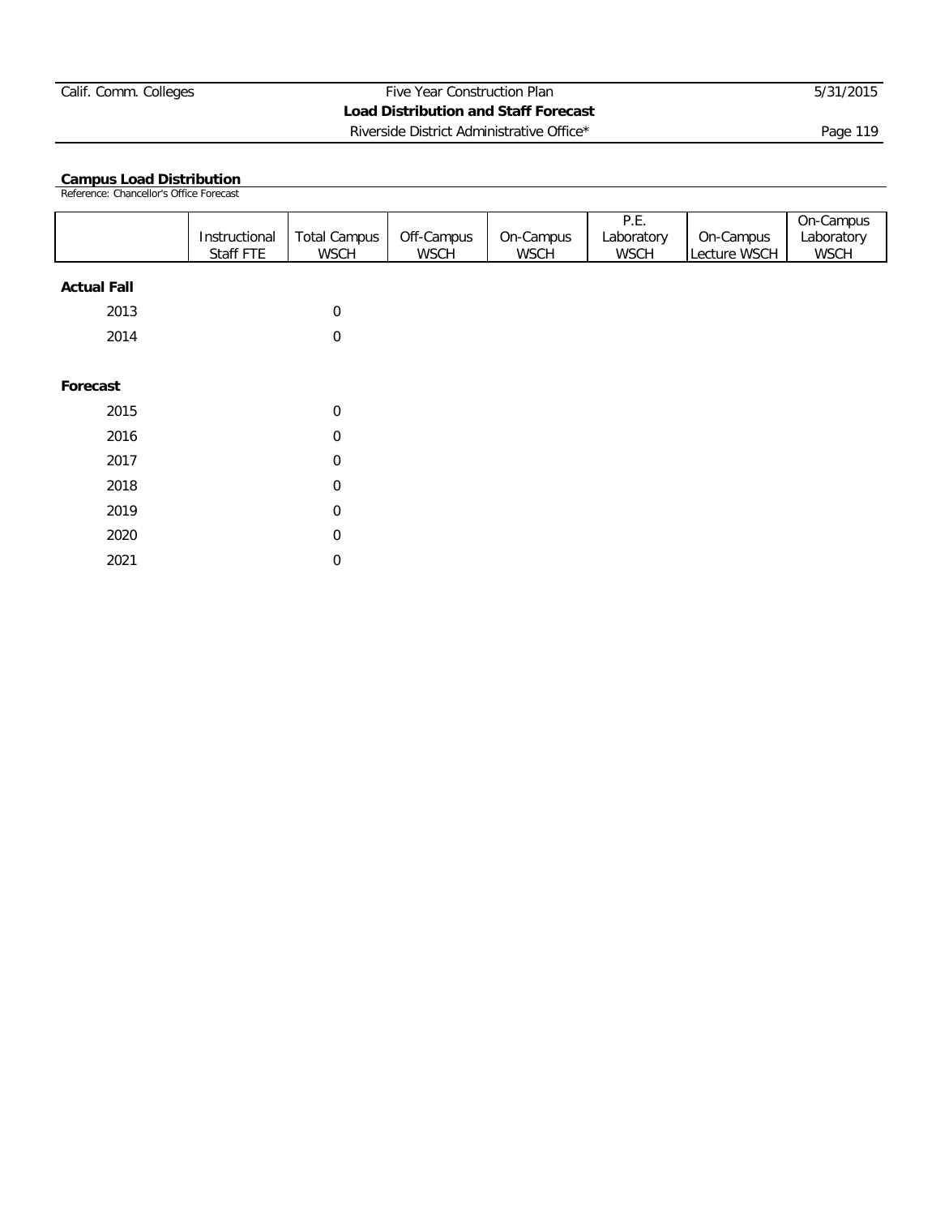Calif. Comm. Colleges | Five Year Construction Plan | 5/31/2015

**Load Distribution and Staff Forecast**

Riverside District Administrative Office*

## Campus Load Distribution

Reference: Chancellor's Office Forecast

| | Instructional Staff FTE | Total Campus WSCH | Off-Campus WSCH | On-Campus WSCH | P.E. Laboratory WSCH | On-Campus Lecture WSCH | On-Campus Laboratory WSCH |
|---|---|---|---|---|---|---|---|
| **Actual Fall** | | | | | | | |
| 2013 | | 0 | | | | | |
| 2014 | | 0 | | | | | |
| **Forecast** | | | | | | | |
| 2015 | | 0 | | | | | |
| 2016 | | 0 | | | | | |
| 2017 | | 0 | | | | | |
| 2018 | | 0 | | | | | |
| 2019 | | 0 | | | | | |
| 2020 | | 0 | | | | | |
| 2021 | | 0 | | | | | |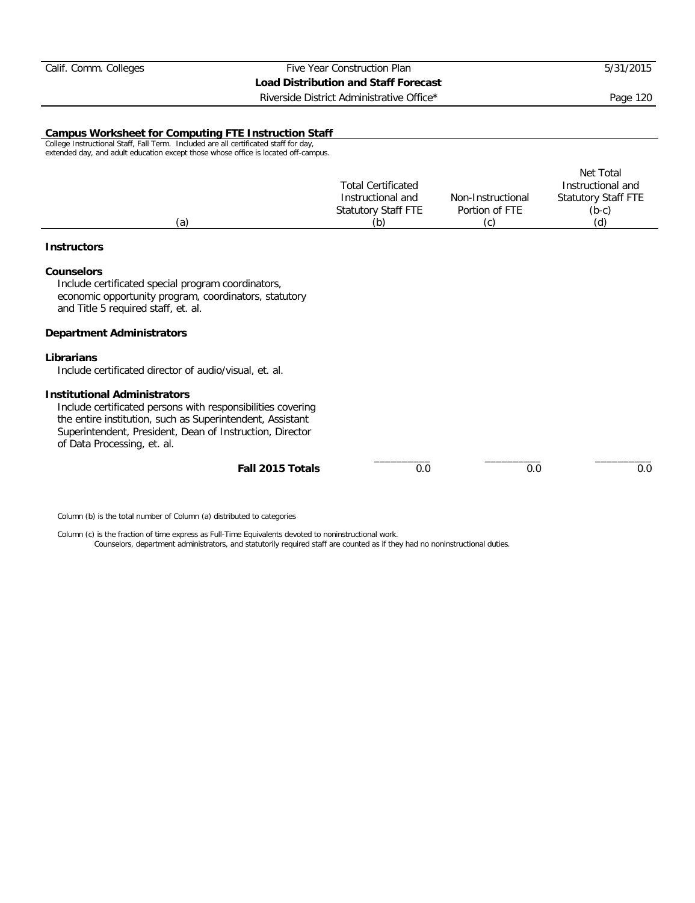## Campus Worksheet for Computing FTE Instruction Staff

College Instructional Staff, Fall Term. Included are all certificated staff for day, extended day, and adult education except those whose office is located off-campus.

| (a) | Total Certificated Instructional and Statutory Staff FTE (b) | Non-Instructional Portion of FTE (c) | Net Total Instructional and Statutory Staff FTE (b-c) (d) |
|---|---|---|---|
| **Instructors** | | | |
| **Counselors**<br>Include certificated special program coordinators, economic opportunity program, coordinators, statutory and Title 5 required staff, et. al. | | | |
| **Department Administrators** | | | |
| **Librarians**<br>Include certificated director of audio/visual, et. al. | | | |
| **Institutional Administrators**<br>Include certificated persons with responsibilities covering the entire institution, such as Superintendent, Assistant Superintendent, President, Dean of Instruction, Director of Data Processing, et. al. | | | |
| **Fall 2015 Totals** | 0.0 | 0.0 | 0.0 |

Column (b) is the total number of Column (a) distributed to categories

Column (c) is the fraction of time express as Full-Time Equivalents devoted to noninstructional work.
Counselors, department administrators, and statutorily required staff are counted as if they had no noninstructional duties.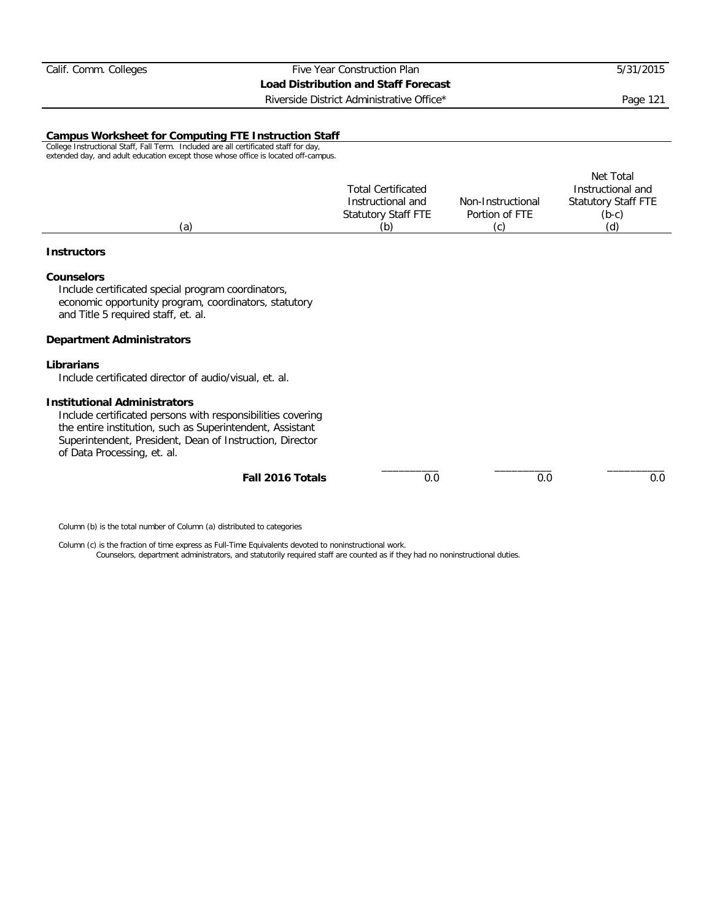## Campus Worksheet for Computing FTE Instruction Staff

College Instructional Staff, Fall Term. Included are all certificated staff for day, extended day, and adult education except those whose office is located off-campus.

| (a) | Total Certificated Instructional and Statutory Staff FTE (b) | Non-Instructional Portion of FTE (c) | Net Total Instructional and Statutory Staff FTE (b-c) (d) |
|---|---|---|---|
| **Instructors** | | | |
| **Counselors**<br>Include certificated special program coordinators, economic opportunity program, coordinators, statutory and Title 5 required staff, et. al. | | | |
| **Department Administrators** | | | |
| **Librarians**<br>Include certificated director of audio/visual, et. al. | | | |
| **Institutional Administrators**<br>Include certificated persons with responsibilities covering the entire institution, such as Superintendent, Assistant Superintendent, President, Dean of Instruction, Director of Data Processing, et. al. | | | |
| **Fall 2016 Totals** | 0.0 | 0.0 | 0.0 |

Column (b) is the total number of Column (a) distributed to categories

Column (c) is the fraction of time express as Full-Time Equivalents devoted to noninstructional work.
Counselors, department administrators, and statutorily required staff are counted as if they had no noninstructional duties.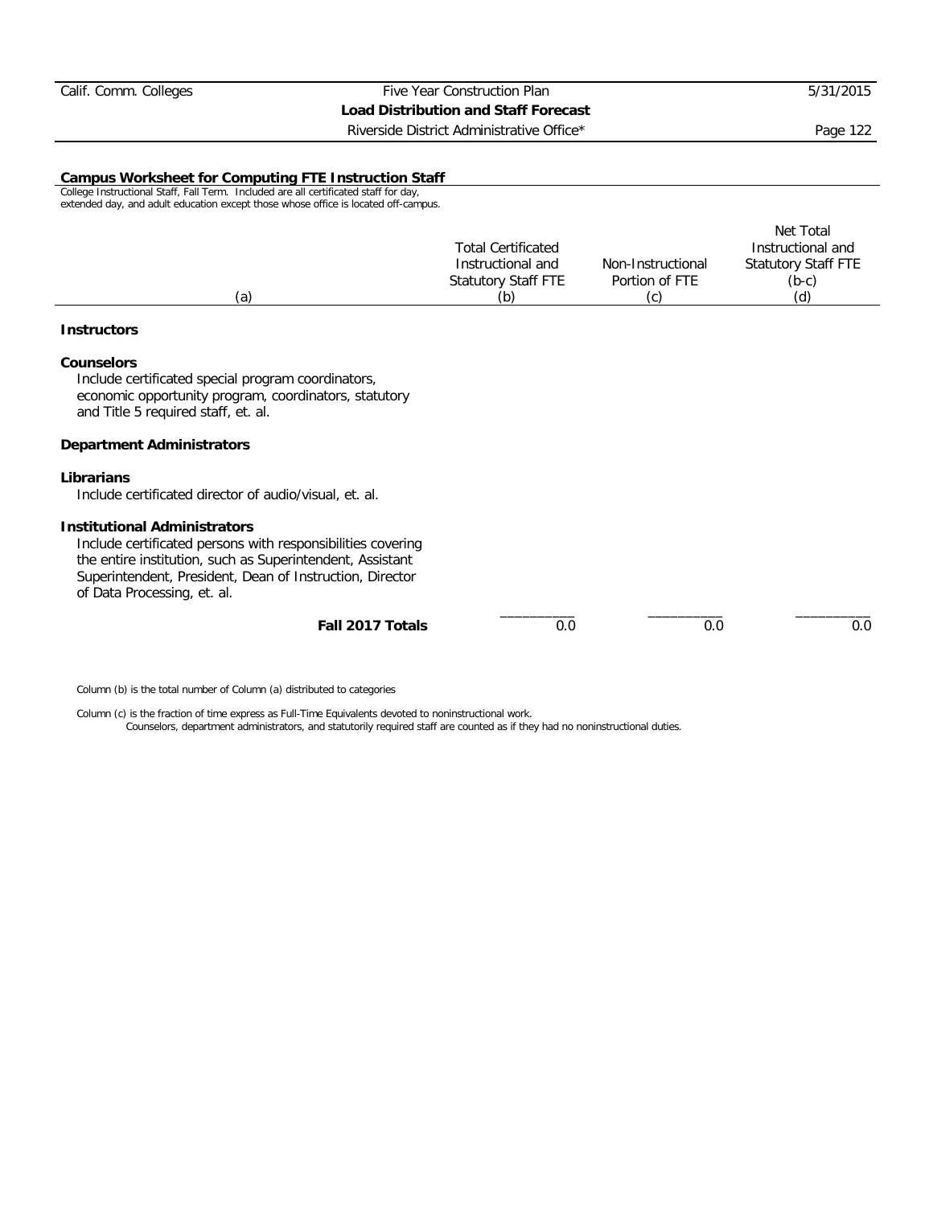## Campus Worksheet for Computing FTE Instruction Staff

College Instructional Staff, Fall Term. Included are all certificated staff for day, extended day, and adult education except those whose office is located off-campus.

| (a) | Total Certificated Instructional and Statutory Staff FTE (b) | Non-Instructional Portion of FTE (c) | Net Total Instructional and Statutory Staff FTE (b-c) (d) |
|---|---|---|---|
| **Instructors** | | | |
| **Counselors**<br>Include certificated special program coordinators, economic opportunity program, coordinators, statutory and Title 5 required staff, et. al. | | | |
| **Department Administrators** | | | |
| **Librarians**<br>Include certificated director of audio/visual, et. al. | | | |
| **Institutional Administrators**<br>Include certificated persons with responsibilities covering the entire institution, such as Superintendent, Assistant Superintendent, President, Dean of Instruction, Director of Data Processing, et. al. | | | |
| **Fall 2017 Totals** | 0.0 | 0.0 | 0.0 |

Column (b) is the total number of Column (a) distributed to categories

Column (c) is the fraction of time express as Full-Time Equivalents devoted to noninstructional work.
Counselors, department administrators, and statutorily required staff are counted as if they had no noninstructional duties.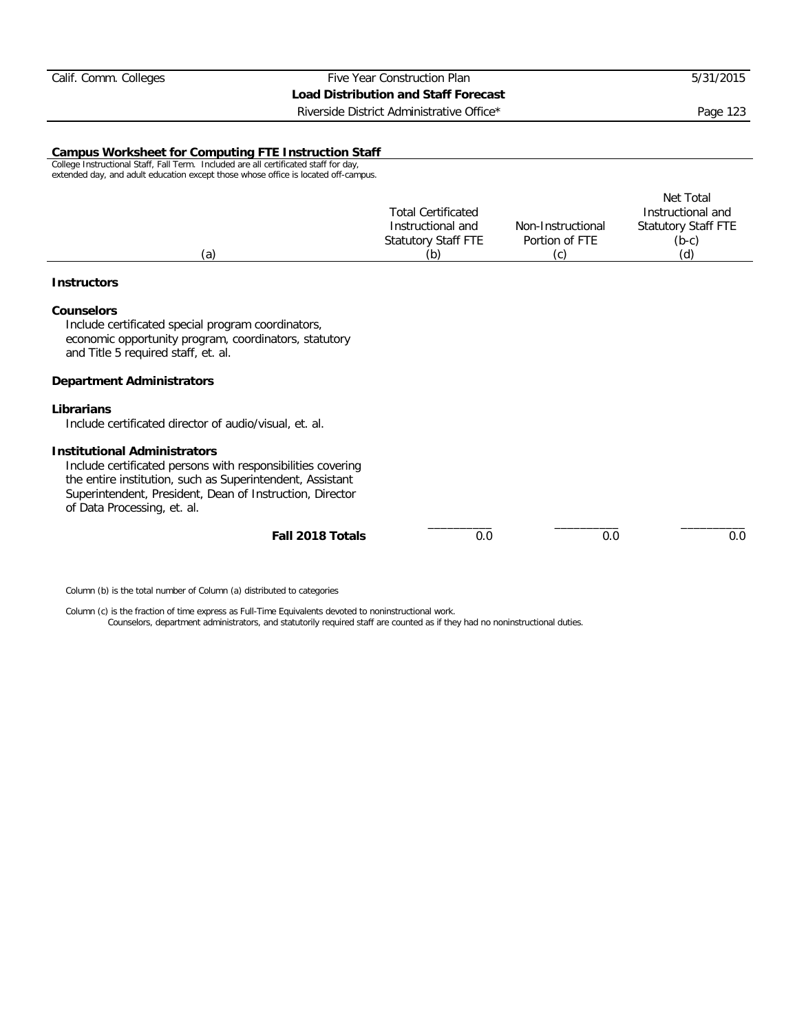## Campus Worksheet for Computing FTE Instruction Staff

College Instructional Staff, Fall Term. Included are all certificated staff for day, extended day, and adult education except those whose office is located off-campus.

| (a) | Total Certificated Instructional and Statutory Staff FTE (b) | Non-Instructional Portion of FTE (c) | Net Total Instructional and Statutory Staff FTE (b-c) (d) |
|---|---|---|---|
| **Instructors** | | | |
| **Counselors**<br>Include certificated special program coordinators, economic opportunity program, coordinators, statutory and Title 5 required staff, et. al. | | | |
| **Department Administrators** | | | |
| **Librarians**<br>Include certificated director of audio/visual, et. al. | | | |
| **Institutional Administrators**<br>Include certificated persons with responsibilities covering the entire institution, such as Superintendent, Assistant Superintendent, President, Dean of Instruction, Director of Data Processing, et. al. | | | |
| **Fall 2018 Totals** | 0.0 | 0.0 | 0.0 |

Column (b) is the total number of Column (a) distributed to categories

Column (c) is the fraction of time express as Full-Time Equivalents devoted to noninstructional work.
Counselors, department administrators, and statutorily required staff are counted as if they had no noninstructional duties.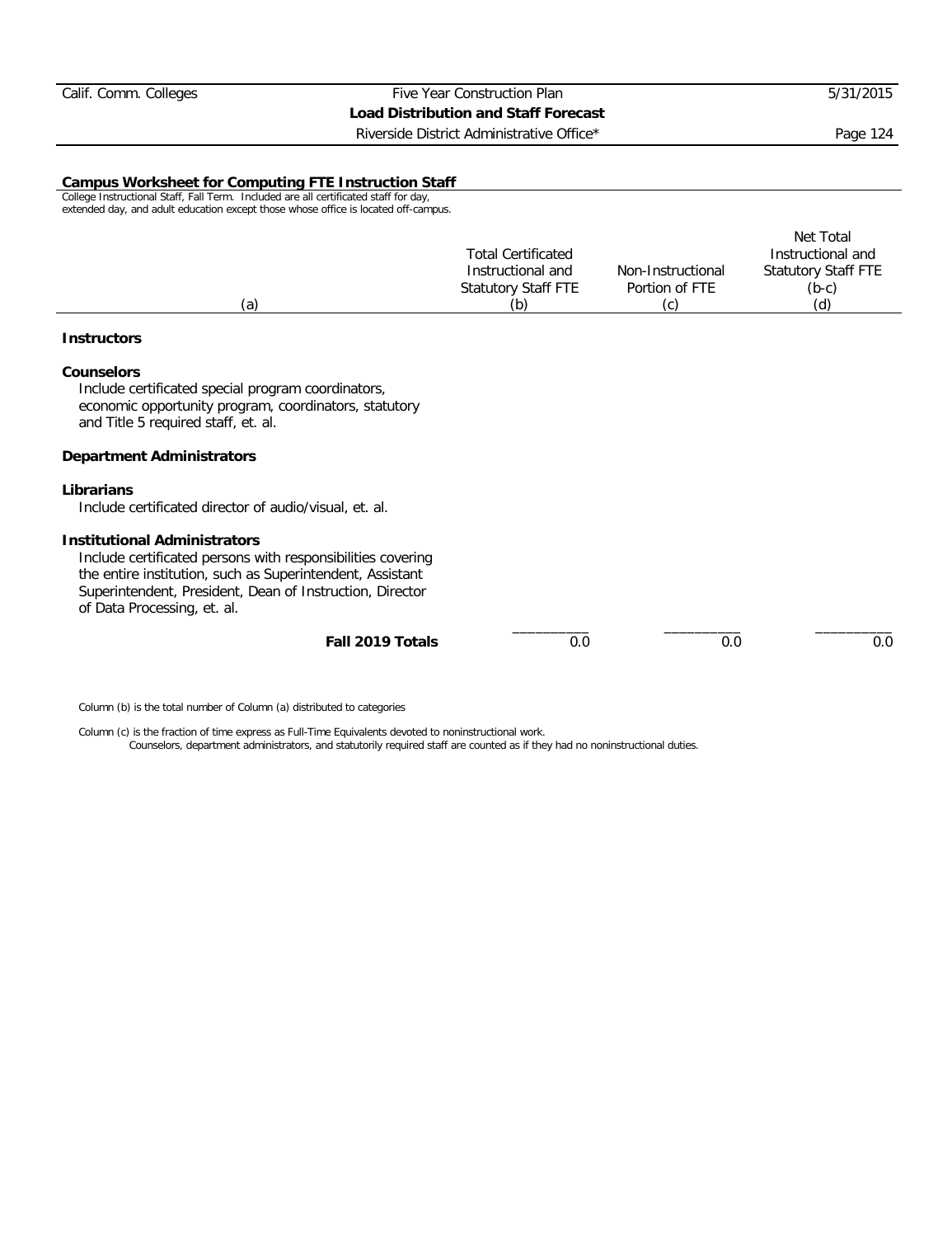## Campus Worksheet for Computing FTE Instruction Staff

College Instructional Staff, Fall Term. Included are all certificated staff for day, extended day, and adult education except those whose office is located off-campus.

| (a) | Total Certificated Instructional and Statutory Staff FTE (b) | Non-Instructional Portion of FTE (c) | Net Total Instructional and Statutory Staff FTE (b-c) (d) |
|---|---|---|---|
| **Instructors** | | | |
| **Counselors**<br>Include certificated special program coordinators, economic opportunity program, coordinators, statutory and Title 5 required staff, et. al. | | | |
| **Department Administrators** | | | |
| **Librarians**<br>Include certificated director of audio/visual, et. al. | | | |
| **Institutional Administrators**<br>Include certificated persons with responsibilities covering the entire institution, such as Superintendent, Assistant Superintendent, President, Dean of Instruction, Director of Data Processing, et. al. | | | |
| **Fall 2019 Totals** | 0.0 | 0.0 | 0.0 |

Column (b) is the total number of Column (a) distributed to categories

Column (c) is the fraction of time express as Full-Time Equivalents devoted to noninstructional work.
Counselors, department administrators, and statutorily required staff are counted as if they had no noninstructional duties.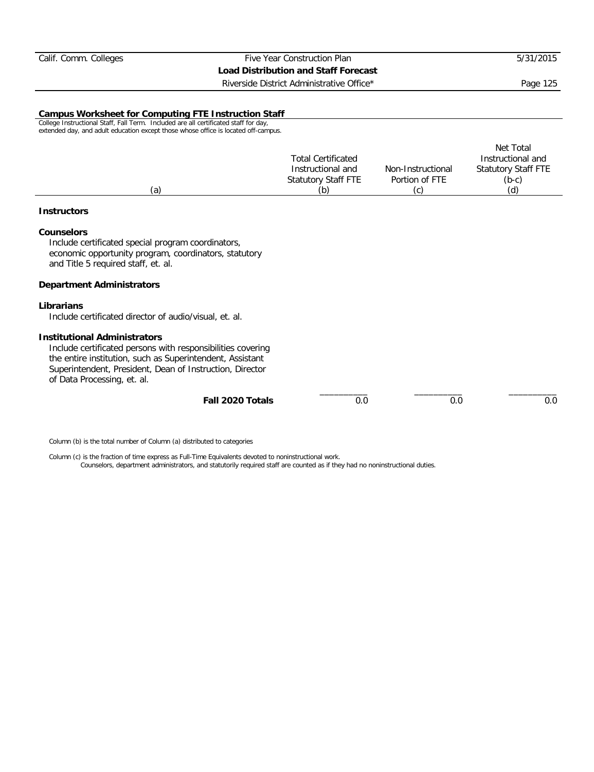## Campus Worksheet for Computing FTE Instruction Staff

College Instructional Staff, Fall Term. Included are all certificated staff for day, extended day, and adult education except those whose office is located off-campus.

| (a) | Total Certificated Instructional and Statutory Staff FTE (b) | Non-Instructional Portion of FTE (c) | Net Total Instructional and Statutory Staff FTE (b-c) (d) |
|---|---|---|---|
| **Instructors** | | | |
| **Counselors** Include certificated special program coordinators, economic opportunity program, coordinators, statutory and Title 5 required staff, et. al. | | | |
| **Department Administrators** | | | |
| **Librarians** Include certificated director of audio/visual, et. al. | | | |
| **Institutional Administrators** Include certificated persons with responsibilities covering the entire institution, such as Superintendent, Assistant Superintendent, President, Dean of Instruction, Director of Data Processing, et. al. | | | |
| **Fall 2020 Totals** | 0.0 | 0.0 | 0.0 |

Column (b) is the total number of Column (a) distributed to categories

Column (c) is the fraction of time express as Full-Time Equivalents devoted to noninstructional work.
Counselors, department administrators, and statutorily required staff are counted as if they had no noninstructional duties.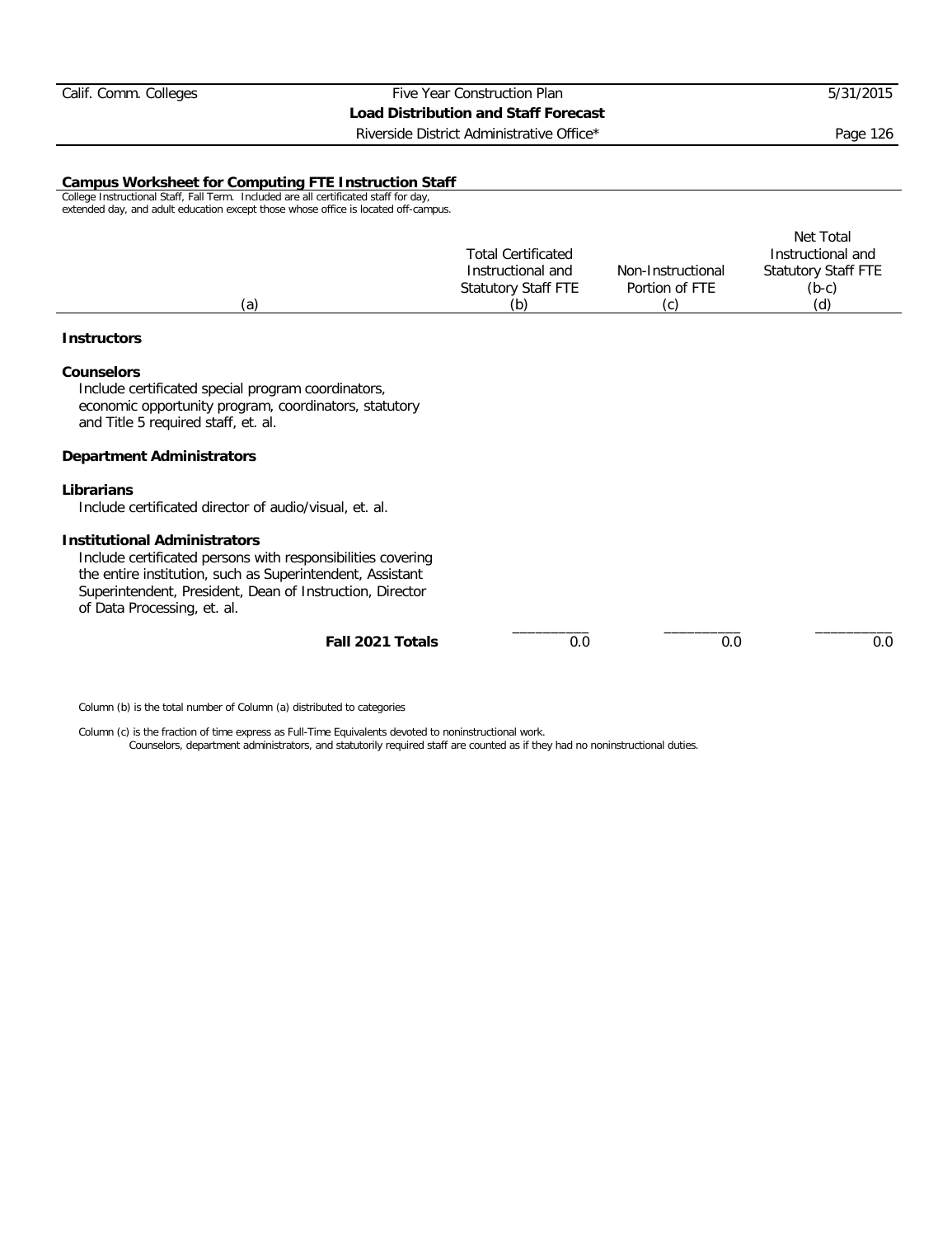## Campus Worksheet for Computing FTE Instruction Staff

College Instructional Staff, Fall Term. Included are all certificated staff for day, extended day, and adult education except those whose office is located off-campus.

| (a) | Total Certificated Instructional and Statutory Staff FTE (b) | Non-Instructional Portion of FTE (c) | Net Total Instructional and Statutory Staff FTE (b-c) (d) |
|---|---|---|---|
| **Instructors** | | | |
| **Counselors**<br>Include certificated special program coordinators, economic opportunity program, coordinators, statutory and Title 5 required staff, et. al. | | | |
| **Department Administrators** | | | |
| **Librarians**<br>Include certificated director of audio/visual, et. al. | | | |
| **Institutional Administrators**<br>Include certificated persons with responsibilities covering the entire institution, such as Superintendent, Assistant Superintendent, President, Dean of Instruction, Director of Data Processing, et. al. | | | |
| **Fall 2021 Totals** | 0.0 | 0.0 | 0.0 |

Column (b) is the total number of Column (a) distributed to categories

Column (c) is the fraction of time express as Full-Time Equivalents devoted to noninstructional work.
Counselors, department administrators, and statutorily required staff are counted as if they had no noninstructional duties.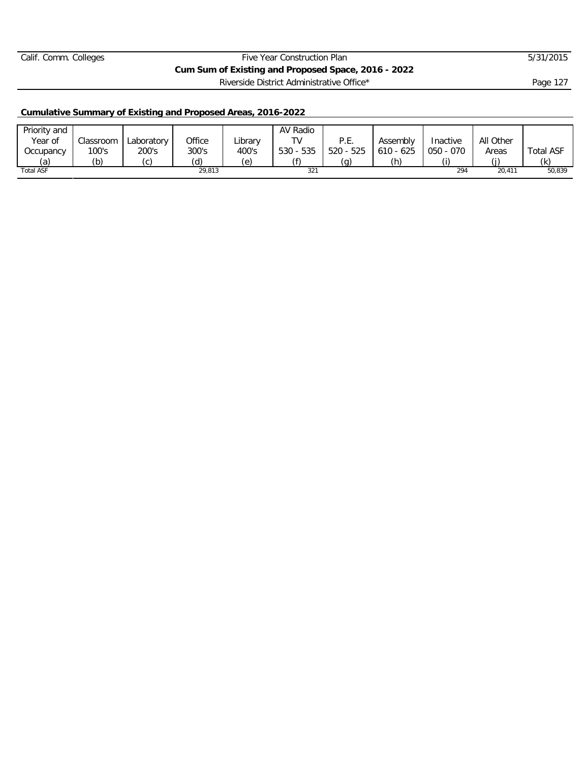Calif. Comm. Colleges — Five Year Construction Plan — 5/31/2015

**Cum Sum of Existing and Proposed Space, 2016 - 2022**

Riverside District Administrative Office*

## Cumulative Summary of Existing and Proposed Areas, 2016-2022

| Priority and Year of Occupancy (a) | Classroom 100's (b) | Laboratory 200's (c) | Office 300's (d) | Library 400's (e) | AV Radio TV 530 - 535 (f) | P.E. 520 - 525 (g) | Assembly 610 - 625 (h) | Inactive 050 - 070 (i) | All Other Areas (j) | Total ASF (k) |
|---|---|---|---|---|---|---|---|---|---|---|
| Total ASF | | | 29,813 | | 321 | | | 294 | 20,411 | 50,839 |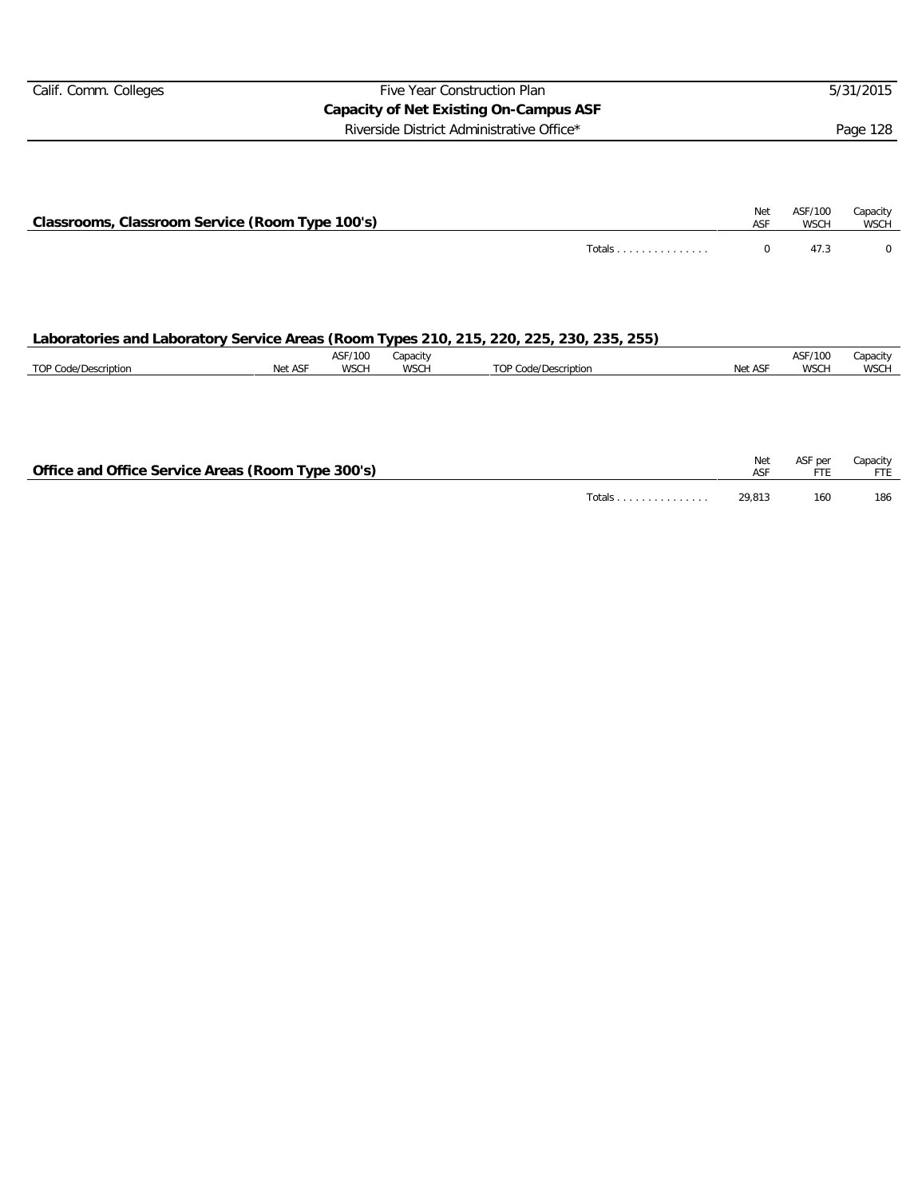## Classrooms, Classroom Service (Room Type 100's)

| | Net ASF | ASF/100 WSCH | Capacity WSCH |
|---|---|---|---|
| Totals . . . . . . . . . . . . . . . | 0 | 47.3 | 0 |

## Laboratories and Laboratory Service Areas (Room Types 210, 215, 220, 225, 230, 235, 255)

| TOP Code/Description | Net ASF | ASF/100 WSCH | Capacity WSCH | TOP Code/Description | Net ASF | ASF/100 WSCH | Capacity WSCH |
|---|---|---|---|---|---|---|---|

## Office and Office Service Areas (Room Type 300's)

| | Net ASF | ASF per FTE | Capacity FTE |
|---|---|---|---|
| Totals . . . . . . . . . . . . . . . | 29,813 | 160 | 186 |